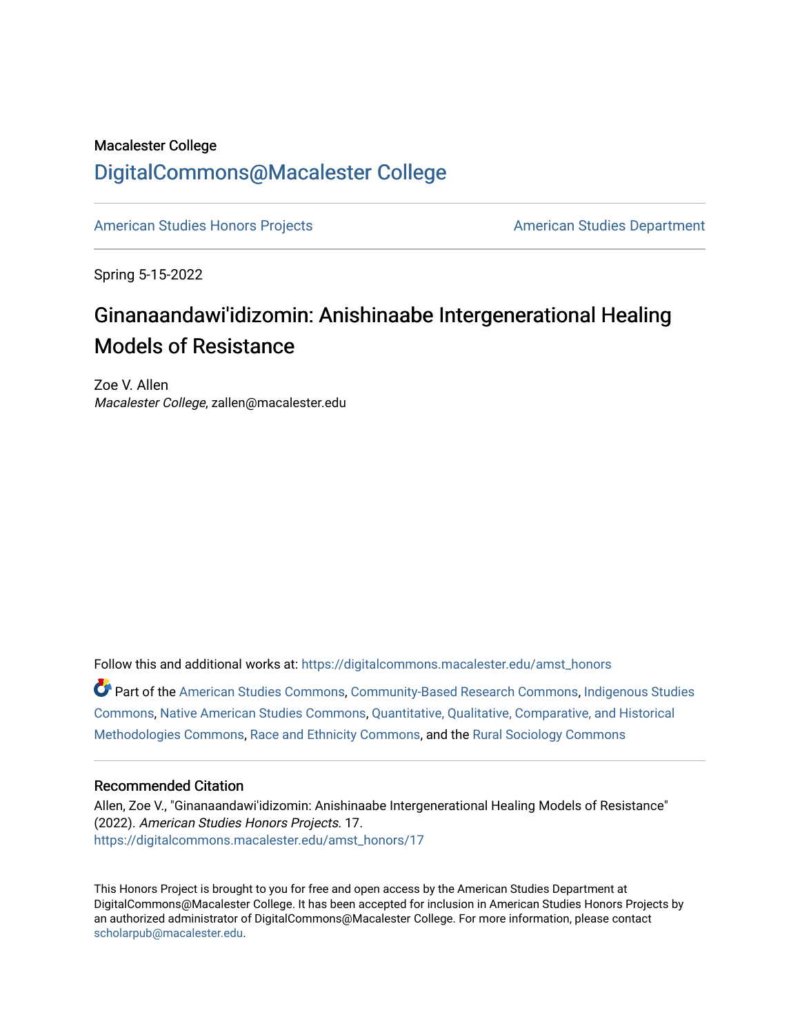Macalester College

## DigitalCommons@Macalester College

American Studies Honors Projects | American Studies Department

Spring 5-15-2022

# Ginanaandawi'idizomin: Anishinaabe Intergenerational Healing Models of Resistance

Zoe V. Allen
*Macalester College*, zallen@macalester.edu

Follow this and additional works at: https://digitalcommons.macalester.edu/amst_honors

Part of the American Studies Commons, Community-Based Research Commons, Indigenous Studies Commons, Native American Studies Commons, Quantitative, Qualitative, Comparative, and Historical Methodologies Commons, Race and Ethnicity Commons, and the Rural Sociology Commons

### Recommended Citation

Allen, Zoe V., "Ginanaandawi'idizomin: Anishinaabe Intergenerational Healing Models of Resistance" (2022). *American Studies Honors Projects*. 17.
https://digitalcommons.macalester.edu/amst_honors/17

This Honors Project is brought to you for free and open access by the American Studies Department at DigitalCommons@Macalester College. It has been accepted for inclusion in American Studies Honors Projects by an authorized administrator of DigitalCommons@Macalester College. For more information, please contact scholarpub@macalester.edu.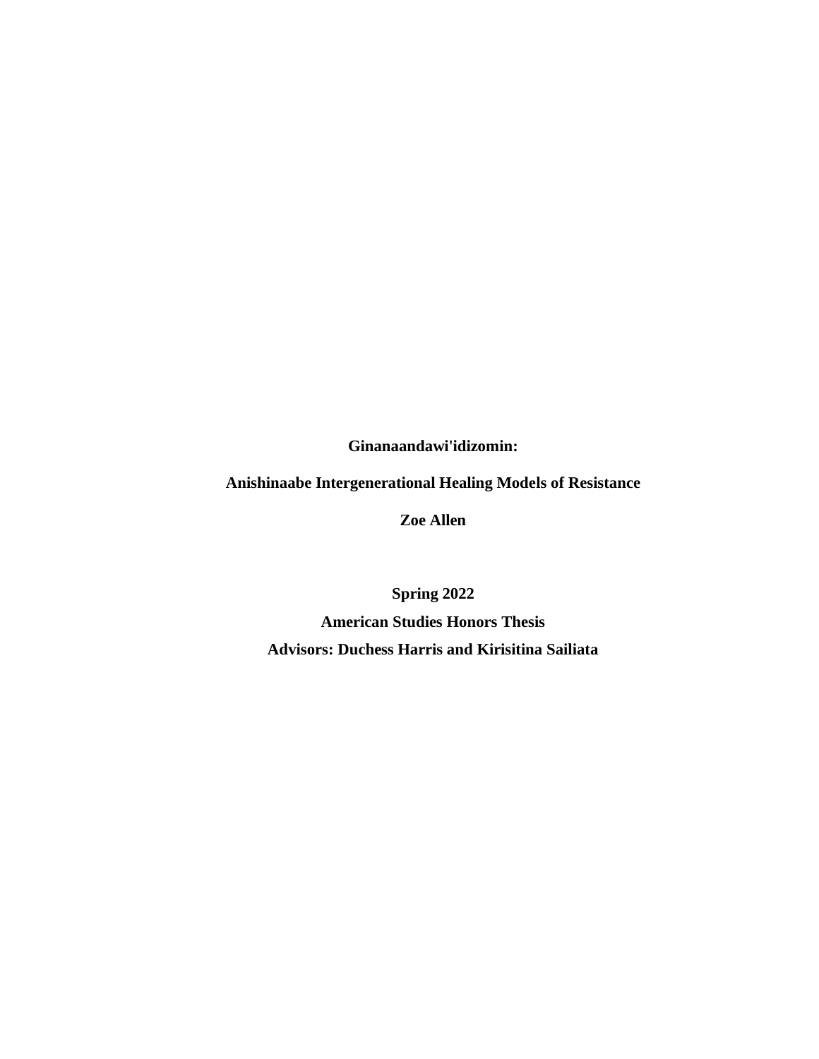**Ginanaandawi'idizomin:**

**Anishinaabe Intergenerational Healing Models of Resistance**

**Zoe Allen**

**Spring 2022**

**American Studies Honors Thesis**

**Advisors: Duchess Harris and Kirisitina Sailiata**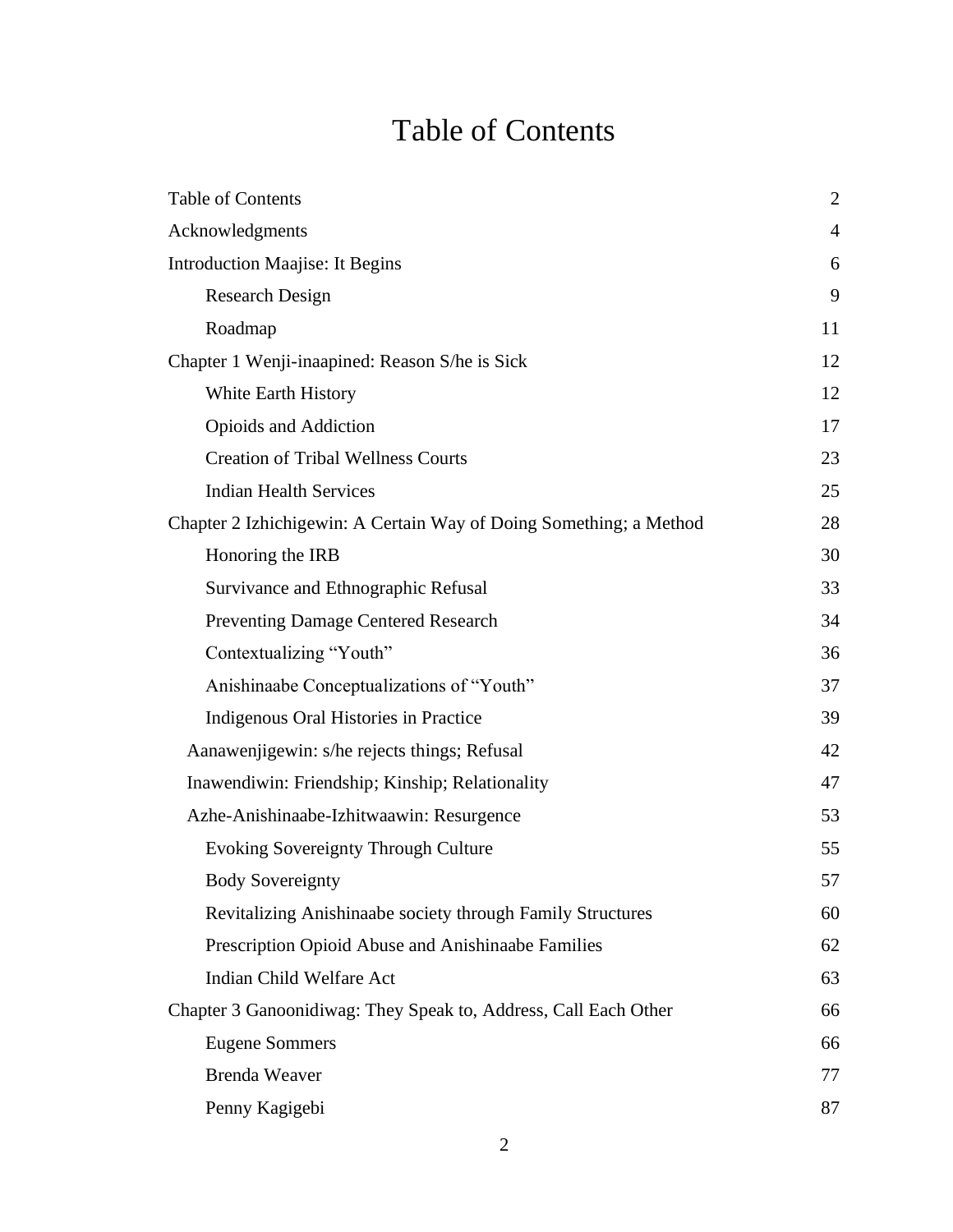# Table of Contents

| | |
|---|---|
| Table of Contents | 2 |
| Acknowledgments | 4 |
| Introduction Maajise: It Begins | 6 |
| Research Design | 9 |
| Roadmap | 11 |
| Chapter 1 Wenji-inaapined: Reason S/he is Sick | 12 |
| White Earth History | 12 |
| Opioids and Addiction | 17 |
| Creation of Tribal Wellness Courts | 23 |
| Indian Health Services | 25 |
| Chapter 2 Izhichigewin: A Certain Way of Doing Something; a Method | 28 |
| Honoring the IRB | 30 |
| Survivance and Ethnographic Refusal | 33 |
| Preventing Damage Centered Research | 34 |
| Contextualizing "Youth" | 36 |
| Anishinaabe Conceptualizations of "Youth" | 37 |
| Indigenous Oral Histories in Practice | 39 |
| Aanawenjigewin: s/he rejects things; Refusal | 42 |
| Inawendiwin: Friendship; Kinship; Relationality | 47 |
| Azhe-Anishinaabe-Izhitwaawin: Resurgence | 53 |
| Evoking Sovereignty Through Culture | 55 |
| Body Sovereignty | 57 |
| Revitalizing Anishinaabe society through Family Structures | 60 |
| Prescription Opioid Abuse and Anishinaabe Families | 62 |
| Indian Child Welfare Act | 63 |
| Chapter 3 Ganoonidiwag: They Speak to, Address, Call Each Other | 66 |
| Eugene Sommers | 66 |
| Brenda Weaver | 77 |
| Penny Kagigebi | 87 |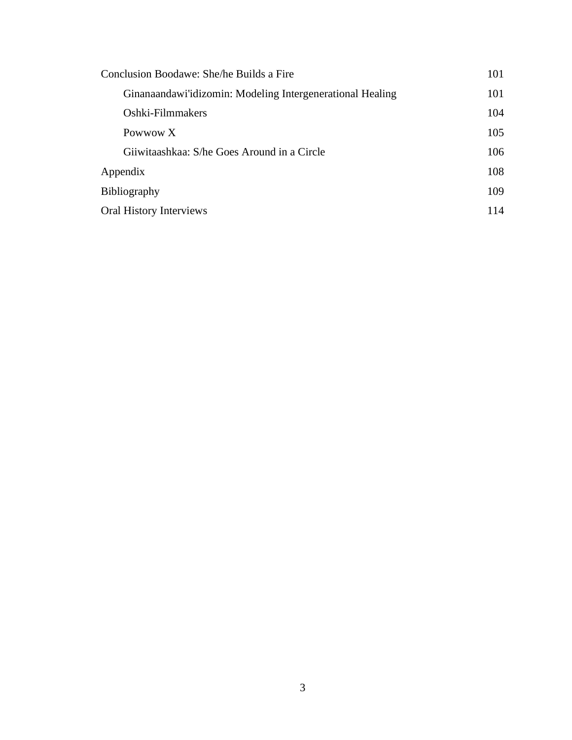| | |
|---|---|
| Conclusion Boodawe: She/he Builds a Fire | 101 |
| Ginanaandawi'idizomin: Modeling Intergenerational Healing | 101 |
| Oshki-Filmmakers | 104 |
| Powwow X | 105 |
| Giiwitaashkaa: S/he Goes Around in a Circle | 106 |
| Appendix | 108 |
| Bibliography | 109 |
| Oral History Interviews | 114 |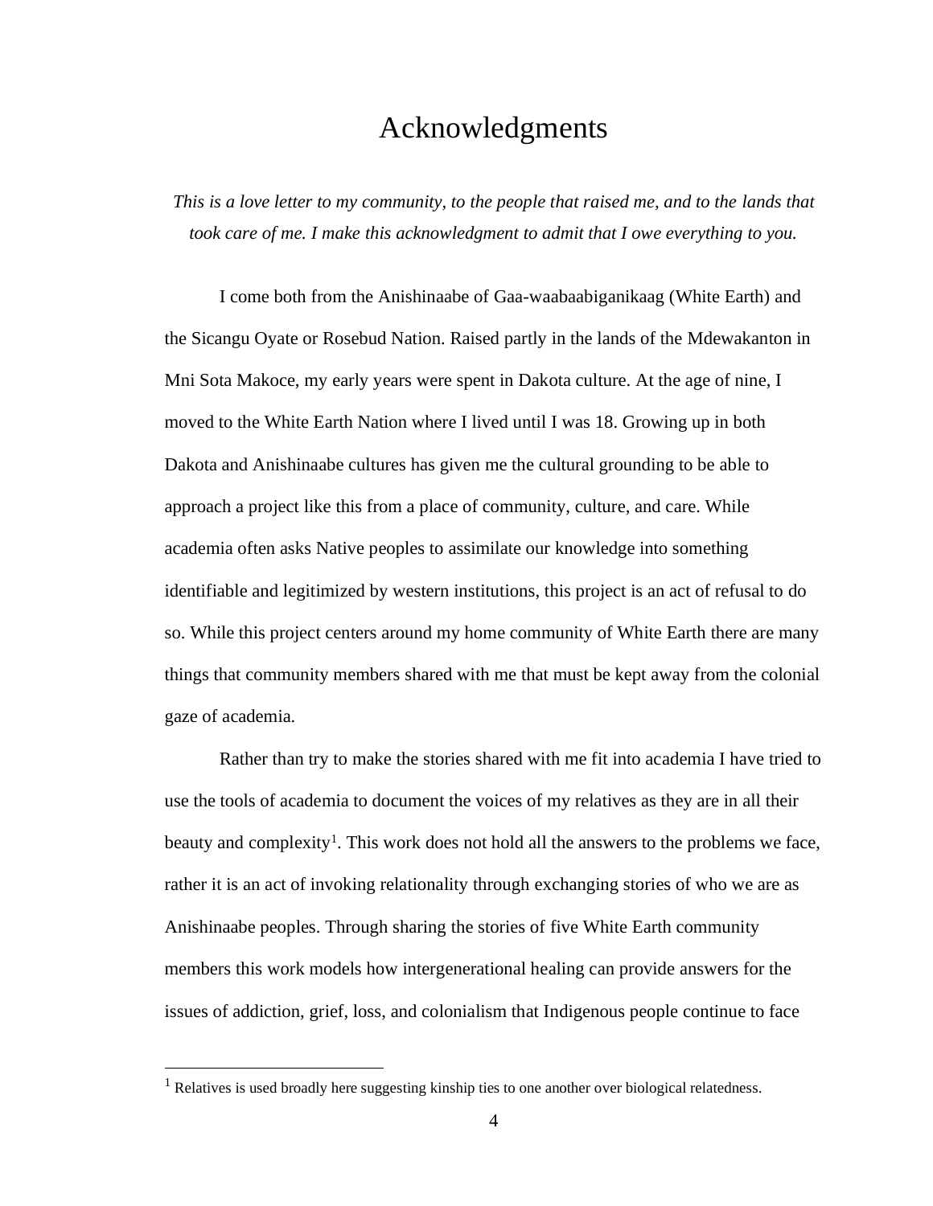# Acknowledgments

*This is a love letter to my community, to the people that raised me, and to the lands that took care of me. I make this acknowledgment to admit that I owe everything to you.*

I come both from the Anishinaabe of Gaa-waabaabiganikaag (White Earth) and the Sicangu Oyate or Rosebud Nation. Raised partly in the lands of the Mdewakanton in Mni Sota Makoce, my early years were spent in Dakota culture. At the age of nine, I moved to the White Earth Nation where I lived until I was 18. Growing up in both Dakota and Anishinaabe cultures has given me the cultural grounding to be able to approach a project like this from a place of community, culture, and care. While academia often asks Native peoples to assimilate our knowledge into something identifiable and legitimized by western institutions, this project is an act of refusal to do so. While this project centers around my home community of White Earth there are many things that community members shared with me that must be kept away from the colonial gaze of academia.

Rather than try to make the stories shared with me fit into academia I have tried to use the tools of academia to document the voices of my relatives as they are in all their beauty and complexity[1]. This work does not hold all the answers to the problems we face, rather it is an act of invoking relationality through exchanging stories of who we are as Anishinaabe peoples. Through sharing the stories of five White Earth community members this work models how intergenerational healing can provide answers for the issues of addiction, grief, loss, and colonialism that Indigenous people continue to face

[1] Relatives is used broadly here suggesting kinship ties to one another over biological relatedness.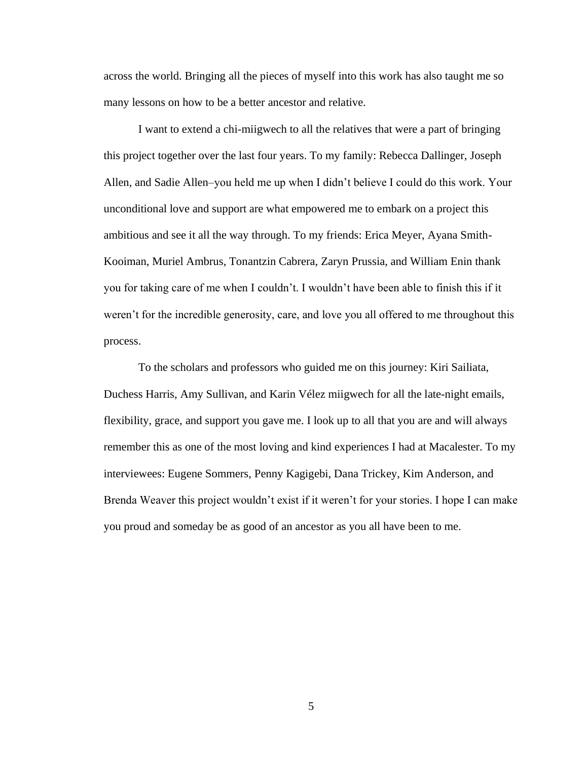across the world. Bringing all the pieces of myself into this work has also taught me so many lessons on how to be a better ancestor and relative.

I want to extend a chi-miigwech to all the relatives that were a part of bringing this project together over the last four years. To my family: Rebecca Dallinger, Joseph Allen, and Sadie Allen–you held me up when I didn't believe I could do this work. Your unconditional love and support are what empowered me to embark on a project this ambitious and see it all the way through. To my friends: Erica Meyer, Ayana Smith-Kooiman, Muriel Ambrus, Tonantzin Cabrera, Zaryn Prussia, and William Enin thank you for taking care of me when I couldn't. I wouldn't have been able to finish this if it weren't for the incredible generosity, care, and love you all offered to me throughout this process.

To the scholars and professors who guided me on this journey: Kiri Sailiata, Duchess Harris, Amy Sullivan, and Karin Vélez miigwech for all the late-night emails, flexibility, grace, and support you gave me. I look up to all that you are and will always remember this as one of the most loving and kind experiences I had at Macalester. To my interviewees: Eugene Sommers, Penny Kagigebi, Dana Trickey, Kim Anderson, and Brenda Weaver this project wouldn't exist if it weren't for your stories. I hope I can make you proud and someday be as good of an ancestor as you all have been to me.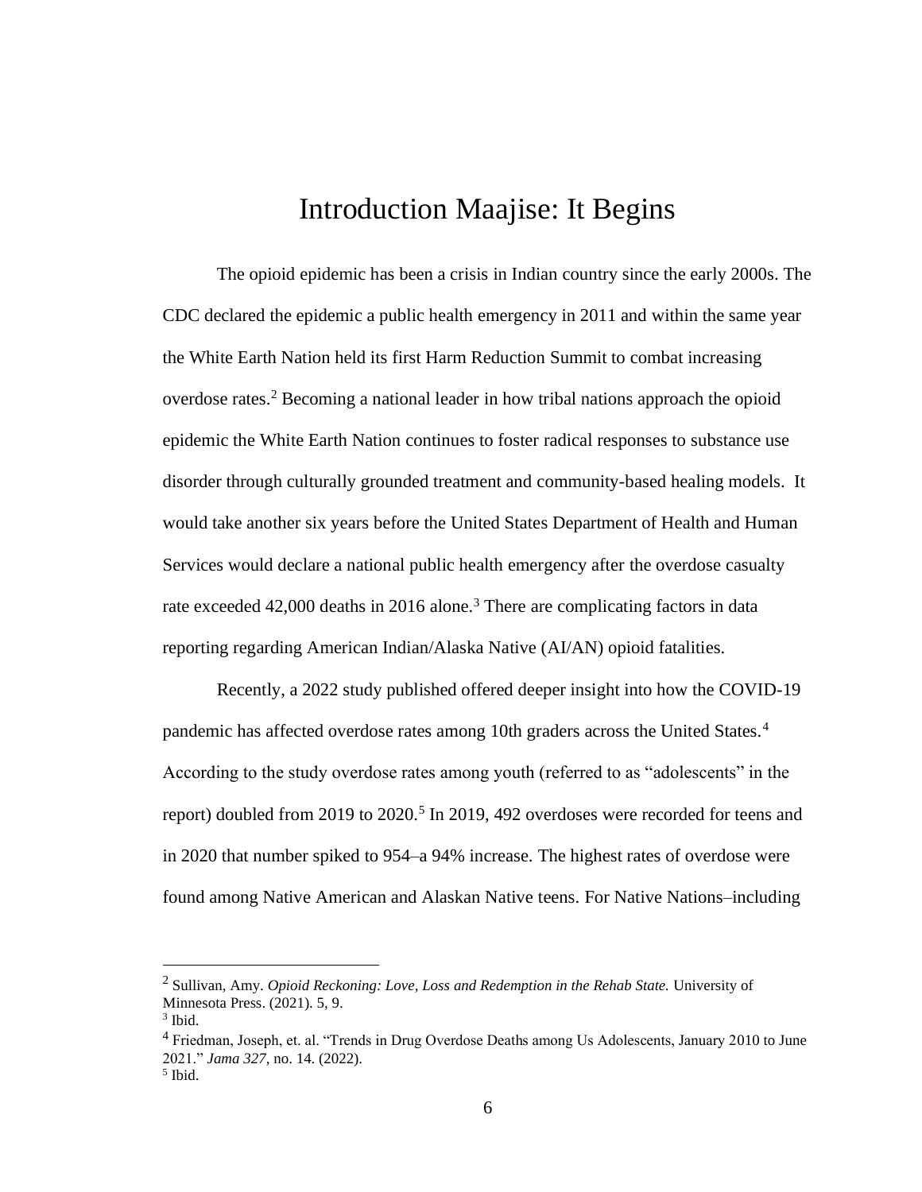# Introduction Maajise: It Begins

The opioid epidemic has been a crisis in Indian country since the early 2000s. The CDC declared the epidemic a public health emergency in 2011 and within the same year the White Earth Nation held its first Harm Reduction Summit to combat increasing overdose rates.[2] Becoming a national leader in how tribal nations approach the opioid epidemic the White Earth Nation continues to foster radical responses to substance use disorder through culturally grounded treatment and community-based healing models. It would take another six years before the United States Department of Health and Human Services would declare a national public health emergency after the overdose casualty rate exceeded 42,000 deaths in 2016 alone.[3] There are complicating factors in data reporting regarding American Indian/Alaska Native (AI/AN) opioid fatalities.

Recently, a 2022 study published offered deeper insight into how the COVID-19 pandemic has affected overdose rates among 10th graders across the United States.[4] According to the study overdose rates among youth (referred to as "adolescents" in the report) doubled from 2019 to 2020.[5] In 2019, 492 overdoses were recorded for teens and in 2020 that number spiked to 954–a 94% increase. The highest rates of overdose were found among Native American and Alaskan Native teens. For Native Nations–including

---

[2] Sullivan, Amy. *Opioid Reckoning: Love, Loss and Redemption in the Rehab State.* University of Minnesota Press. (2021). 5, 9.

[3] Ibid.

[4] Friedman, Joseph, et. al. "Trends in Drug Overdose Deaths among Us Adolescents, January 2010 to June 2021." *Jama 327*, no. 14. (2022).

[5] Ibid.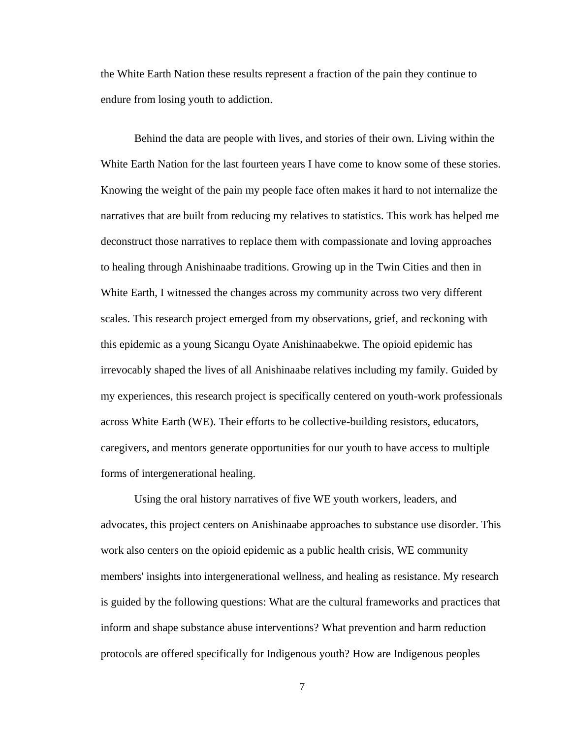the White Earth Nation these results represent a fraction of the pain they continue to endure from losing youth to addiction.

Behind the data are people with lives, and stories of their own. Living within the White Earth Nation for the last fourteen years I have come to know some of these stories. Knowing the weight of the pain my people face often makes it hard to not internalize the narratives that are built from reducing my relatives to statistics. This work has helped me deconstruct those narratives to replace them with compassionate and loving approaches to healing through Anishinaabe traditions. Growing up in the Twin Cities and then in White Earth, I witnessed the changes across my community across two very different scales. This research project emerged from my observations, grief, and reckoning with this epidemic as a young Sicangu Oyate Anishinaabekwe. The opioid epidemic has irrevocably shaped the lives of all Anishinaabe relatives including my family. Guided by my experiences, this research project is specifically centered on youth-work professionals across White Earth (WE). Their efforts to be collective-building resistors, educators, caregivers, and mentors generate opportunities for our youth to have access to multiple forms of intergenerational healing.

Using the oral history narratives of five WE youth workers, leaders, and advocates, this project centers on Anishinaabe approaches to substance use disorder. This work also centers on the opioid epidemic as a public health crisis, WE community members' insights into intergenerational wellness, and healing as resistance. My research is guided by the following questions: What are the cultural frameworks and practices that inform and shape substance abuse interventions? What prevention and harm reduction protocols are offered specifically for Indigenous youth? How are Indigenous peoples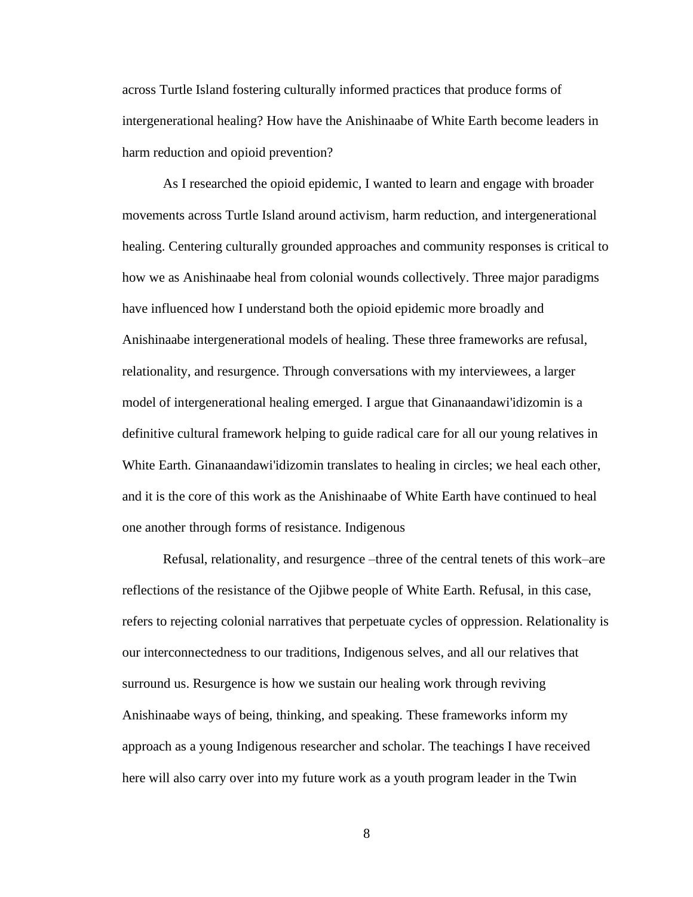across Turtle Island fostering culturally informed practices that produce forms of intergenerational healing? How have the Anishinaabe of White Earth become leaders in harm reduction and opioid prevention?

As I researched the opioid epidemic, I wanted to learn and engage with broader movements across Turtle Island around activism, harm reduction, and intergenerational healing. Centering culturally grounded approaches and community responses is critical to how we as Anishinaabe heal from colonial wounds collectively. Three major paradigms have influenced how I understand both the opioid epidemic more broadly and Anishinaabe intergenerational models of healing. These three frameworks are refusal, relationality, and resurgence. Through conversations with my interviewees, a larger model of intergenerational healing emerged. I argue that Ginanaandawi'idizomin is a definitive cultural framework helping to guide radical care for all our young relatives in White Earth. Ginanaandawi'idizomin translates to healing in circles; we heal each other, and it is the core of this work as the Anishinaabe of White Earth have continued to heal one another through forms of resistance. Indigenous

Refusal, relationality, and resurgence –three of the central tenets of this work–are reflections of the resistance of the Ojibwe people of White Earth. Refusal, in this case, refers to rejecting colonial narratives that perpetuate cycles of oppression. Relationality is our interconnectedness to our traditions, Indigenous selves, and all our relatives that surround us. Resurgence is how we sustain our healing work through reviving Anishinaabe ways of being, thinking, and speaking. These frameworks inform my approach as a young Indigenous researcher and scholar. The teachings I have received here will also carry over into my future work as a youth program leader in the Twin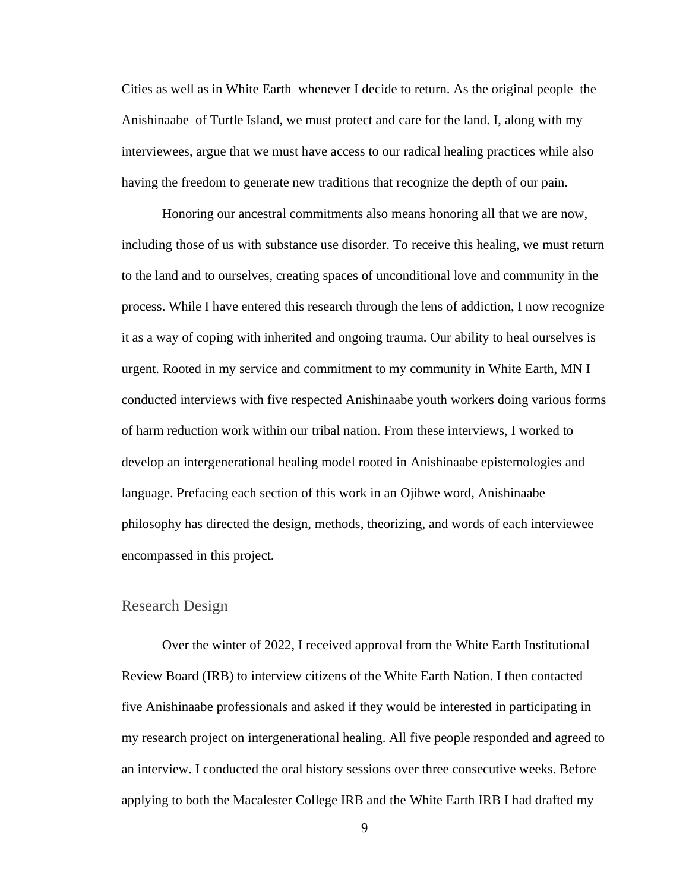Cities as well as in White Earth–whenever I decide to return. As the original people–the Anishinaabe–of Turtle Island, we must protect and care for the land. I, along with my interviewees, argue that we must have access to our radical healing practices while also having the freedom to generate new traditions that recognize the depth of our pain.

Honoring our ancestral commitments also means honoring all that we are now, including those of us with substance use disorder. To receive this healing, we must return to the land and to ourselves, creating spaces of unconditional love and community in the process. While I have entered this research through the lens of addiction, I now recognize it as a way of coping with inherited and ongoing trauma. Our ability to heal ourselves is urgent. Rooted in my service and commitment to my community in White Earth, MN I conducted interviews with five respected Anishinaabe youth workers doing various forms of harm reduction work within our tribal nation. From these interviews, I worked to develop an intergenerational healing model rooted in Anishinaabe epistemologies and language. Prefacing each section of this work in an Ojibwe word, Anishinaabe philosophy has directed the design, methods, theorizing, and words of each interviewee encompassed in this project.

## Research Design

Over the winter of 2022, I received approval from the White Earth Institutional Review Board (IRB) to interview citizens of the White Earth Nation. I then contacted five Anishinaabe professionals and asked if they would be interested in participating in my research project on intergenerational healing. All five people responded and agreed to an interview. I conducted the oral history sessions over three consecutive weeks. Before applying to both the Macalester College IRB and the White Earth IRB I had drafted my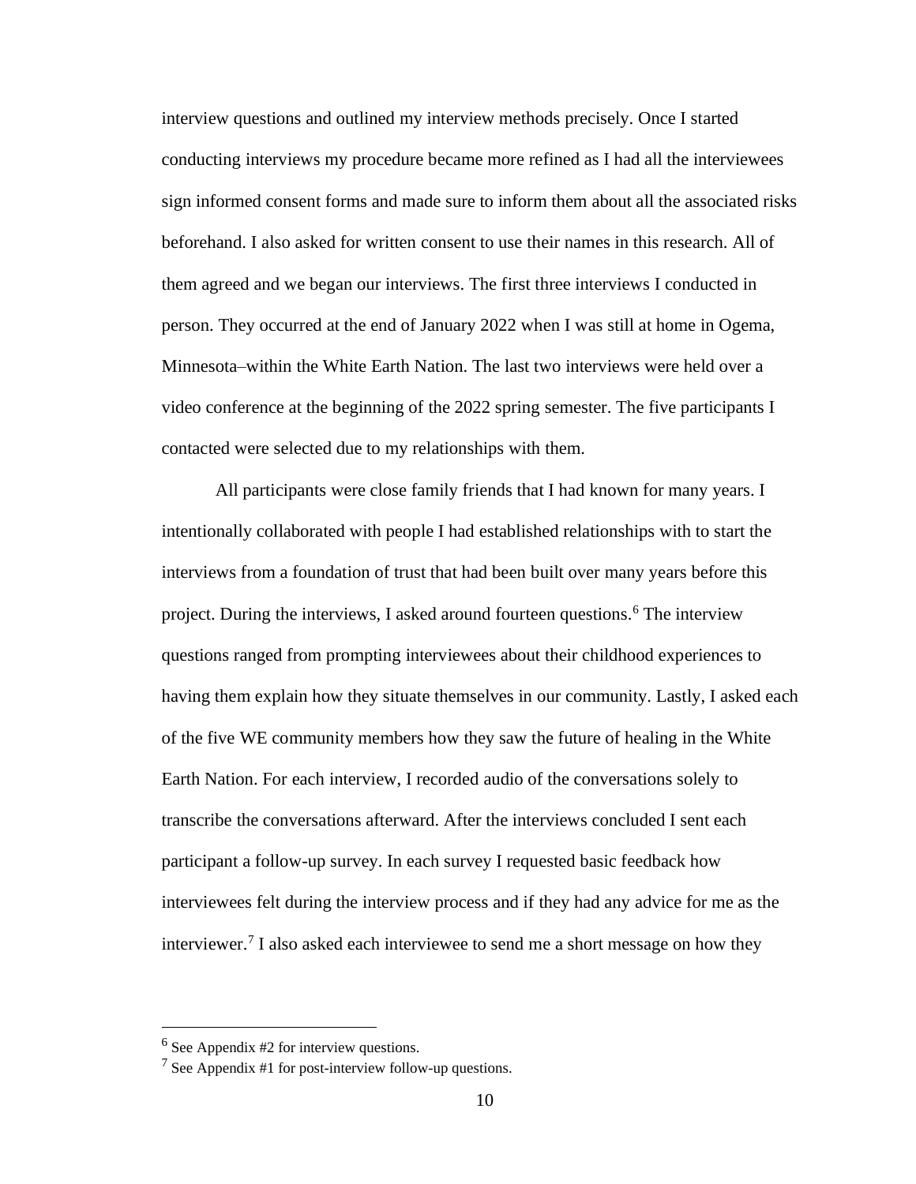interview questions and outlined my interview methods precisely. Once I started conducting interviews my procedure became more refined as I had all the interviewees sign informed consent forms and made sure to inform them about all the associated risks beforehand. I also asked for written consent to use their names in this research. All of them agreed and we began our interviews. The first three interviews I conducted in person. They occurred at the end of January 2022 when I was still at home in Ogema, Minnesota–within the White Earth Nation. The last two interviews were held over a video conference at the beginning of the 2022 spring semester. The five participants I contacted were selected due to my relationships with them.

All participants were close family friends that I had known for many years. I intentionally collaborated with people I had established relationships with to start the interviews from a foundation of trust that had been built over many years before this project. During the interviews, I asked around fourteen questions.[6] The interview questions ranged from prompting interviewees about their childhood experiences to having them explain how they situate themselves in our community. Lastly, I asked each of the five WE community members how they saw the future of healing in the White Earth Nation. For each interview, I recorded audio of the conversations solely to transcribe the conversations afterward. After the interviews concluded I sent each participant a follow-up survey. In each survey I requested basic feedback how interviewees felt during the interview process and if they had any advice for me as the interviewer.[7] I also asked each interviewee to send me a short message on how they

[6] See Appendix #2 for interview questions.

[7] See Appendix #1 for post-interview follow-up questions.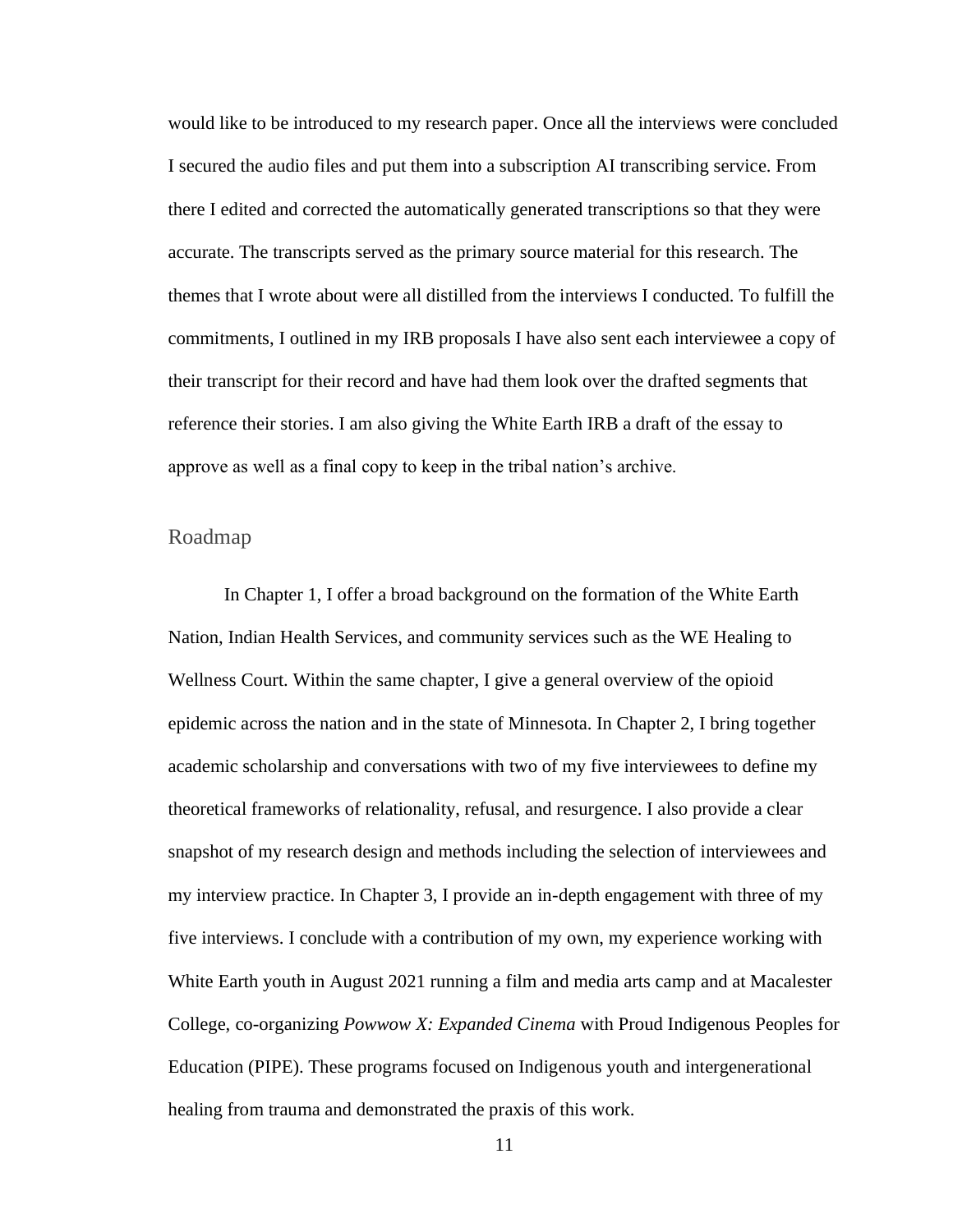would like to be introduced to my research paper. Once all the interviews were concluded I secured the audio files and put them into a subscription AI transcribing service. From there I edited and corrected the automatically generated transcriptions so that they were accurate. The transcripts served as the primary source material for this research. The themes that I wrote about were all distilled from the interviews I conducted. To fulfill the commitments, I outlined in my IRB proposals I have also sent each interviewee a copy of their transcript for their record and have had them look over the drafted segments that reference their stories. I am also giving the White Earth IRB a draft of the essay to approve as well as a final copy to keep in the tribal nation's archive.

## Roadmap

In Chapter 1, I offer a broad background on the formation of the White Earth Nation, Indian Health Services, and community services such as the WE Healing to Wellness Court. Within the same chapter, I give a general overview of the opioid epidemic across the nation and in the state of Minnesota. In Chapter 2, I bring together academic scholarship and conversations with two of my five interviewees to define my theoretical frameworks of relationality, refusal, and resurgence. I also provide a clear snapshot of my research design and methods including the selection of interviewees and my interview practice. In Chapter 3, I provide an in-depth engagement with three of my five interviews. I conclude with a contribution of my own, my experience working with White Earth youth in August 2021 running a film and media arts camp and at Macalester College, co-organizing *Powwow X: Expanded Cinema* with Proud Indigenous Peoples for Education (PIPE). These programs focused on Indigenous youth and intergenerational healing from trauma and demonstrated the praxis of this work.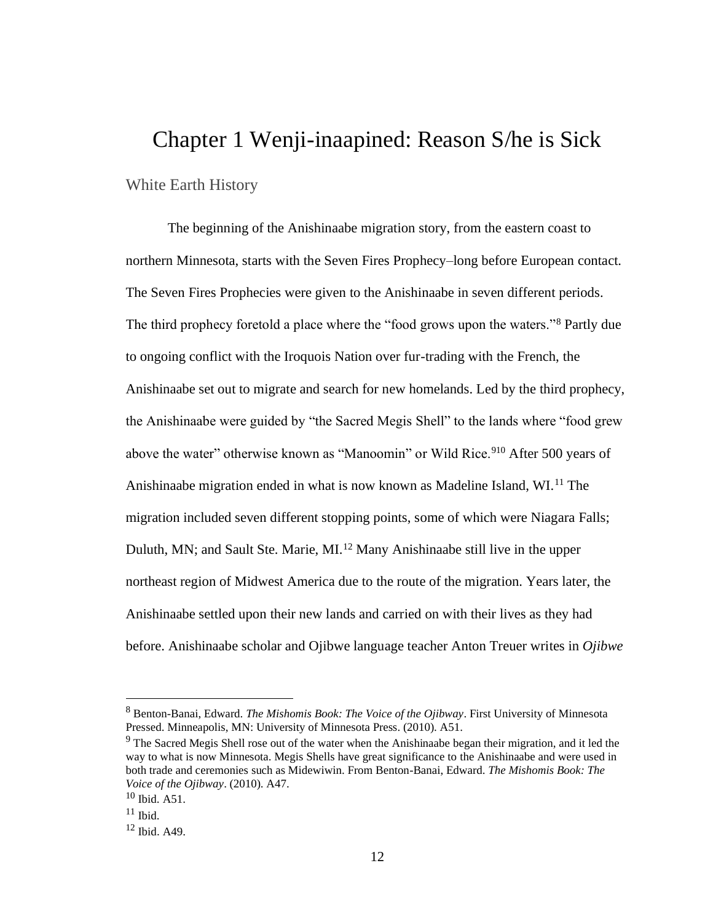# Chapter 1 Wenji-inaapined: Reason S/he is Sick

## White Earth History

The beginning of the Anishinaabe migration story, from the eastern coast to northern Minnesota, starts with the Seven Fires Prophecy–long before European contact. The Seven Fires Prophecies were given to the Anishinaabe in seven different periods. The third prophecy foretold a place where the "food grows upon the waters."[8] Partly due to ongoing conflict with the Iroquois Nation over fur-trading with the French, the Anishinaabe set out to migrate and search for new homelands. Led by the third prophecy, the Anishinaabe were guided by "the Sacred Megis Shell" to the lands where "food grew above the water" otherwise known as "Manoomin" or Wild Rice.[9][10] After 500 years of Anishinaabe migration ended in what is now known as Madeline Island, WI.[11] The migration included seven different stopping points, some of which were Niagara Falls; Duluth, MN; and Sault Ste. Marie, MI.[12] Many Anishinaabe still live in the upper northeast region of Midwest America due to the route of the migration. Years later, the Anishinaabe settled upon their new lands and carried on with their lives as they had before. Anishinaabe scholar and Ojibwe language teacher Anton Treuer writes in *Ojibwe*

---

[8] Benton-Banai, Edward. *The Mishomis Book: The Voice of the Ojibway*. First University of Minnesota Pressed. Minneapolis, MN: University of Minnesota Press. (2010). A51.

[9] The Sacred Megis Shell rose out of the water when the Anishinaabe began their migration, and it led the way to what is now Minnesota. Megis Shells have great significance to the Anishinaabe and were used in both trade and ceremonies such as Midewiwin. From Benton-Banai, Edward. *The Mishomis Book: The Voice of the Ojibway*. (2010). A47.

[10] Ibid. A51.

[11] Ibid.

[12] Ibid. A49.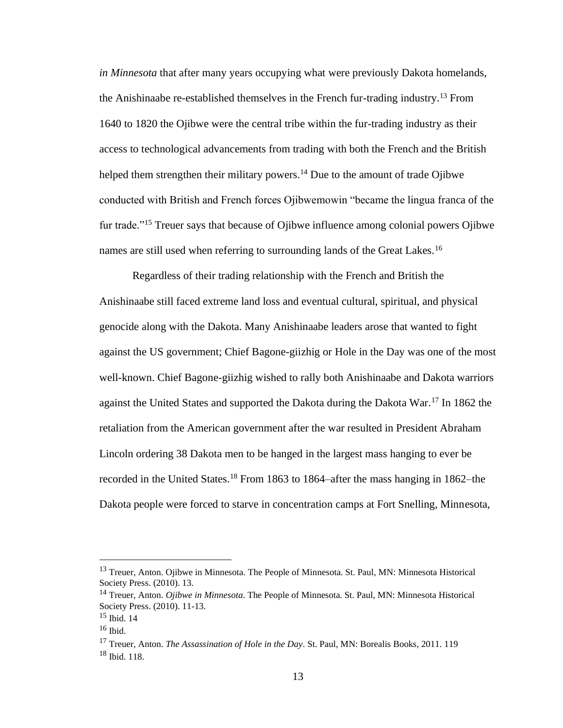*in Minnesota* that after many years occupying what were previously Dakota homelands, the Anishinaabe re-established themselves in the French fur-trading industry.[13] From 1640 to 1820 the Ojibwe were the central tribe within the fur-trading industry as their access to technological advancements from trading with both the French and the British helped them strengthen their military powers.[14] Due to the amount of trade Ojibwe conducted with British and French forces Ojibwemowin "became the lingua franca of the fur trade."[15] Treuer says that because of Ojibwe influence among colonial powers Ojibwe names are still used when referring to surrounding lands of the Great Lakes.[16]

Regardless of their trading relationship with the French and British the Anishinaabe still faced extreme land loss and eventual cultural, spiritual, and physical genocide along with the Dakota. Many Anishinaabe leaders arose that wanted to fight against the US government; Chief Bagone-giizhig or Hole in the Day was one of the most well-known. Chief Bagone-giizhig wished to rally both Anishinaabe and Dakota warriors against the United States and supported the Dakota during the Dakota War.[17] In 1862 the retaliation from the American government after the war resulted in President Abraham Lincoln ordering 38 Dakota men to be hanged in the largest mass hanging to ever be recorded in the United States.[18] From 1863 to 1864–after the mass hanging in 1862–the Dakota people were forced to starve in concentration camps at Fort Snelling, Minnesota,

---

[13] Treuer, Anton. Ojibwe in Minnesota. The People of Minnesota. St. Paul, MN: Minnesota Historical Society Press. (2010). 13.

[14] Treuer, Anton. *Ojibwe in Minnesota*. The People of Minnesota. St. Paul, MN: Minnesota Historical Society Press. (2010). 11-13.

[15] Ibid. 14

[16] Ibid.

[17] Treuer, Anton. *The Assassination of Hole in the Day*. St. Paul, MN: Borealis Books, 2011. 119

[18] Ibid. 118.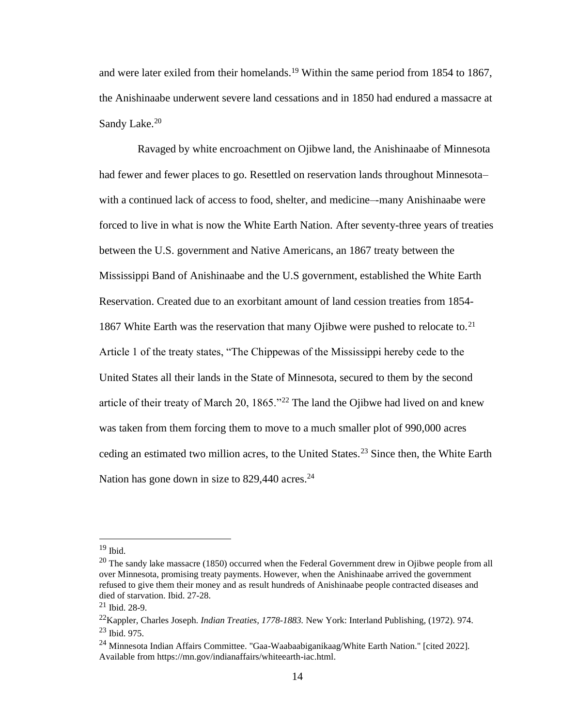and were later exiled from their homelands.[19] Within the same period from 1854 to 1867, the Anishinaabe underwent severe land cessations and in 1850 had endured a massacre at Sandy Lake.[20]

Ravaged by white encroachment on Ojibwe land, the Anishinaabe of Minnesota had fewer and fewer places to go. Resettled on reservation lands throughout Minnesota–with a continued lack of access to food, shelter, and medicine–-many Anishinaabe were forced to live in what is now the White Earth Nation. After seventy-three years of treaties between the U.S. government and Native Americans, an 1867 treaty between the Mississippi Band of Anishinaabe and the U.S government, established the White Earth Reservation. Created due to an exorbitant amount of land cession treaties from 1854-1867 White Earth was the reservation that many Ojibwe were pushed to relocate to.[21] Article 1 of the treaty states, "The Chippewas of the Mississippi hereby cede to the United States all their lands in the State of Minnesota, secured to them by the second article of their treaty of March 20, 1865."[22] The land the Ojibwe had lived on and knew was taken from them forcing them to move to a much smaller plot of 990,000 acres ceding an estimated two million acres, to the United States.[23] Since then, the White Earth Nation has gone down in size to 829,440 acres.[24]

---

[19] Ibid.

[20] The sandy lake massacre (1850) occurred when the Federal Government drew in Ojibwe people from all over Minnesota, promising treaty payments. However, when the Anishinaabe arrived the government refused to give them their money and as result hundreds of Anishinaabe people contracted diseases and died of starvation. Ibid. 27-28.

[21] Ibid. 28-9.

[22] Kappler, Charles Joseph. *Indian Treaties, 1778-1883.* New York: Interland Publishing, (1972). 974.

[23] Ibid. 975.

[24] Minnesota Indian Affairs Committee. "Gaa-Waabaabiganikaag/White Earth Nation." [cited 2022]. Available from https://mn.gov/indianaffairs/whiteearth-iac.html.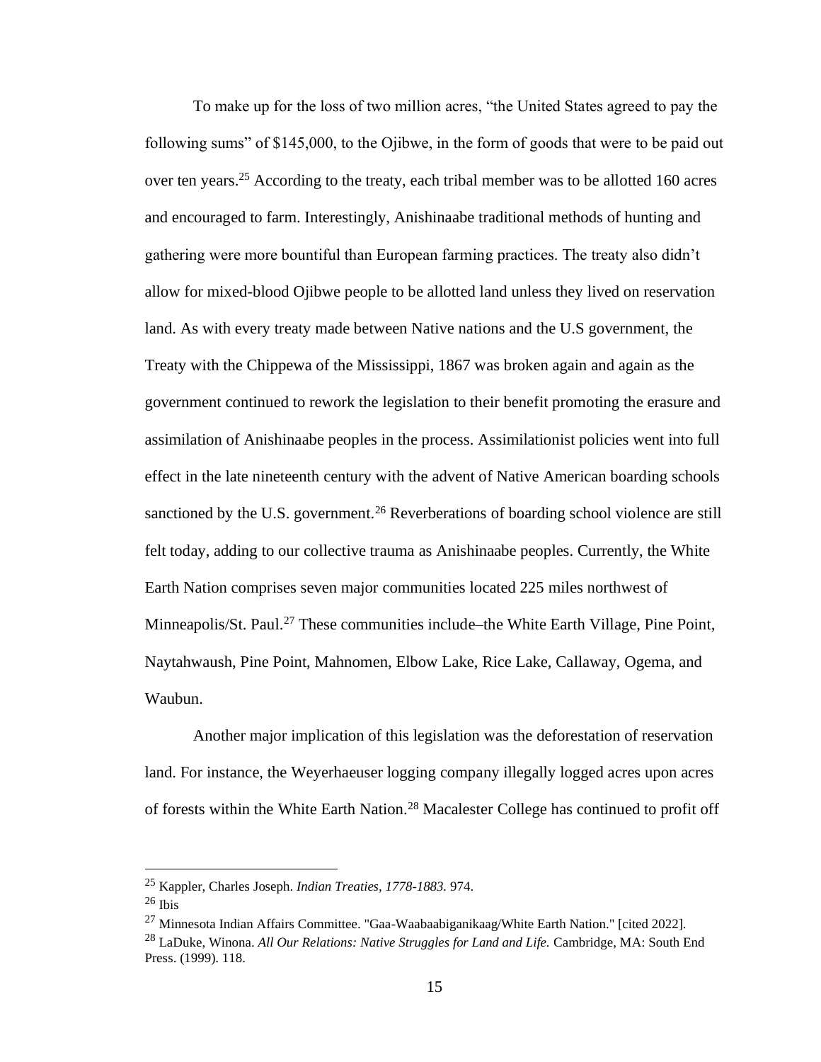To make up for the loss of two million acres, "the United States agreed to pay the following sums" of $145,000, to the Ojibwe, in the form of goods that were to be paid out over ten years.[25] According to the treaty, each tribal member was to be allotted 160 acres and encouraged to farm. Interestingly, Anishinaabe traditional methods of hunting and gathering were more bountiful than European farming practices. The treaty also didn't allow for mixed-blood Ojibwe people to be allotted land unless they lived on reservation land. As with every treaty made between Native nations and the U.S government, the Treaty with the Chippewa of the Mississippi, 1867 was broken again and again as the government continued to rework the legislation to their benefit promoting the erasure and assimilation of Anishinaabe peoples in the process. Assimilationist policies went into full effect in the late nineteenth century with the advent of Native American boarding schools sanctioned by the U.S. government.[26] Reverberations of boarding school violence are still felt today, adding to our collective trauma as Anishinaabe peoples. Currently, the White Earth Nation comprises seven major communities located 225 miles northwest of Minneapolis/St. Paul.[27] These communities include–the White Earth Village, Pine Point, Naytahwaush, Pine Point, Mahnomen, Elbow Lake, Rice Lake, Callaway, Ogema, and Waubun.

Another major implication of this legislation was the deforestation of reservation land. For instance, the Weyerhaeuser logging company illegally logged acres upon acres of forests within the White Earth Nation.[28] Macalester College has continued to profit off

---

[25] Kappler, Charles Joseph. *Indian Treaties, 1778-1883.* 974.

[26] Ibis

[27] Minnesota Indian Affairs Committee. "Gaa-Waabaabiganikaag/White Earth Nation." [cited 2022].

[28] LaDuke, Winona. *All Our Relations: Native Struggles for Land and Life.* Cambridge, MA: South End Press. (1999). 118.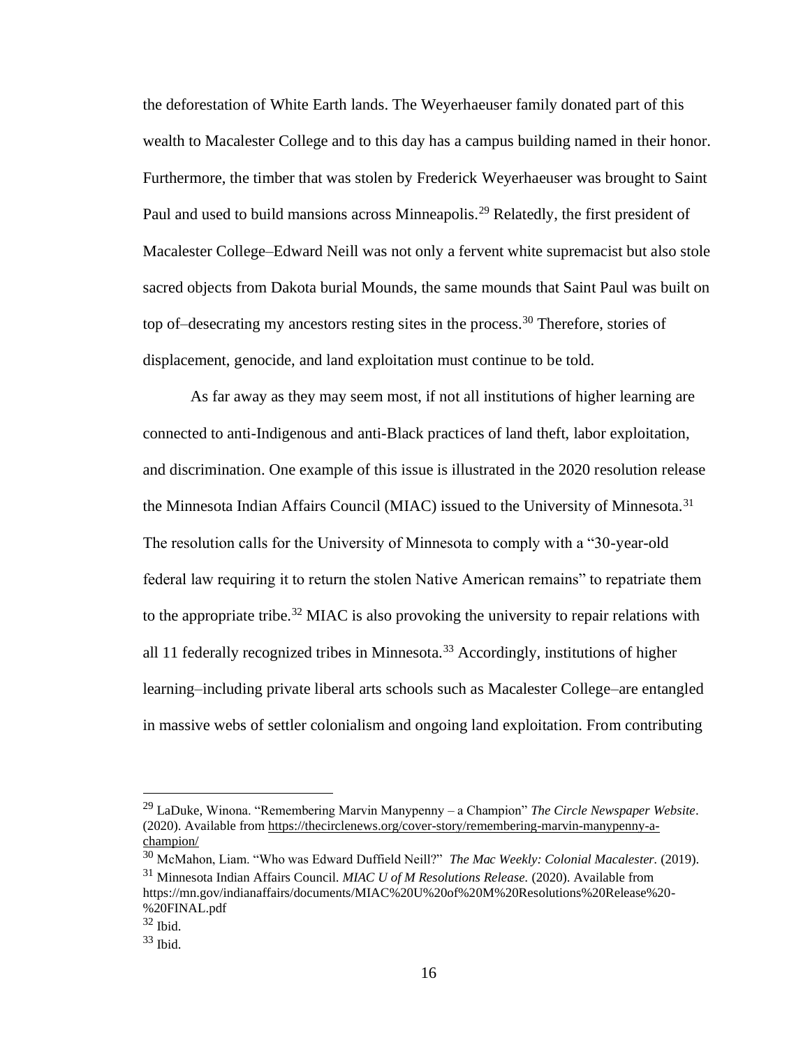the deforestation of White Earth lands. The Weyerhaeuser family donated part of this wealth to Macalester College and to this day has a campus building named in their honor. Furthermore, the timber that was stolen by Frederick Weyerhaeuser was brought to Saint Paul and used to build mansions across Minneapolis.[29] Relatedly, the first president of Macalester College–Edward Neill was not only a fervent white supremacist but also stole sacred objects from Dakota burial Mounds, the same mounds that Saint Paul was built on top of–desecrating my ancestors resting sites in the process.[30] Therefore, stories of displacement, genocide, and land exploitation must continue to be told.

As far away as they may seem most, if not all institutions of higher learning are connected to anti-Indigenous and anti-Black practices of land theft, labor exploitation, and discrimination. One example of this issue is illustrated in the 2020 resolution release the Minnesota Indian Affairs Council (MIAC) issued to the University of Minnesota.[31] The resolution calls for the University of Minnesota to comply with a "30-year-old federal law requiring it to return the stolen Native American remains" to repatriate them to the appropriate tribe.[32] MIAC is also provoking the university to repair relations with all 11 federally recognized tribes in Minnesota.[33] Accordingly, institutions of higher learning–including private liberal arts schools such as Macalester College–are entangled in massive webs of settler colonialism and ongoing land exploitation. From contributing

---

[29] LaDuke, Winona. "Remembering Marvin Manypenny – a Champion" *The Circle Newspaper Website*. (2020). Available from https://thecirclenews.org/cover-story/remembering-marvin-manypenny-a-champion/

[30] McMahon, Liam. "Who was Edward Duffield Neill?" *The Mac Weekly: Colonial Macalester.* (2019).

[31] Minnesota Indian Affairs Council. *MIAC U of M Resolutions Release.* (2020). Available from https://mn.gov/indianaffairs/documents/MIAC%20U%20of%20M%20Resolutions%20Release%20-%20FINAL.pdf

[32] Ibid.

[33] Ibid.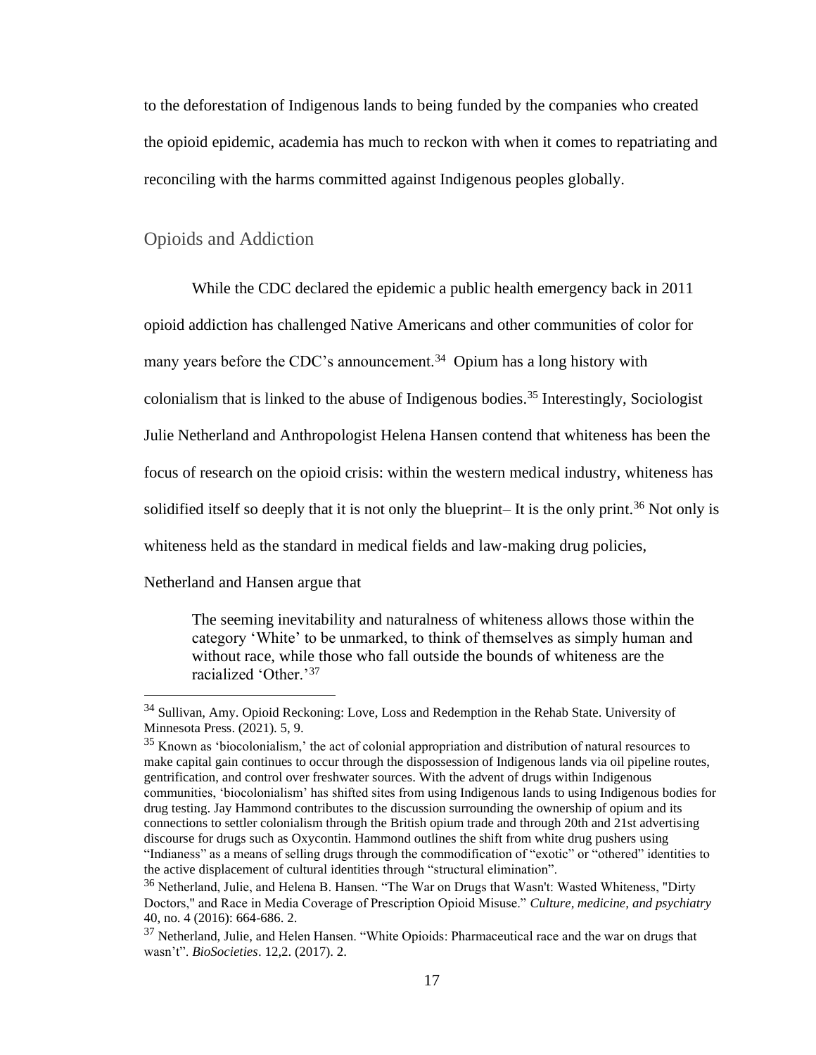to the deforestation of Indigenous lands to being funded by the companies who created the opioid epidemic, academia has much to reckon with when it comes to repatriating and reconciling with the harms committed against Indigenous peoples globally.

## Opioids and Addiction

While the CDC declared the epidemic a public health emergency back in 2011 opioid addiction has challenged Native Americans and other communities of color for many years before the CDC's announcement.[34] Opium has a long history with colonialism that is linked to the abuse of Indigenous bodies.[35] Interestingly, Sociologist Julie Netherland and Anthropologist Helena Hansen contend that whiteness has been the focus of research on the opioid crisis: within the western medical industry, whiteness has solidified itself so deeply that it is not only the blueprint– It is the only print.[36] Not only is whiteness held as the standard in medical fields and law-making drug policies, Netherland and Hansen argue that

> The seeming inevitability and naturalness of whiteness allows those within the category 'White' to be unmarked, to think of themselves as simply human and without race, while those who fall outside the bounds of whiteness are the racialized 'Other.'[37]

---

[34] Sullivan, Amy. Opioid Reckoning: Love, Loss and Redemption in the Rehab State. University of Minnesota Press. (2021). 5, 9.

[35] Known as 'biocolonialism,' the act of colonial appropriation and distribution of natural resources to make capital gain continues to occur through the dispossession of Indigenous lands via oil pipeline routes, gentrification, and control over freshwater sources. With the advent of drugs within Indigenous communities, 'biocolonialism' has shifted sites from using Indigenous lands to using Indigenous bodies for drug testing. Jay Hammond contributes to the discussion surrounding the ownership of opium and its connections to settler colonialism through the British opium trade and through 20th and 21st advertising discourse for drugs such as Oxycontin. Hammond outlines the shift from white drug pushers using "Indianess" as a means of selling drugs through the commodification of "exotic" or "othered" identities to the active displacement of cultural identities through "structural elimination".

[36] Netherland, Julie, and Helena B. Hansen. "The War on Drugs that Wasn't: Wasted Whiteness, "Dirty Doctors," and Race in Media Coverage of Prescription Opioid Misuse." *Culture, medicine, and psychiatry* 40, no. 4 (2016): 664-686. 2.

[37] Netherland, Julie, and Helen Hansen. "White Opioids: Pharmaceutical race and the war on drugs that wasn't". *BioSocieties*. 12,2. (2017). 2.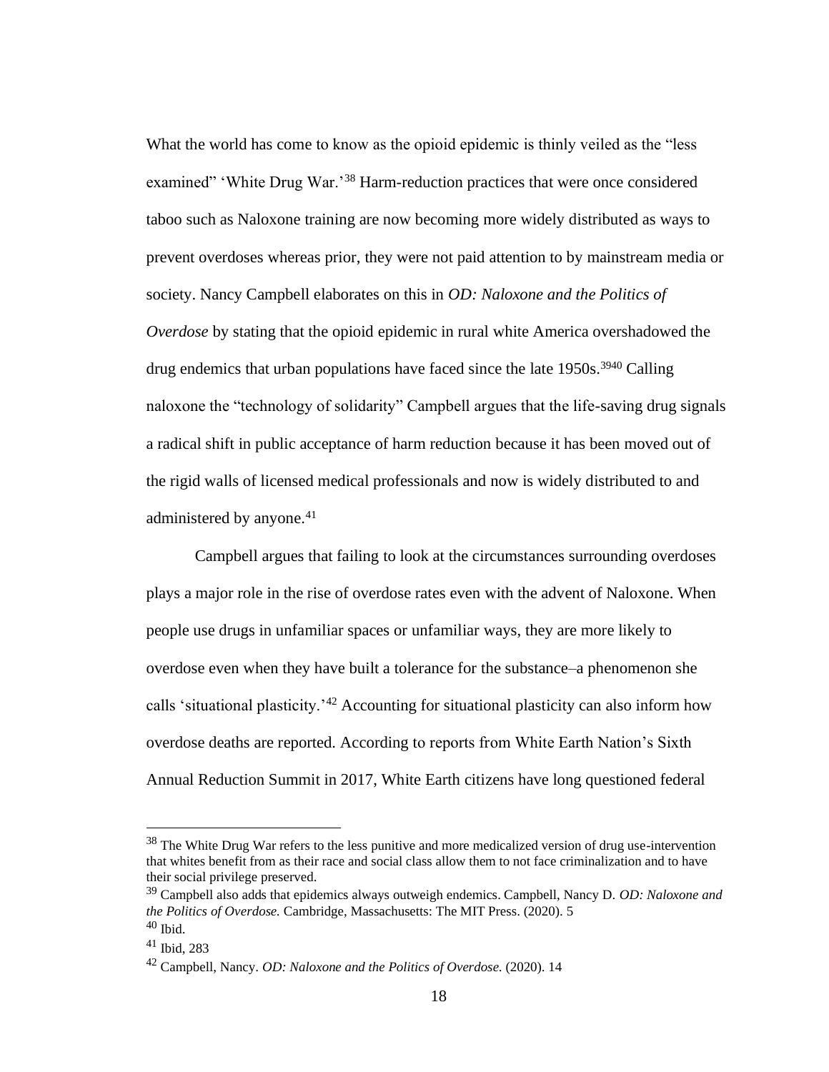What the world has come to know as the opioid epidemic is thinly veiled as the "less examined" 'White Drug War.'[38] Harm-reduction practices that were once considered taboo such as Naloxone training are now becoming more widely distributed as ways to prevent overdoses whereas prior, they were not paid attention to by mainstream media or society. Nancy Campbell elaborates on this in *OD: Naloxone and the Politics of Overdose* by stating that the opioid epidemic in rural white America overshadowed the drug endemics that urban populations have faced since the late 1950s.[39][40] Calling naloxone the "technology of solidarity" Campbell argues that the life-saving drug signals a radical shift in public acceptance of harm reduction because it has been moved out of the rigid walls of licensed medical professionals and now is widely distributed to and administered by anyone.[41]

Campbell argues that failing to look at the circumstances surrounding overdoses plays a major role in the rise of overdose rates even with the advent of Naloxone. When people use drugs in unfamiliar spaces or unfamiliar ways, they are more likely to overdose even when they have built a tolerance for the substance–a phenomenon she calls 'situational plasticity.'[42] Accounting for situational plasticity can also inform how overdose deaths are reported. According to reports from White Earth Nation's Sixth Annual Reduction Summit in 2017, White Earth citizens have long questioned federal

---

[38] The White Drug War refers to the less punitive and more medicalized version of drug use-intervention that whites benefit from as their race and social class allow them to not face criminalization and to have their social privilege preserved.

[39] Campbell also adds that epidemics always outweigh endemics. Campbell, Nancy D. *OD: Naloxone and the Politics of Overdose.* Cambridge, Massachusetts: The MIT Press. (2020). 5

[40] Ibid.

[41] Ibid, 283

[42] Campbell, Nancy. *OD: Naloxone and the Politics of Overdose.* (2020). 14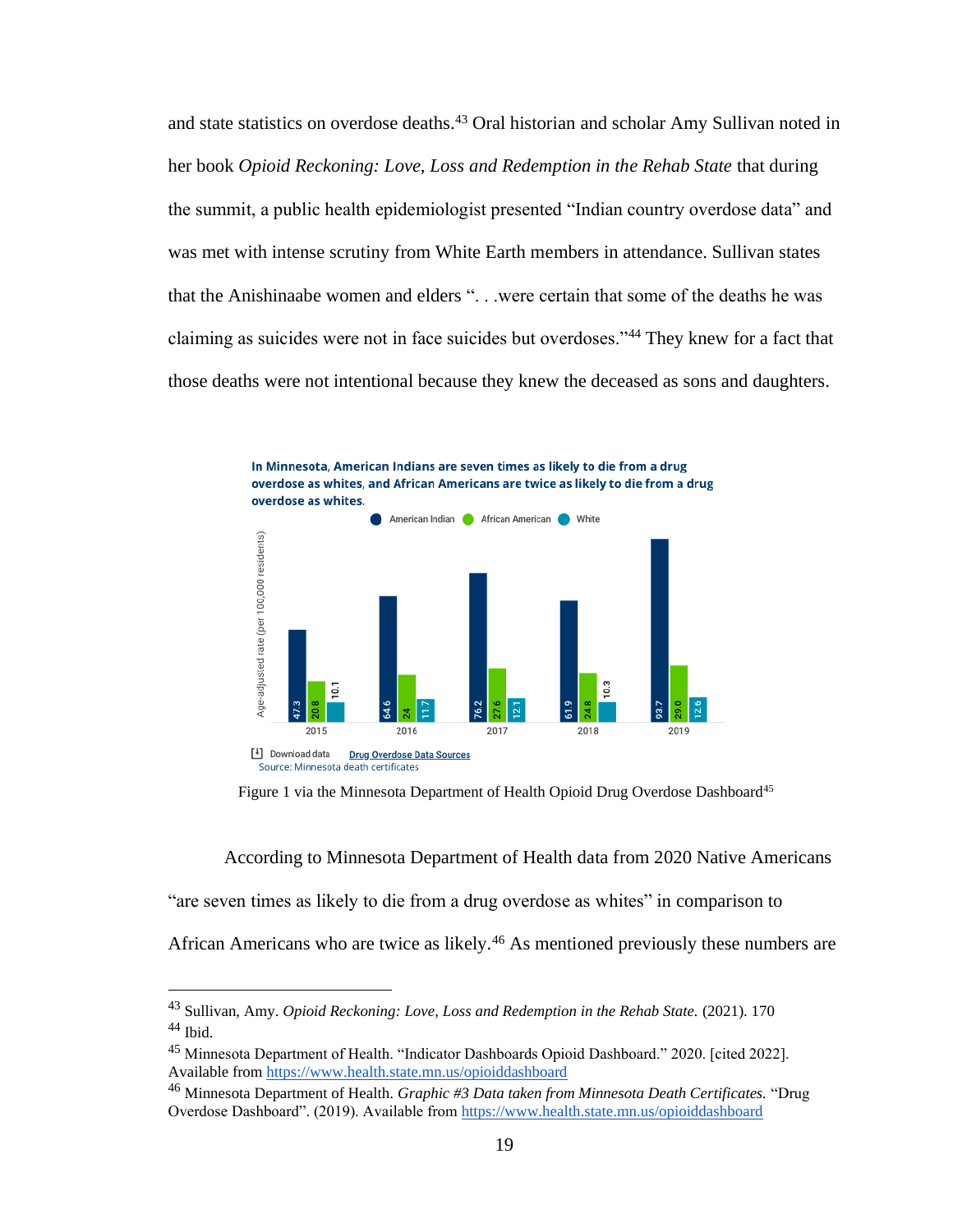and state statistics on overdose deaths.[43] Oral historian and scholar Amy Sullivan noted in her book *Opioid Reckoning: Love, Loss and Redemption in the Rehab State* that during the summit, a public health epidemiologist presented "Indian country overdose data" and was met with intense scrutiny from White Earth members in attendance. Sullivan states that the Anishinaabe women and elders ". . .were certain that some of the deaths he was claiming as suicides were not in face suicides but overdoses."[44] They knew for a fact that those deaths were not intentional because they knew the deceased as sons and daughters.

**In Minnesota, American Indians are seven times as likely to die from a drug overdose as whites, and African Americans are twice as likely to die from a drug overdose as whites.**

Age-adjusted rate (per 100,000 residents)

| Year | American Indian | African American | White |
|---|---|---|---|
| 2015 | 47.3 | 20.8 | 10.1 |
| 2016 | 64.6 | 24 | 11.7 |
| 2017 | 76.2 | 27.6 | 12.1 |
| 2018 | 61.9 | 24.8 | 10.3 |
| 2019 | 93.7 | 29.0 | 12.6 |

Download data Drug Overdose Data Sources
Source: Minnesota death certificates

Figure 1 via the Minnesota Department of Health Opioid Drug Overdose Dashboard[45]

According to Minnesota Department of Health data from 2020 Native Americans "are seven times as likely to die from a drug overdose as whites" in comparison to African Americans who are twice as likely.[46] As mentioned previously these numbers are

---

[43] Sullivan, Amy. *Opioid Reckoning: Love, Loss and Redemption in the Rehab State.* (2021). 170

[44] Ibid.

[45] Minnesota Department of Health. "Indicator Dashboards Opioid Dashboard." 2020. [cited 2022]. Available from https://www.health.state.mn.us/opioiddashboard

[46] Minnesota Department of Health. *Graphic #3 Data taken from Minnesota Death Certificates.* "Drug Overdose Dashboard". (2019). Available from https://www.health.state.mn.us/opioiddashboard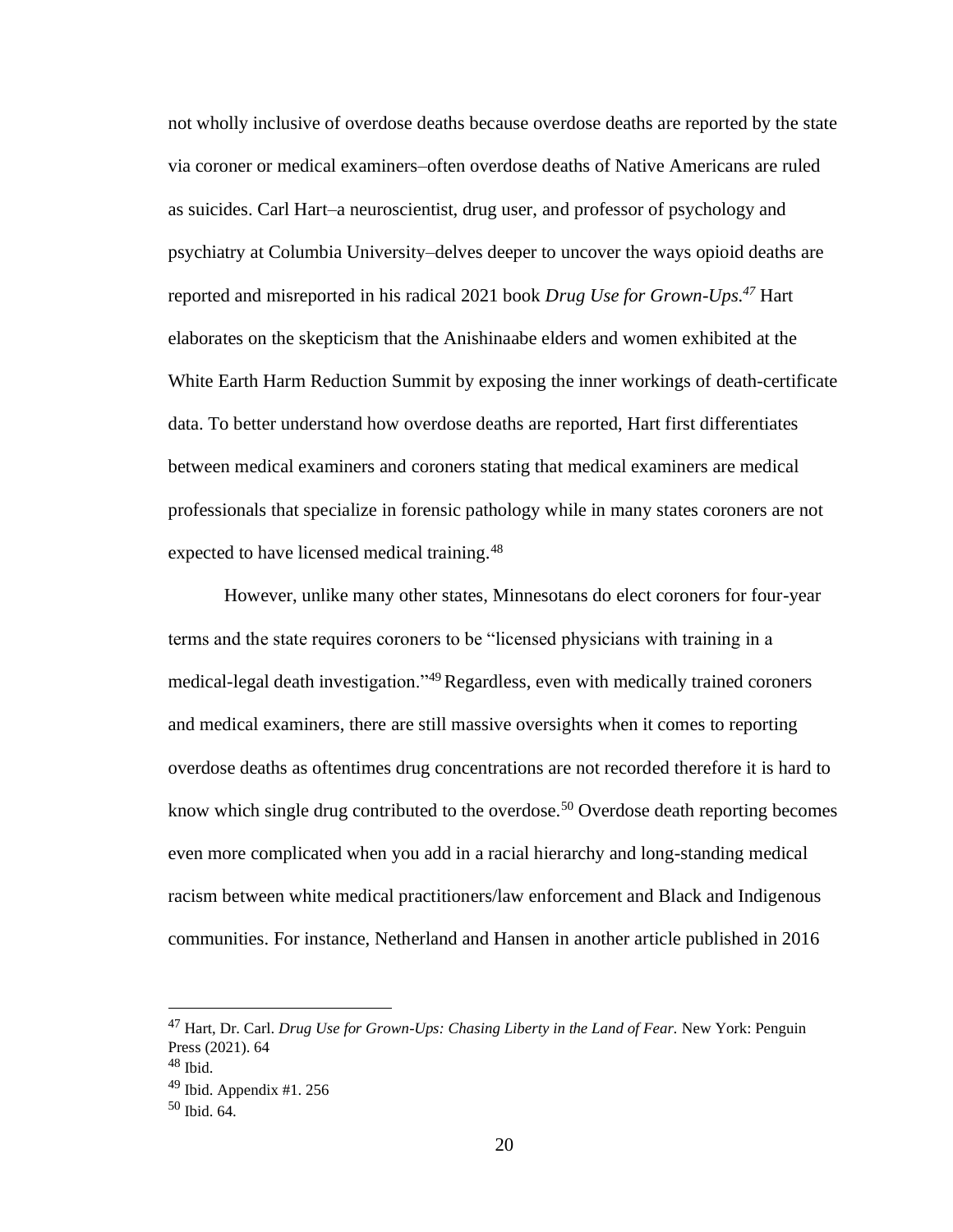not wholly inclusive of overdose deaths because overdose deaths are reported by the state via coroner or medical examiners–often overdose deaths of Native Americans are ruled as suicides. Carl Hart–a neuroscientist, drug user, and professor of psychology and psychiatry at Columbia University–delves deeper to uncover the ways opioid deaths are reported and misreported in his radical 2021 book *Drug Use for Grown-Ups.*[47] Hart elaborates on the skepticism that the Anishinaabe elders and women exhibited at the White Earth Harm Reduction Summit by exposing the inner workings of death-certificate data. To better understand how overdose deaths are reported, Hart first differentiates between medical examiners and coroners stating that medical examiners are medical professionals that specialize in forensic pathology while in many states coroners are not expected to have licensed medical training.[48]

However, unlike many other states, Minnesotans do elect coroners for four-year terms and the state requires coroners to be "licensed physicians with training in a medical-legal death investigation."[49] Regardless, even with medically trained coroners and medical examiners, there are still massive oversights when it comes to reporting overdose deaths as oftentimes drug concentrations are not recorded therefore it is hard to know which single drug contributed to the overdose.[50] Overdose death reporting becomes even more complicated when you add in a racial hierarchy and long-standing medical racism between white medical practitioners/law enforcement and Black and Indigenous communities. For instance, Netherland and Hansen in another article published in 2016

---

[47] Hart, Dr. Carl. *Drug Use for Grown-Ups: Chasing Liberty in the Land of Fear.* New York: Penguin Press (2021). 64

[48] Ibid.

[49] Ibid. Appendix #1. 256

[50] Ibid. 64.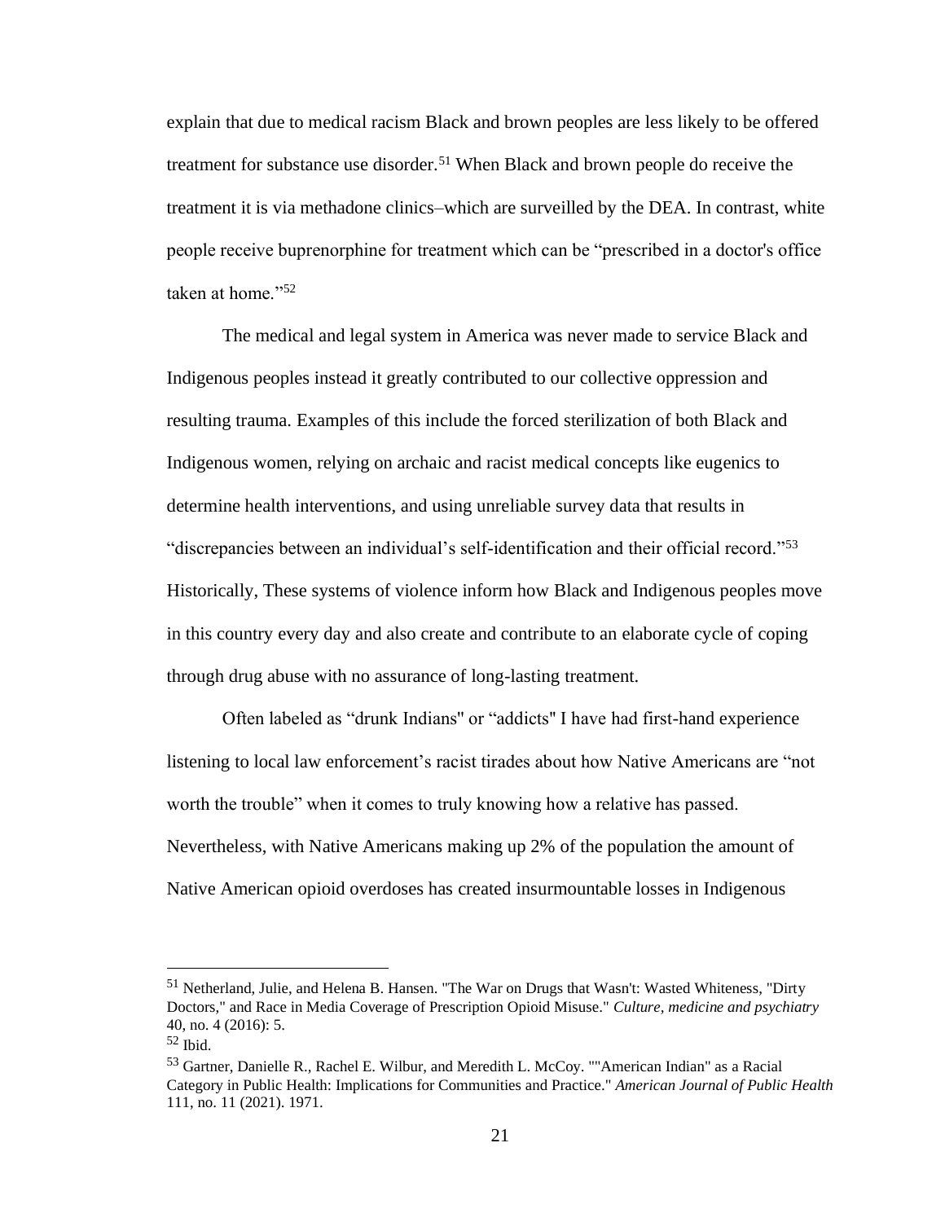explain that due to medical racism Black and brown peoples are less likely to be offered treatment for substance use disorder.[51] When Black and brown people do receive the treatment it is via methadone clinics–which are surveilled by the DEA. In contrast, white people receive buprenorphine for treatment which can be "prescribed in a doctor's office taken at home."[52]

The medical and legal system in America was never made to service Black and Indigenous peoples instead it greatly contributed to our collective oppression and resulting trauma. Examples of this include the forced sterilization of both Black and Indigenous women, relying on archaic and racist medical concepts like eugenics to determine health interventions, and using unreliable survey data that results in "discrepancies between an individual's self-identification and their official record."[53] Historically, These systems of violence inform how Black and Indigenous peoples move in this country every day and also create and contribute to an elaborate cycle of coping through drug abuse with no assurance of long-lasting treatment.

Often labeled as "drunk Indians" or "addicts" I have had first-hand experience listening to local law enforcement's racist tirades about how Native Americans are "not worth the trouble" when it comes to truly knowing how a relative has passed. Nevertheless, with Native Americans making up 2% of the population the amount of Native American opioid overdoses has created insurmountable losses in Indigenous

---

[51] Netherland, Julie, and Helena B. Hansen. "The War on Drugs that Wasn't: Wasted Whiteness, "Dirty Doctors," and Race in Media Coverage of Prescription Opioid Misuse." *Culture, medicine and psychiatry* 40, no. 4 (2016): 5.

[52] Ibid.

[53] Gartner, Danielle R., Rachel E. Wilbur, and Meredith L. McCoy. ""American Indian" as a Racial Category in Public Health: Implications for Communities and Practice." *American Journal of Public Health* 111, no. 11 (2021). 1971.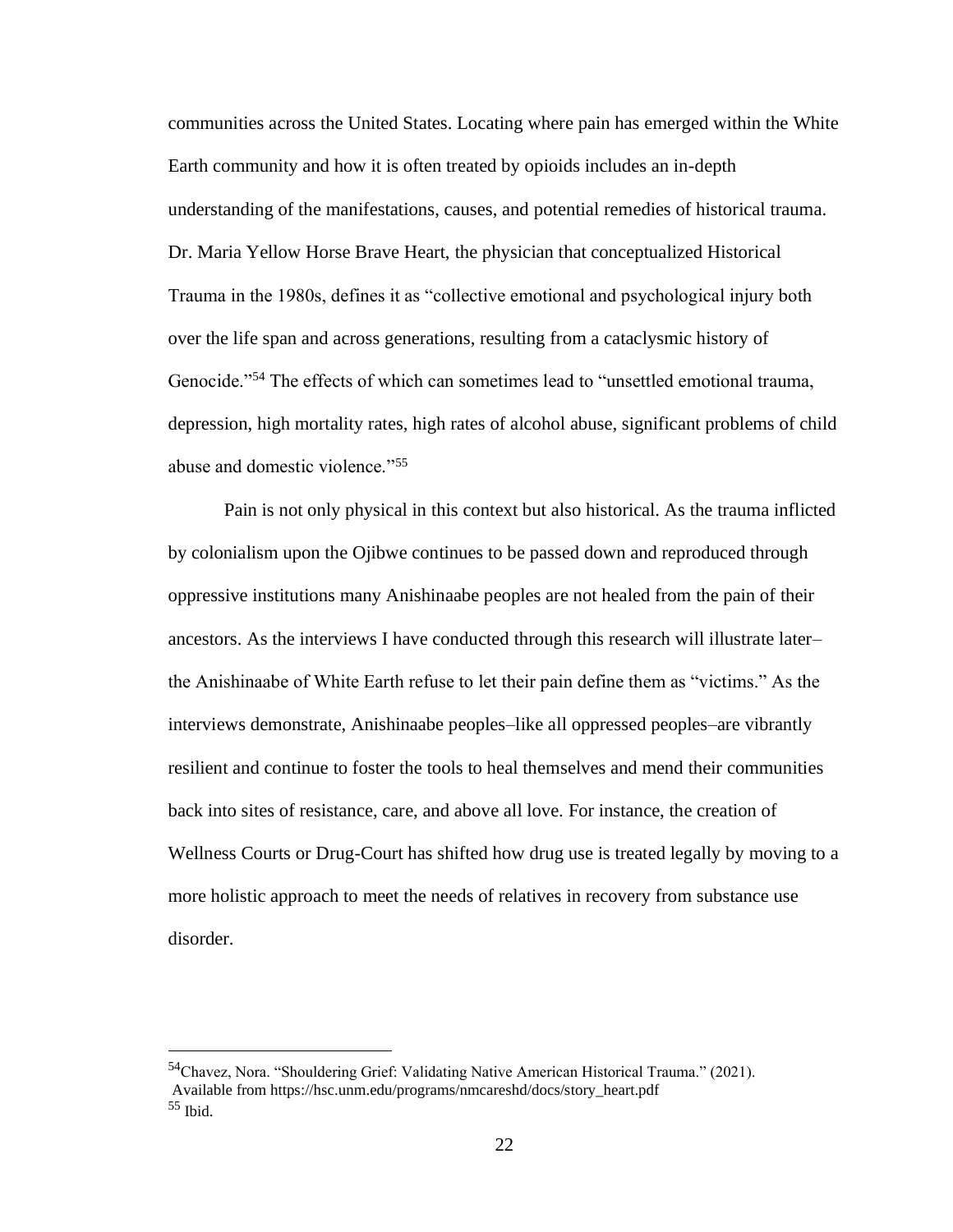communities across the United States. Locating where pain has emerged within the White Earth community and how it is often treated by opioids includes an in-depth understanding of the manifestations, causes, and potential remedies of historical trauma. Dr. Maria Yellow Horse Brave Heart, the physician that conceptualized Historical Trauma in the 1980s, defines it as "collective emotional and psychological injury both over the life span and across generations, resulting from a cataclysmic history of Genocide."[54] The effects of which can sometimes lead to "unsettled emotional trauma, depression, high mortality rates, high rates of alcohol abuse, significant problems of child abuse and domestic violence."[55]

Pain is not only physical in this context but also historical. As the trauma inflicted by colonialism upon the Ojibwe continues to be passed down and reproduced through oppressive institutions many Anishinaabe peoples are not healed from the pain of their ancestors. As the interviews I have conducted through this research will illustrate later– the Anishinaabe of White Earth refuse to let their pain define them as "victims." As the interviews demonstrate, Anishinaabe peoples–like all oppressed peoples–are vibrantly resilient and continue to foster the tools to heal themselves and mend their communities back into sites of resistance, care, and above all love. For instance, the creation of Wellness Courts or Drug-Court has shifted how drug use is treated legally by moving to a more holistic approach to meet the needs of relatives in recovery from substance use disorder.

---

[54] Chavez, Nora. "Shouldering Grief: Validating Native American Historical Trauma." (2021). Available from https://hsc.unm.edu/programs/nmcareshd/docs/story_heart.pdf

[55] Ibid.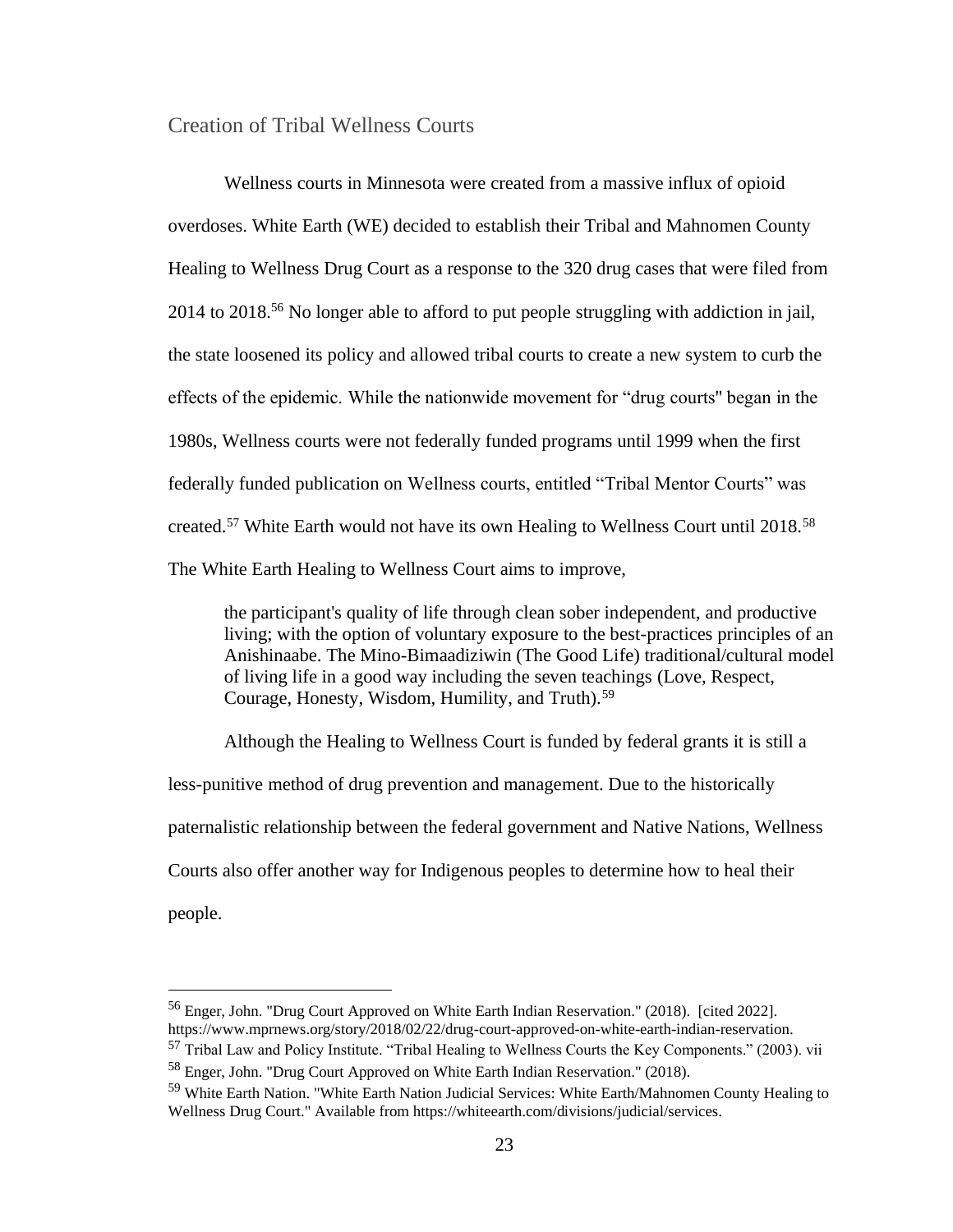## Creation of Tribal Wellness Courts

Wellness courts in Minnesota were created from a massive influx of opioid overdoses. White Earth (WE) decided to establish their Tribal and Mahnomen County Healing to Wellness Drug Court as a response to the 320 drug cases that were filed from 2014 to 2018.[56] No longer able to afford to put people struggling with addiction in jail, the state loosened its policy and allowed tribal courts to create a new system to curb the effects of the epidemic. While the nationwide movement for "drug courts" began in the 1980s, Wellness courts were not federally funded programs until 1999 when the first federally funded publication on Wellness courts, entitled "Tribal Mentor Courts" was created.[57] White Earth would not have its own Healing to Wellness Court until 2018.[58] The White Earth Healing to Wellness Court aims to improve,

> the participant's quality of life through clean sober independent, and productive living; with the option of voluntary exposure to the best-practices principles of an Anishinaabe. The Mino-Bimaadiziwin (The Good Life) traditional/cultural model of living life in a good way including the seven teachings (Love, Respect, Courage, Honesty, Wisdom, Humility, and Truth).[59]

Although the Healing to Wellness Court is funded by federal grants it is still a less-punitive method of drug prevention and management. Due to the historically paternalistic relationship between the federal government and Native Nations, Wellness Courts also offer another way for Indigenous peoples to determine how to heal their people.

---

[56] Enger, John. "Drug Court Approved on White Earth Indian Reservation." (2018). [cited 2022]. https://www.mprnews.org/story/2018/02/22/drug-court-approved-on-white-earth-indian-reservation.

[57] Tribal Law and Policy Institute. "Tribal Healing to Wellness Courts the Key Components." (2003). vii

[58] Enger, John. "Drug Court Approved on White Earth Indian Reservation." (2018).

[59] White Earth Nation. "White Earth Nation Judicial Services: White Earth/Mahnomen County Healing to Wellness Drug Court." Available from https://whiteearth.com/divisions/judicial/services.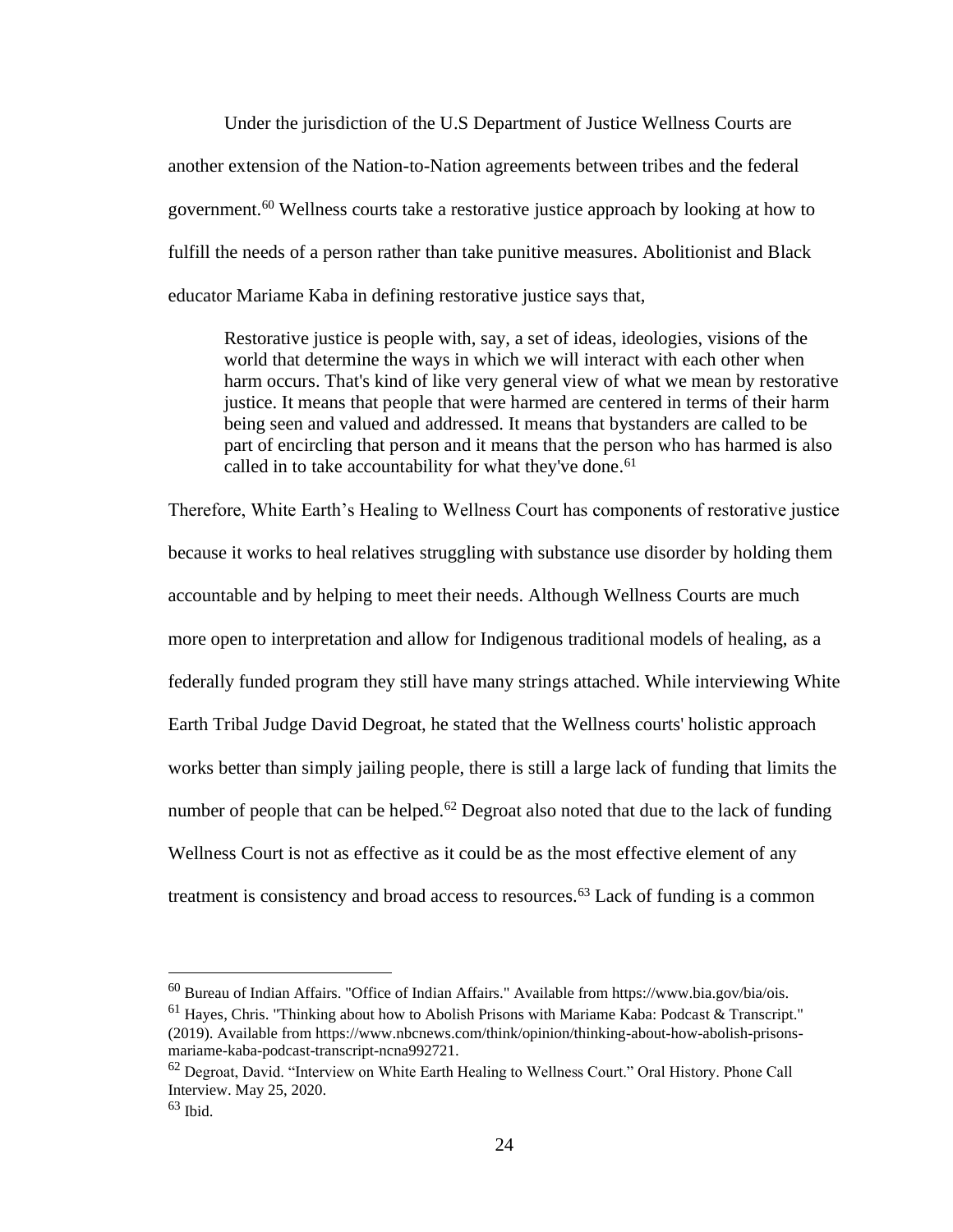Under the jurisdiction of the U.S Department of Justice Wellness Courts are another extension of the Nation-to-Nation agreements between tribes and the federal government.[60] Wellness courts take a restorative justice approach by looking at how to fulfill the needs of a person rather than take punitive measures. Abolitionist and Black educator Mariame Kaba in defining restorative justice says that,

> Restorative justice is people with, say, a set of ideas, ideologies, visions of the world that determine the ways in which we will interact with each other when harm occurs. That's kind of like very general view of what we mean by restorative justice. It means that people that were harmed are centered in terms of their harm being seen and valued and addressed. It means that bystanders are called to be part of encircling that person and it means that the person who has harmed is also called in to take accountability for what they've done.[61]

Therefore, White Earth's Healing to Wellness Court has components of restorative justice because it works to heal relatives struggling with substance use disorder by holding them accountable and by helping to meet their needs. Although Wellness Courts are much more open to interpretation and allow for Indigenous traditional models of healing, as a federally funded program they still have many strings attached. While interviewing White Earth Tribal Judge David Degroat, he stated that the Wellness courts' holistic approach works better than simply jailing people, there is still a large lack of funding that limits the number of people that can be helped.[62] Degroat also noted that due to the lack of funding Wellness Court is not as effective as it could be as the most effective element of any treatment is consistency and broad access to resources.[63] Lack of funding is a common

---

[60] Bureau of Indian Affairs. "Office of Indian Affairs." Available from https://www.bia.gov/bia/ois.

[61] Hayes, Chris. "Thinking about how to Abolish Prisons with Mariame Kaba: Podcast & Transcript." (2019). Available from https://www.nbcnews.com/think/opinion/thinking-about-how-abolish-prisons-mariame-kaba-podcast-transcript-ncna992721.

[62] Degroat, David. "Interview on White Earth Healing to Wellness Court." Oral History. Phone Call Interview. May 25, 2020.

[63] Ibid.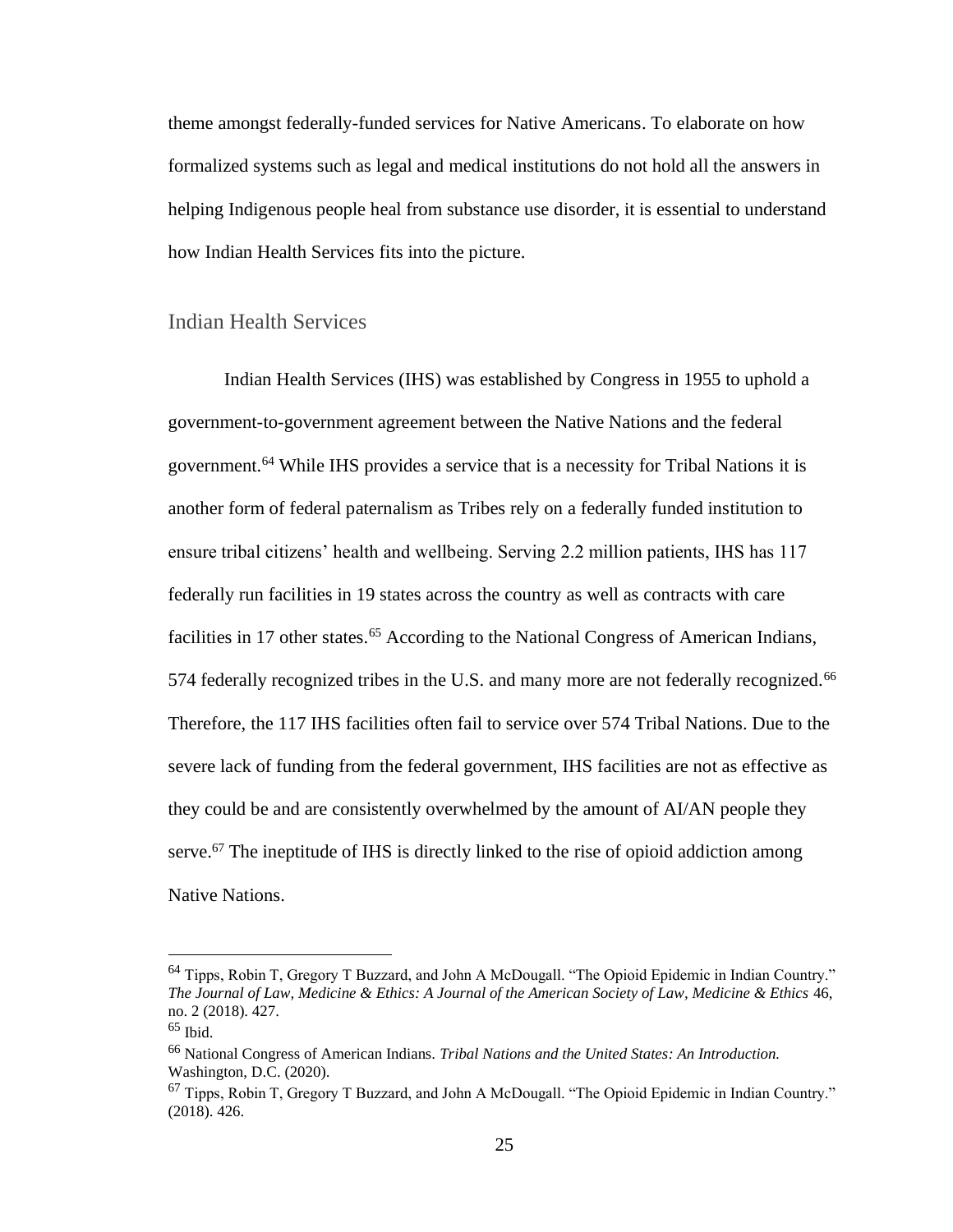theme amongst federally-funded services for Native Americans. To elaborate on how formalized systems such as legal and medical institutions do not hold all the answers in helping Indigenous people heal from substance use disorder, it is essential to understand how Indian Health Services fits into the picture.

## Indian Health Services

Indian Health Services (IHS) was established by Congress in 1955 to uphold a government-to-government agreement between the Native Nations and the federal government.[64] While IHS provides a service that is a necessity for Tribal Nations it is another form of federal paternalism as Tribes rely on a federally funded institution to ensure tribal citizens' health and wellbeing. Serving 2.2 million patients, IHS has 117 federally run facilities in 19 states across the country as well as contracts with care facilities in 17 other states.[65] According to the National Congress of American Indians, 574 federally recognized tribes in the U.S. and many more are not federally recognized.[66] Therefore, the 117 IHS facilities often fail to service over 574 Tribal Nations. Due to the severe lack of funding from the federal government, IHS facilities are not as effective as they could be and are consistently overwhelmed by the amount of AI/AN people they serve.[67] The ineptitude of IHS is directly linked to the rise of opioid addiction among Native Nations.

---

[64] Tipps, Robin T, Gregory T Buzzard, and John A McDougall. "The Opioid Epidemic in Indian Country." *The Journal of Law, Medicine & Ethics: A Journal of the American Society of Law, Medicine & Ethics* 46, no. 2 (2018). 427.

[65] Ibid.

[66] National Congress of American Indians. *Tribal Nations and the United States: An Introduction.* Washington, D.C. (2020).

[67] Tipps, Robin T, Gregory T Buzzard, and John A McDougall. "The Opioid Epidemic in Indian Country." (2018). 426.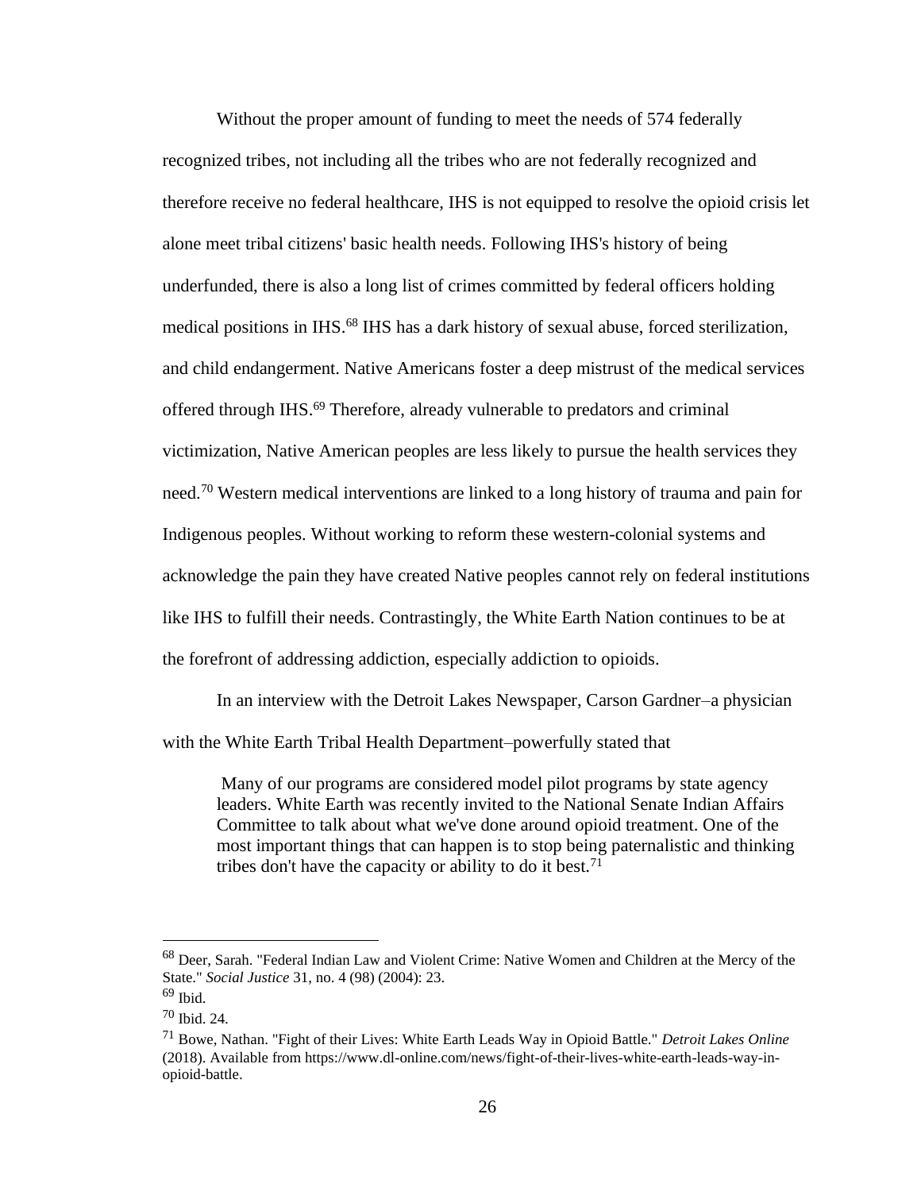Without the proper amount of funding to meet the needs of 574 federally recognized tribes, not including all the tribes who are not federally recognized and therefore receive no federal healthcare, IHS is not equipped to resolve the opioid crisis let alone meet tribal citizens' basic health needs. Following IHS's history of being underfunded, there is also a long list of crimes committed by federal officers holding medical positions in IHS.[68] IHS has a dark history of sexual abuse, forced sterilization, and child endangerment. Native Americans foster a deep mistrust of the medical services offered through IHS.[69] Therefore, already vulnerable to predators and criminal victimization, Native American peoples are less likely to pursue the health services they need.[70] Western medical interventions are linked to a long history of trauma and pain for Indigenous peoples. Without working to reform these western-colonial systems and acknowledge the pain they have created Native peoples cannot rely on federal institutions like IHS to fulfill their needs. Contrastingly, the White Earth Nation continues to be at the forefront of addressing addiction, especially addiction to opioids.

In an interview with the Detroit Lakes Newspaper, Carson Gardner–a physician with the White Earth Tribal Health Department–powerfully stated that

> Many of our programs are considered model pilot programs by state agency leaders. White Earth was recently invited to the National Senate Indian Affairs Committee to talk about what we've done around opioid treatment. One of the most important things that can happen is to stop being paternalistic and thinking tribes don't have the capacity or ability to do it best.[71]

---

[68] Deer, Sarah. "Federal Indian Law and Violent Crime: Native Women and Children at the Mercy of the State." *Social Justice* 31, no. 4 (98) (2004): 23.

[69] Ibid.

[70] Ibid. 24.

[71] Bowe, Nathan. "Fight of their Lives: White Earth Leads Way in Opioid Battle." *Detroit Lakes Online* (2018). Available from https://www.dl-online.com/news/fight-of-their-lives-white-earth-leads-way-in-opioid-battle.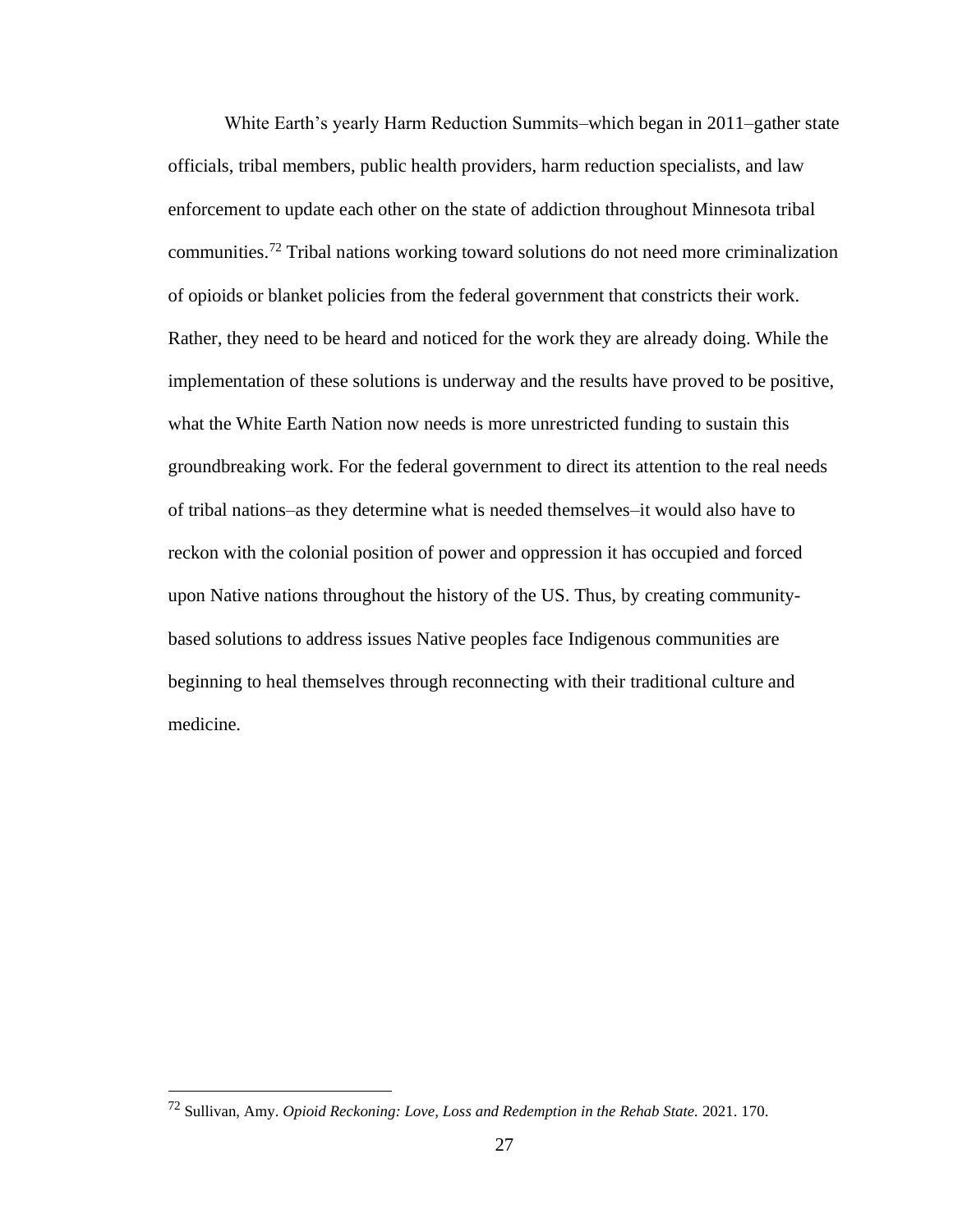White Earth's yearly Harm Reduction Summits–which began in 2011–gather state officials, tribal members, public health providers, harm reduction specialists, and law enforcement to update each other on the state of addiction throughout Minnesota tribal communities.[72] Tribal nations working toward solutions do not need more criminalization of opioids or blanket policies from the federal government that constricts their work. Rather, they need to be heard and noticed for the work they are already doing. While the implementation of these solutions is underway and the results have proved to be positive, what the White Earth Nation now needs is more unrestricted funding to sustain this groundbreaking work. For the federal government to direct its attention to the real needs of tribal nations–as they determine what is needed themselves–it would also have to reckon with the colonial position of power and oppression it has occupied and forced upon Native nations throughout the history of the US. Thus, by creating community-based solutions to address issues Native peoples face Indigenous communities are beginning to heal themselves through reconnecting with their traditional culture and medicine.

[72] Sullivan, Amy. *Opioid Reckoning: Love, Loss and Redemption in the Rehab State.* 2021. 170.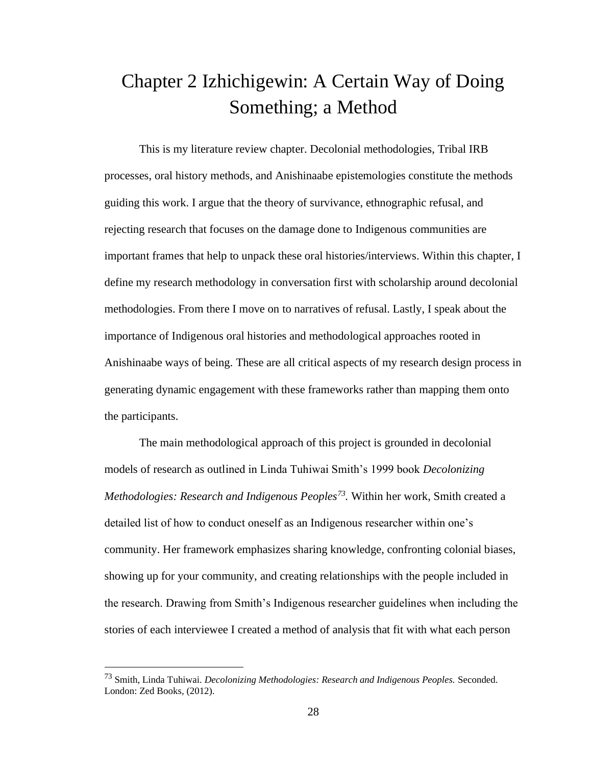# Chapter 2 Izhichigewin: A Certain Way of Doing Something; a Method

This is my literature review chapter. Decolonial methodologies, Tribal IRB processes, oral history methods, and Anishinaabe epistemologies constitute the methods guiding this work. I argue that the theory of survivance, ethnographic refusal, and rejecting research that focuses on the damage done to Indigenous communities are important frames that help to unpack these oral histories/interviews. Within this chapter, I define my research methodology in conversation first with scholarship around decolonial methodologies. From there I move on to narratives of refusal. Lastly, I speak about the importance of Indigenous oral histories and methodological approaches rooted in Anishinaabe ways of being. These are all critical aspects of my research design process in generating dynamic engagement with these frameworks rather than mapping them onto the participants.

The main methodological approach of this project is grounded in decolonial models of research as outlined in Linda Tuhiwai Smith's 1999 book *Decolonizing Methodologies: Research and Indigenous Peoples*[73]. Within her work, Smith created a detailed list of how to conduct oneself as an Indigenous researcher within one's community. Her framework emphasizes sharing knowledge, confronting colonial biases, showing up for your community, and creating relationships with the people included in the research. Drawing from Smith's Indigenous researcher guidelines when including the stories of each interviewee I created a method of analysis that fit with what each person

---

[73] Smith, Linda Tuhiwai. *Decolonizing Methodologies: Research and Indigenous Peoples.* Seconded. London: Zed Books, (2012).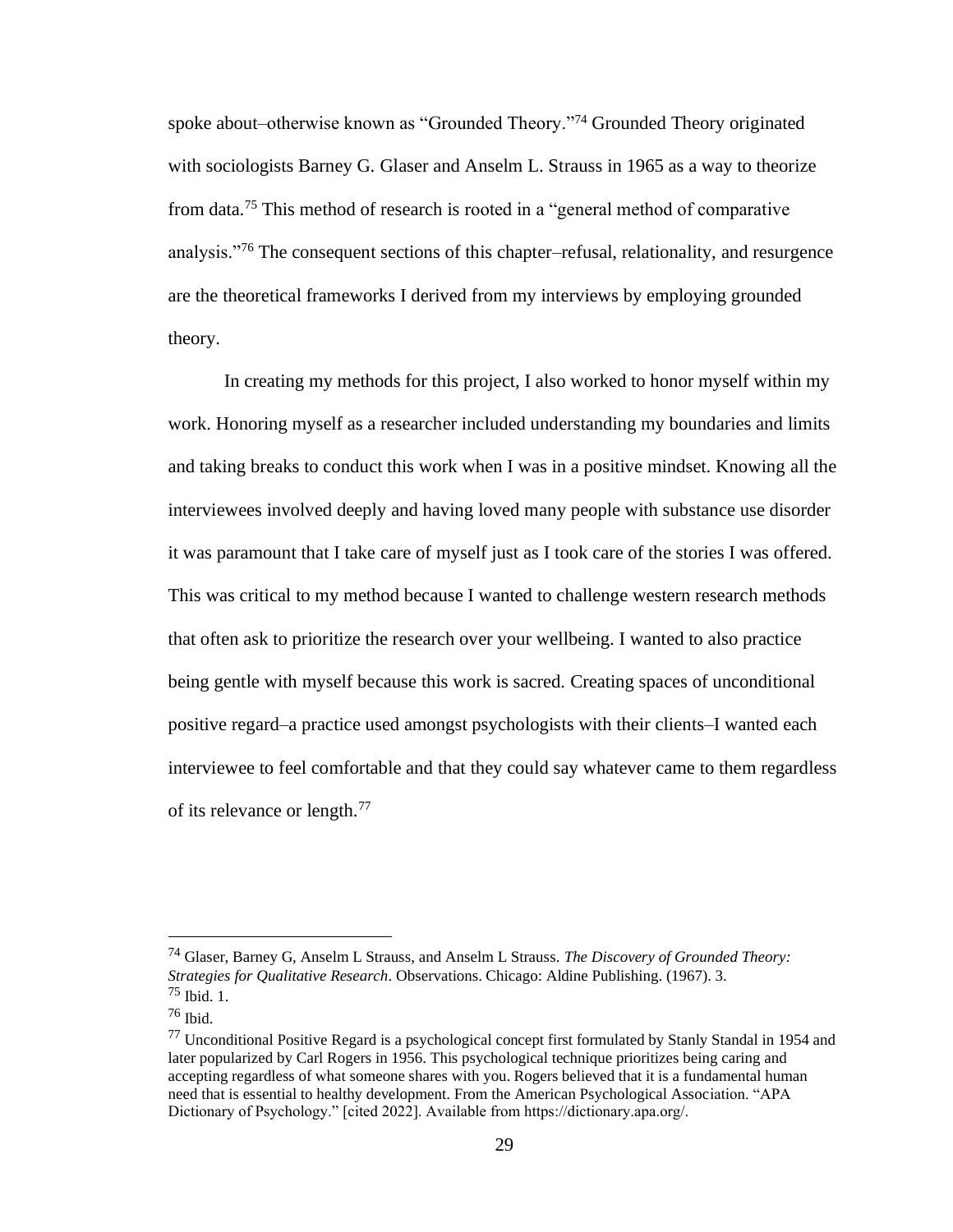spoke about–otherwise known as "Grounded Theory."[74] Grounded Theory originated with sociologists Barney G. Glaser and Anselm L. Strauss in 1965 as a way to theorize from data.[75] This method of research is rooted in a "general method of comparative analysis."[76] The consequent sections of this chapter–refusal, relationality, and resurgence are the theoretical frameworks I derived from my interviews by employing grounded theory.

In creating my methods for this project, I also worked to honor myself within my work. Honoring myself as a researcher included understanding my boundaries and limits and taking breaks to conduct this work when I was in a positive mindset. Knowing all the interviewees involved deeply and having loved many people with substance use disorder it was paramount that I take care of myself just as I took care of the stories I was offered. This was critical to my method because I wanted to challenge western research methods that often ask to prioritize the research over your wellbeing. I wanted to also practice being gentle with myself because this work is sacred. Creating spaces of unconditional positive regard–a practice used amongst psychologists with their clients–I wanted each interviewee to feel comfortable and that they could say whatever came to them regardless of its relevance or length.[77]

---

[74] Glaser, Barney G, Anselm L Strauss, and Anselm L Strauss. *The Discovery of Grounded Theory: Strategies for Qualitative Research*. Observations. Chicago: Aldine Publishing. (1967). 3.

[75] Ibid. 1.

[76] Ibid.

[77] Unconditional Positive Regard is a psychological concept first formulated by Stanly Standal in 1954 and later popularized by Carl Rogers in 1956. This psychological technique prioritizes being caring and accepting regardless of what someone shares with you. Rogers believed that it is a fundamental human need that is essential to healthy development. From the American Psychological Association. "APA Dictionary of Psychology." [cited 2022]. Available from https://dictionary.apa.org/.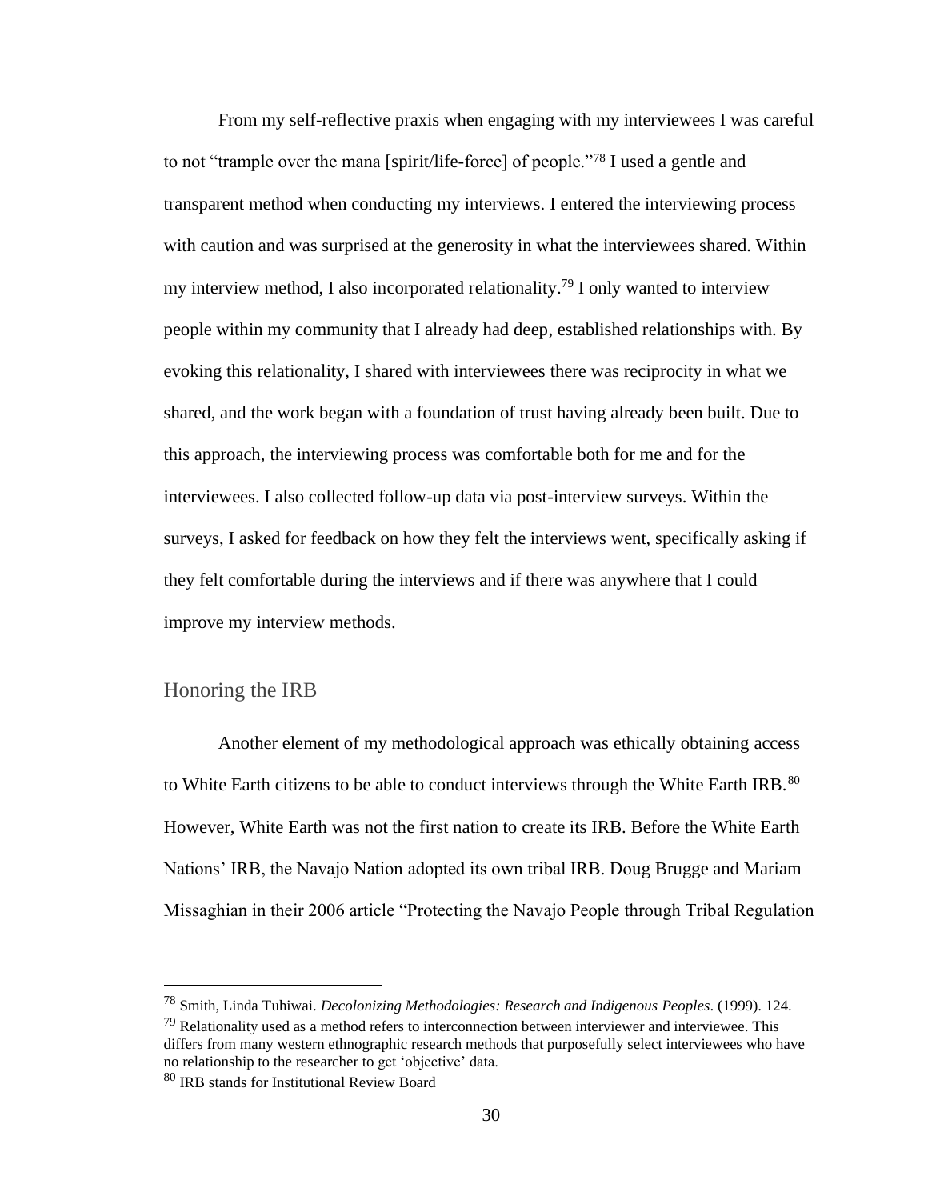From my self-reflective praxis when engaging with my interviewees I was careful to not "trample over the mana [spirit/life-force] of people."[78] I used a gentle and transparent method when conducting my interviews. I entered the interviewing process with caution and was surprised at the generosity in what the interviewees shared. Within my interview method, I also incorporated relationality.[79] I only wanted to interview people within my community that I already had deep, established relationships with. By evoking this relationality, I shared with interviewees there was reciprocity in what we shared, and the work began with a foundation of trust having already been built. Due to this approach, the interviewing process was comfortable both for me and for the interviewees. I also collected follow-up data via post-interview surveys. Within the surveys, I asked for feedback on how they felt the interviews went, specifically asking if they felt comfortable during the interviews and if there was anywhere that I could improve my interview methods.

## Honoring the IRB

Another element of my methodological approach was ethically obtaining access to White Earth citizens to be able to conduct interviews through the White Earth IRB.[80] However, White Earth was not the first nation to create its IRB. Before the White Earth Nations' IRB, the Navajo Nation adopted its own tribal IRB. Doug Brugge and Mariam Missaghian in their 2006 article "Protecting the Navajo People through Tribal Regulation

---

[78] Smith, Linda Tuhiwai. *Decolonizing Methodologies: Research and Indigenous Peoples*. (1999). 124.

[79] Relationality used as a method refers to interconnection between interviewer and interviewee. This differs from many western ethnographic research methods that purposefully select interviewees who have no relationship to the researcher to get 'objective' data.

[80] IRB stands for Institutional Review Board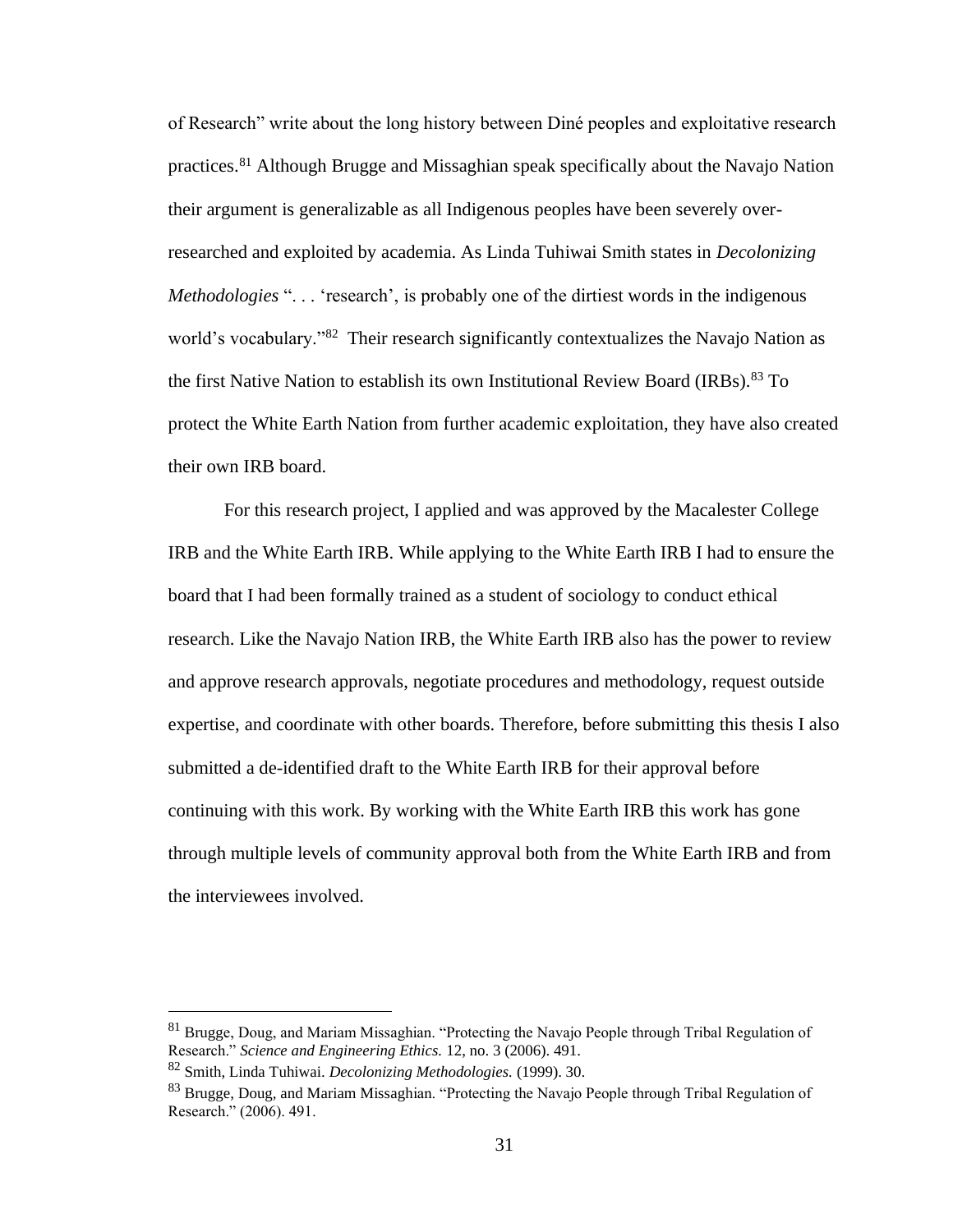of Research" write about the long history between Diné peoples and exploitative research practices.[81] Although Brugge and Missaghian speak specifically about the Navajo Nation their argument is generalizable as all Indigenous peoples have been severely over-researched and exploited by academia. As Linda Tuhiwai Smith states in *Decolonizing Methodologies* ". . . 'research', is probably one of the dirtiest words in the indigenous world's vocabulary."[82] Their research significantly contextualizes the Navajo Nation as the first Native Nation to establish its own Institutional Review Board (IRBs).[83] To protect the White Earth Nation from further academic exploitation, they have also created their own IRB board.

For this research project, I applied and was approved by the Macalester College IRB and the White Earth IRB. While applying to the White Earth IRB I had to ensure the board that I had been formally trained as a student of sociology to conduct ethical research. Like the Navajo Nation IRB, the White Earth IRB also has the power to review and approve research approvals, negotiate procedures and methodology, request outside expertise, and coordinate with other boards. Therefore, before submitting this thesis I also submitted a de-identified draft to the White Earth IRB for their approval before continuing with this work. By working with the White Earth IRB this work has gone through multiple levels of community approval both from the White Earth IRB and from the interviewees involved.

---

[81] Brugge, Doug, and Mariam Missaghian. "Protecting the Navajo People through Tribal Regulation of Research." *Science and Engineering Ethics.* 12, no. 3 (2006). 491.

[82] Smith, Linda Tuhiwai. *Decolonizing Methodologies.* (1999). 30.

[83] Brugge, Doug, and Mariam Missaghian. "Protecting the Navajo People through Tribal Regulation of Research." (2006). 491.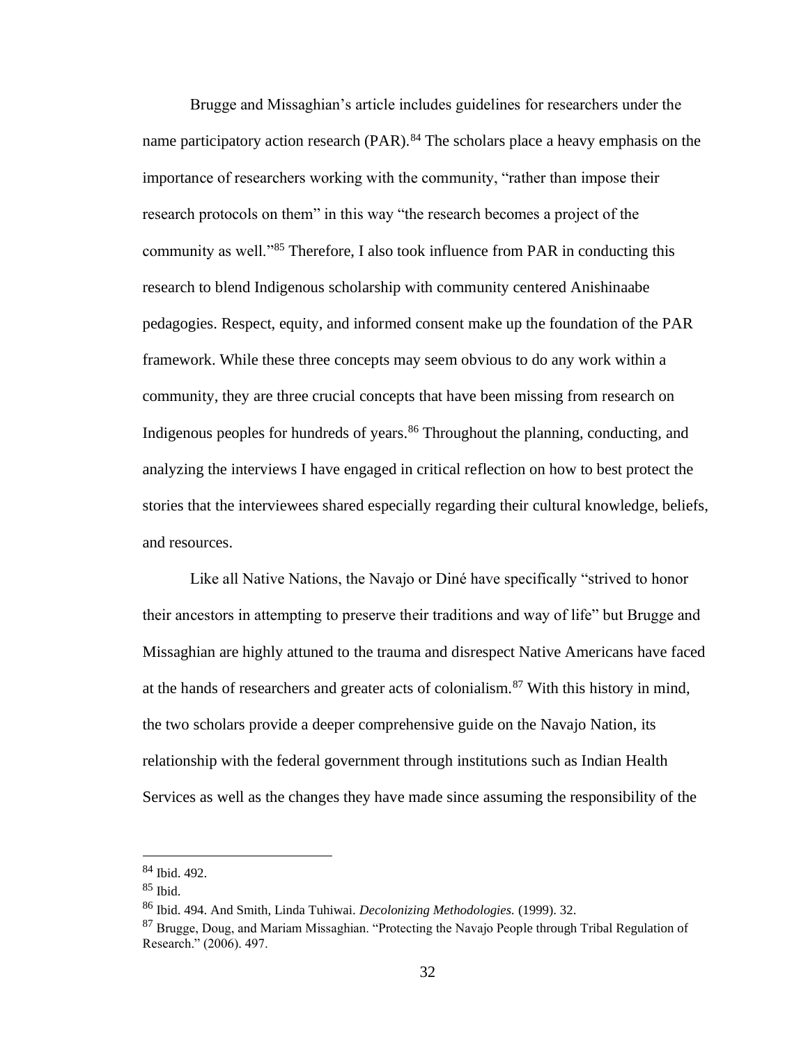Brugge and Missaghian's article includes guidelines for researchers under the name participatory action research (PAR).[84] The scholars place a heavy emphasis on the importance of researchers working with the community, "rather than impose their research protocols on them" in this way "the research becomes a project of the community as well."[85] Therefore, I also took influence from PAR in conducting this research to blend Indigenous scholarship with community centered Anishinaabe pedagogies. Respect, equity, and informed consent make up the foundation of the PAR framework. While these three concepts may seem obvious to do any work within a community, they are three crucial concepts that have been missing from research on Indigenous peoples for hundreds of years.[86] Throughout the planning, conducting, and analyzing the interviews I have engaged in critical reflection on how to best protect the stories that the interviewees shared especially regarding their cultural knowledge, beliefs, and resources.

Like all Native Nations, the Navajo or Diné have specifically "strived to honor their ancestors in attempting to preserve their traditions and way of life" but Brugge and Missaghian are highly attuned to the trauma and disrespect Native Americans have faced at the hands of researchers and greater acts of colonialism.[87] With this history in mind, the two scholars provide a deeper comprehensive guide on the Navajo Nation, its relationship with the federal government through institutions such as Indian Health Services as well as the changes they have made since assuming the responsibility of the

---

[84] Ibid. 492.

[85] Ibid.

[86] Ibid. 494. And Smith, Linda Tuhiwai. *Decolonizing Methodologies.* (1999). 32.

[87] Brugge, Doug, and Mariam Missaghian. "Protecting the Navajo People through Tribal Regulation of Research." (2006). 497.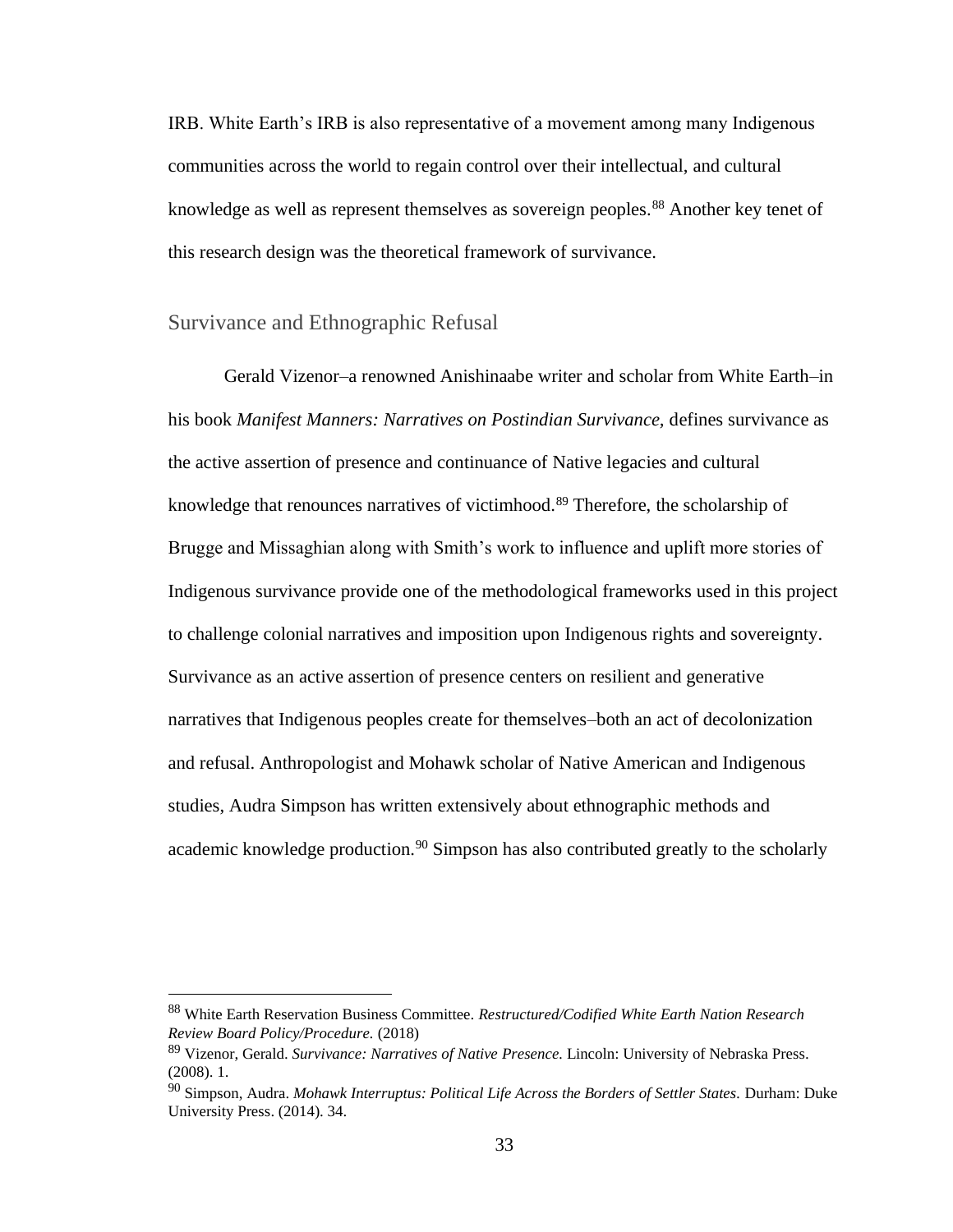IRB. White Earth's IRB is also representative of a movement among many Indigenous communities across the world to regain control over their intellectual, and cultural knowledge as well as represent themselves as sovereign peoples.[88] Another key tenet of this research design was the theoretical framework of survivance.

## Survivance and Ethnographic Refusal

Gerald Vizenor–a renowned Anishinaabe writer and scholar from White Earth–in his book *Manifest Manners: Narratives on Postindian Survivance*, defines survivance as the active assertion of presence and continuance of Native legacies and cultural knowledge that renounces narratives of victimhood.[89] Therefore, the scholarship of Brugge and Missaghian along with Smith's work to influence and uplift more stories of Indigenous survivance provide one of the methodological frameworks used in this project to challenge colonial narratives and imposition upon Indigenous rights and sovereignty. Survivance as an active assertion of presence centers on resilient and generative narratives that Indigenous peoples create for themselves–both an act of decolonization and refusal. Anthropologist and Mohawk scholar of Native American and Indigenous studies, Audra Simpson has written extensively about ethnographic methods and academic knowledge production.[90] Simpson has also contributed greatly to the scholarly

---

[88] White Earth Reservation Business Committee. *Restructured/Codified White Earth Nation Research Review Board Policy/Procedure.* (2018)

[89] Vizenor, Gerald. *Survivance: Narratives of Native Presence.* Lincoln: University of Nebraska Press. (2008). 1.

[90] Simpson, Audra. *Mohawk Interruptus: Political Life Across the Borders of Settler States.* Durham: Duke University Press. (2014). 34.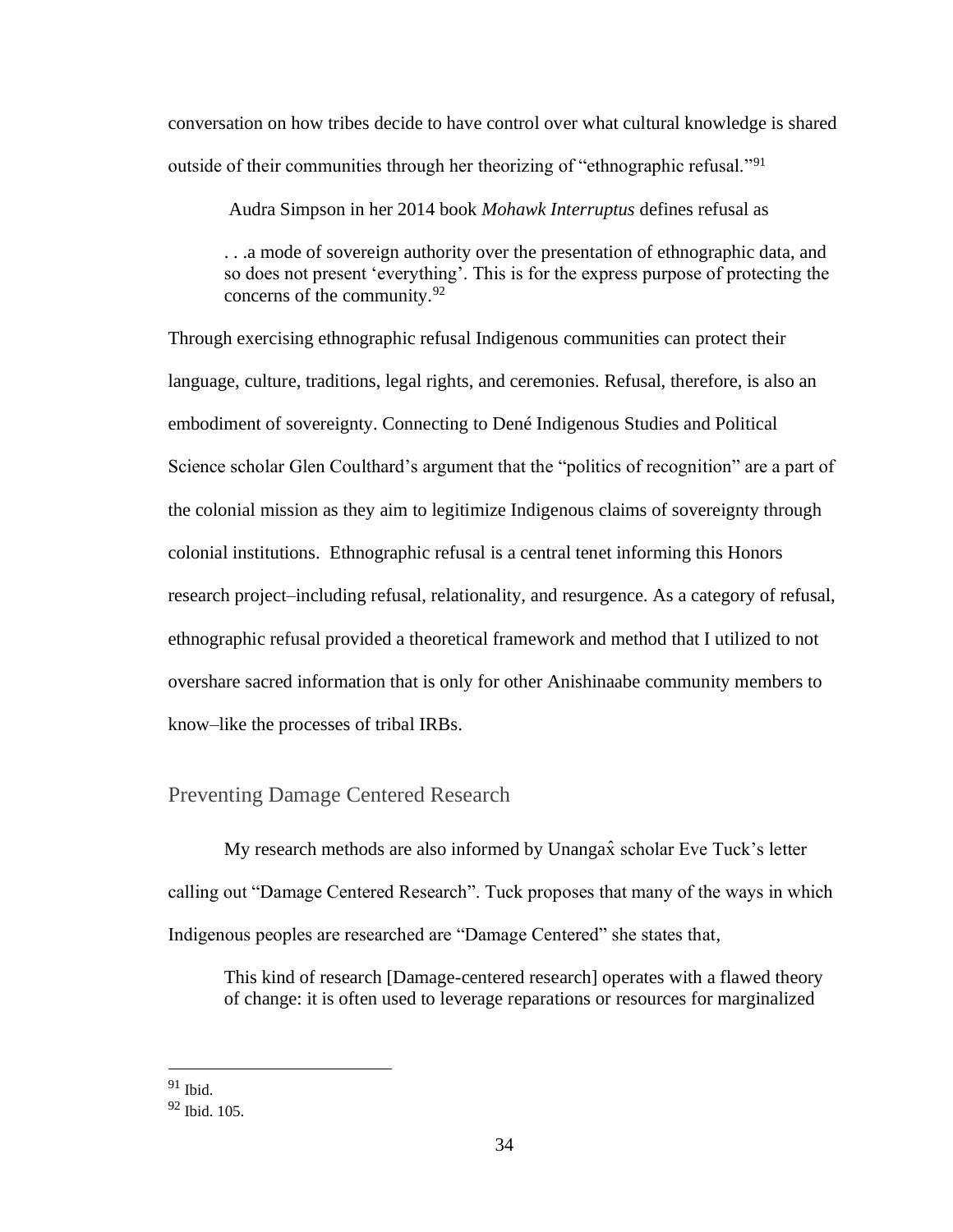conversation on how tribes decide to have control over what cultural knowledge is shared outside of their communities through her theorizing of "ethnographic refusal."[91]

Audra Simpson in her 2014 book *Mohawk Interruptus* defines refusal as

> . . .a mode of sovereign authority over the presentation of ethnographic data, and so does not present 'everything'. This is for the express purpose of protecting the concerns of the community.[92]

Through exercising ethnographic refusal Indigenous communities can protect their language, culture, traditions, legal rights, and ceremonies. Refusal, therefore, is also an embodiment of sovereignty. Connecting to Dené Indigenous Studies and Political Science scholar Glen Coulthard's argument that the "politics of recognition" are a part of the colonial mission as they aim to legitimize Indigenous claims of sovereignty through colonial institutions. Ethnographic refusal is a central tenet informing this Honors research project–including refusal, relationality, and resurgence. As a category of refusal, ethnographic refusal provided a theoretical framework and method that I utilized to not overshare sacred information that is only for other Anishinaabe community members to know–like the processes of tribal IRBs.

## Preventing Damage Centered Research

My research methods are also informed by Unangax̂ scholar Eve Tuck's letter calling out "Damage Centered Research". Tuck proposes that many of the ways in which Indigenous peoples are researched are "Damage Centered" she states that,

> This kind of research [Damage-centered research] operates with a flawed theory of change: it is often used to leverage reparations or resources for marginalized

[91] Ibid.

[92] Ibid. 105.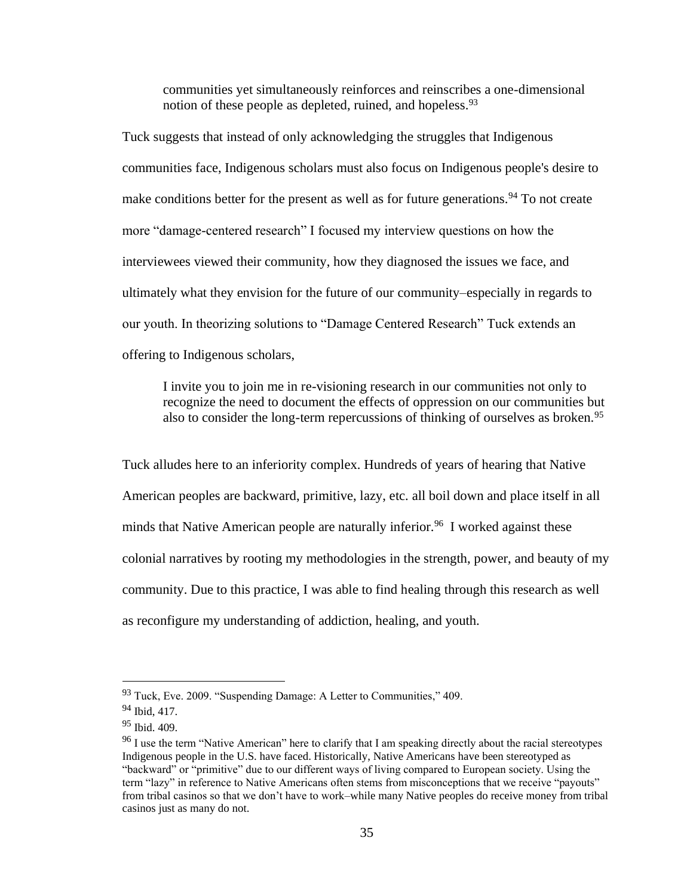> communities yet simultaneously reinforces and reinscribes a one-dimensional notion of these people as depleted, ruined, and hopeless.[93]

Tuck suggests that instead of only acknowledging the struggles that Indigenous communities face, Indigenous scholars must also focus on Indigenous people's desire to make conditions better for the present as well as for future generations.[94] To not create more "damage-centered research" I focused my interview questions on how the interviewees viewed their community, how they diagnosed the issues we face, and ultimately what they envision for the future of our community–especially in regards to our youth. In theorizing solutions to "Damage Centered Research" Tuck extends an offering to Indigenous scholars,

> I invite you to join me in re-visioning research in our communities not only to recognize the need to document the effects of oppression on our communities but also to consider the long-term repercussions of thinking of ourselves as broken.[95]

Tuck alludes here to an inferiority complex. Hundreds of years of hearing that Native American peoples are backward, primitive, lazy, etc. all boil down and place itself in all minds that Native American people are naturally inferior.[96] I worked against these colonial narratives by rooting my methodologies in the strength, power, and beauty of my community. Due to this practice, I was able to find healing through this research as well as reconfigure my understanding of addiction, healing, and youth.

---

[93] Tuck, Eve. 2009. "Suspending Damage: A Letter to Communities," 409.

[94] Ibid, 417.

[95] Ibid. 409.

[96] I use the term "Native American" here to clarify that I am speaking directly about the racial stereotypes Indigenous people in the U.S. have faced. Historically, Native Americans have been stereotyped as "backward" or "primitive" due to our different ways of living compared to European society. Using the term "lazy" in reference to Native Americans often stems from misconceptions that we receive "payouts" from tribal casinos so that we don't have to work–while many Native peoples do receive money from tribal casinos just as many do not.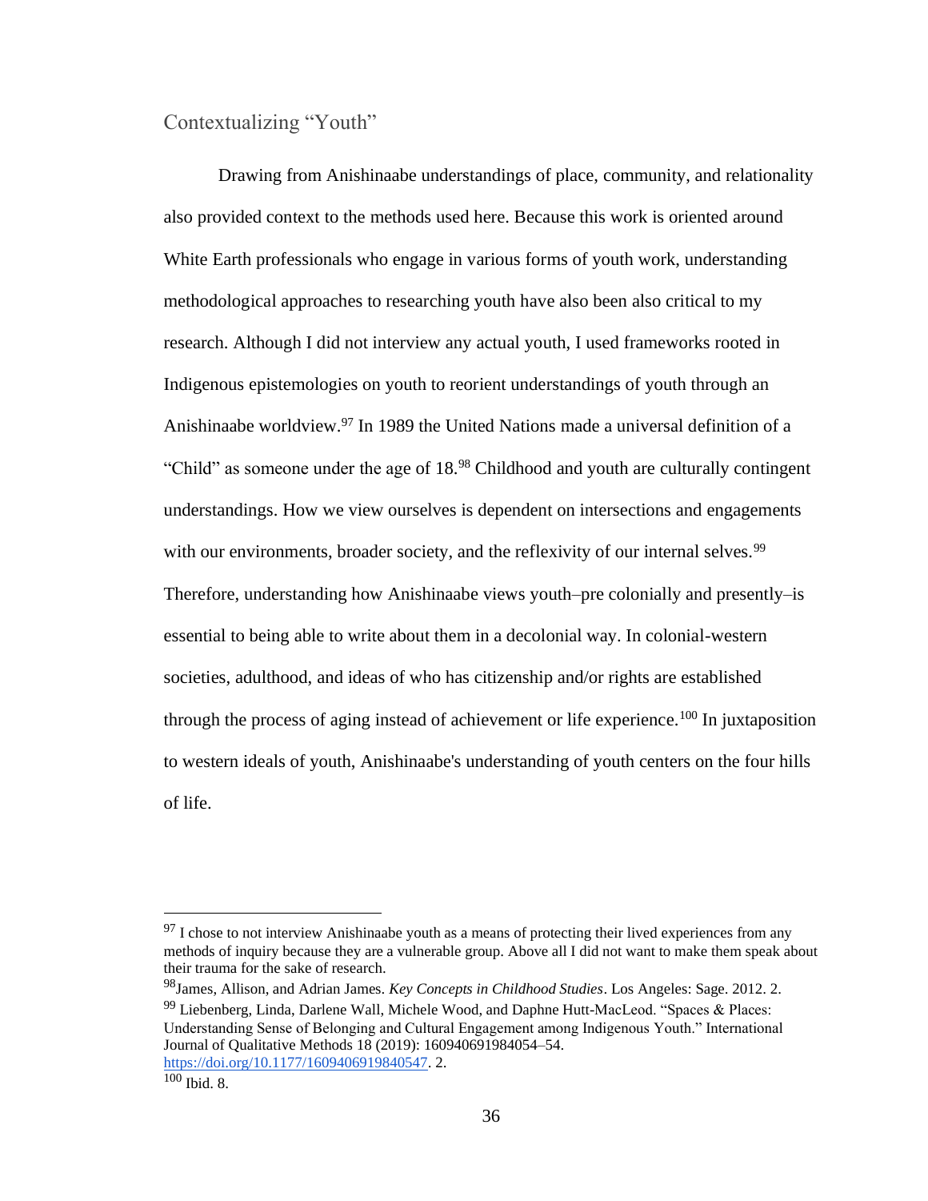## Contextualizing "Youth"

Drawing from Anishinaabe understandings of place, community, and relationality also provided context to the methods used here. Because this work is oriented around White Earth professionals who engage in various forms of youth work, understanding methodological approaches to researching youth have also been also critical to my research. Although I did not interview any actual youth, I used frameworks rooted in Indigenous epistemologies on youth to reorient understandings of youth through an Anishinaabe worldview.[97] In 1989 the United Nations made a universal definition of a "Child" as someone under the age of 18.[98] Childhood and youth are culturally contingent understandings. How we view ourselves is dependent on intersections and engagements with our environments, broader society, and the reflexivity of our internal selves.[99] Therefore, understanding how Anishinaabe views youth–pre colonially and presently–is essential to being able to write about them in a decolonial way. In colonial-western societies, adulthood, and ideas of who has citizenship and/or rights are established through the process of aging instead of achievement or life experience.[100] In juxtaposition to western ideals of youth, Anishinaabe's understanding of youth centers on the four hills of life.

---

[97] I chose to not interview Anishinaabe youth as a means of protecting their lived experiences from any methods of inquiry because they are a vulnerable group. Above all I did not want to make them speak about their trauma for the sake of research.

[98] James, Allison, and Adrian James. *Key Concepts in Childhood Studies*. Los Angeles: Sage. 2012. 2.

[99] Liebenberg, Linda, Darlene Wall, Michele Wood, and Daphne Hutt-MacLeod. "Spaces & Places: Understanding Sense of Belonging and Cultural Engagement among Indigenous Youth." International Journal of Qualitative Methods 18 (2019): 160940691984054–54. https://doi.org/10.1177/1609406919840547. 2.

[100] Ibid. 8.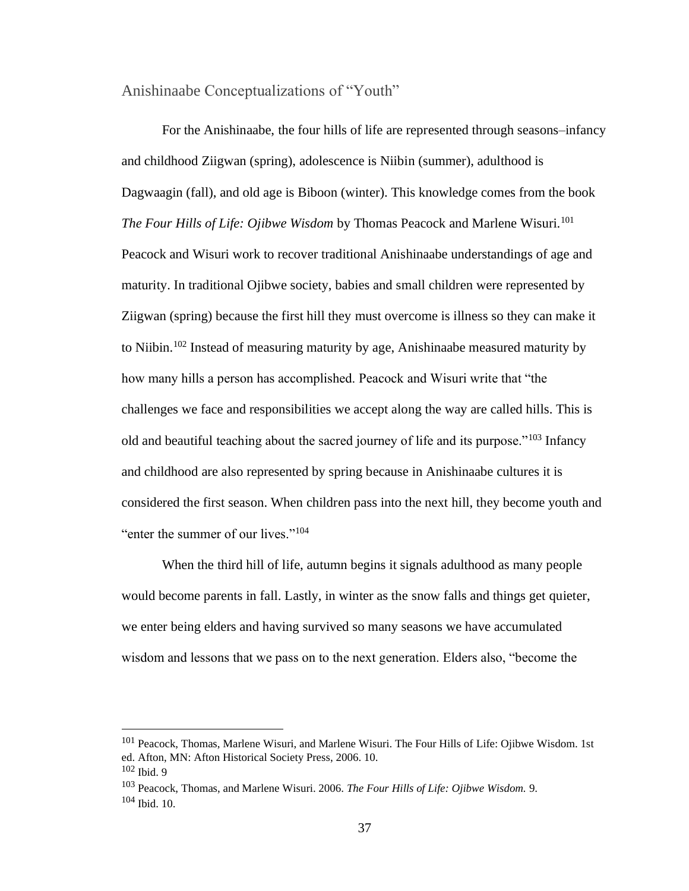## Anishinaabe Conceptualizations of "Youth"

For the Anishinaabe, the four hills of life are represented through seasons–infancy and childhood Ziigwan (spring), adolescence is Niibin (summer), adulthood is Dagwaagin (fall), and old age is Biboon (winter). This knowledge comes from the book *The Four Hills of Life: Ojibwe Wisdom* by Thomas Peacock and Marlene Wisuri.[101] Peacock and Wisuri work to recover traditional Anishinaabe understandings of age and maturity. In traditional Ojibwe society, babies and small children were represented by Ziigwan (spring) because the first hill they must overcome is illness so they can make it to Niibin.[102] Instead of measuring maturity by age, Anishinaabe measured maturity by how many hills a person has accomplished. Peacock and Wisuri write that "the challenges we face and responsibilities we accept along the way are called hills. This is old and beautiful teaching about the sacred journey of life and its purpose."[103] Infancy and childhood are also represented by spring because in Anishinaabe cultures it is considered the first season. When children pass into the next hill, they become youth and "enter the summer of our lives."[104]

When the third hill of life, autumn begins it signals adulthood as many people would become parents in fall. Lastly, in winter as the snow falls and things get quieter, we enter being elders and having survived so many seasons we have accumulated wisdom and lessons that we pass on to the next generation. Elders also, "become the

---

[101] Peacock, Thomas, Marlene Wisuri, and Marlene Wisuri. The Four Hills of Life: Ojibwe Wisdom. 1st ed. Afton, MN: Afton Historical Society Press, 2006. 10.

[102] Ibid. 9

[103] Peacock, Thomas, and Marlene Wisuri. 2006. *The Four Hills of Life: Ojibwe Wisdom.* 9.

[104] Ibid. 10.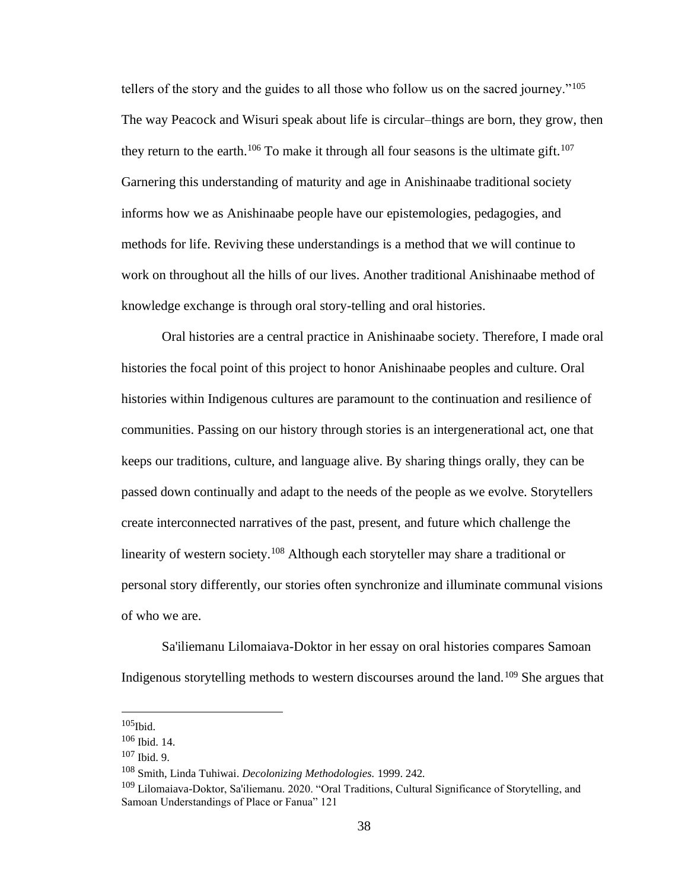tellers of the story and the guides to all those who follow us on the sacred journey."[105] The way Peacock and Wisuri speak about life is circular–things are born, they grow, then they return to the earth.[106] To make it through all four seasons is the ultimate gift.[107] Garnering this understanding of maturity and age in Anishinaabe traditional society informs how we as Anishinaabe people have our epistemologies, pedagogies, and methods for life. Reviving these understandings is a method that we will continue to work on throughout all the hills of our lives. Another traditional Anishinaabe method of knowledge exchange is through oral story-telling and oral histories.

Oral histories are a central practice in Anishinaabe society. Therefore, I made oral histories the focal point of this project to honor Anishinaabe peoples and culture. Oral histories within Indigenous cultures are paramount to the continuation and resilience of communities. Passing on our history through stories is an intergenerational act, one that keeps our traditions, culture, and language alive. By sharing things orally, they can be passed down continually and adapt to the needs of the people as we evolve. Storytellers create interconnected narratives of the past, present, and future which challenge the linearity of western society.[108] Although each storyteller may share a traditional or personal story differently, our stories often synchronize and illuminate communal visions of who we are.

Sa'iliemanu Lilomaiava-Doktor in her essay on oral histories compares Samoan Indigenous storytelling methods to western discourses around the land.[109] She argues that

---

[105] Ibid.

[106] Ibid. 14.

[107] Ibid. 9.

[108] Smith, Linda Tuhiwai. *Decolonizing Methodologies.* 1999. 242.

[109] Lilomaiava-Doktor, Sa'iliemanu. 2020. "Oral Traditions, Cultural Significance of Storytelling, and Samoan Understandings of Place or Fanua" 121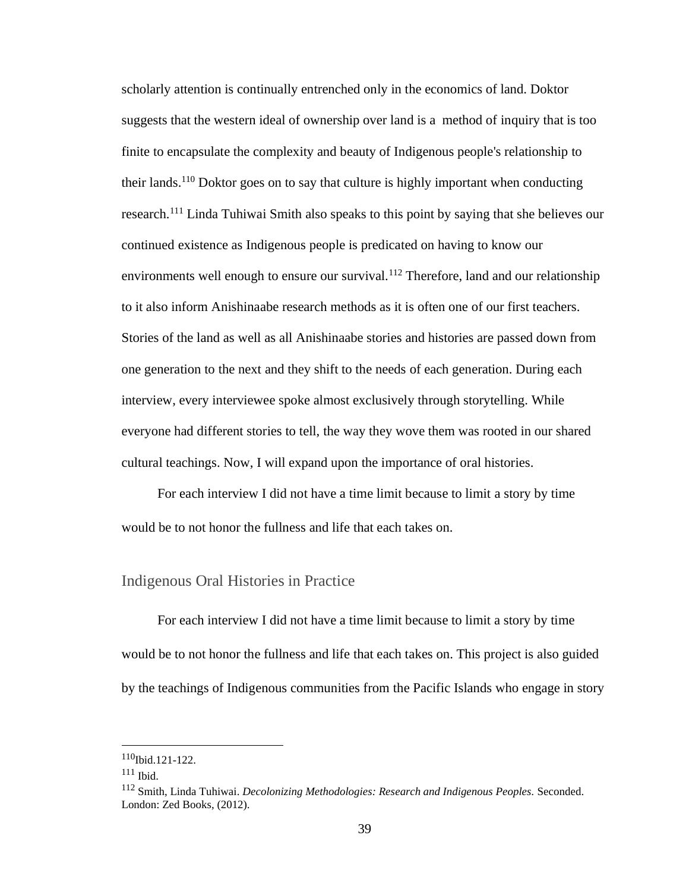scholarly attention is continually entrenched only in the economics of land. Doktor suggests that the western ideal of ownership over land is a  method of inquiry that is too finite to encapsulate the complexity and beauty of Indigenous people's relationship to their lands.[110] Doktor goes on to say that culture is highly important when conducting research.[111] Linda Tuhiwai Smith also speaks to this point by saying that she believes our continued existence as Indigenous people is predicated on having to know our environments well enough to ensure our survival.[112] Therefore, land and our relationship to it also inform Anishinaabe research methods as it is often one of our first teachers. Stories of the land as well as all Anishinaabe stories and histories are passed down from one generation to the next and they shift to the needs of each generation. During each interview, every interviewee spoke almost exclusively through storytelling. While everyone had different stories to tell, the way they wove them was rooted in our shared cultural teachings. Now, I will expand upon the importance of oral histories.

For each interview I did not have a time limit because to limit a story by time would be to not honor the fullness and life that each takes on.

## Indigenous Oral Histories in Practice

For each interview I did not have a time limit because to limit a story by time would be to not honor the fullness and life that each takes on. This project is also guided by the teachings of Indigenous communities from the Pacific Islands who engage in story

---

[110] Ibid.121-122.

[111] Ibid.

[112] Smith, Linda Tuhiwai. *Decolonizing Methodologies: Research and Indigenous Peoples.* Seconded. London: Zed Books, (2012).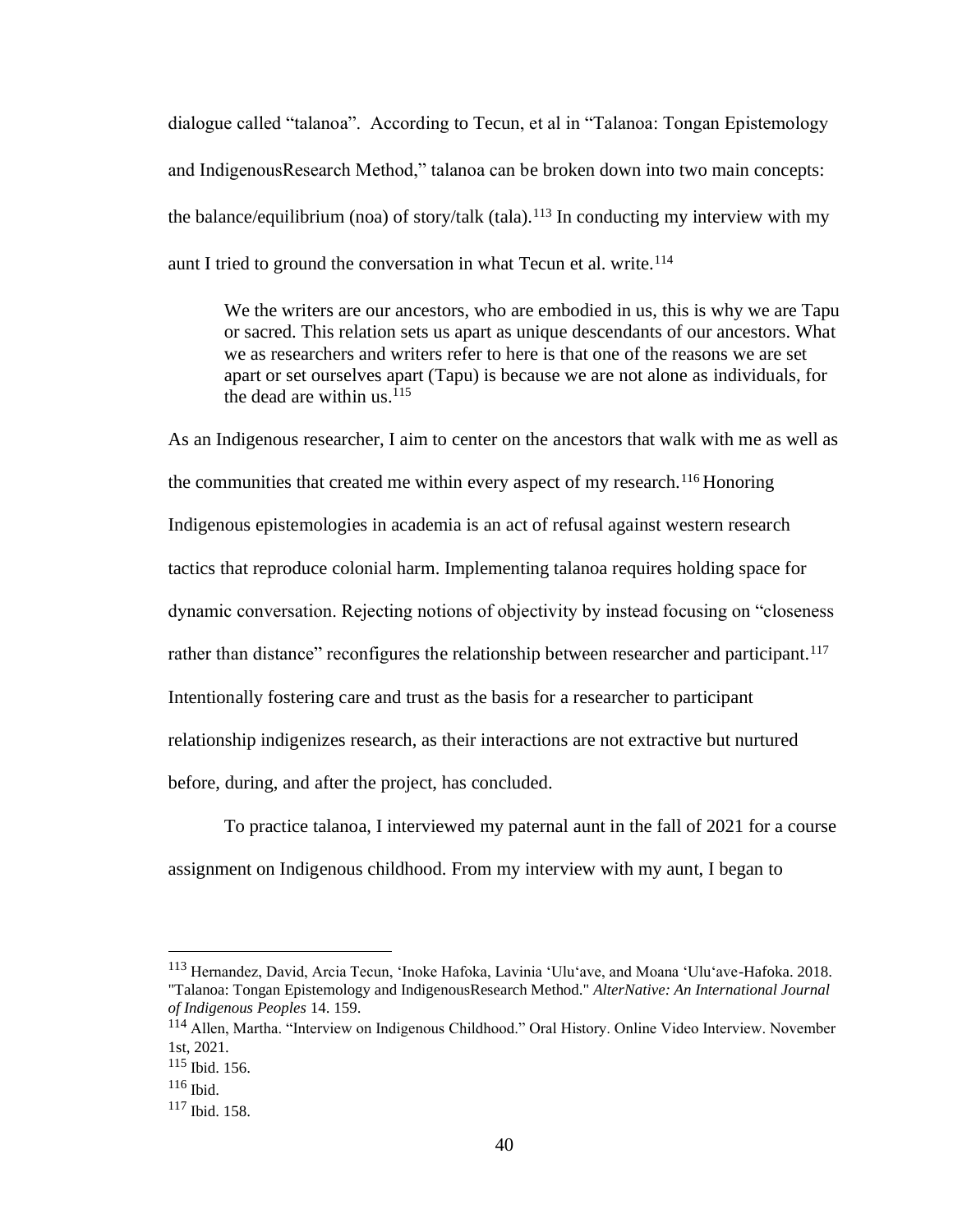dialogue called "talanoa". According to Tecun, et al in "Talanoa: Tongan Epistemology and IndigenousResearch Method," talanoa can be broken down into two main concepts: the balance/equilibrium (noa) of story/talk (tala).[113] In conducting my interview with my aunt I tried to ground the conversation in what Tecun et al. write.[114]

> We the writers are our ancestors, who are embodied in us, this is why we are Tapu or sacred. This relation sets us apart as unique descendants of our ancestors. What we as researchers and writers refer to here is that one of the reasons we are set apart or set ourselves apart (Tapu) is because we are not alone as individuals, for the dead are within us.[115]

As an Indigenous researcher, I aim to center on the ancestors that walk with me as well as the communities that created me within every aspect of my research.[116] Honoring Indigenous epistemologies in academia is an act of refusal against western research tactics that reproduce colonial harm. Implementing talanoa requires holding space for dynamic conversation. Rejecting notions of objectivity by instead focusing on "closeness rather than distance" reconfigures the relationship between researcher and participant.[117] Intentionally fostering care and trust as the basis for a researcher to participant relationship indigenizes research, as their interactions are not extractive but nurtured before, during, and after the project, has concluded.

To practice talanoa, I interviewed my paternal aunt in the fall of 2021 for a course assignment on Indigenous childhood. From my interview with my aunt, I began to

---

[113] Hernandez, David, Arcia Tecun, 'Inoke Hafoka, Lavinia 'Ulu'ave, and Moana 'Ulu'ave-Hafoka. 2018. "Talanoa: Tongan Epistemology and IndigenousResearch Method." *AlterNative: An International Journal of Indigenous Peoples* 14. 159.

[114] Allen, Martha. "Interview on Indigenous Childhood." Oral History. Online Video Interview. November 1st, 2021.

[115] Ibid. 156.

[116] Ibid.

[117] Ibid. 158.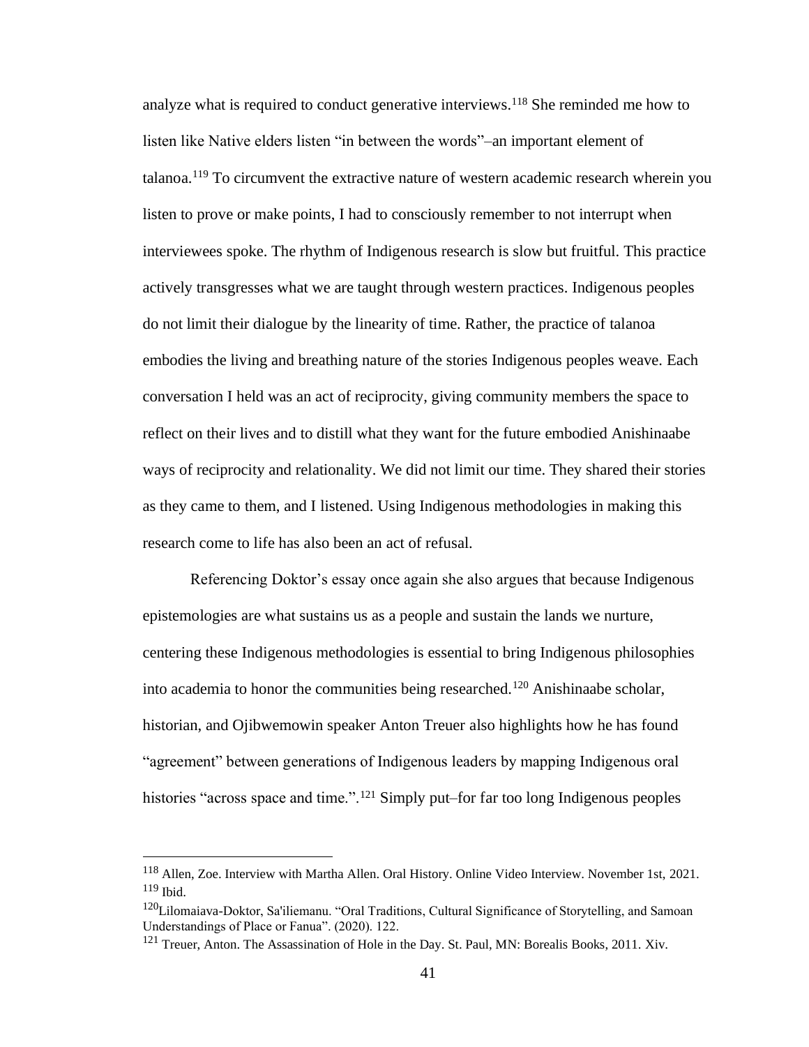analyze what is required to conduct generative interviews.[118] She reminded me how to listen like Native elders listen "in between the words"–an important element of talanoa.[119] To circumvent the extractive nature of western academic research wherein you listen to prove or make points, I had to consciously remember to not interrupt when interviewees spoke. The rhythm of Indigenous research is slow but fruitful. This practice actively transgresses what we are taught through western practices. Indigenous peoples do not limit their dialogue by the linearity of time. Rather, the practice of talanoa embodies the living and breathing nature of the stories Indigenous peoples weave. Each conversation I held was an act of reciprocity, giving community members the space to reflect on their lives and to distill what they want for the future embodied Anishinaabe ways of reciprocity and relationality. We did not limit our time. They shared their stories as they came to them, and I listened. Using Indigenous methodologies in making this research come to life has also been an act of refusal.

Referencing Doktor's essay once again she also argues that because Indigenous epistemologies are what sustains us as a people and sustain the lands we nurture, centering these Indigenous methodologies is essential to bring Indigenous philosophies into academia to honor the communities being researched.[120] Anishinaabe scholar, historian, and Ojibwemowin speaker Anton Treuer also highlights how he has found "agreement" between generations of Indigenous leaders by mapping Indigenous oral histories "across space and time.".[121] Simply put–for far too long Indigenous peoples

---

[118] Allen, Zoe. Interview with Martha Allen. Oral History. Online Video Interview. November 1st, 2021.
[119] Ibid.
[120] Lilomaiava-Doktor, Sa'iliemanu. "Oral Traditions, Cultural Significance of Storytelling, and Samoan Understandings of Place or Fanua". (2020). 122.
[121] Treuer, Anton. The Assassination of Hole in the Day. St. Paul, MN: Borealis Books, 2011. Xiv.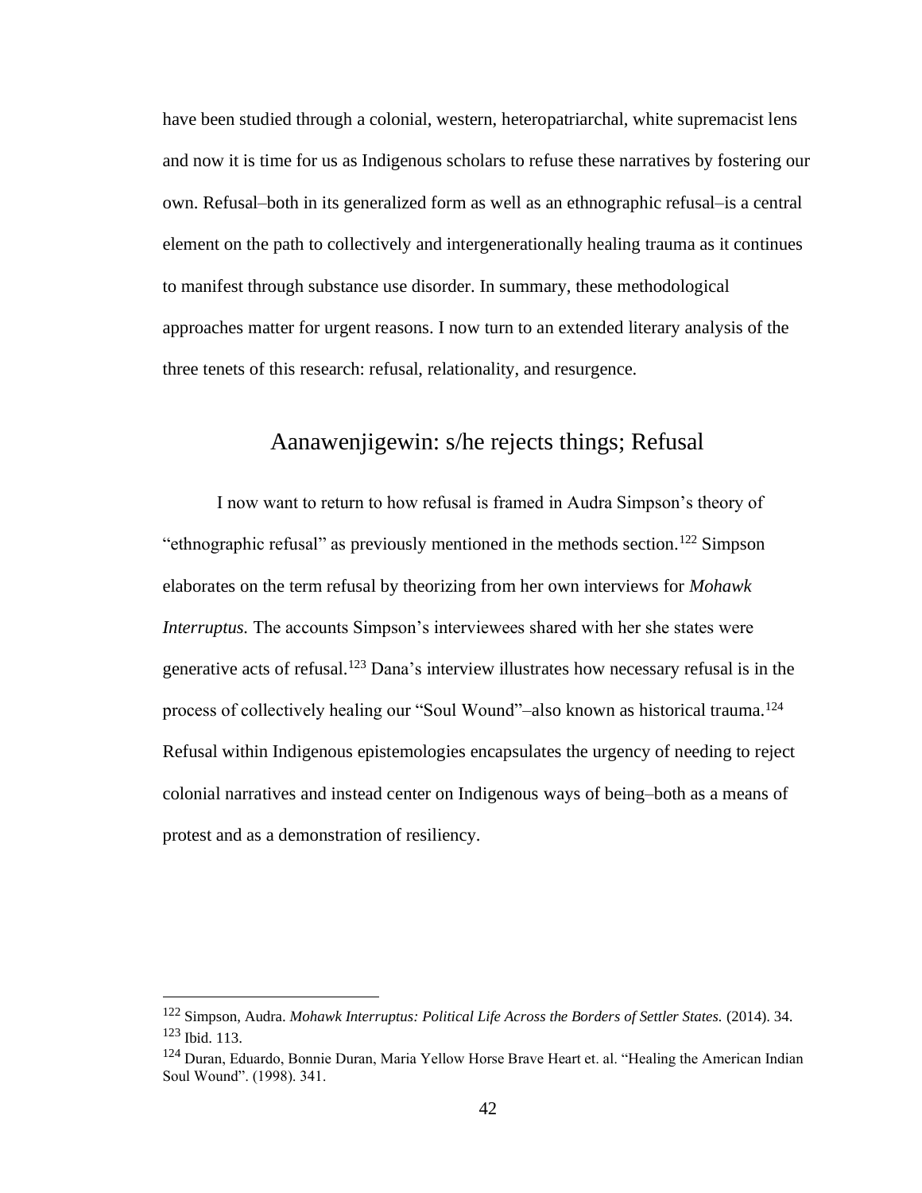have been studied through a colonial, western, heteropatriarchal, white supremacist lens and now it is time for us as Indigenous scholars to refuse these narratives by fostering our own. Refusal–both in its generalized form as well as an ethnographic refusal–is a central element on the path to collectively and intergenerationally healing trauma as it continues to manifest through substance use disorder. In summary, these methodological approaches matter for urgent reasons. I now turn to an extended literary analysis of the three tenets of this research: refusal, relationality, and resurgence.

## Aanawenjigewin: s/he rejects things; Refusal

I now want to return to how refusal is framed in Audra Simpson's theory of "ethnographic refusal" as previously mentioned in the methods section.[122] Simpson elaborates on the term refusal by theorizing from her own interviews for *Mohawk Interruptus.* The accounts Simpson's interviewees shared with her she states were generative acts of refusal.[123] Dana's interview illustrates how necessary refusal is in the process of collectively healing our "Soul Wound"–also known as historical trauma.[124] Refusal within Indigenous epistemologies encapsulates the urgency of needing to reject colonial narratives and instead center on Indigenous ways of being–both as a means of protest and as a demonstration of resiliency.

---

[122] Simpson, Audra. *Mohawk Interruptus: Political Life Across the Borders of Settler States.* (2014). 34.

[123] Ibid. 113.

[124] Duran, Eduardo, Bonnie Duran, Maria Yellow Horse Brave Heart et. al. "Healing the American Indian Soul Wound". (1998). 341.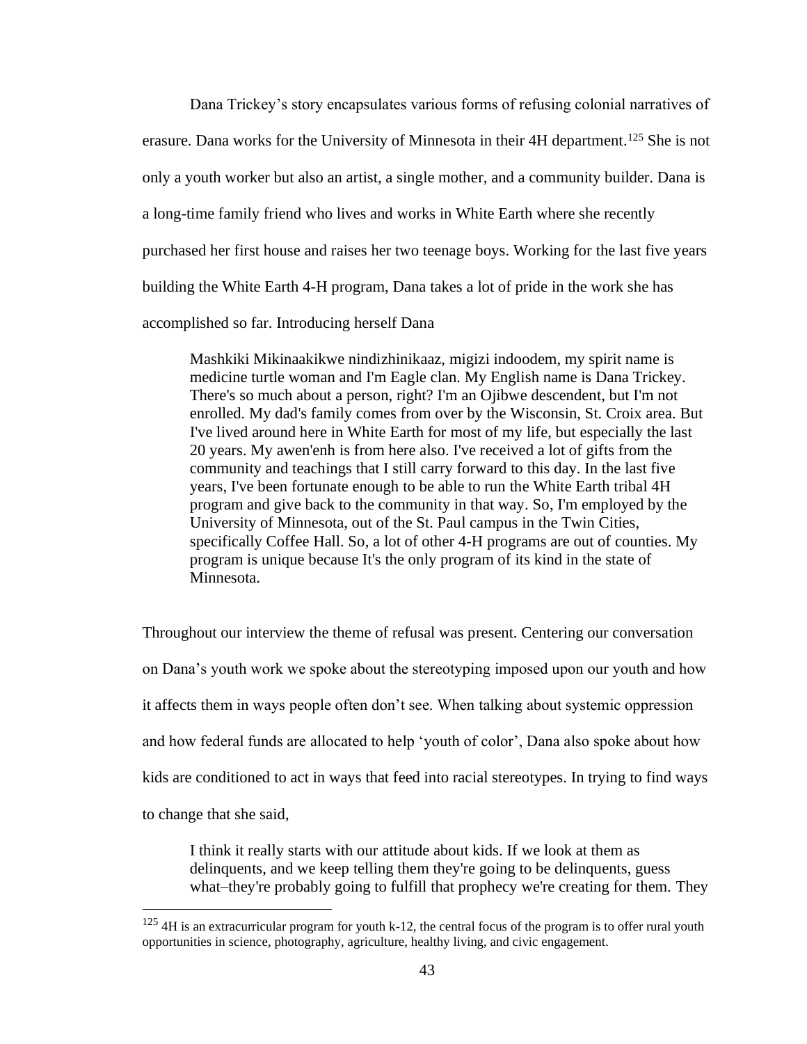Dana Trickey's story encapsulates various forms of refusing colonial narratives of erasure. Dana works for the University of Minnesota in their 4H department.[125] She is not only a youth worker but also an artist, a single mother, and a community builder. Dana is a long-time family friend who lives and works in White Earth where she recently purchased her first house and raises her two teenage boys. Working for the last five years building the White Earth 4-H program, Dana takes a lot of pride in the work she has accomplished so far. Introducing herself Dana

> Mashkiki Mikinaakikwe nindizhinikaaz, migizi indoodem, my spirit name is medicine turtle woman and I'm Eagle clan. My English name is Dana Trickey. There's so much about a person, right? I'm an Ojibwe descendent, but I'm not enrolled. My dad's family comes from over by the Wisconsin, St. Croix area. But I've lived around here in White Earth for most of my life, but especially the last 20 years. My awen'enh is from here also. I've received a lot of gifts from the community and teachings that I still carry forward to this day. In the last five years, I've been fortunate enough to be able to run the White Earth tribal 4H program and give back to the community in that way. So, I'm employed by the University of Minnesota, out of the St. Paul campus in the Twin Cities, specifically Coffee Hall. So, a lot of other 4-H programs are out of counties. My program is unique because It's the only program of its kind in the state of Minnesota.

Throughout our interview the theme of refusal was present. Centering our conversation on Dana's youth work we spoke about the stereotyping imposed upon our youth and how it affects them in ways people often don't see. When talking about systemic oppression and how federal funds are allocated to help 'youth of color', Dana also spoke about how kids are conditioned to act in ways that feed into racial stereotypes. In trying to find ways to change that she said,

> I think it really starts with our attitude about kids. If we look at them as delinquents, and we keep telling them they're going to be delinquents, guess what–they're probably going to fulfill that prophecy we're creating for them. They

[125] 4H is an extracurricular program for youth k-12, the central focus of the program is to offer rural youth opportunities in science, photography, agriculture, healthy living, and civic engagement.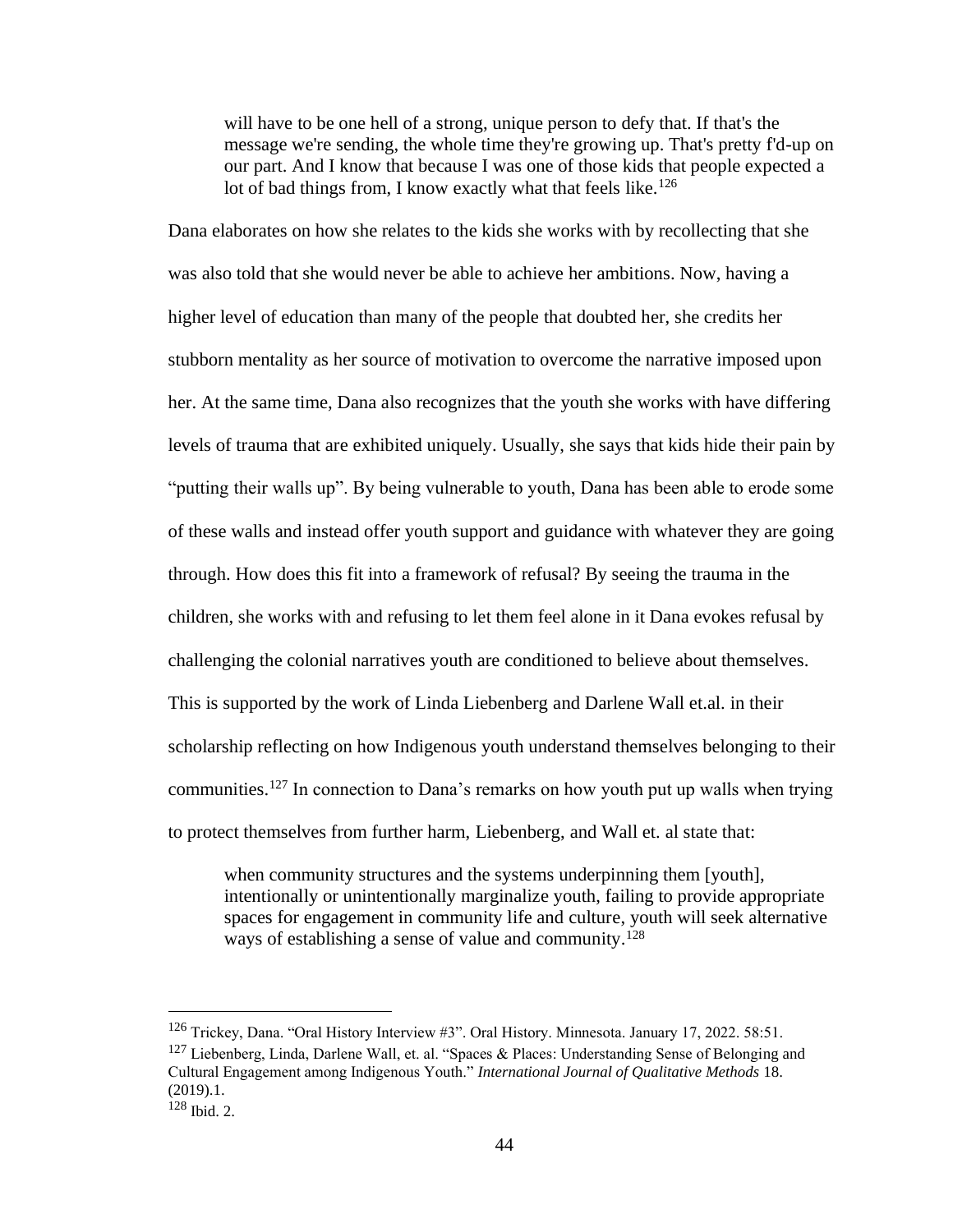> will have to be one hell of a strong, unique person to defy that. If that's the message we're sending, the whole time they're growing up. That's pretty f'd-up on our part. And I know that because I was one of those kids that people expected a lot of bad things from, I know exactly what that feels like.[126]

Dana elaborates on how she relates to the kids she works with by recollecting that she was also told that she would never be able to achieve her ambitions. Now, having a higher level of education than many of the people that doubted her, she credits her stubborn mentality as her source of motivation to overcome the narrative imposed upon her. At the same time, Dana also recognizes that the youth she works with have differing levels of trauma that are exhibited uniquely. Usually, she says that kids hide their pain by "putting their walls up". By being vulnerable to youth, Dana has been able to erode some of these walls and instead offer youth support and guidance with whatever they are going through. How does this fit into a framework of refusal? By seeing the trauma in the children, she works with and refusing to let them feel alone in it Dana evokes refusal by challenging the colonial narratives youth are conditioned to believe about themselves. This is supported by the work of Linda Liebenberg and Darlene Wall et.al. in their scholarship reflecting on how Indigenous youth understand themselves belonging to their communities.[127] In connection to Dana's remarks on how youth put up walls when trying to protect themselves from further harm, Liebenberg, and Wall et. al state that:

> when community structures and the systems underpinning them [youth], intentionally or unintentionally marginalize youth, failing to provide appropriate spaces for engagement in community life and culture, youth will seek alternative ways of establishing a sense of value and community.[128]

---

[126] Trickey, Dana. "Oral History Interview #3". Oral History. Minnesota. January 17, 2022. 58:51.

[127] Liebenberg, Linda, Darlene Wall, et. al. "Spaces & Places: Understanding Sense of Belonging and Cultural Engagement among Indigenous Youth." *International Journal of Qualitative Methods* 18. (2019).1.

[128] Ibid. 2.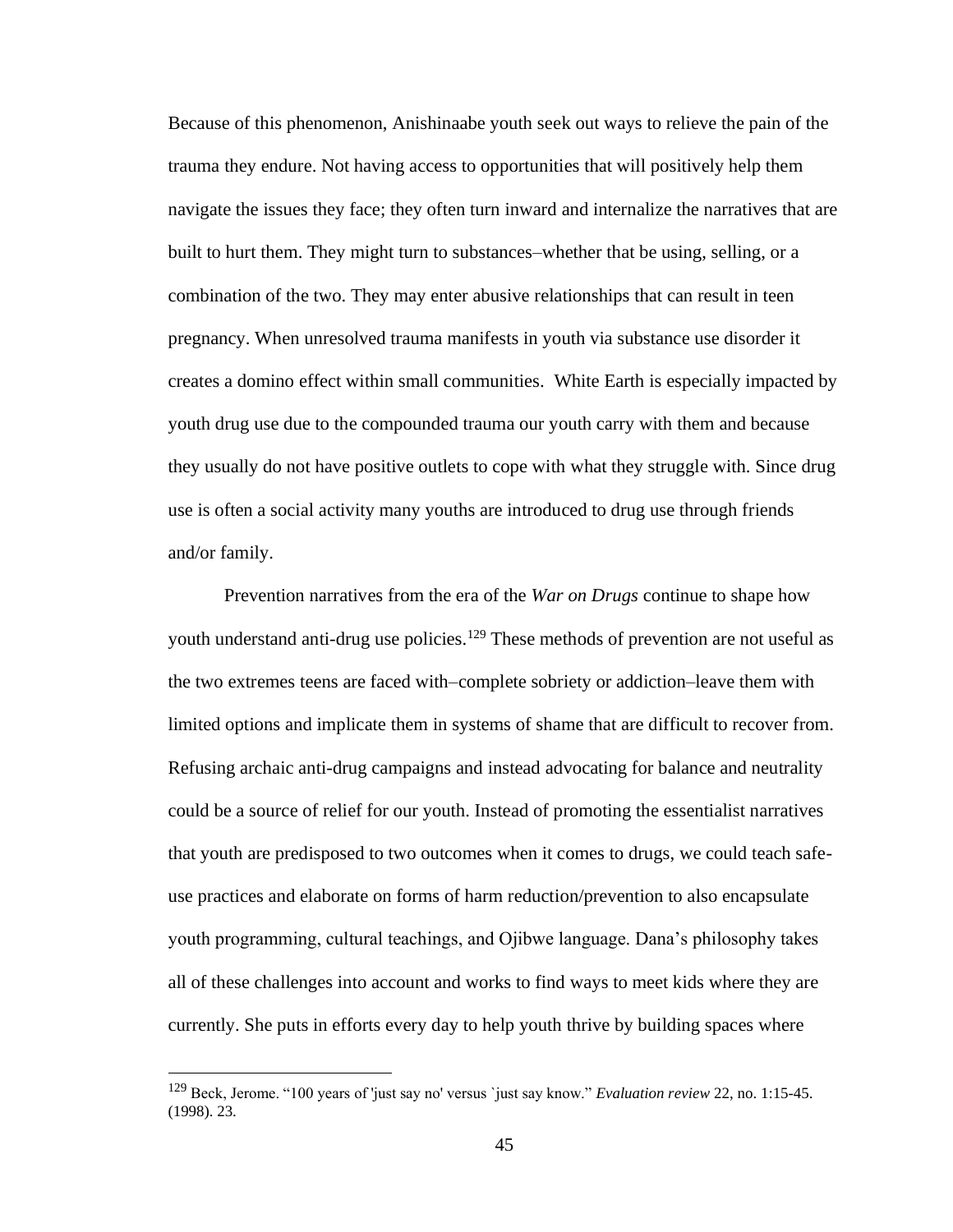Because of this phenomenon, Anishinaabe youth seek out ways to relieve the pain of the trauma they endure. Not having access to opportunities that will positively help them navigate the issues they face; they often turn inward and internalize the narratives that are built to hurt them. They might turn to substances–whether that be using, selling, or a combination of the two. They may enter abusive relationships that can result in teen pregnancy. When unresolved trauma manifests in youth via substance use disorder it creates a domino effect within small communities. White Earth is especially impacted by youth drug use due to the compounded trauma our youth carry with them and because they usually do not have positive outlets to cope with what they struggle with. Since drug use is often a social activity many youths are introduced to drug use through friends and/or family.

Prevention narratives from the era of the *War on Drugs* continue to shape how youth understand anti-drug use policies.[129] These methods of prevention are not useful as the two extremes teens are faced with–complete sobriety or addiction–leave them with limited options and implicate them in systems of shame that are difficult to recover from. Refusing archaic anti-drug campaigns and instead advocating for balance and neutrality could be a source of relief for our youth. Instead of promoting the essentialist narratives that youth are predisposed to two outcomes when it comes to drugs, we could teach safe-use practices and elaborate on forms of harm reduction/prevention to also encapsulate youth programming, cultural teachings, and Ojibwe language. Dana's philosophy takes all of these challenges into account and works to find ways to meet kids where they are currently. She puts in efforts every day to help youth thrive by building spaces where

[129] Beck, Jerome. "100 years of 'just say no' versus `just say know." *Evaluation review* 22, no. 1:15-45. (1998). 23.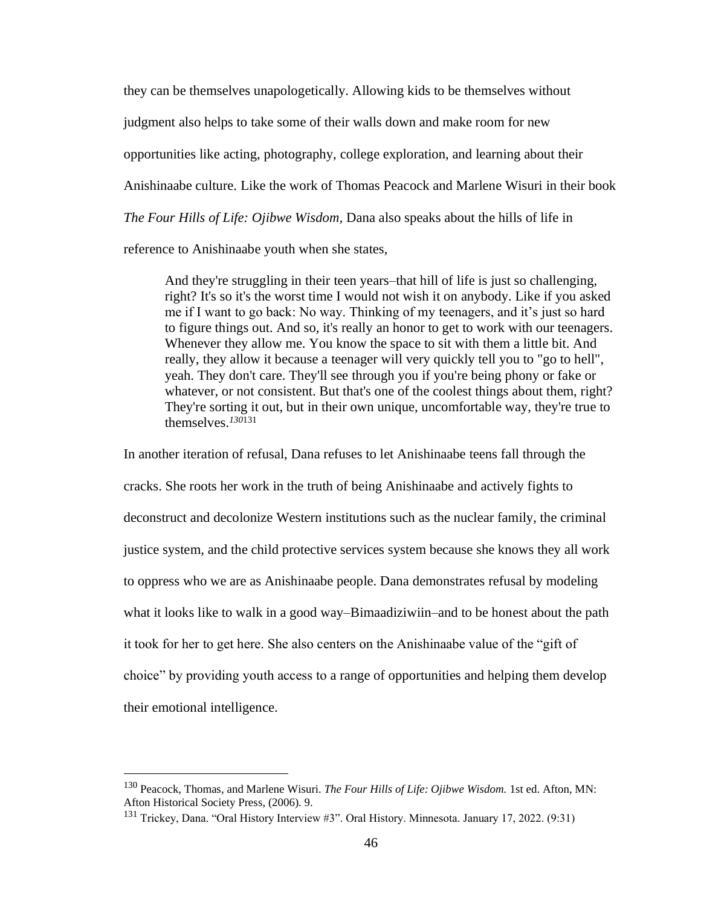they can be themselves unapologetically. Allowing kids to be themselves without judgment also helps to take some of their walls down and make room for new opportunities like acting, photography, college exploration, and learning about their Anishinaabe culture. Like the work of Thomas Peacock and Marlene Wisuri in their book *The Four Hills of Life: Ojibwe Wisdom*, Dana also speaks about the hills of life in reference to Anishinaabe youth when she states,

> And they're struggling in their teen years–that hill of life is just so challenging, right? It's so it's the worst time I would not wish it on anybody. Like if you asked me if I want to go back: No way. Thinking of my teenagers, and it's just so hard to figure things out. And so, it's really an honor to get to work with our teenagers. Whenever they allow me. You know the space to sit with them a little bit. And really, they allow it because a teenager will very quickly tell you to "go to hell", yeah. They don't care. They'll see through you if you're being phony or fake or whatever, or not consistent. But that's one of the coolest things about them, right? They're sorting it out, but in their own unique, uncomfortable way, they're true to themselves.[130][131]

In another iteration of refusal, Dana refuses to let Anishinaabe teens fall through the cracks. She roots her work in the truth of being Anishinaabe and actively fights to deconstruct and decolonize Western institutions such as the nuclear family, the criminal justice system, and the child protective services system because she knows they all work to oppress who we are as Anishinaabe people. Dana demonstrates refusal by modeling what it looks like to walk in a good way–Bimaadiziwiin–and to be honest about the path it took for her to get here. She also centers on the Anishinaabe value of the "gift of choice" by providing youth access to a range of opportunities and helping them develop their emotional intelligence.

---

[130] Peacock, Thomas, and Marlene Wisuri. *The Four Hills of Life: Ojibwe Wisdom.* 1st ed. Afton, MN: Afton Historical Society Press, (2006). 9.

[131] Trickey, Dana. "Oral History Interview #3". Oral History. Minnesota. January 17, 2022. (9:31)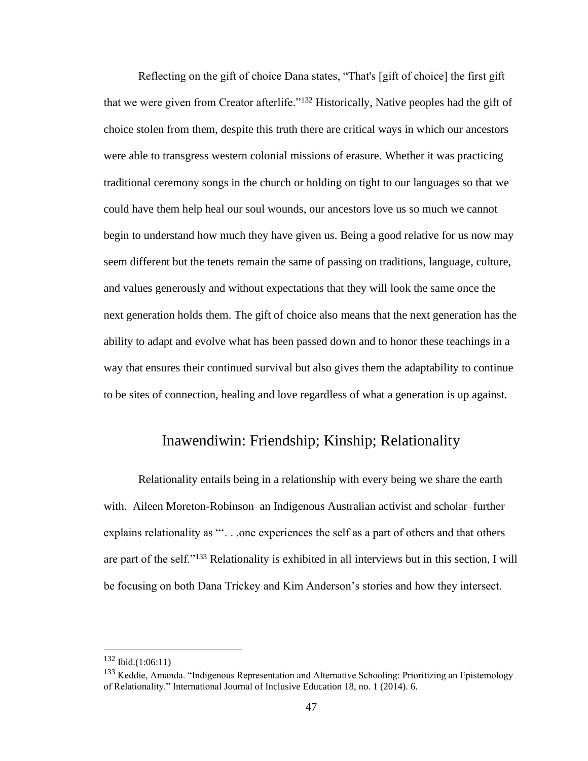Reflecting on the gift of choice Dana states, "That's [gift of choice] the first gift that we were given from Creator afterlife."[132] Historically, Native peoples had the gift of choice stolen from them, despite this truth there are critical ways in which our ancestors were able to transgress western colonial missions of erasure. Whether it was practicing traditional ceremony songs in the church or holding on tight to our languages so that we could have them help heal our soul wounds, our ancestors love us so much we cannot begin to understand how much they have given us. Being a good relative for us now may seem different but the tenets remain the same of passing on traditions, language, culture, and values generously and without expectations that they will look the same once the next generation holds them. The gift of choice also means that the next generation has the ability to adapt and evolve what has been passed down and to honor these teachings in a way that ensures their continued survival but also gives them the adaptability to continue to be sites of connection, healing and love regardless of what a generation is up against.

## Inawendiwin: Friendship; Kinship; Relationality

Relationality entails being in a relationship with every being we share the earth with. Aileen Moreton-Robinson–an Indigenous Australian activist and scholar–further explains relationality as "'. . .one experiences the self as a part of others and that others are part of the self."[133] Relationality is exhibited in all interviews but in this section, I will be focusing on both Dana Trickey and Kim Anderson's stories and how they intersect.

---

[132] Ibid.(1:06:11)

[133] Keddie, Amanda. "Indigenous Representation and Alternative Schooling: Prioritizing an Epistemology of Relationality." International Journal of Inclusive Education 18, no. 1 (2014). 6.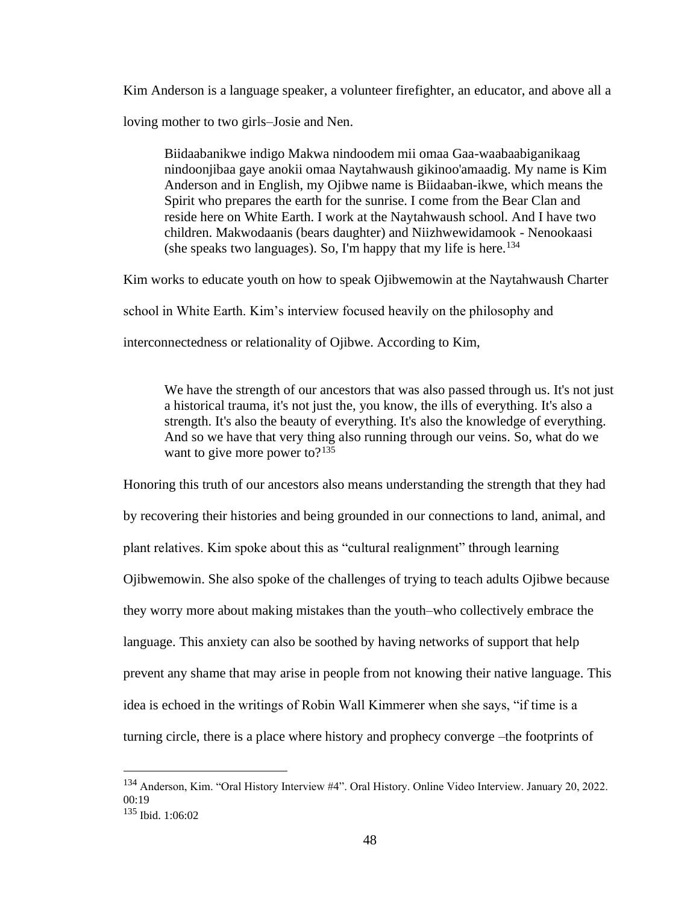Kim Anderson is a language speaker, a volunteer firefighter, an educator, and above all a loving mother to two girls–Josie and Nen.

> Biidaabanikwe indigo Makwa nindoodem mii omaa Gaa-waabaabiganikaag nindoonjibaa gaye anokii omaa Naytahwaush gikinoo'amaadig. My name is Kim Anderson and in English, my Ojibwe name is Biidaaban-ikwe, which means the Spirit who prepares the earth for the sunrise. I come from the Bear Clan and reside here on White Earth. I work at the Naytahwaush school. And I have two children. Makwodaanis (bears daughter) and Niizhwewidamook - Nenookaasi (she speaks two languages). So, I'm happy that my life is here.[134]

Kim works to educate youth on how to speak Ojibwemowin at the Naytahwaush Charter school in White Earth. Kim's interview focused heavily on the philosophy and interconnectedness or relationality of Ojibwe. According to Kim,

> We have the strength of our ancestors that was also passed through us. It's not just a historical trauma, it's not just the, you know, the ills of everything. It's also a strength. It's also the beauty of everything. It's also the knowledge of everything. And so we have that very thing also running through our veins. So, what do we want to give more power to?[135]

Honoring this truth of our ancestors also means understanding the strength that they had by recovering their histories and being grounded in our connections to land, animal, and plant relatives. Kim spoke about this as "cultural realignment" through learning Ojibwemowin. She also spoke of the challenges of trying to teach adults Ojibwe because they worry more about making mistakes than the youth–who collectively embrace the language. This anxiety can also be soothed by having networks of support that help prevent any shame that may arise in people from not knowing their native language. This idea is echoed in the writings of Robin Wall Kimmerer when she says, "if time is a turning circle, there is a place where history and prophecy converge –the footprints of

---

[134] Anderson, Kim. "Oral History Interview #4". Oral History. Online Video Interview. January 20, 2022. 00:19

[135] Ibid. 1:06:02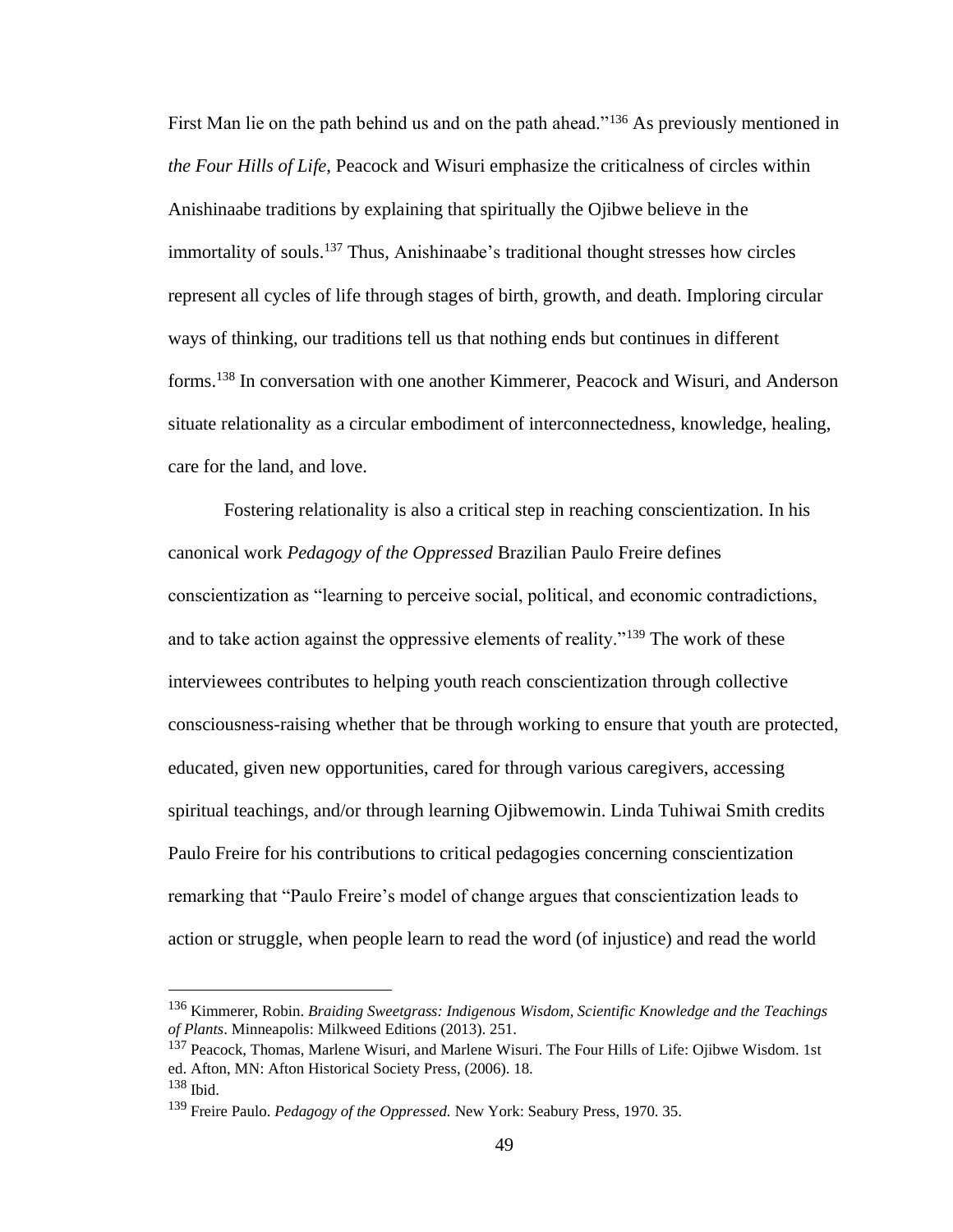First Man lie on the path behind us and on the path ahead."[136] As previously mentioned in *the Four Hills of Life*, Peacock and Wisuri emphasize the criticalness of circles within Anishinaabe traditions by explaining that spiritually the Ojibwe believe in the immortality of souls.[137] Thus, Anishinaabe's traditional thought stresses how circles represent all cycles of life through stages of birth, growth, and death. Imploring circular ways of thinking, our traditions tell us that nothing ends but continues in different forms.[138] In conversation with one another Kimmerer, Peacock and Wisuri, and Anderson situate relationality as a circular embodiment of interconnectedness, knowledge, healing, care for the land, and love.

Fostering relationality is also a critical step in reaching conscientization. In his canonical work *Pedagogy of the Oppressed* Brazilian Paulo Freire defines conscientization as "learning to perceive social, political, and economic contradictions, and to take action against the oppressive elements of reality."[139] The work of these interviewees contributes to helping youth reach conscientization through collective consciousness-raising whether that be through working to ensure that youth are protected, educated, given new opportunities, cared for through various caregivers, accessing spiritual teachings, and/or through learning Ojibwemowin. Linda Tuhiwai Smith credits Paulo Freire for his contributions to critical pedagogies concerning conscientization remarking that "Paulo Freire's model of change argues that conscientization leads to action or struggle, when people learn to read the word (of injustice) and read the world

---

[136] Kimmerer, Robin. *Braiding Sweetgrass: Indigenous Wisdom, Scientific Knowledge and the Teachings of Plants*. Minneapolis: Milkweed Editions (2013). 251.

[137] Peacock, Thomas, Marlene Wisuri, and Marlene Wisuri. The Four Hills of Life: Ojibwe Wisdom. 1st ed. Afton, MN: Afton Historical Society Press, (2006). 18.

[138] Ibid.

[139] Freire Paulo. *Pedagogy of the Oppressed.* New York: Seabury Press, 1970. 35.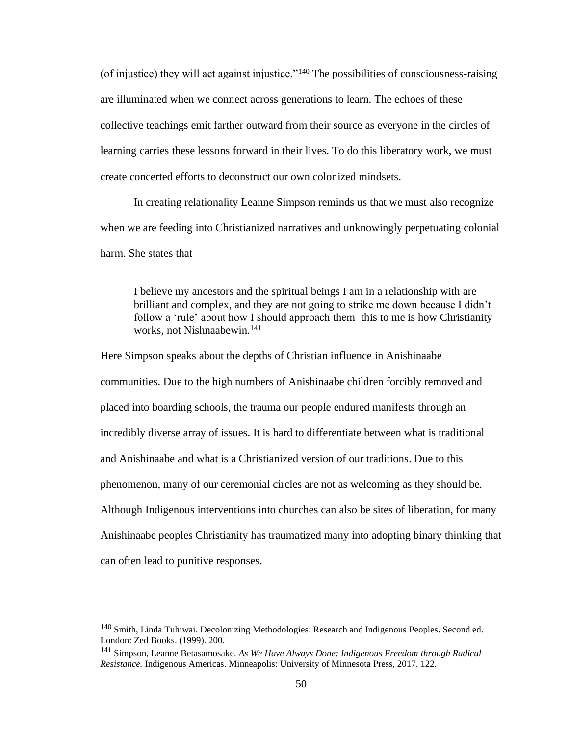(of injustice) they will act against injustice."[140] The possibilities of consciousness-raising are illuminated when we connect across generations to learn. The echoes of these collective teachings emit farther outward from their source as everyone in the circles of learning carries these lessons forward in their lives. To do this liberatory work, we must create concerted efforts to deconstruct our own colonized mindsets.

In creating relationality Leanne Simpson reminds us that we must also recognize when we are feeding into Christianized narratives and unknowingly perpetuating colonial harm. She states that

> I believe my ancestors and the spiritual beings I am in a relationship with are brilliant and complex, and they are not going to strike me down because I didn't follow a 'rule' about how I should approach them–this to me is how Christianity works, not Nishnaabewin.[141]

Here Simpson speaks about the depths of Christian influence in Anishinaabe communities. Due to the high numbers of Anishinaabe children forcibly removed and placed into boarding schools, the trauma our people endured manifests through an incredibly diverse array of issues. It is hard to differentiate between what is traditional and Anishinaabe and what is a Christianized version of our traditions. Due to this phenomenon, many of our ceremonial circles are not as welcoming as they should be. Although Indigenous interventions into churches can also be sites of liberation, for many Anishinaabe peoples Christianity has traumatized many into adopting binary thinking that can often lead to punitive responses.

---

[140] Smith, Linda Tuhiwai. Decolonizing Methodologies: Research and Indigenous Peoples. Second ed. London: Zed Books. (1999). 200.

[141] Simpson, Leanne Betasamosake. *As We Have Always Done: Indigenous Freedom through Radical Resistance.* Indigenous Americas. Minneapolis: University of Minnesota Press, 2017. 122.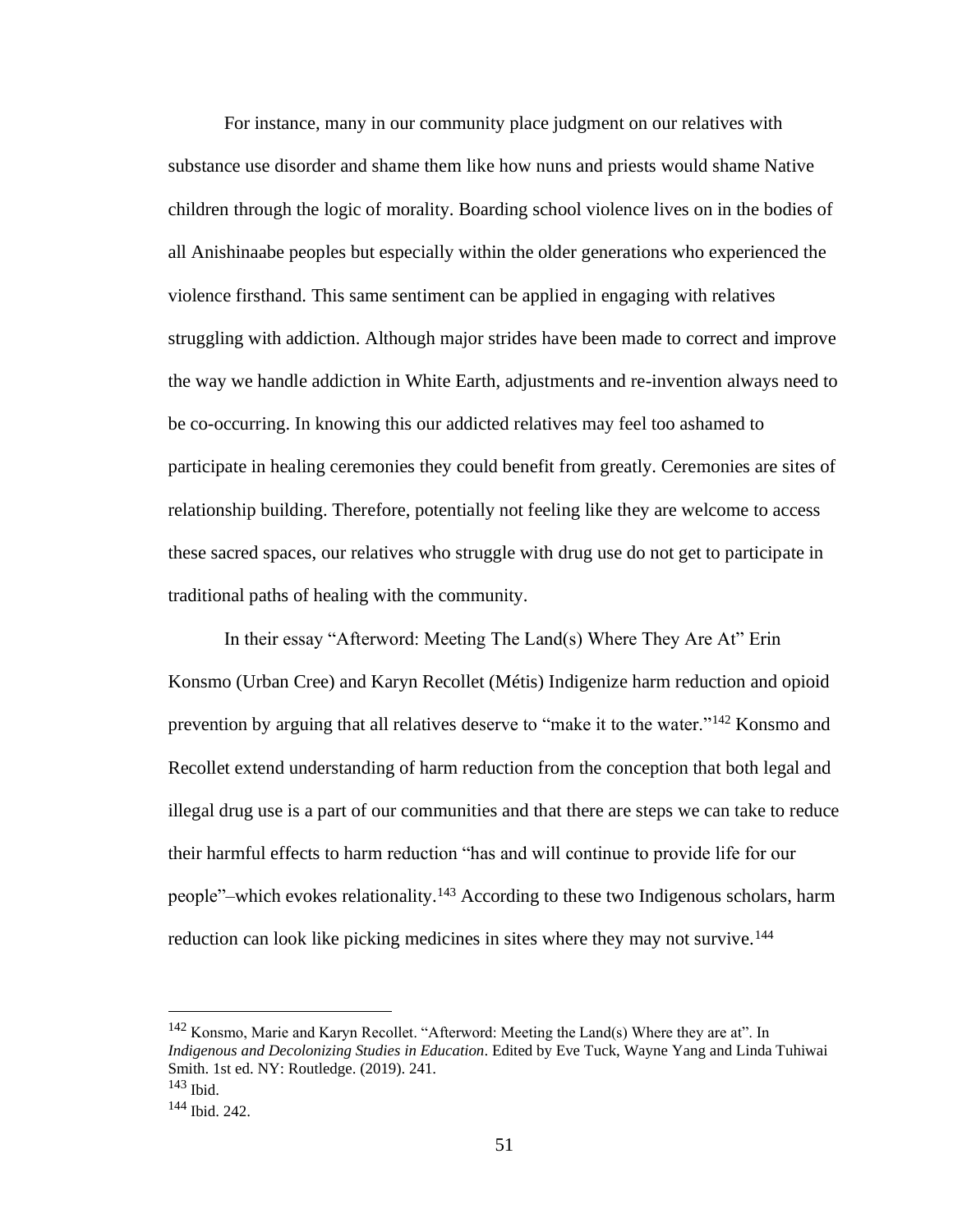For instance, many in our community place judgment on our relatives with substance use disorder and shame them like how nuns and priests would shame Native children through the logic of morality. Boarding school violence lives on in the bodies of all Anishinaabe peoples but especially within the older generations who experienced the violence firsthand. This same sentiment can be applied in engaging with relatives struggling with addiction. Although major strides have been made to correct and improve the way we handle addiction in White Earth, adjustments and re-invention always need to be co-occurring. In knowing this our addicted relatives may feel too ashamed to participate in healing ceremonies they could benefit from greatly. Ceremonies are sites of relationship building. Therefore, potentially not feeling like they are welcome to access these sacred spaces, our relatives who struggle with drug use do not get to participate in traditional paths of healing with the community.

In their essay "Afterword: Meeting The Land(s) Where They Are At" Erin Konsmo (Urban Cree) and Karyn Recollet (Métis) Indigenize harm reduction and opioid prevention by arguing that all relatives deserve to "make it to the water."[142] Konsmo and Recollet extend understanding of harm reduction from the conception that both legal and illegal drug use is a part of our communities and that there are steps we can take to reduce their harmful effects to harm reduction "has and will continue to provide life for our people"–which evokes relationality.[143] According to these two Indigenous scholars, harm reduction can look like picking medicines in sites where they may not survive.[144]

---

[142] Konsmo, Marie and Karyn Recollet. "Afterword: Meeting the Land(s) Where they are at". In *Indigenous and Decolonizing Studies in Education*. Edited by Eve Tuck, Wayne Yang and Linda Tuhiwai Smith. 1st ed. NY: Routledge. (2019). 241.

[143] Ibid.

[144] Ibid. 242.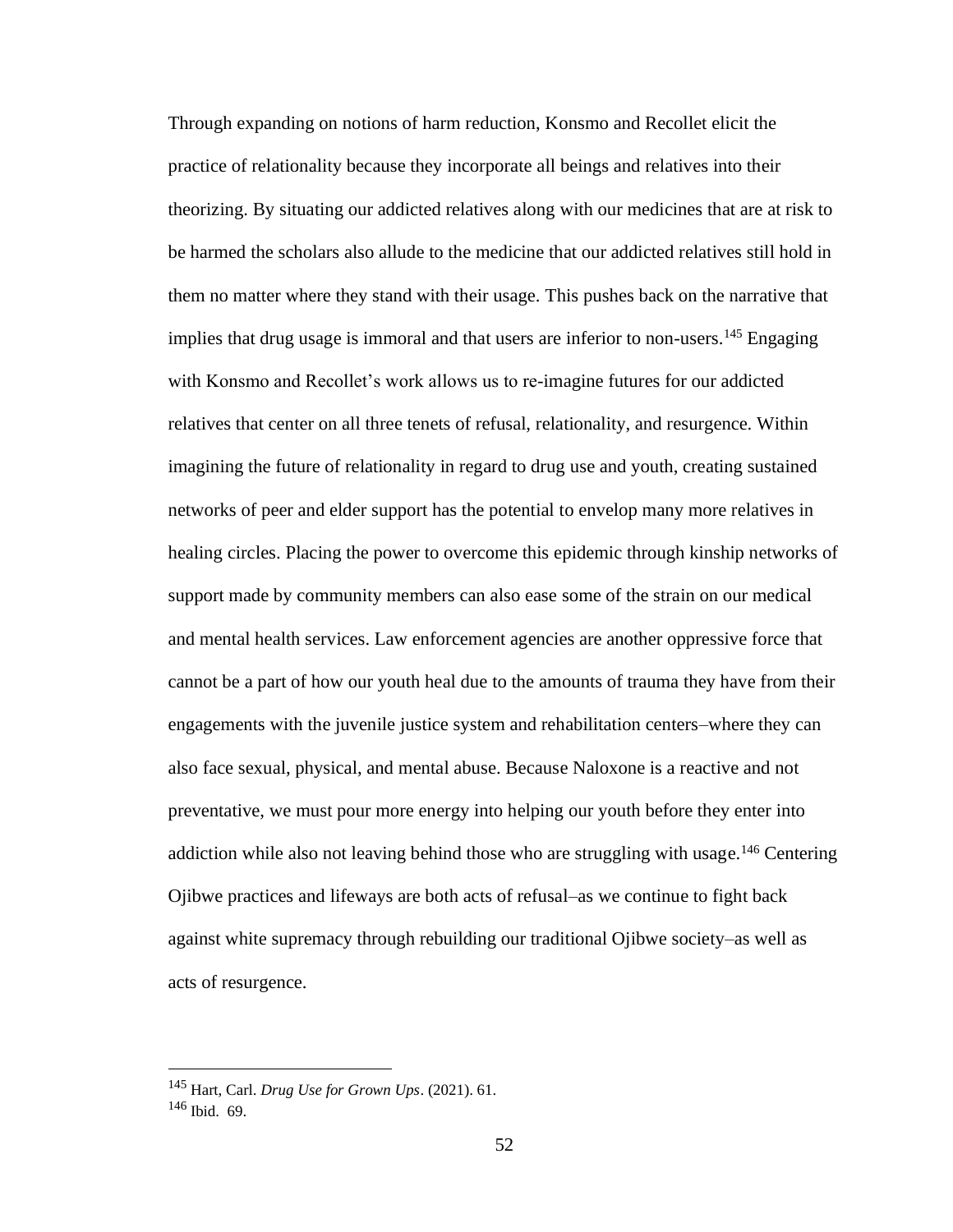Through expanding on notions of harm reduction, Konsmo and Recollet elicit the practice of relationality because they incorporate all beings and relatives into their theorizing. By situating our addicted relatives along with our medicines that are at risk to be harmed the scholars also allude to the medicine that our addicted relatives still hold in them no matter where they stand with their usage. This pushes back on the narrative that implies that drug usage is immoral and that users are inferior to non-users.[145] Engaging with Konsmo and Recollet's work allows us to re-imagine futures for our addicted relatives that center on all three tenets of refusal, relationality, and resurgence. Within imagining the future of relationality in regard to drug use and youth, creating sustained networks of peer and elder support has the potential to envelop many more relatives in healing circles. Placing the power to overcome this epidemic through kinship networks of support made by community members can also ease some of the strain on our medical and mental health services. Law enforcement agencies are another oppressive force that cannot be a part of how our youth heal due to the amounts of trauma they have from their engagements with the juvenile justice system and rehabilitation centers–where they can also face sexual, physical, and mental abuse. Because Naloxone is a reactive and not preventative, we must pour more energy into helping our youth before they enter into addiction while also not leaving behind those who are struggling with usage.[146] Centering Ojibwe practices and lifeways are both acts of refusal–as we continue to fight back against white supremacy through rebuilding our traditional Ojibwe society–as well as acts of resurgence.

---

[145] Hart, Carl. *Drug Use for Grown Ups*. (2021). 61.

[146] Ibid. 69.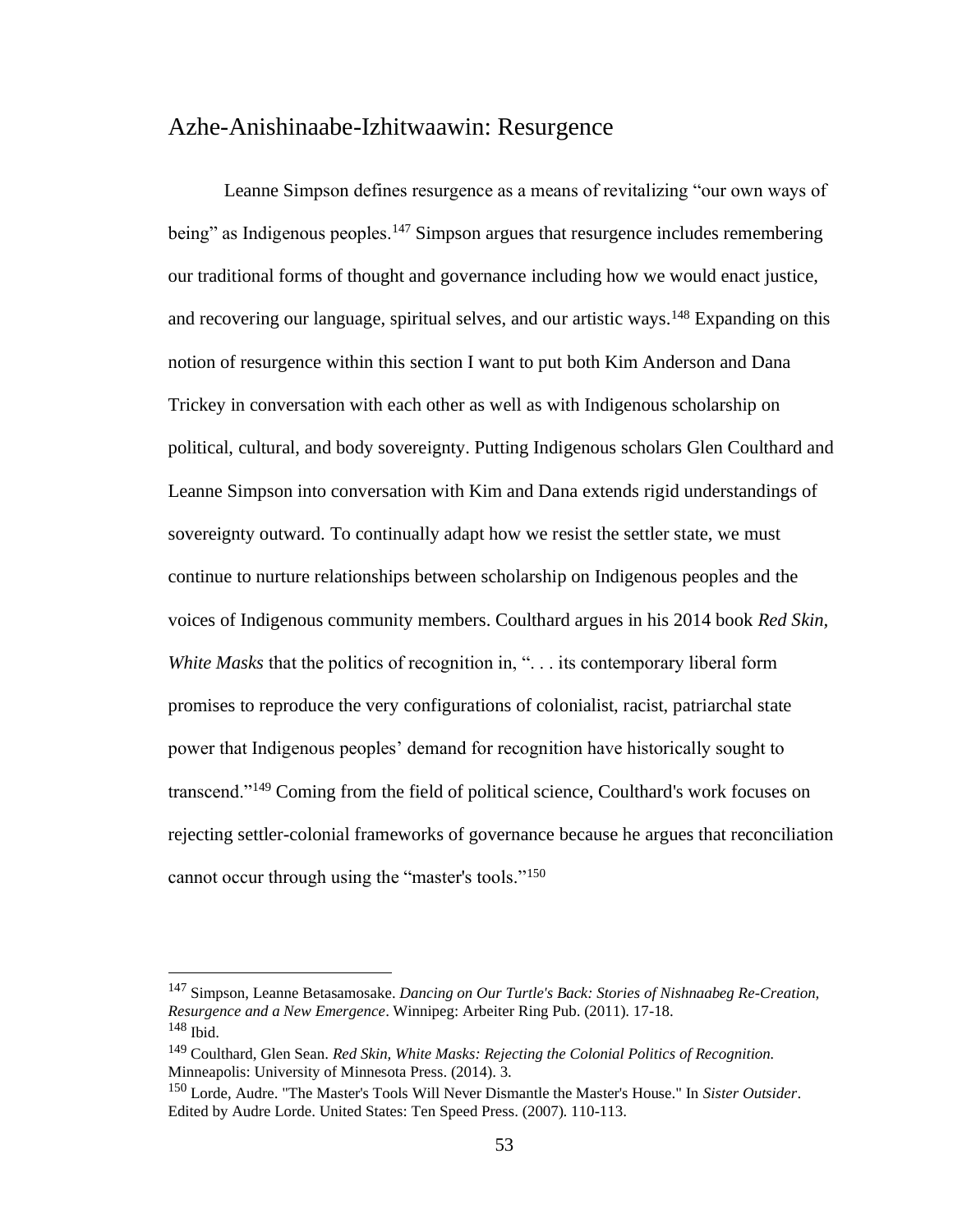## Azhe-Anishinaabe-Izhitwaawin: Resurgence

Leanne Simpson defines resurgence as a means of revitalizing "our own ways of being" as Indigenous peoples.[147] Simpson argues that resurgence includes remembering our traditional forms of thought and governance including how we would enact justice, and recovering our language, spiritual selves, and our artistic ways.[148] Expanding on this notion of resurgence within this section I want to put both Kim Anderson and Dana Trickey in conversation with each other as well as with Indigenous scholarship on political, cultural, and body sovereignty. Putting Indigenous scholars Glen Coulthard and Leanne Simpson into conversation with Kim and Dana extends rigid understandings of sovereignty outward. To continually adapt how we resist the settler state, we must continue to nurture relationships between scholarship on Indigenous peoples and the voices of Indigenous community members. Coulthard argues in his 2014 book *Red Skin, White Masks* that the politics of recognition in, ". . . its contemporary liberal form promises to reproduce the very configurations of colonialist, racist, patriarchal state power that Indigenous peoples' demand for recognition have historically sought to transcend."[149] Coming from the field of political science, Coulthard's work focuses on rejecting settler-colonial frameworks of governance because he argues that reconciliation cannot occur through using the "master's tools."[150]

---

[147] Simpson, Leanne Betasamosake. *Dancing on Our Turtle's Back: Stories of Nishnaabeg Re-Creation, Resurgence and a New Emergence*. Winnipeg: Arbeiter Ring Pub. (2011). 17-18.

[148] Ibid.

[149] Coulthard, Glen Sean. *Red Skin, White Masks: Rejecting the Colonial Politics of Recognition.* Minneapolis: University of Minnesota Press. (2014). 3.

[150] Lorde, Audre. "The Master's Tools Will Never Dismantle the Master's House." In *Sister Outsider*. Edited by Audre Lorde. United States: Ten Speed Press. (2007). 110-113.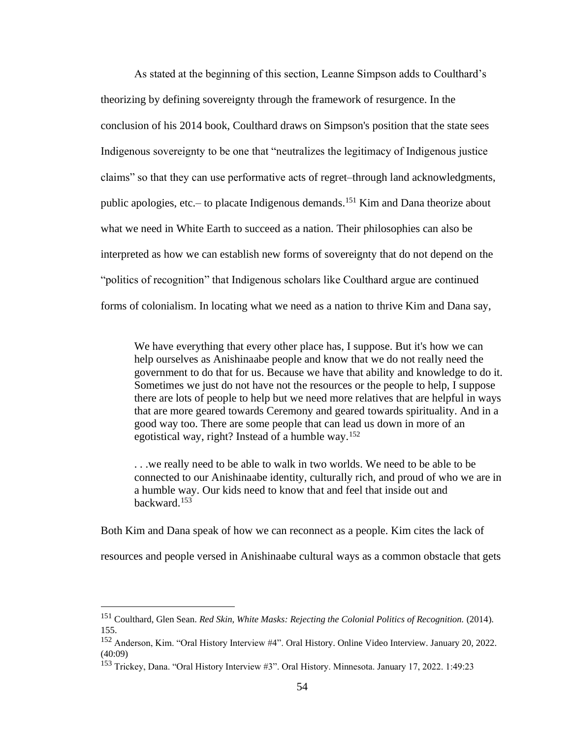As stated at the beginning of this section, Leanne Simpson adds to Coulthard's theorizing by defining sovereignty through the framework of resurgence. In the conclusion of his 2014 book, Coulthard draws on Simpson's position that the state sees Indigenous sovereignty to be one that "neutralizes the legitimacy of Indigenous justice claims" so that they can use performative acts of regret–through land acknowledgments, public apologies, etc.– to placate Indigenous demands.[151] Kim and Dana theorize about what we need in White Earth to succeed as a nation. Their philosophies can also be interpreted as how we can establish new forms of sovereignty that do not depend on the "politics of recognition" that Indigenous scholars like Coulthard argue are continued forms of colonialism. In locating what we need as a nation to thrive Kim and Dana say,

> We have everything that every other place has, I suppose. But it's how we can help ourselves as Anishinaabe people and know that we do not really need the government to do that for us. Because we have that ability and knowledge to do it. Sometimes we just do not have not the resources or the people to help, I suppose there are lots of people to help but we need more relatives that are helpful in ways that are more geared towards Ceremony and geared towards spirituality. And in a good way too. There are some people that can lead us down in more of an egotistical way, right? Instead of a humble way.[152]
>
> . . .we really need to be able to walk in two worlds. We need to be able to be connected to our Anishinaabe identity, culturally rich, and proud of who we are in a humble way. Our kids need to know that and feel that inside out and backward.[153]

Both Kim and Dana speak of how we can reconnect as a people. Kim cites the lack of resources and people versed in Anishinaabe cultural ways as a common obstacle that gets

---

[151] Coulthard, Glen Sean. *Red Skin, White Masks: Rejecting the Colonial Politics of Recognition.* (2014). 155.

[152] Anderson, Kim. "Oral History Interview #4". Oral History. Online Video Interview. January 20, 2022. (40:09)

[153] Trickey, Dana. "Oral History Interview #3". Oral History. Minnesota. January 17, 2022. 1:49:23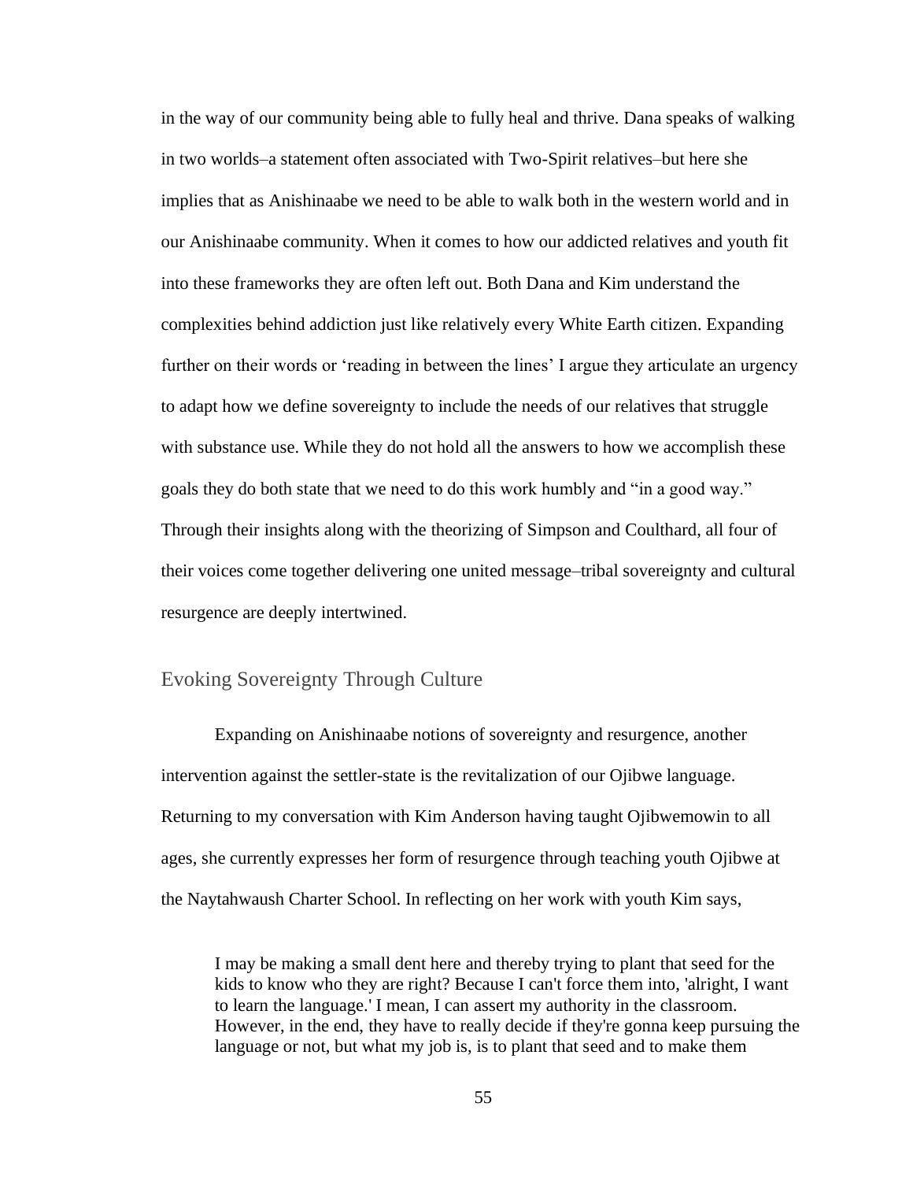in the way of our community being able to fully heal and thrive. Dana speaks of walking in two worlds–a statement often associated with Two-Spirit relatives–but here she implies that as Anishinaabe we need to be able to walk both in the western world and in our Anishinaabe community. When it comes to how our addicted relatives and youth fit into these frameworks they are often left out. Both Dana and Kim understand the complexities behind addiction just like relatively every White Earth citizen. Expanding further on their words or 'reading in between the lines' I argue they articulate an urgency to adapt how we define sovereignty to include the needs of our relatives that struggle with substance use. While they do not hold all the answers to how we accomplish these goals they do both state that we need to do this work humbly and "in a good way." Through their insights along with the theorizing of Simpson and Coulthard, all four of their voices come together delivering one united message–tribal sovereignty and cultural resurgence are deeply intertwined.

## Evoking Sovereignty Through Culture

Expanding on Anishinaabe notions of sovereignty and resurgence, another intervention against the settler-state is the revitalization of our Ojibwe language. Returning to my conversation with Kim Anderson having taught Ojibwemowin to all ages, she currently expresses her form of resurgence through teaching youth Ojibwe at the Naytahwaush Charter School. In reflecting on her work with youth Kim says,

> I may be making a small dent here and thereby trying to plant that seed for the kids to know who they are right? Because I can't force them into, 'alright, I want to learn the language.' I mean, I can assert my authority in the classroom. However, in the end, they have to really decide if they're gonna keep pursuing the language or not, but what my job is, is to plant that seed and to make them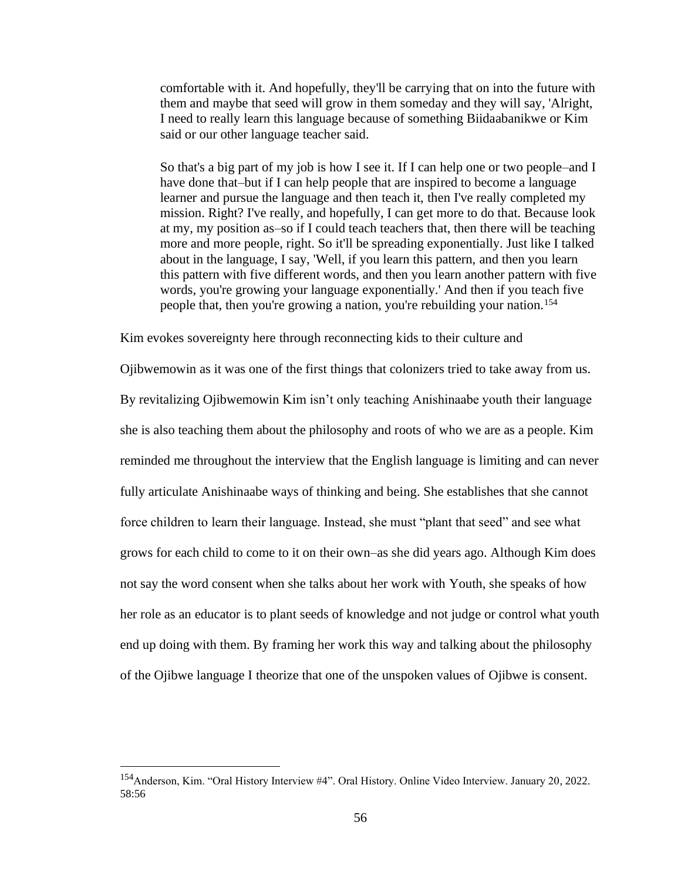> comfortable with it. And hopefully, they'll be carrying that on into the future with them and maybe that seed will grow in them someday and they will say, 'Alright, I need to really learn this language because of something Biidaabanikwe or Kim said or our other language teacher said.
>
> So that's a big part of my job is how I see it. If I can help one or two people–and I have done that–but if I can help people that are inspired to become a language learner and pursue the language and then teach it, then I've really completed my mission. Right? I've really, and hopefully, I can get more to do that. Because look at my, my position as–so if I could teach teachers that, then there will be teaching more and more people, right. So it'll be spreading exponentially. Just like I talked about in the language, I say, 'Well, if you learn this pattern, and then you learn this pattern with five different words, and then you learn another pattern with five words, you're growing your language exponentially.' And then if you teach five people that, then you're growing a nation, you're rebuilding your nation.[154]

Kim evokes sovereignty here through reconnecting kids to their culture and Ojibwemowin as it was one of the first things that colonizers tried to take away from us. By revitalizing Ojibwemowin Kim isn't only teaching Anishinaabe youth their language she is also teaching them about the philosophy and roots of who we are as a people. Kim reminded me throughout the interview that the English language is limiting and can never fully articulate Anishinaabe ways of thinking and being. She establishes that she cannot force children to learn their language. Instead, she must "plant that seed" and see what grows for each child to come to it on their own–as she did years ago. Although Kim does not say the word consent when she talks about her work with Youth, she speaks of how her role as an educator is to plant seeds of knowledge and not judge or control what youth end up doing with them. By framing her work this way and talking about the philosophy of the Ojibwe language I theorize that one of the unspoken values of Ojibwe is consent.

---

[154] Anderson, Kim. "Oral History Interview #4". Oral History. Online Video Interview. January 20, 2022. 58:56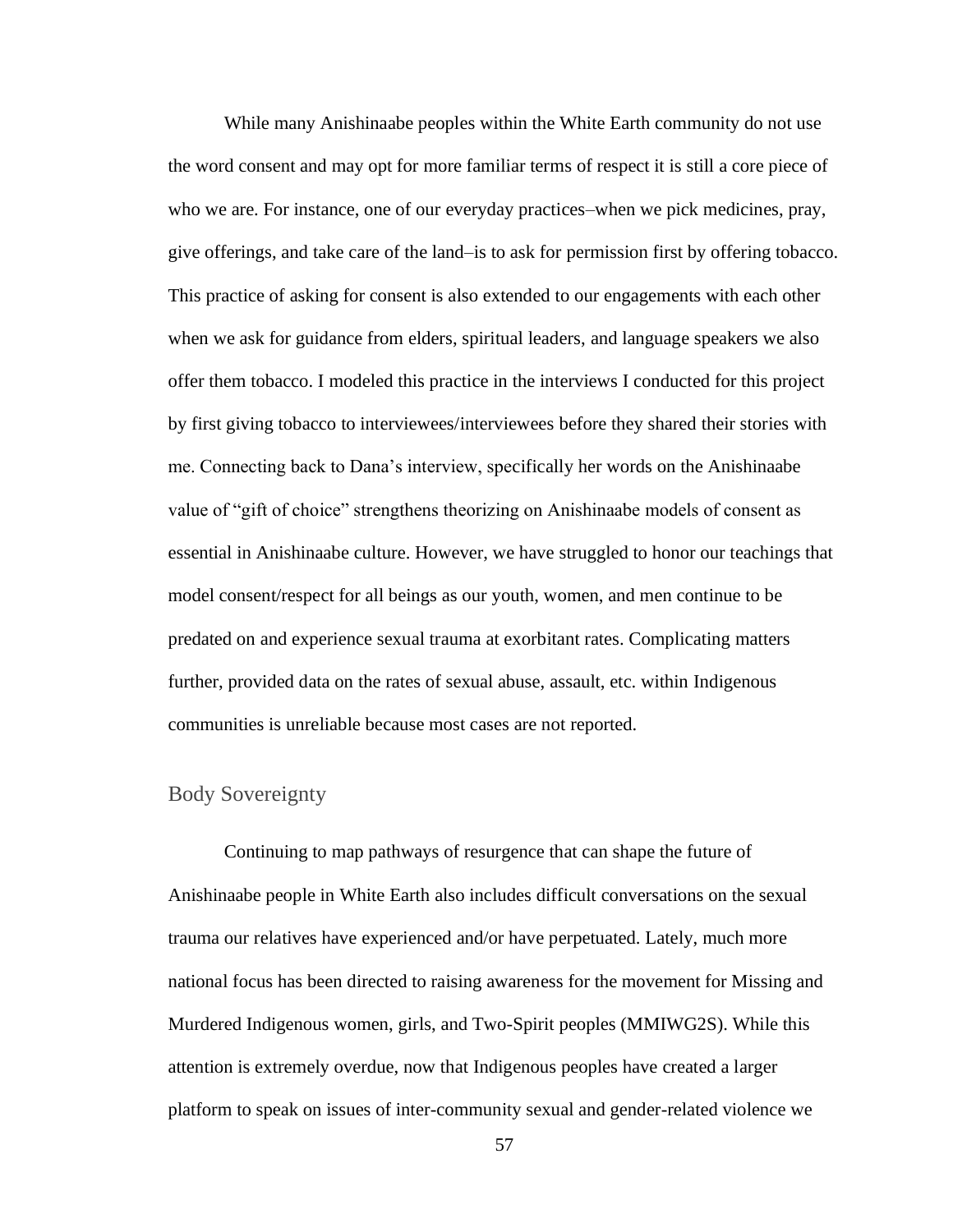While many Anishinaabe peoples within the White Earth community do not use the word consent and may opt for more familiar terms of respect it is still a core piece of who we are. For instance, one of our everyday practices–when we pick medicines, pray, give offerings, and take care of the land–is to ask for permission first by offering tobacco. This practice of asking for consent is also extended to our engagements with each other when we ask for guidance from elders, spiritual leaders, and language speakers we also offer them tobacco. I modeled this practice in the interviews I conducted for this project by first giving tobacco to interviewees/interviewees before they shared their stories with me. Connecting back to Dana's interview, specifically her words on the Anishinaabe value of "gift of choice" strengthens theorizing on Anishinaabe models of consent as essential in Anishinaabe culture. However, we have struggled to honor our teachings that model consent/respect for all beings as our youth, women, and men continue to be predated on and experience sexual trauma at exorbitant rates. Complicating matters further, provided data on the rates of sexual abuse, assault, etc. within Indigenous communities is unreliable because most cases are not reported.

## Body Sovereignty

Continuing to map pathways of resurgence that can shape the future of Anishinaabe people in White Earth also includes difficult conversations on the sexual trauma our relatives have experienced and/or have perpetuated. Lately, much more national focus has been directed to raising awareness for the movement for Missing and Murdered Indigenous women, girls, and Two-Spirit peoples (MMIWG2S). While this attention is extremely overdue, now that Indigenous peoples have created a larger platform to speak on issues of inter-community sexual and gender-related violence we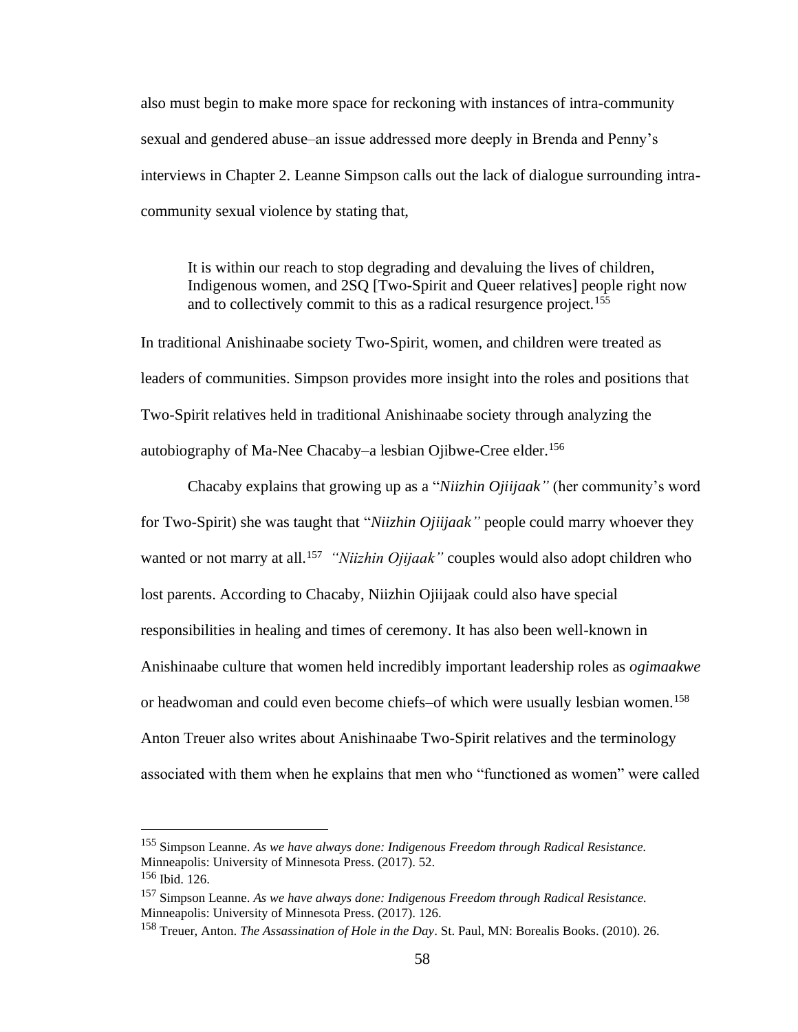also must begin to make more space for reckoning with instances of intra-community sexual and gendered abuse–an issue addressed more deeply in Brenda and Penny's interviews in Chapter 2. Leanne Simpson calls out the lack of dialogue surrounding intra-community sexual violence by stating that,

> It is within our reach to stop degrading and devaluing the lives of children, Indigenous women, and 2SQ [Two-Spirit and Queer relatives] people right now and to collectively commit to this as a radical resurgence project.[155]

In traditional Anishinaabe society Two-Spirit, women, and children were treated as leaders of communities. Simpson provides more insight into the roles and positions that Two-Spirit relatives held in traditional Anishinaabe society through analyzing the autobiography of Ma-Nee Chacaby–a lesbian Ojibwe-Cree elder.[156]

Chacaby explains that growing up as a "*Niizhin Ojiijaak"* (her community's word for Two-Spirit) she was taught that "*Niizhin Ojiijaak"* people could marry whoever they wanted or not marry at all.[157] *"Niizhin Ojijaak"* couples would also adopt children who lost parents. According to Chacaby, Niizhin Ojiijaak could also have special responsibilities in healing and times of ceremony. It has also been well-known in Anishinaabe culture that women held incredibly important leadership roles as *ogimaakwe* or headwoman and could even become chiefs–of which were usually lesbian women.[158] Anton Treuer also writes about Anishinaabe Two-Spirit relatives and the terminology associated with them when he explains that men who "functioned as women" were called

---

[155] Simpson Leanne. *As we have always done: Indigenous Freedom through Radical Resistance.* Minneapolis: University of Minnesota Press. (2017). 52.

[156] Ibid. 126.

[157] Simpson Leanne. *As we have always done: Indigenous Freedom through Radical Resistance.* Minneapolis: University of Minnesota Press. (2017). 126.

[158] Treuer, Anton. *The Assassination of Hole in the Day*. St. Paul, MN: Borealis Books. (2010). 26.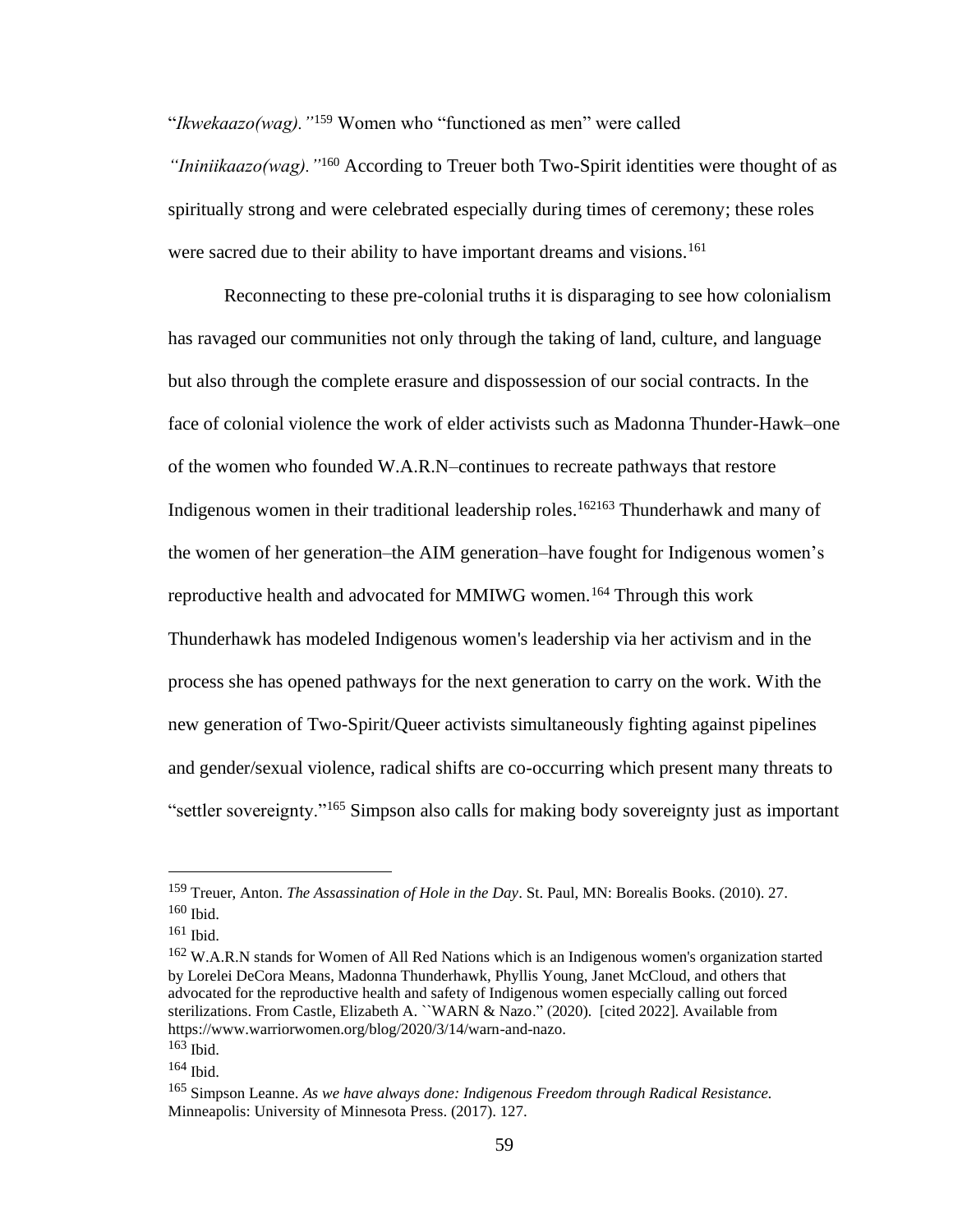"*Ikwekaazo(wag).*"[159] Women who "functioned as men" were called "*Ininiikaazo(wag).*"[160] According to Treuer both Two-Spirit identities were thought of as spiritually strong and were celebrated especially during times of ceremony; these roles were sacred due to their ability to have important dreams and visions.[161]

Reconnecting to these pre-colonial truths it is disparaging to see how colonialism has ravaged our communities not only through the taking of land, culture, and language but also through the complete erasure and dispossession of our social contracts. In the face of colonial violence the work of elder activists such as Madonna Thunder-Hawk–one of the women who founded W.A.R.N–continues to recreate pathways that restore Indigenous women in their traditional leadership roles.[162][163] Thunderhawk and many of the women of her generation–the AIM generation–have fought for Indigenous women's reproductive health and advocated for MMIWG women.[164] Through this work Thunderhawk has modeled Indigenous women's leadership via her activism and in the process she has opened pathways for the next generation to carry on the work. With the new generation of Two-Spirit/Queer activists simultaneously fighting against pipelines and gender/sexual violence, radical shifts are co-occurring which present many threats to "settler sovereignty."[165] Simpson also calls for making body sovereignty just as important

---

[159] Treuer, Anton. *The Assassination of Hole in the Day*. St. Paul, MN: Borealis Books. (2010). 27.

[160] Ibid.

[161] Ibid.

[162] W.A.R.N stands for Women of All Red Nations which is an Indigenous women's organization started by Lorelei DeCora Means, Madonna Thunderhawk, Phyllis Young, Janet McCloud, and others that advocated for the reproductive health and safety of Indigenous women especially calling out forced sterilizations. From Castle, Elizabeth A. ``WARN & Nazo." (2020). [cited 2022]. Available from https://www.warriorwomen.org/blog/2020/3/14/warn-and-nazo.

[163] Ibid.

[164] Ibid.

[165] Simpson Leanne. *As we have always done: Indigenous Freedom through Radical Resistance.* Minneapolis: University of Minnesota Press. (2017). 127.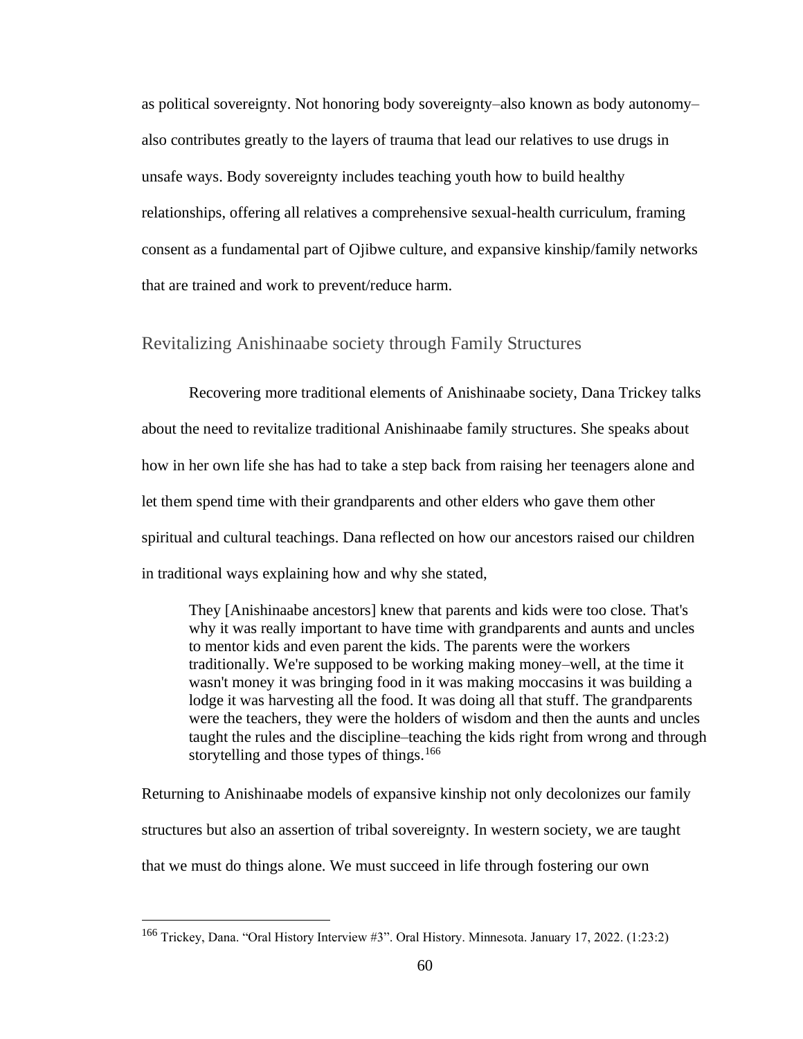as political sovereignty. Not honoring body sovereignty–also known as body autonomy–also contributes greatly to the layers of trauma that lead our relatives to use drugs in unsafe ways. Body sovereignty includes teaching youth how to build healthy relationships, offering all relatives a comprehensive sexual-health curriculum, framing consent as a fundamental part of Ojibwe culture, and expansive kinship/family networks that are trained and work to prevent/reduce harm.

## Revitalizing Anishinaabe society through Family Structures

Recovering more traditional elements of Anishinaabe society, Dana Trickey talks about the need to revitalize traditional Anishinaabe family structures. She speaks about how in her own life she has had to take a step back from raising her teenagers alone and let them spend time with their grandparents and other elders who gave them other spiritual and cultural teachings. Dana reflected on how our ancestors raised our children in traditional ways explaining how and why she stated,

> They [Anishinaabe ancestors] knew that parents and kids were too close. That's why it was really important to have time with grandparents and aunts and uncles to mentor kids and even parent the kids. The parents were the workers traditionally. We're supposed to be working making money–well, at the time it wasn't money it was bringing food in it was making moccasins it was building a lodge it was harvesting all the food. It was doing all that stuff. The grandparents were the teachers, they were the holders of wisdom and then the aunts and uncles taught the rules and the discipline–teaching the kids right from wrong and through storytelling and those types of things.[166]

Returning to Anishinaabe models of expansive kinship not only decolonizes our family structures but also an assertion of tribal sovereignty. In western society, we are taught that we must do things alone. We must succeed in life through fostering our own

[166] Trickey, Dana. "Oral History Interview #3". Oral History. Minnesota. January 17, 2022. (1:23:2)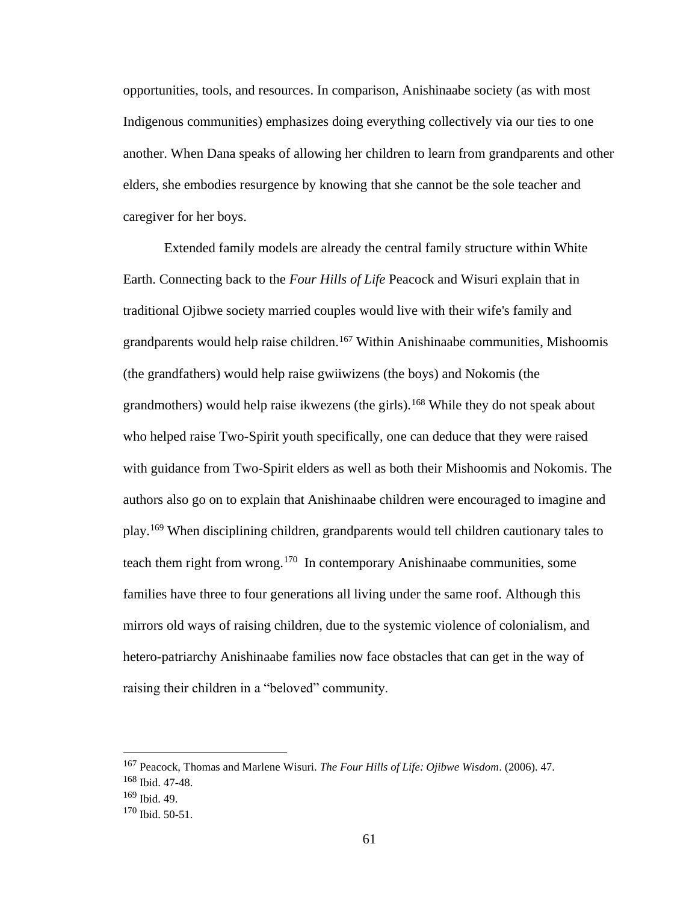opportunities, tools, and resources. In comparison, Anishinaabe society (as with most Indigenous communities) emphasizes doing everything collectively via our ties to one another. When Dana speaks of allowing her children to learn from grandparents and other elders, she embodies resurgence by knowing that she cannot be the sole teacher and caregiver for her boys.

Extended family models are already the central family structure within White Earth. Connecting back to the *Four Hills of Life* Peacock and Wisuri explain that in traditional Ojibwe society married couples would live with their wife's family and grandparents would help raise children.[167] Within Anishinaabe communities, Mishoomis (the grandfathers) would help raise gwiiwizens (the boys) and Nokomis (the grandmothers) would help raise ikwezens (the girls).[168] While they do not speak about who helped raise Two-Spirit youth specifically, one can deduce that they were raised with guidance from Two-Spirit elders as well as both their Mishoomis and Nokomis. The authors also go on to explain that Anishinaabe children were encouraged to imagine and play.[169] When disciplining children, grandparents would tell children cautionary tales to teach them right from wrong.[170] In contemporary Anishinaabe communities, some families have three to four generations all living under the same roof. Although this mirrors old ways of raising children, due to the systemic violence of colonialism, and hetero-patriarchy Anishinaabe families now face obstacles that can get in the way of raising their children in a "beloved" community.

---

[167] Peacock, Thomas and Marlene Wisuri. *The Four Hills of Life: Ojibwe Wisdom*. (2006). 47.

[168] Ibid. 47-48.

[169] Ibid. 49.

[170] Ibid. 50-51.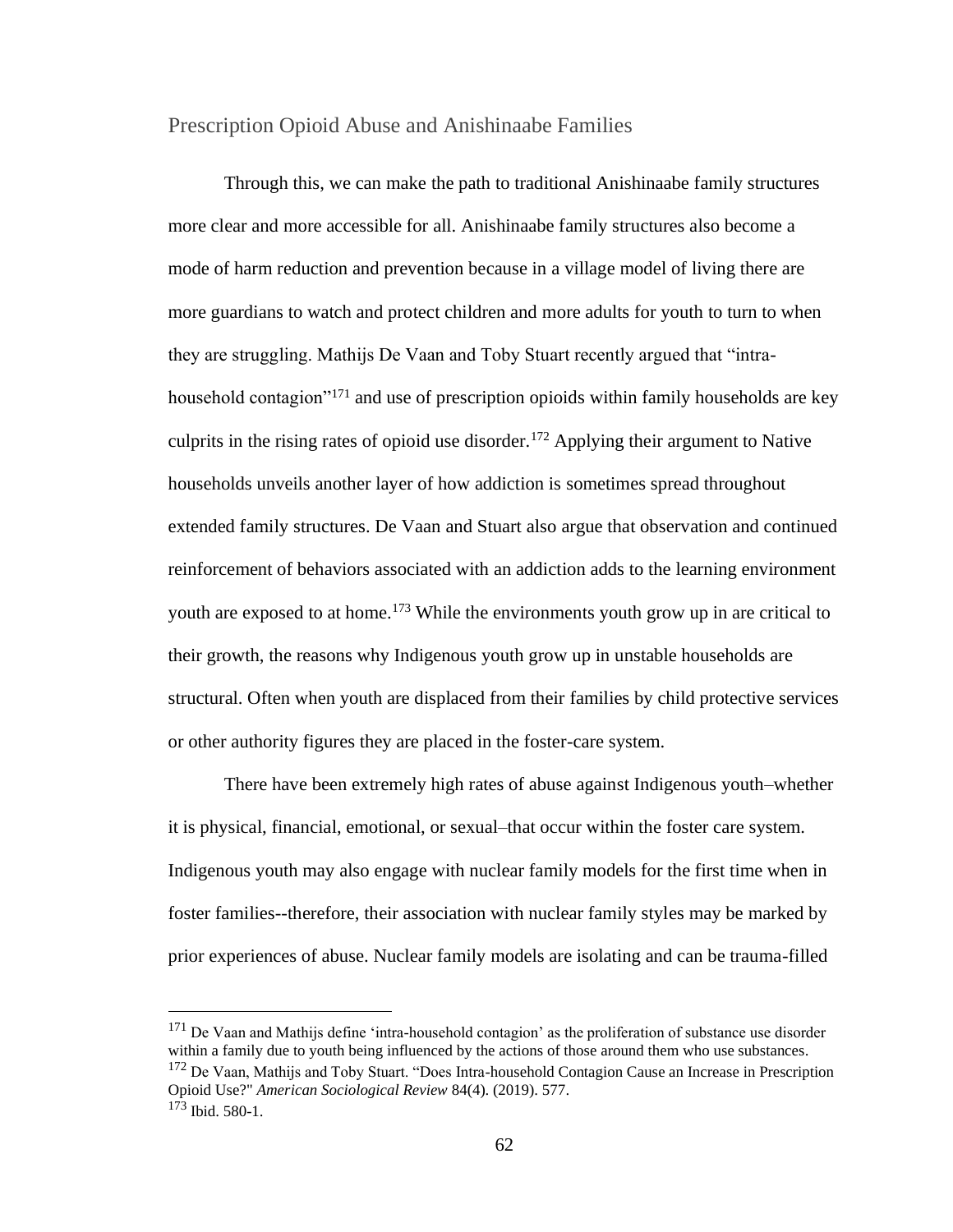## Prescription Opioid Abuse and Anishinaabe Families

Through this, we can make the path to traditional Anishinaabe family structures more clear and more accessible for all. Anishinaabe family structures also become a mode of harm reduction and prevention because in a village model of living there are more guardians to watch and protect children and more adults for youth to turn to when they are struggling. Mathijs De Vaan and Toby Stuart recently argued that "intra-household contagion"[171] and use of prescription opioids within family households are key culprits in the rising rates of opioid use disorder.[172] Applying their argument to Native households unveils another layer of how addiction is sometimes spread throughout extended family structures. De Vaan and Stuart also argue that observation and continued reinforcement of behaviors associated with an addiction adds to the learning environment youth are exposed to at home.[173] While the environments youth grow up in are critical to their growth, the reasons why Indigenous youth grow up in unstable households are structural. Often when youth are displaced from their families by child protective services or other authority figures they are placed in the foster-care system.

There have been extremely high rates of abuse against Indigenous youth–whether it is physical, financial, emotional, or sexual–that occur within the foster care system. Indigenous youth may also engage with nuclear family models for the first time when in foster families--therefore, their association with nuclear family styles may be marked by prior experiences of abuse. Nuclear family models are isolating and can be trauma-filled

---

[171] De Vaan and Mathijs define 'intra-household contagion' as the proliferation of substance use disorder within a family due to youth being influenced by the actions of those around them who use substances.

[172] De Vaan, Mathijs and Toby Stuart. "Does Intra-household Contagion Cause an Increase in Prescription Opioid Use?" *American Sociological Review* 84(4). (2019). 577.

[173] Ibid. 580-1.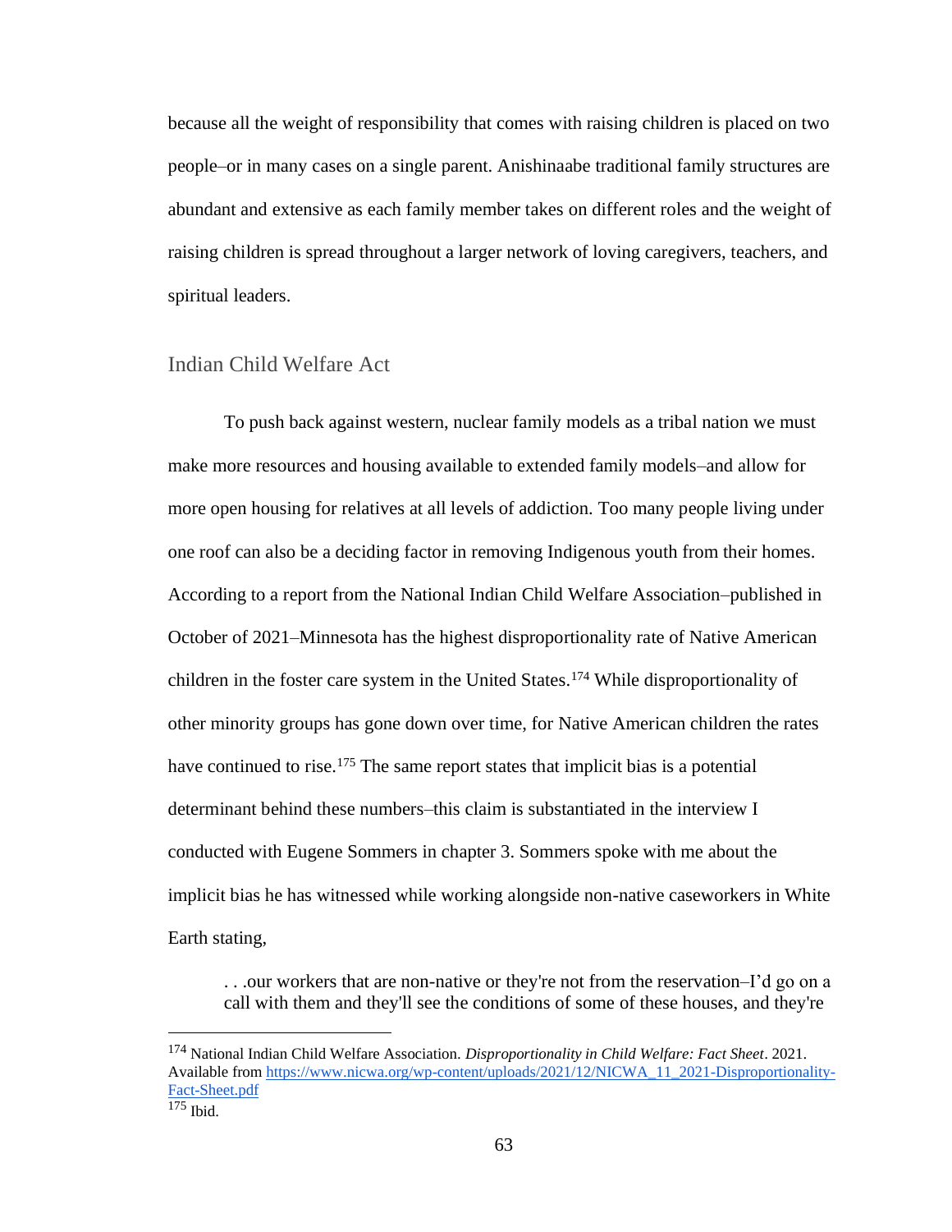because all the weight of responsibility that comes with raising children is placed on two people–or in many cases on a single parent. Anishinaabe traditional family structures are abundant and extensive as each family member takes on different roles and the weight of raising children is spread throughout a larger network of loving caregivers, teachers, and spiritual leaders.

## Indian Child Welfare Act

To push back against western, nuclear family models as a tribal nation we must make more resources and housing available to extended family models–and allow for more open housing for relatives at all levels of addiction. Too many people living under one roof can also be a deciding factor in removing Indigenous youth from their homes. According to a report from the National Indian Child Welfare Association–published in October of 2021–Minnesota has the highest disproportionality rate of Native American children in the foster care system in the United States.[174] While disproportionality of other minority groups has gone down over time, for Native American children the rates have continued to rise.[175] The same report states that implicit bias is a potential determinant behind these numbers–this claim is substantiated in the interview I conducted with Eugene Sommers in chapter 3. Sommers spoke with me about the implicit bias he has witnessed while working alongside non-native caseworkers in White Earth stating,

> . . .our workers that are non-native or they're not from the reservation–I'd go on a call with them and they'll see the conditions of some of these houses, and they're

---

[174] National Indian Child Welfare Association. *Disproportionality in Child Welfare: Fact Sheet*. 2021. Available from https://www.nicwa.org/wp-content/uploads/2021/12/NICWA_11_2021-Disproportionality-Fact-Sheet.pdf

[175] Ibid.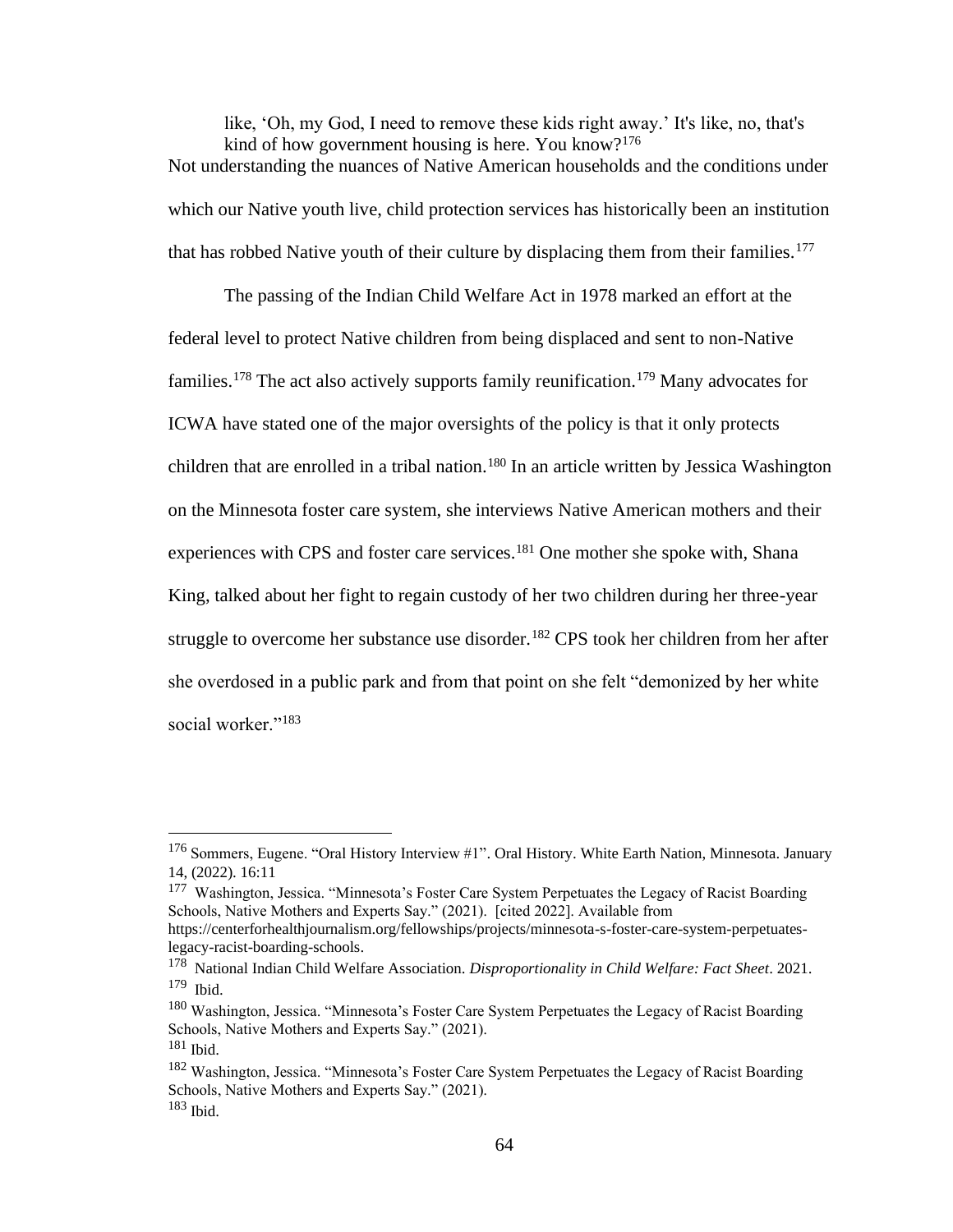> like, 'Oh, my God, I need to remove these kids right away.' It's like, no, that's kind of how government housing is here. You know?[176]

Not understanding the nuances of Native American households and the conditions under which our Native youth live, child protection services has historically been an institution that has robbed Native youth of their culture by displacing them from their families.[177]

The passing of the Indian Child Welfare Act in 1978 marked an effort at the federal level to protect Native children from being displaced and sent to non-Native families.[178] The act also actively supports family reunification.[179] Many advocates for ICWA have stated one of the major oversights of the policy is that it only protects children that are enrolled in a tribal nation.[180] In an article written by Jessica Washington on the Minnesota foster care system, she interviews Native American mothers and their experiences with CPS and foster care services.[181] One mother she spoke with, Shana King, talked about her fight to regain custody of her two children during her three-year struggle to overcome her substance use disorder.[182] CPS took her children from her after she overdosed in a public park and from that point on she felt "demonized by her white social worker."[183]

---

[176] Sommers, Eugene. "Oral History Interview #1". Oral History. White Earth Nation, Minnesota. January 14, (2022). 16:11

[177] Washington, Jessica. "Minnesota's Foster Care System Perpetuates the Legacy of Racist Boarding Schools, Native Mothers and Experts Say." (2021). [cited 2022]. Available from https://centerforhealthjournalism.org/fellowships/projects/minnesota-s-foster-care-system-perpetuates-legacy-racist-boarding-schools.

[178] National Indian Child Welfare Association. *Disproportionality in Child Welfare: Fact Sheet*. 2021.

[179] Ibid.

[180] Washington, Jessica. "Minnesota's Foster Care System Perpetuates the Legacy of Racist Boarding Schools, Native Mothers and Experts Say." (2021).

[181] Ibid.

[182] Washington, Jessica. "Minnesota's Foster Care System Perpetuates the Legacy of Racist Boarding Schools, Native Mothers and Experts Say." (2021).

[183] Ibid.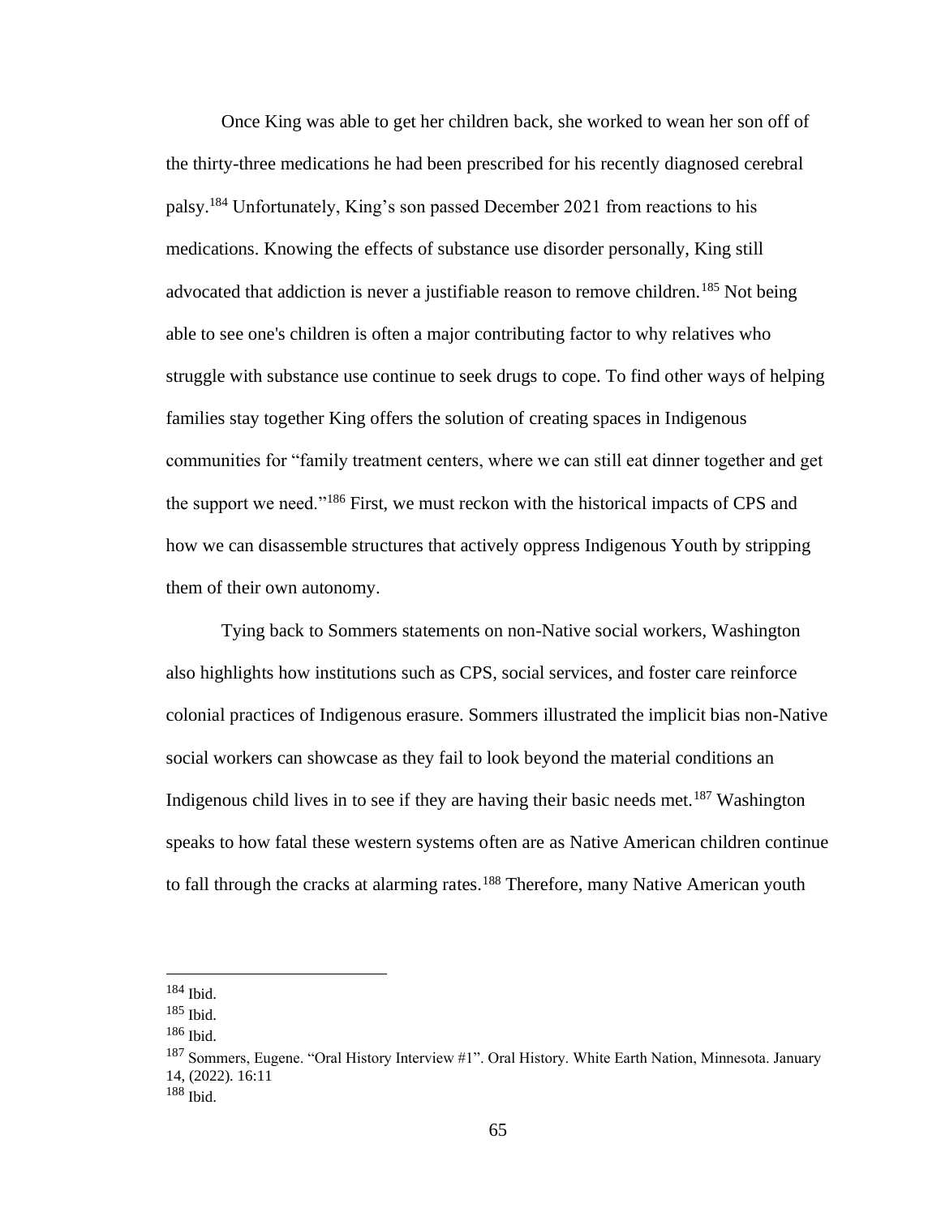Once King was able to get her children back, she worked to wean her son off of the thirty-three medications he had been prescribed for his recently diagnosed cerebral palsy.[184] Unfortunately, King's son passed December 2021 from reactions to his medications. Knowing the effects of substance use disorder personally, King still advocated that addiction is never a justifiable reason to remove children.[185] Not being able to see one's children is often a major contributing factor to why relatives who struggle with substance use continue to seek drugs to cope. To find other ways of helping families stay together King offers the solution of creating spaces in Indigenous communities for "family treatment centers, where we can still eat dinner together and get the support we need."[186] First, we must reckon with the historical impacts of CPS and how we can disassemble structures that actively oppress Indigenous Youth by stripping them of their own autonomy.

Tying back to Sommers statements on non-Native social workers, Washington also highlights how institutions such as CPS, social services, and foster care reinforce colonial practices of Indigenous erasure. Sommers illustrated the implicit bias non-Native social workers can showcase as they fail to look beyond the material conditions an Indigenous child lives in to see if they are having their basic needs met.[187] Washington speaks to how fatal these western systems often are as Native American children continue to fall through the cracks at alarming rates.[188] Therefore, many Native American youth

---

[184] Ibid.

[185] Ibid.

[186] Ibid.

[187] Sommers, Eugene. "Oral History Interview #1". Oral History. White Earth Nation, Minnesota. January 14, (2022). 16:11

[188] Ibid.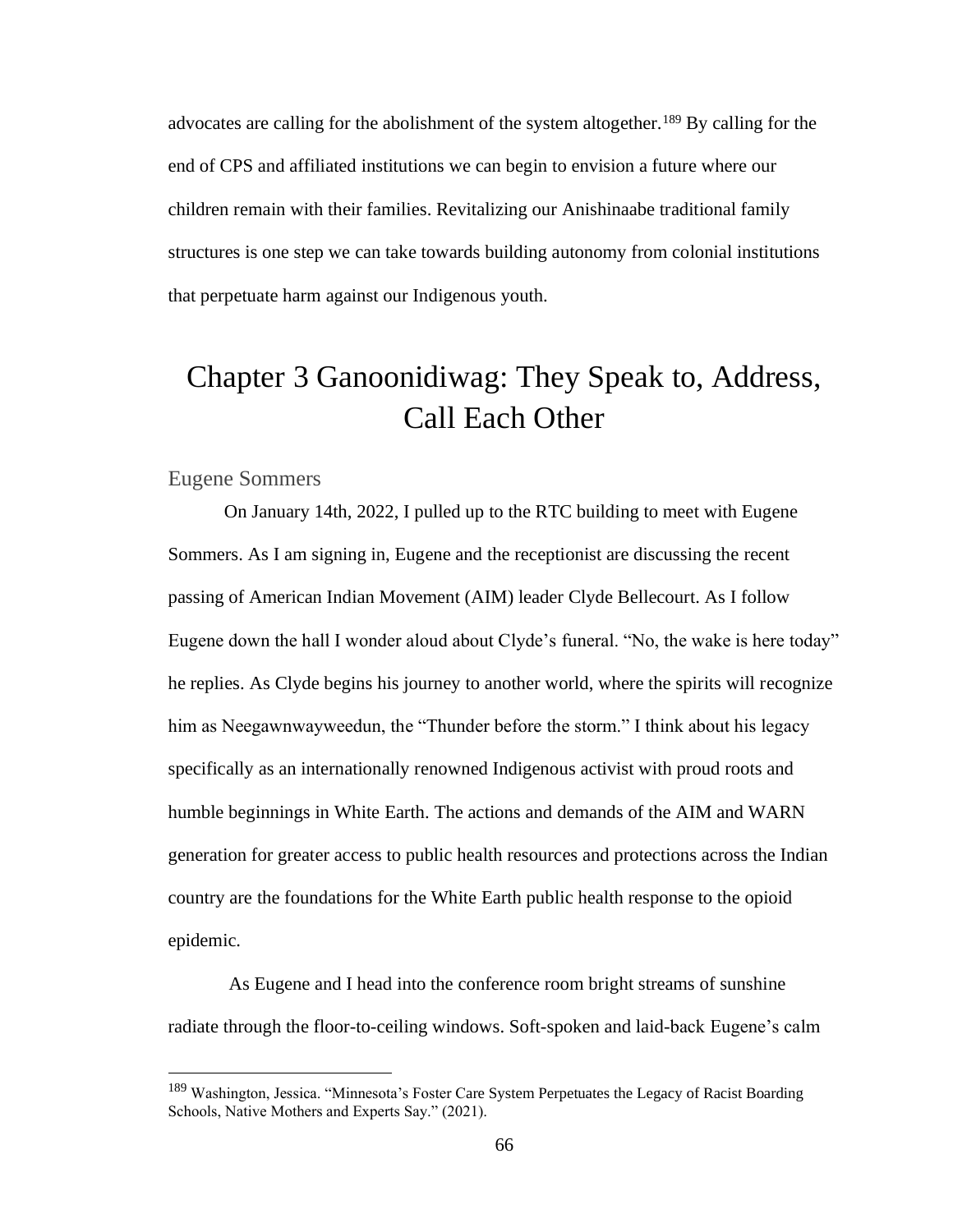advocates are calling for the abolishment of the system altogether.[189] By calling for the end of CPS and affiliated institutions we can begin to envision a future where our children remain with their families. Revitalizing our Anishinaabe traditional family structures is one step we can take towards building autonomy from colonial institutions that perpetuate harm against our Indigenous youth.

# Chapter 3 Ganoonidiwag: They Speak to, Address, Call Each Other

## Eugene Sommers

On January 14th, 2022, I pulled up to the RTC building to meet with Eugene Sommers. As I am signing in, Eugene and the receptionist are discussing the recent passing of American Indian Movement (AIM) leader Clyde Bellecourt. As I follow Eugene down the hall I wonder aloud about Clyde's funeral. "No, the wake is here today" he replies. As Clyde begins his journey to another world, where the spirits will recognize him as Neegawnwayweedun, the "Thunder before the storm." I think about his legacy specifically as an internationally renowned Indigenous activist with proud roots and humble beginnings in White Earth. The actions and demands of the AIM and WARN generation for greater access to public health resources and protections across the Indian country are the foundations for the White Earth public health response to the opioid epidemic.

As Eugene and I head into the conference room bright streams of sunshine radiate through the floor-to-ceiling windows. Soft-spoken and laid-back Eugene's calm

[189] Washington, Jessica. "Minnesota's Foster Care System Perpetuates the Legacy of Racist Boarding Schools, Native Mothers and Experts Say." (2021).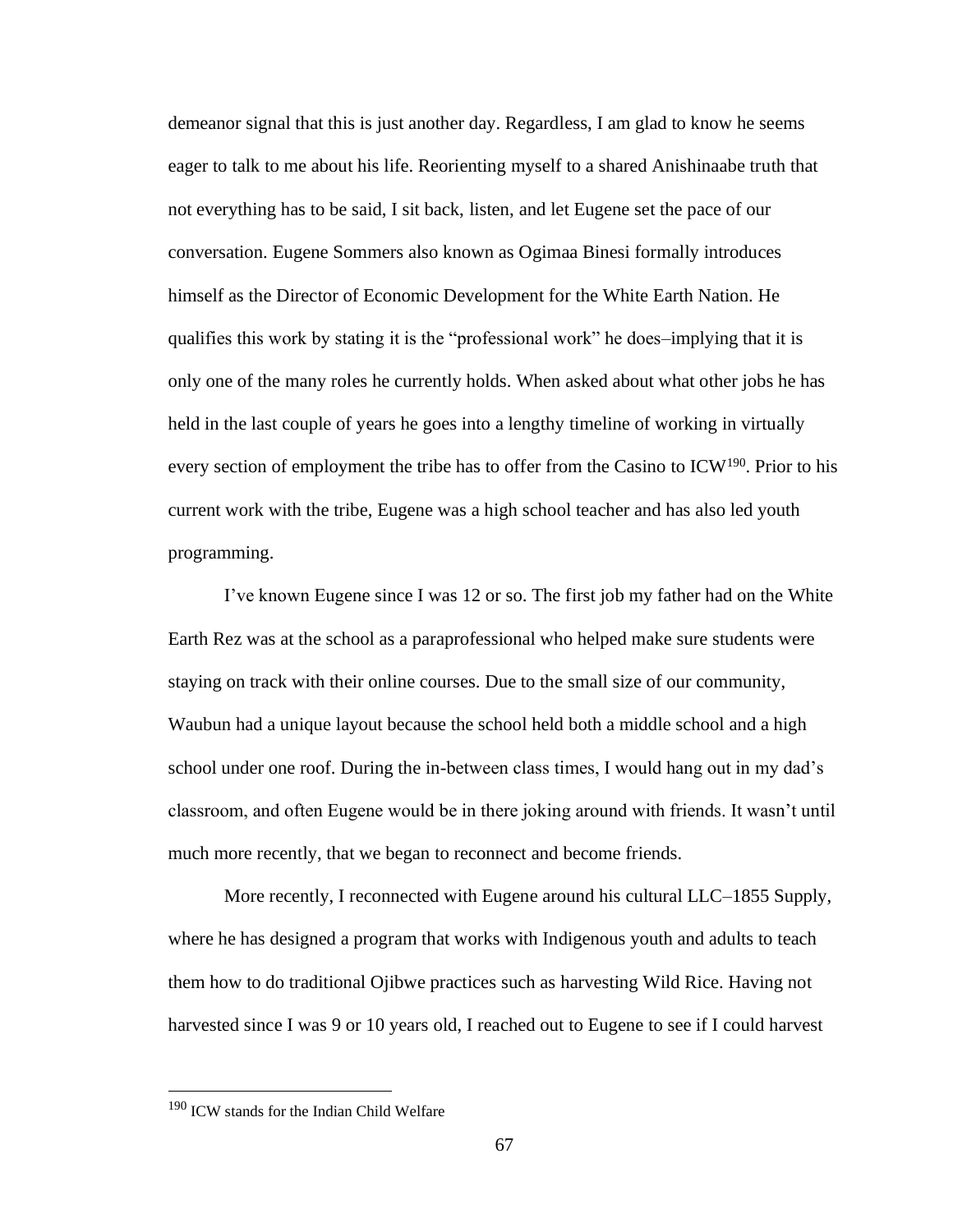demeanor signal that this is just another day. Regardless, I am glad to know he seems eager to talk to me about his life. Reorienting myself to a shared Anishinaabe truth that not everything has to be said, I sit back, listen, and let Eugene set the pace of our conversation. Eugene Sommers also known as Ogimaa Binesi formally introduces himself as the Director of Economic Development for the White Earth Nation. He qualifies this work by stating it is the "professional work" he does–implying that it is only one of the many roles he currently holds. When asked about what other jobs he has held in the last couple of years he goes into a lengthy timeline of working in virtually every section of employment the tribe has to offer from the Casino to ICW[190]. Prior to his current work with the tribe, Eugene was a high school teacher and has also led youth programming.

I've known Eugene since I was 12 or so. The first job my father had on the White Earth Rez was at the school as a paraprofessional who helped make sure students were staying on track with their online courses. Due to the small size of our community, Waubun had a unique layout because the school held both a middle school and a high school under one roof. During the in-between class times, I would hang out in my dad's classroom, and often Eugene would be in there joking around with friends. It wasn't until much more recently, that we began to reconnect and become friends.

More recently, I reconnected with Eugene around his cultural LLC–1855 Supply, where he has designed a program that works with Indigenous youth and adults to teach them how to do traditional Ojibwe practices such as harvesting Wild Rice. Having not harvested since I was 9 or 10 years old, I reached out to Eugene to see if I could harvest

[190] ICW stands for the Indian Child Welfare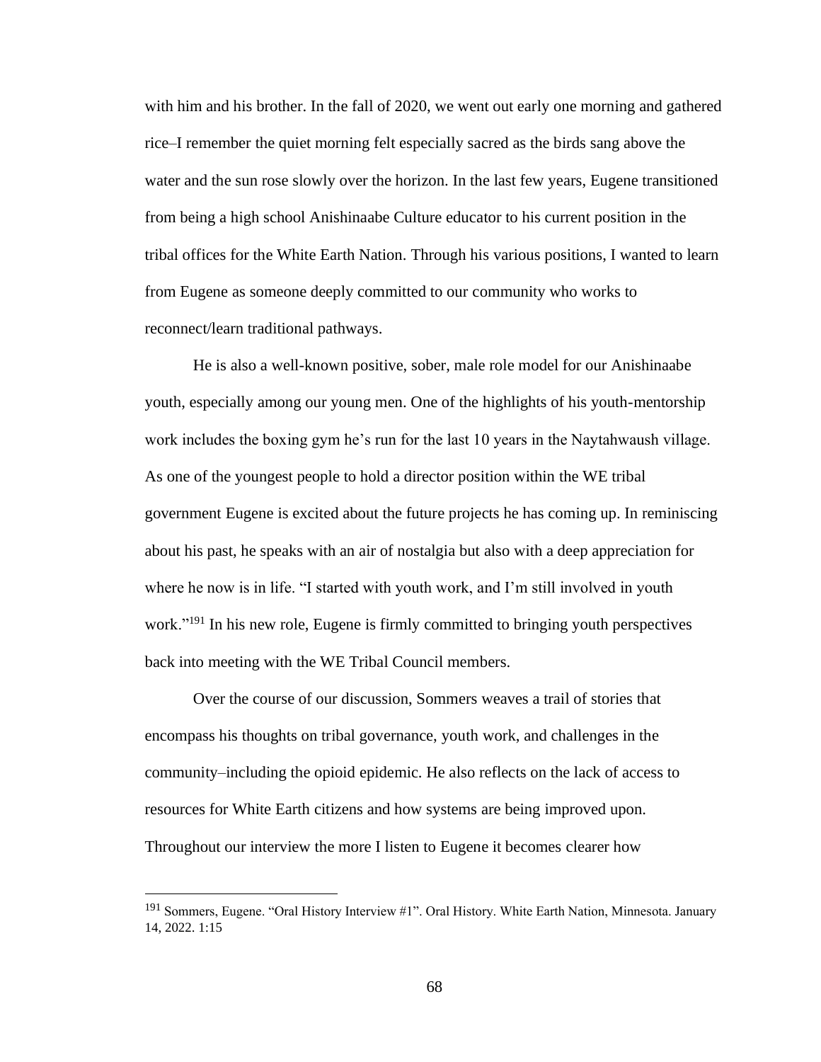with him and his brother. In the fall of 2020, we went out early one morning and gathered rice–I remember the quiet morning felt especially sacred as the birds sang above the water and the sun rose slowly over the horizon. In the last few years, Eugene transitioned from being a high school Anishinaabe Culture educator to his current position in the tribal offices for the White Earth Nation. Through his various positions, I wanted to learn from Eugene as someone deeply committed to our community who works to reconnect/learn traditional pathways.

He is also a well-known positive, sober, male role model for our Anishinaabe youth, especially among our young men. One of the highlights of his youth-mentorship work includes the boxing gym he's run for the last 10 years in the Naytahwaush village. As one of the youngest people to hold a director position within the WE tribal government Eugene is excited about the future projects he has coming up. In reminiscing about his past, he speaks with an air of nostalgia but also with a deep appreciation for where he now is in life. "I started with youth work, and I'm still involved in youth work."[191] In his new role, Eugene is firmly committed to bringing youth perspectives back into meeting with the WE Tribal Council members.

Over the course of our discussion, Sommers weaves a trail of stories that encompass his thoughts on tribal governance, youth work, and challenges in the community–including the opioid epidemic. He also reflects on the lack of access to resources for White Earth citizens and how systems are being improved upon. Throughout our interview the more I listen to Eugene it becomes clearer how

---

[191] Sommers, Eugene. "Oral History Interview #1". Oral History. White Earth Nation, Minnesota. January 14, 2022. 1:15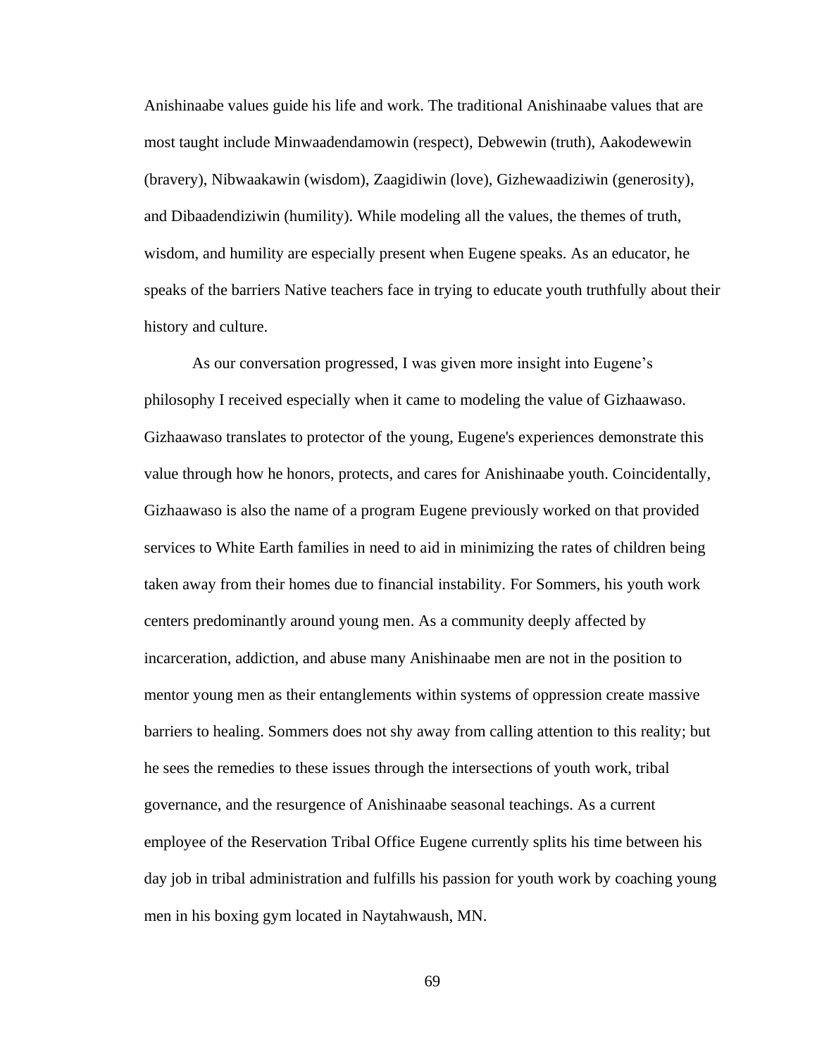Anishinaabe values guide his life and work. The traditional Anishinaabe values that are most taught include Minwaadendamowin (respect), Debwewin (truth), Aakodewewin (bravery), Nibwaakawin (wisdom), Zaagidiwin (love), Gizhewaadiziwin (generosity), and Dibaadendiziwin (humility). While modeling all the values, the themes of truth, wisdom, and humility are especially present when Eugene speaks. As an educator, he speaks of the barriers Native teachers face in trying to educate youth truthfully about their history and culture.

As our conversation progressed, I was given more insight into Eugene's philosophy I received especially when it came to modeling the value of Gizhaawaso. Gizhaawaso translates to protector of the young, Eugene's experiences demonstrate this value through how he honors, protects, and cares for Anishinaabe youth. Coincidentally, Gizhaawaso is also the name of a program Eugene previously worked on that provided services to White Earth families in need to aid in minimizing the rates of children being taken away from their homes due to financial instability. For Sommers, his youth work centers predominantly around young men. As a community deeply affected by incarceration, addiction, and abuse many Anishinaabe men are not in the position to mentor young men as their entanglements within systems of oppression create massive barriers to healing. Sommers does not shy away from calling attention to this reality; but he sees the remedies to these issues through the intersections of youth work, tribal governance, and the resurgence of Anishinaabe seasonal teachings. As a current employee of the Reservation Tribal Office Eugene currently splits his time between his day job in tribal administration and fulfills his passion for youth work by coaching young men in his boxing gym located in Naytahwaush, MN.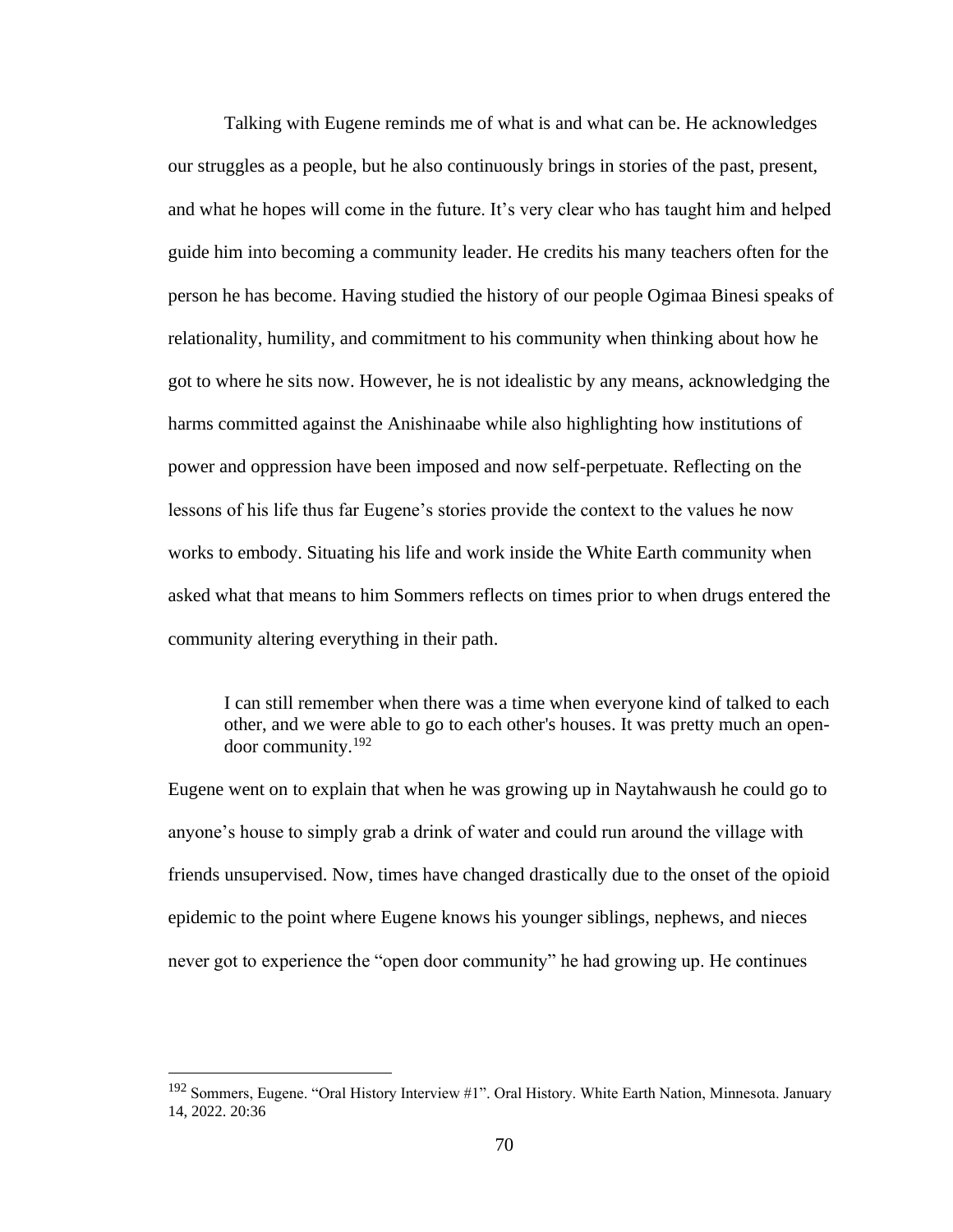Talking with Eugene reminds me of what is and what can be. He acknowledges our struggles as a people, but he also continuously brings in stories of the past, present, and what he hopes will come in the future. It's very clear who has taught him and helped guide him into becoming a community leader. He credits his many teachers often for the person he has become. Having studied the history of our people Ogimaa Binesi speaks of relationality, humility, and commitment to his community when thinking about how he got to where he sits now. However, he is not idealistic by any means, acknowledging the harms committed against the Anishinaabe while also highlighting how institutions of power and oppression have been imposed and now self-perpetuate. Reflecting on the lessons of his life thus far Eugene's stories provide the context to the values he now works to embody. Situating his life and work inside the White Earth community when asked what that means to him Sommers reflects on times prior to when drugs entered the community altering everything in their path.

> I can still remember when there was a time when everyone kind of talked to each other, and we were able to go to each other's houses. It was pretty much an open-door community.[192]

Eugene went on to explain that when he was growing up in Naytahwaush he could go to anyone's house to simply grab a drink of water and could run around the village with friends unsupervised. Now, times have changed drastically due to the onset of the opioid epidemic to the point where Eugene knows his younger siblings, nephews, and nieces never got to experience the "open door community" he had growing up. He continues

---

[192] Sommers, Eugene. "Oral History Interview #1". Oral History. White Earth Nation, Minnesota. January 14, 2022. 20:36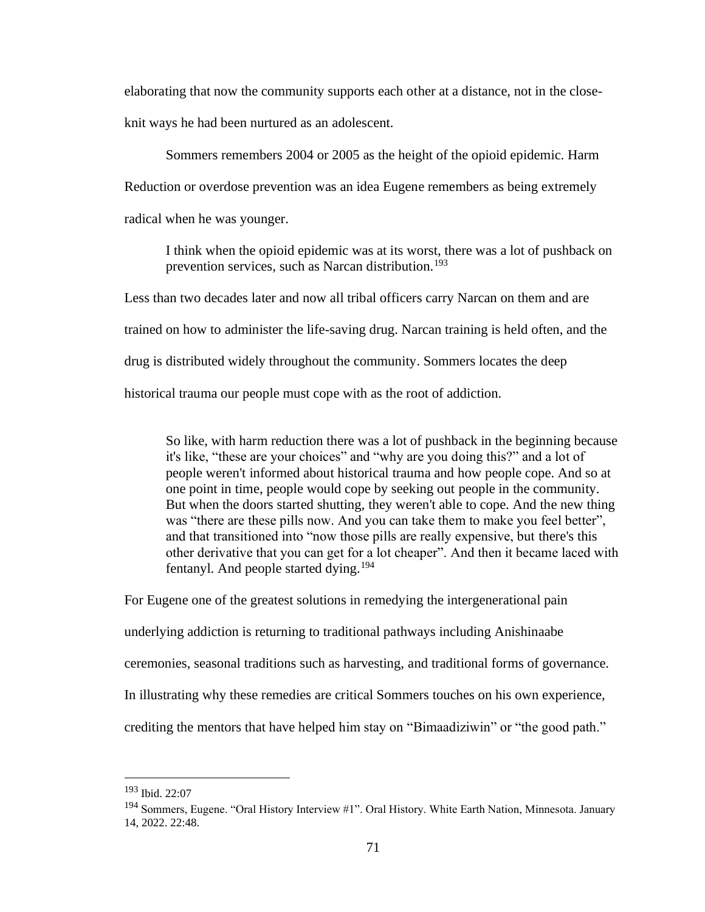elaborating that now the community supports each other at a distance, not in the close-knit ways he had been nurtured as an adolescent.

Sommers remembers 2004 or 2005 as the height of the opioid epidemic. Harm Reduction or overdose prevention was an idea Eugene remembers as being extremely radical when he was younger.

> I think when the opioid epidemic was at its worst, there was a lot of pushback on prevention services, such as Narcan distribution.[193]

Less than two decades later and now all tribal officers carry Narcan on them and are trained on how to administer the life-saving drug. Narcan training is held often, and the drug is distributed widely throughout the community. Sommers locates the deep historical trauma our people must cope with as the root of addiction.

> So like, with harm reduction there was a lot of pushback in the beginning because it's like, "these are your choices" and "why are you doing this?" and a lot of people weren't informed about historical trauma and how people cope. And so at one point in time, people would cope by seeking out people in the community. But when the doors started shutting, they weren't able to cope. And the new thing was "there are these pills now. And you can take them to make you feel better", and that transitioned into "now those pills are really expensive, but there's this other derivative that you can get for a lot cheaper". And then it became laced with fentanyl. And people started dying.[194]

For Eugene one of the greatest solutions in remedying the intergenerational pain underlying addiction is returning to traditional pathways including Anishinaabe ceremonies, seasonal traditions such as harvesting, and traditional forms of governance. In illustrating why these remedies are critical Sommers touches on his own experience, crediting the mentors that have helped him stay on "Bimaadiziwin" or "the good path."

---

[193] Ibid. 22:07

[194] Sommers, Eugene. "Oral History Interview #1". Oral History. White Earth Nation, Minnesota. January 14, 2022. 22:48.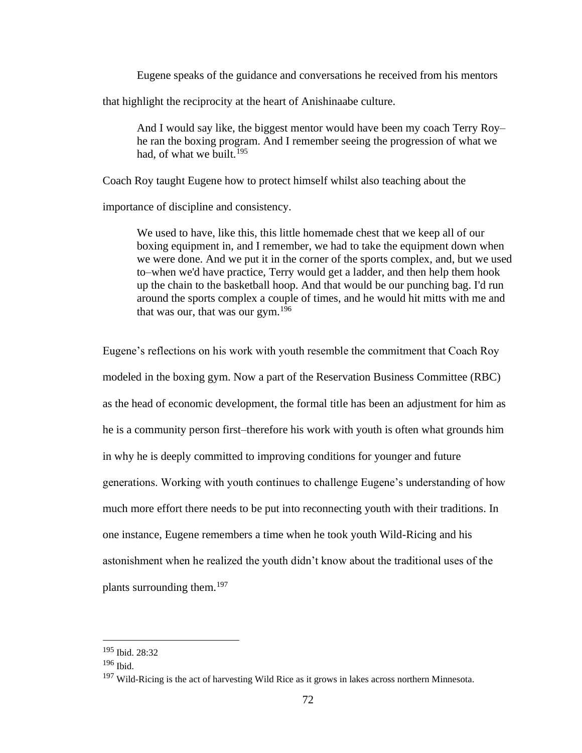Eugene speaks of the guidance and conversations he received from his mentors that highlight the reciprocity at the heart of Anishinaabe culture.

> And I would say like, the biggest mentor would have been my coach Terry Roy–he ran the boxing program. And I remember seeing the progression of what we had, of what we built.[195]

Coach Roy taught Eugene how to protect himself whilst also teaching about the importance of discipline and consistency.

> We used to have, like this, this little homemade chest that we keep all of our boxing equipment in, and I remember, we had to take the equipment down when we were done. And we put it in the corner of the sports complex, and, but we used to–when we'd have practice, Terry would get a ladder, and then help them hook up the chain to the basketball hoop. And that would be our punching bag. I'd run around the sports complex a couple of times, and he would hit mitts with me and that was our, that was our gym.[196]

Eugene's reflections on his work with youth resemble the commitment that Coach Roy modeled in the boxing gym. Now a part of the Reservation Business Committee (RBC) as the head of economic development, the formal title has been an adjustment for him as he is a community person first–therefore his work with youth is often what grounds him in why he is deeply committed to improving conditions for younger and future generations. Working with youth continues to challenge Eugene's understanding of how much more effort there needs to be put into reconnecting youth with their traditions. In one instance, Eugene remembers a time when he took youth Wild-Ricing and his astonishment when he realized the youth didn't know about the traditional uses of the plants surrounding them.[197]

---

[195] Ibid. 28:32

[196] Ibid.

[197] Wild-Ricing is the act of harvesting Wild Rice as it grows in lakes across northern Minnesota.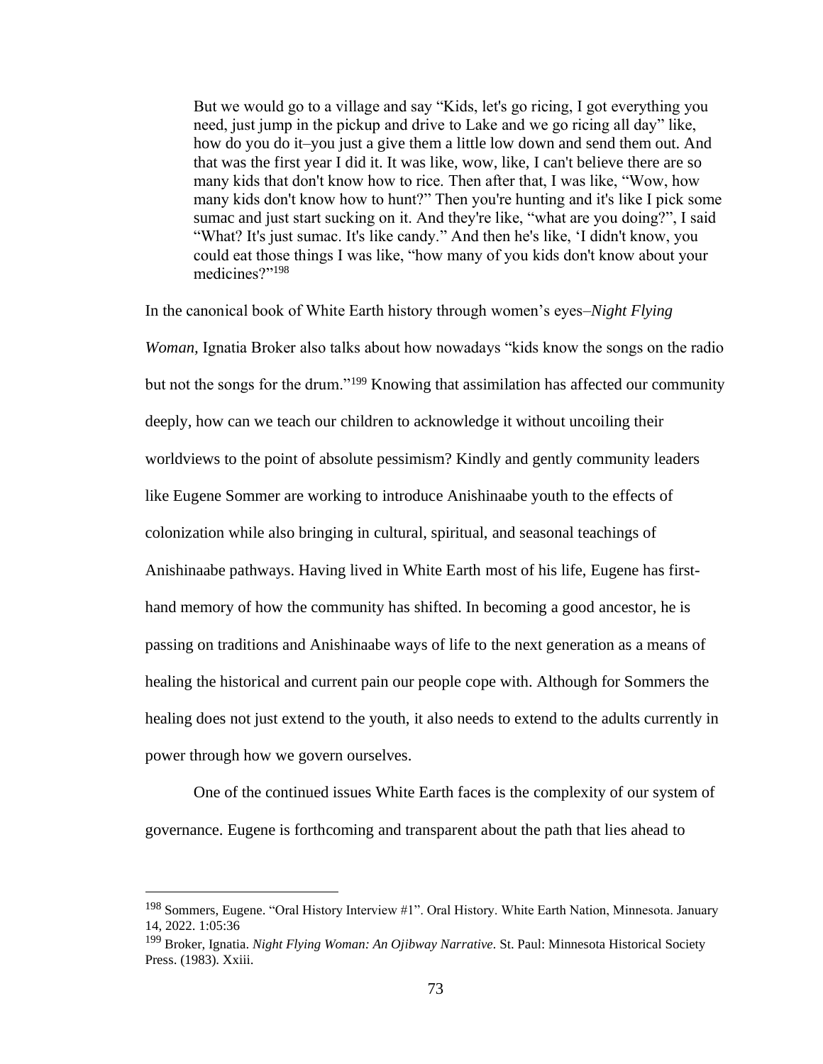> But we would go to a village and say "Kids, let's go ricing, I got everything you need, just jump in the pickup and drive to Lake and we go ricing all day" like, how do you do it–you just a give them a little low down and send them out. And that was the first year I did it. It was like, wow, like, I can't believe there are so many kids that don't know how to rice. Then after that, I was like, "Wow, how many kids don't know how to hunt?" Then you're hunting and it's like I pick some sumac and just start sucking on it. And they're like, "what are you doing?", I said "What? It's just sumac. It's like candy." And then he's like, 'I didn't know, you could eat those things I was like, "how many of you kids don't know about your medicines?"[198]

In the canonical book of White Earth history through women's eyes–*Night Flying Woman,* Ignatia Broker also talks about how nowadays "kids know the songs on the radio but not the songs for the drum."[199] Knowing that assimilation has affected our community deeply, how can we teach our children to acknowledge it without uncoiling their worldviews to the point of absolute pessimism? Kindly and gently community leaders like Eugene Sommer are working to introduce Anishinaabe youth to the effects of colonization while also bringing in cultural, spiritual, and seasonal teachings of Anishinaabe pathways. Having lived in White Earth most of his life, Eugene has first-hand memory of how the community has shifted. In becoming a good ancestor, he is passing on traditions and Anishinaabe ways of life to the next generation as a means of healing the historical and current pain our people cope with. Although for Sommers the healing does not just extend to the youth, it also needs to extend to the adults currently in power through how we govern ourselves.

One of the continued issues White Earth faces is the complexity of our system of governance. Eugene is forthcoming and transparent about the path that lies ahead to

---

[198] Sommers, Eugene. "Oral History Interview #1". Oral History. White Earth Nation, Minnesota. January 14, 2022. 1:05:36

[199] Broker, Ignatia. *Night Flying Woman: An Ojibway Narrative.* St. Paul: Minnesota Historical Society Press. (1983). Xxiii.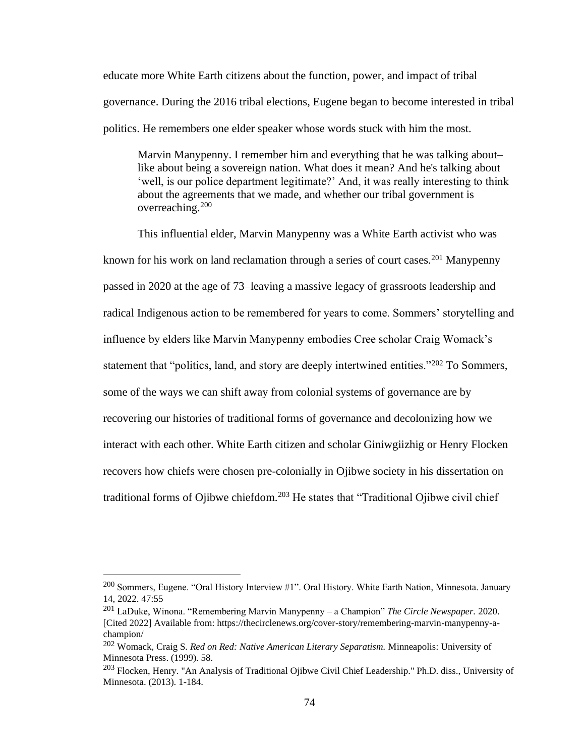educate more White Earth citizens about the function, power, and impact of tribal governance. During the 2016 tribal elections, Eugene began to become interested in tribal politics. He remembers one elder speaker whose words stuck with him the most.

> Marvin Manypenny. I remember him and everything that he was talking about–like about being a sovereign nation. What does it mean? And he's talking about 'well, is our police department legitimate?' And, it was really interesting to think about the agreements that we made, and whether our tribal government is overreaching.[200]

This influential elder, Marvin Manypenny was a White Earth activist who was known for his work on land reclamation through a series of court cases.[201] Manypenny passed in 2020 at the age of 73–leaving a massive legacy of grassroots leadership and radical Indigenous action to be remembered for years to come. Sommers' storytelling and influence by elders like Marvin Manypenny embodies Cree scholar Craig Womack's statement that "politics, land, and story are deeply intertwined entities."[202] To Sommers, some of the ways we can shift away from colonial systems of governance are by recovering our histories of traditional forms of governance and decolonizing how we interact with each other. White Earth citizen and scholar Giniwgiizhig or Henry Flocken recovers how chiefs were chosen pre-colonially in Ojibwe society in his dissertation on traditional forms of Ojibwe chiefdom.[203] He states that "Traditional Ojibwe civil chief

---

[200] Sommers, Eugene. "Oral History Interview #1". Oral History. White Earth Nation, Minnesota. January 14, 2022. 47:55

[201] LaDuke, Winona. "Remembering Marvin Manypenny – a Champion" *The Circle Newspaper.* 2020. [Cited 2022] Available from: https://thecirclenews.org/cover-story/remembering-marvin-manypenny-a-champion/

[202] Womack, Craig S. *Red on Red: Native American Literary Separatism.* Minneapolis: University of Minnesota Press. (1999). 58.

[203] Flocken, Henry. "An Analysis of Traditional Ojibwe Civil Chief Leadership." Ph.D. diss., University of Minnesota. (2013). 1-184.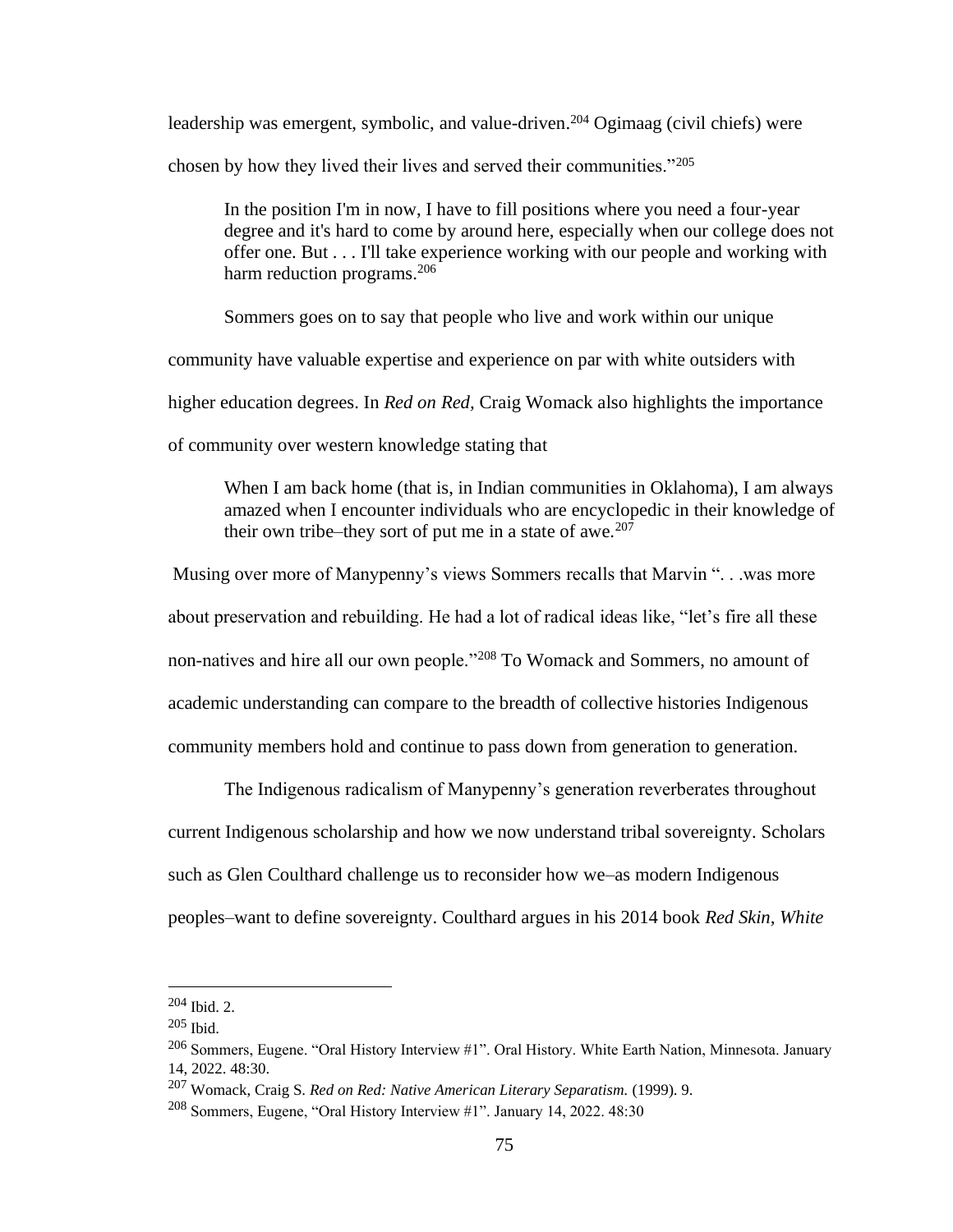leadership was emergent, symbolic, and value-driven.[204] Ogimaag (civil chiefs) were chosen by how they lived their lives and served their communities."[205]

> In the position I'm in now, I have to fill positions where you need a four-year degree and it's hard to come by around here, especially when our college does not offer one. But . . . I'll take experience working with our people and working with harm reduction programs.[206]

Sommers goes on to say that people who live and work within our unique community have valuable expertise and experience on par with white outsiders with higher education degrees. In *Red on Red,* Craig Womack also highlights the importance of community over western knowledge stating that

> When I am back home (that is, in Indian communities in Oklahoma), I am always amazed when I encounter individuals who are encyclopedic in their knowledge of their own tribe–they sort of put me in a state of awe.[207]

Musing over more of Manypenny's views Sommers recalls that Marvin ". . .was more about preservation and rebuilding. He had a lot of radical ideas like, "let's fire all these non-natives and hire all our own people."[208] To Womack and Sommers, no amount of academic understanding can compare to the breadth of collective histories Indigenous community members hold and continue to pass down from generation to generation.

The Indigenous radicalism of Manypenny's generation reverberates throughout current Indigenous scholarship and how we now understand tribal sovereignty. Scholars such as Glen Coulthard challenge us to reconsider how we–as modern Indigenous peoples–want to define sovereignty. Coulthard argues in his 2014 book *Red Skin, White*

---

[204] Ibid. 2.

[205] Ibid.

[206] Sommers, Eugene. "Oral History Interview #1". Oral History. White Earth Nation, Minnesota. January 14, 2022. 48:30.

[207] Womack, Craig S. *Red on Red: Native American Literary Separatism.* (1999). 9.

[208] Sommers, Eugene, "Oral History Interview #1". January 14, 2022. 48:30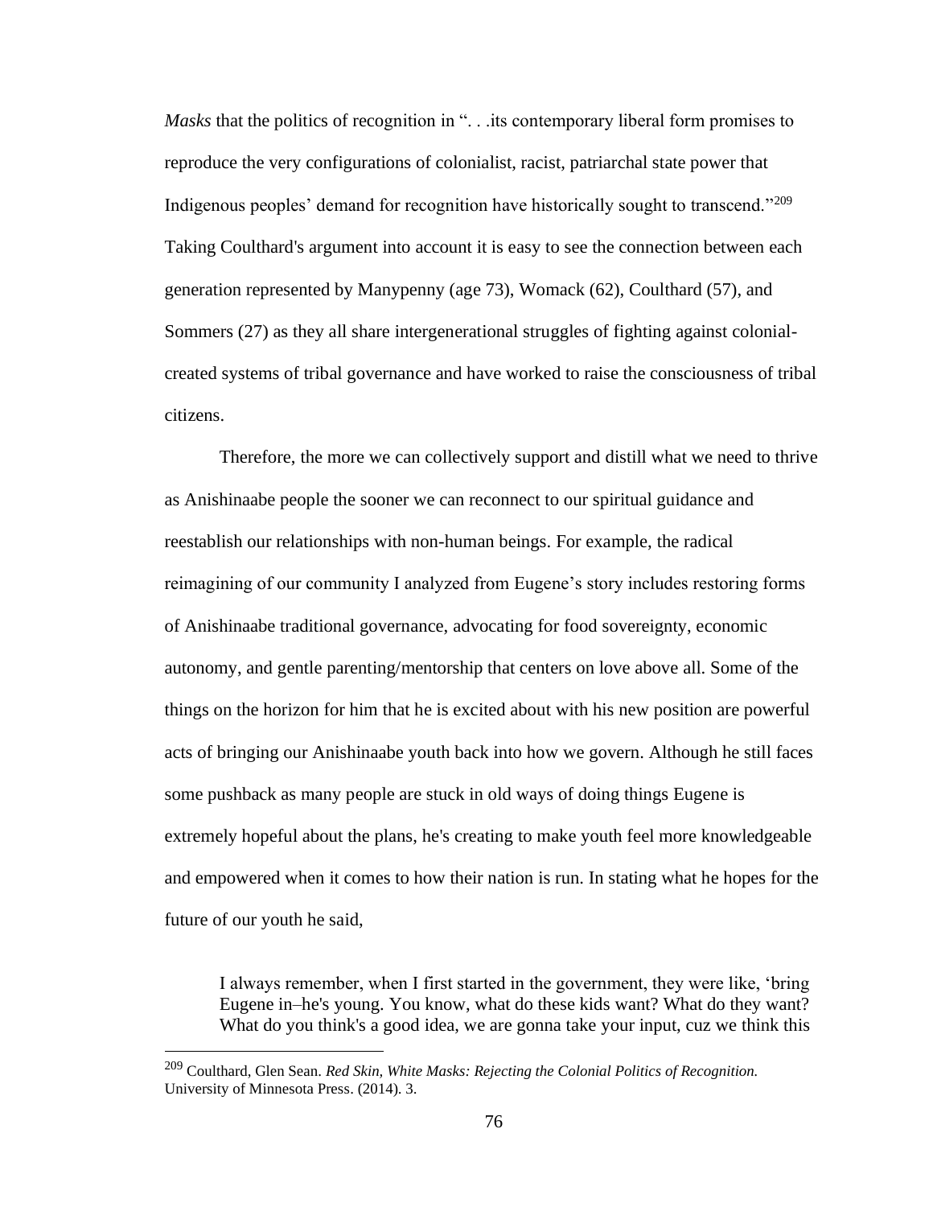*Masks* that the politics of recognition in ". . .its contemporary liberal form promises to reproduce the very configurations of colonialist, racist, patriarchal state power that Indigenous peoples' demand for recognition have historically sought to transcend."[209] Taking Coulthard's argument into account it is easy to see the connection between each generation represented by Manypenny (age 73), Womack (62), Coulthard (57), and Sommers (27) as they all share intergenerational struggles of fighting against colonial-created systems of tribal governance and have worked to raise the consciousness of tribal citizens.

Therefore, the more we can collectively support and distill what we need to thrive as Anishinaabe people the sooner we can reconnect to our spiritual guidance and reestablish our relationships with non-human beings. For example, the radical reimagining of our community I analyzed from Eugene's story includes restoring forms of Anishinaabe traditional governance, advocating for food sovereignty, economic autonomy, and gentle parenting/mentorship that centers on love above all. Some of the things on the horizon for him that he is excited about with his new position are powerful acts of bringing our Anishinaabe youth back into how we govern. Although he still faces some pushback as many people are stuck in old ways of doing things Eugene is extremely hopeful about the plans, he's creating to make youth feel more knowledgeable and empowered when it comes to how their nation is run. In stating what he hopes for the future of our youth he said,

> I always remember, when I first started in the government, they were like, 'bring Eugene in–he's young. You know, what do these kids want? What do they want? What do you think's a good idea, we are gonna take your input, cuz we think this

---

[209] Coulthard, Glen Sean. *Red Skin, White Masks: Rejecting the Colonial Politics of Recognition.* University of Minnesota Press. (2014). 3.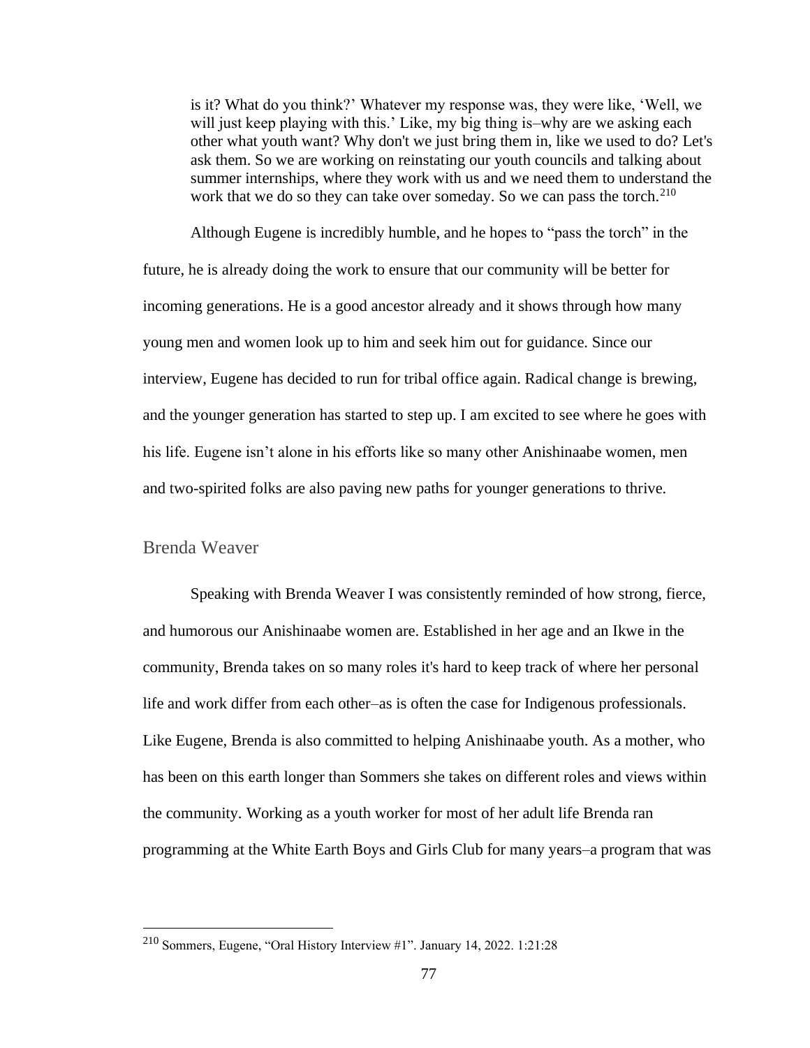> is it? What do you think?' Whatever my response was, they were like, 'Well, we will just keep playing with this.' Like, my big thing is–why are we asking each other what youth want? Why don't we just bring them in, like we used to do? Let's ask them. So we are working on reinstating our youth councils and talking about summer internships, where they work with us and we need them to understand the work that we do so they can take over someday. So we can pass the torch.[210]

Although Eugene is incredibly humble, and he hopes to "pass the torch" in the future, he is already doing the work to ensure that our community will be better for incoming generations. He is a good ancestor already and it shows through how many young men and women look up to him and seek him out for guidance. Since our interview, Eugene has decided to run for tribal office again. Radical change is brewing, and the younger generation has started to step up. I am excited to see where he goes with his life. Eugene isn't alone in his efforts like so many other Anishinaabe women, men and two-spirited folks are also paving new paths for younger generations to thrive.

## Brenda Weaver

Speaking with Brenda Weaver I was consistently reminded of how strong, fierce, and humorous our Anishinaabe women are. Established in her age and an Ikwe in the community, Brenda takes on so many roles it's hard to keep track of where her personal life and work differ from each other–as is often the case for Indigenous professionals. Like Eugene, Brenda is also committed to helping Anishinaabe youth. As a mother, who has been on this earth longer than Sommers she takes on different roles and views within the community. Working as a youth worker for most of her adult life Brenda ran programming at the White Earth Boys and Girls Club for many years–a program that was

---

[210] Sommers, Eugene, "Oral History Interview #1". January 14, 2022. 1:21:28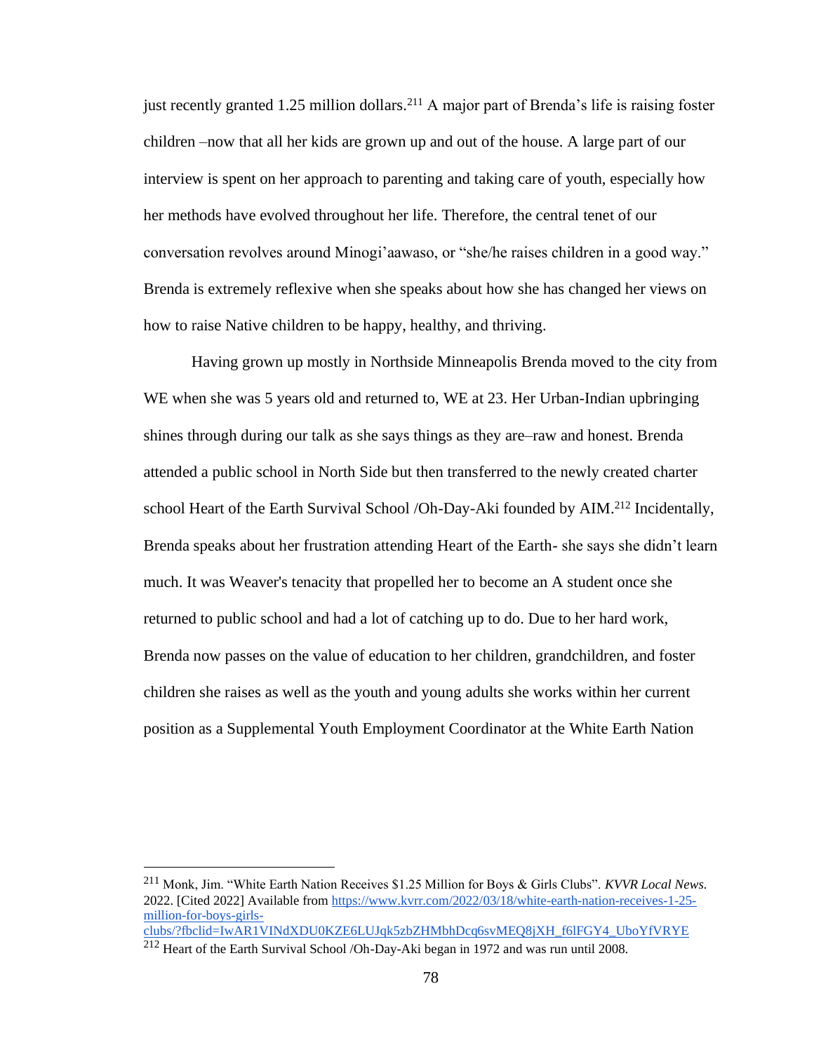just recently granted 1.25 million dollars.[211] A major part of Brenda's life is raising foster children –now that all her kids are grown up and out of the house. A large part of our interview is spent on her approach to parenting and taking care of youth, especially how her methods have evolved throughout her life. Therefore, the central tenet of our conversation revolves around Minogi'aawaso, or "she/he raises children in a good way." Brenda is extremely reflexive when she speaks about how she has changed her views on how to raise Native children to be happy, healthy, and thriving.

Having grown up mostly in Northside Minneapolis Brenda moved to the city from WE when she was 5 years old and returned to, WE at 23. Her Urban-Indian upbringing shines through during our talk as she says things as they are–raw and honest. Brenda attended a public school in North Side but then transferred to the newly created charter school Heart of the Earth Survival School /Oh-Day-Aki founded by AIM.[212] Incidentally, Brenda speaks about her frustration attending Heart of the Earth- she says she didn't learn much. It was Weaver's tenacity that propelled her to become an A student once she returned to public school and had a lot of catching up to do. Due to her hard work, Brenda now passes on the value of education to her children, grandchildren, and foster children she raises as well as the youth and young adults she works within her current position as a Supplemental Youth Employment Coordinator at the White Earth Nation

---

[211] Monk, Jim. "White Earth Nation Receives $1.25 Million for Boys & Girls Clubs". *KVVR Local News.* 2022. [Cited 2022] Available from https://www.kvrr.com/2022/03/18/white-earth-nation-receives-1-25-million-for-boys-girls-clubs/?fbclid=IwAR1VINdXDU0KZE6LUJqk5zbZHMbhDcq6svMEQ8jXH_f6lFGY4_UboYfVRYE

[212] Heart of the Earth Survival School /Oh-Day-Aki began in 1972 and was run until 2008.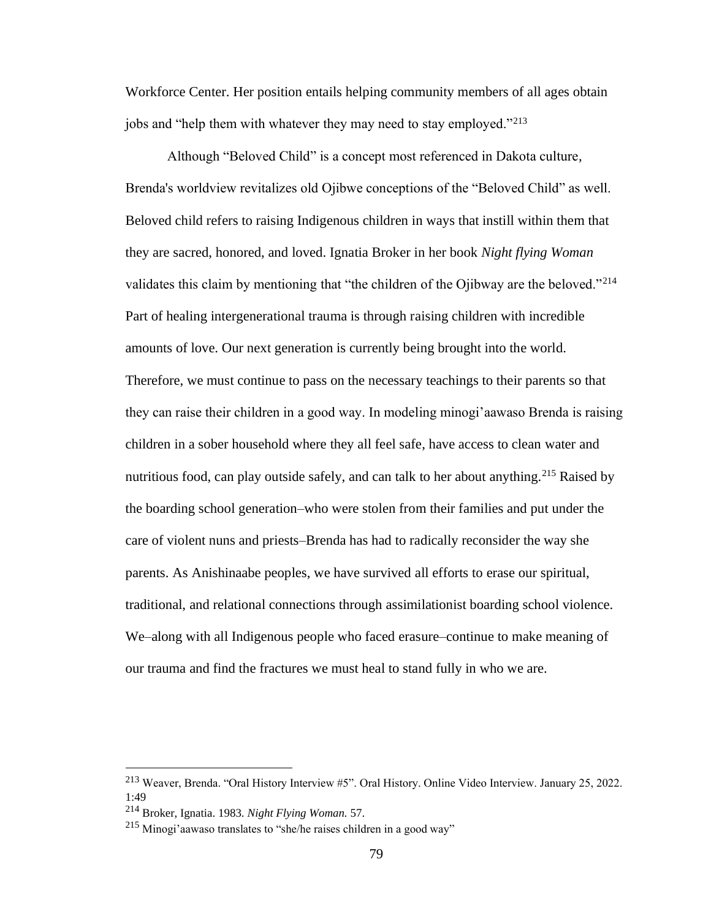Workforce Center. Her position entails helping community members of all ages obtain jobs and "help them with whatever they may need to stay employed."[213]

Although "Beloved Child" is a concept most referenced in Dakota culture, Brenda's worldview revitalizes old Ojibwe conceptions of the "Beloved Child" as well. Beloved child refers to raising Indigenous children in ways that instill within them that they are sacred, honored, and loved. Ignatia Broker in her book *Night flying Woman* validates this claim by mentioning that "the children of the Ojibway are the beloved."[214] Part of healing intergenerational trauma is through raising children with incredible amounts of love. Our next generation is currently being brought into the world. Therefore, we must continue to pass on the necessary teachings to their parents so that they can raise their children in a good way. In modeling minogi'aawaso Brenda is raising children in a sober household where they all feel safe, have access to clean water and nutritious food, can play outside safely, and can talk to her about anything.[215] Raised by the boarding school generation–who were stolen from their families and put under the care of violent nuns and priests–Brenda has had to radically reconsider the way she parents. As Anishinaabe peoples, we have survived all efforts to erase our spiritual, traditional, and relational connections through assimilationist boarding school violence. We–along with all Indigenous people who faced erasure–continue to make meaning of our trauma and find the fractures we must heal to stand fully in who we are.

---

[213] Weaver, Brenda. "Oral History Interview #5". Oral History. Online Video Interview. January 25, 2022. 1:49

[214] Broker, Ignatia. 1983. *Night Flying Woman.* 57.

[215] Minogi'aawaso translates to "she/he raises children in a good way"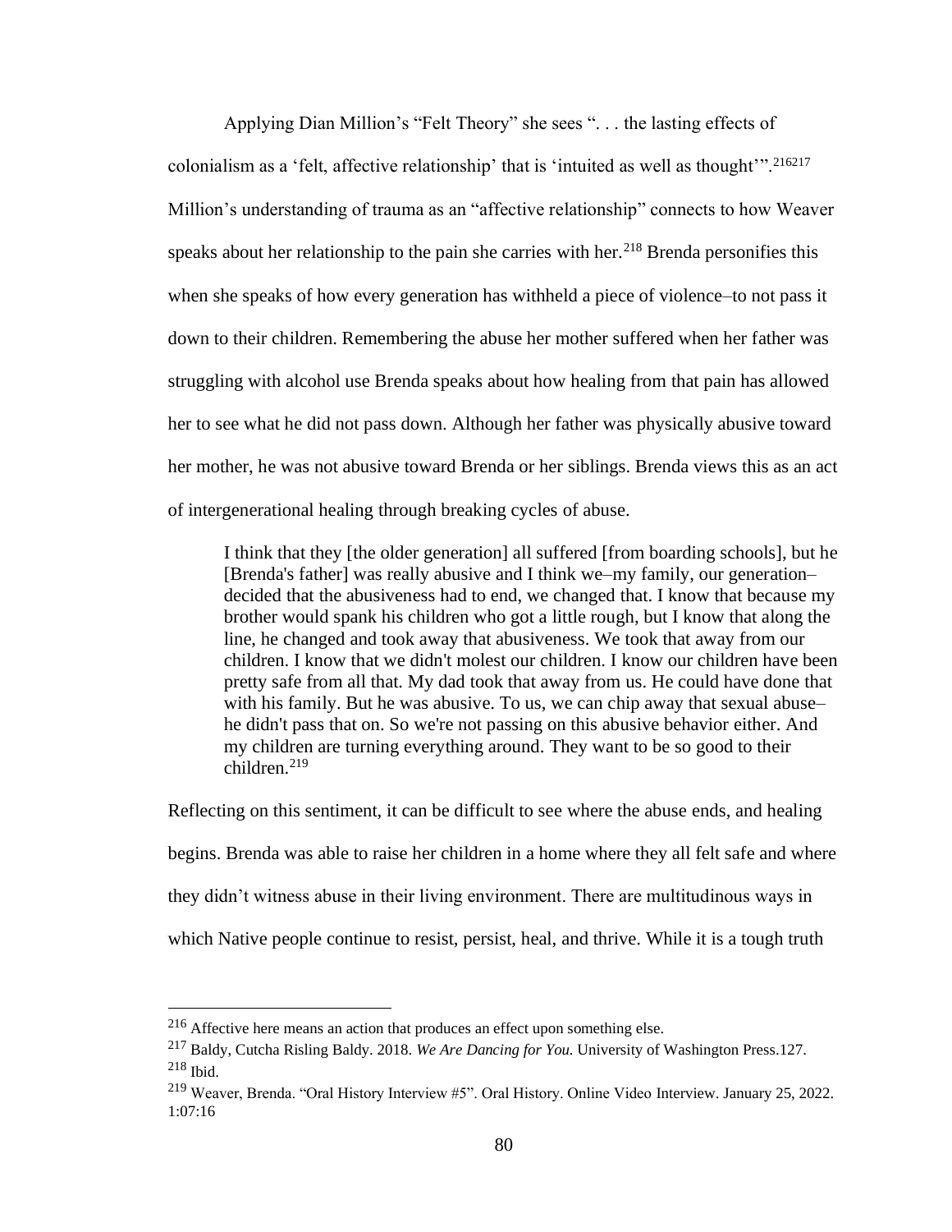Applying Dian Million's "Felt Theory" she sees ". . . the lasting effects of colonialism as a 'felt, affective relationship' that is 'intuited as well as thought'".[216][217] Million's understanding of trauma as an "affective relationship" connects to how Weaver speaks about her relationship to the pain she carries with her.[218] Brenda personifies this when she speaks of how every generation has withheld a piece of violence–to not pass it down to their children. Remembering the abuse her mother suffered when her father was struggling with alcohol use Brenda speaks about how healing from that pain has allowed her to see what he did not pass down. Although her father was physically abusive toward her mother, he was not abusive toward Brenda or her siblings. Brenda views this as an act of intergenerational healing through breaking cycles of abuse.

> I think that they [the older generation] all suffered [from boarding schools], but he [Brenda's father] was really abusive and I think we–my family, our generation–decided that the abusiveness had to end, we changed that. I know that because my brother would spank his children who got a little rough, but I know that along the line, he changed and took away that abusiveness. We took that away from our children. I know that we didn't molest our children. I know our children have been pretty safe from all that. My dad took that away from us. He could have done that with his family. But he was abusive. To us, we can chip away that sexual abuse–he didn't pass that on. So we're not passing on this abusive behavior either. And my children are turning everything around. They want to be so good to their children.[219]

Reflecting on this sentiment, it can be difficult to see where the abuse ends, and healing begins. Brenda was able to raise her children in a home where they all felt safe and where they didn't witness abuse in their living environment. There are multitudinous ways in which Native people continue to resist, persist, heal, and thrive. While it is a tough truth

---

[216] Affective here means an action that produces an effect upon something else.

[217] Baldy, Cutcha Risling Baldy. 2018. *We Are Dancing for You.* University of Washington Press.127.

[218] Ibid.

[219] Weaver, Brenda. "Oral History Interview #5". Oral History. Online Video Interview. January 25, 2022. 1:07:16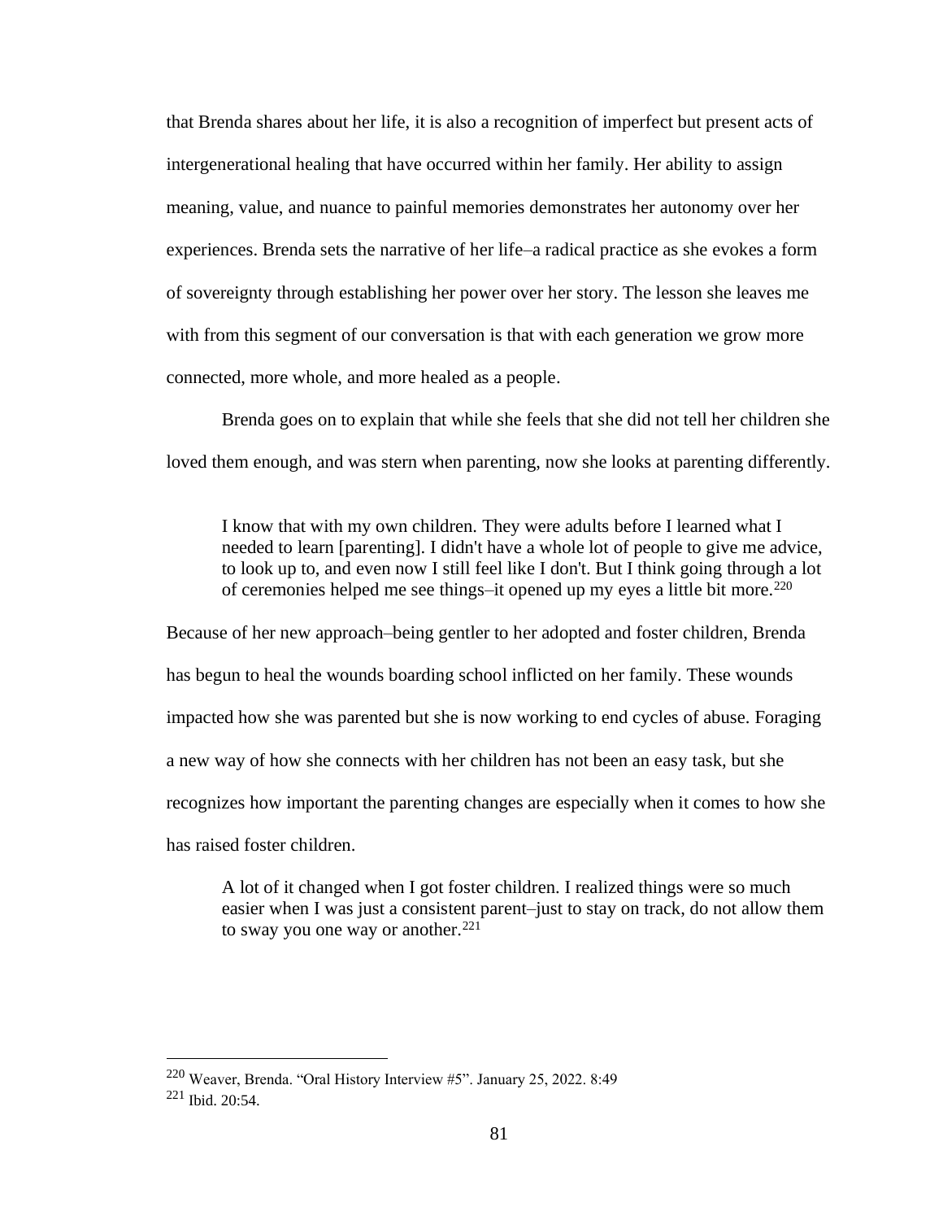that Brenda shares about her life, it is also a recognition of imperfect but present acts of intergenerational healing that have occurred within her family. Her ability to assign meaning, value, and nuance to painful memories demonstrates her autonomy over her experiences. Brenda sets the narrative of her life–a radical practice as she evokes a form of sovereignty through establishing her power over her story. The lesson she leaves me with from this segment of our conversation is that with each generation we grow more connected, more whole, and more healed as a people.

Brenda goes on to explain that while she feels that she did not tell her children she loved them enough, and was stern when parenting, now she looks at parenting differently.

> I know that with my own children. They were adults before I learned what I needed to learn [parenting]. I didn't have a whole lot of people to give me advice, to look up to, and even now I still feel like I don't. But I think going through a lot of ceremonies helped me see things–it opened up my eyes a little bit more.[220]

Because of her new approach–being gentler to her adopted and foster children, Brenda has begun to heal the wounds boarding school inflicted on her family. These wounds impacted how she was parented but she is now working to end cycles of abuse. Foraging a new way of how she connects with her children has not been an easy task, but she recognizes how important the parenting changes are especially when it comes to how she has raised foster children.

> A lot of it changed when I got foster children. I realized things were so much easier when I was just a consistent parent–just to stay on track, do not allow them to sway you one way or another.[221]

---

[220] Weaver, Brenda. "Oral History Interview #5". January 25, 2022. 8:49

[221] Ibid. 20:54.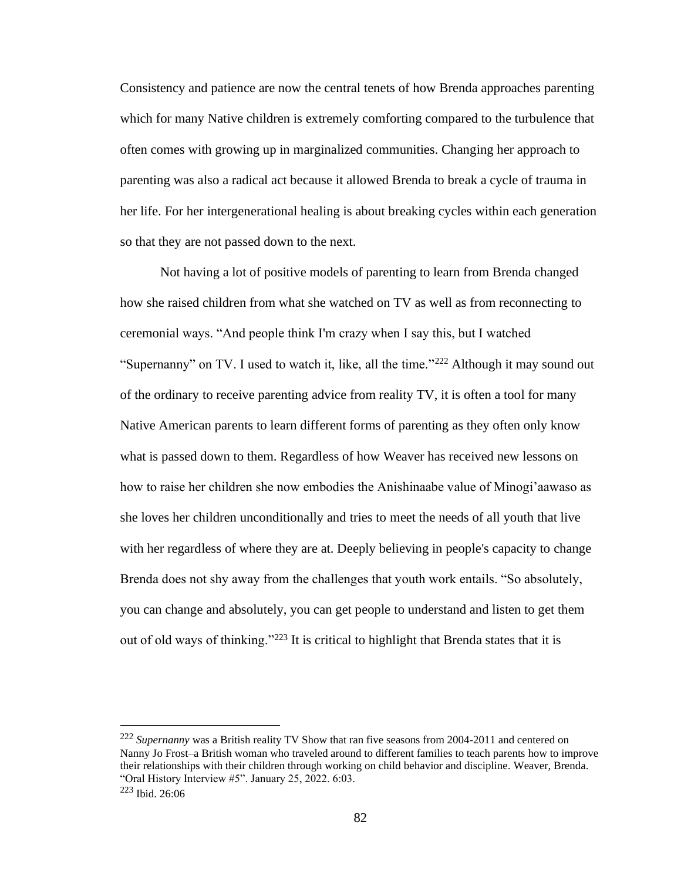Consistency and patience are now the central tenets of how Brenda approaches parenting which for many Native children is extremely comforting compared to the turbulence that often comes with growing up in marginalized communities. Changing her approach to parenting was also a radical act because it allowed Brenda to break a cycle of trauma in her life. For her intergenerational healing is about breaking cycles within each generation so that they are not passed down to the next.

Not having a lot of positive models of parenting to learn from Brenda changed how she raised children from what she watched on TV as well as from reconnecting to ceremonial ways. "And people think I'm crazy when I say this, but I watched "Supernanny" on TV. I used to watch it, like, all the time."[222] Although it may sound out of the ordinary to receive parenting advice from reality TV, it is often a tool for many Native American parents to learn different forms of parenting as they often only know what is passed down to them. Regardless of how Weaver has received new lessons on how to raise her children she now embodies the Anishinaabe value of Minogi'aawaso as she loves her children unconditionally and tries to meet the needs of all youth that live with her regardless of where they are at. Deeply believing in people's capacity to change Brenda does not shy away from the challenges that youth work entails. "So absolutely, you can change and absolutely, you can get people to understand and listen to get them out of old ways of thinking."[223] It is critical to highlight that Brenda states that it is

---

[222] *Supernanny* was a British reality TV Show that ran five seasons from 2004-2011 and centered on Nanny Jo Frost–a British woman who traveled around to different families to teach parents how to improve their relationships with their children through working on child behavior and discipline. Weaver, Brenda. "Oral History Interview #5". January 25, 2022. 6:03.

[223] Ibid. 26:06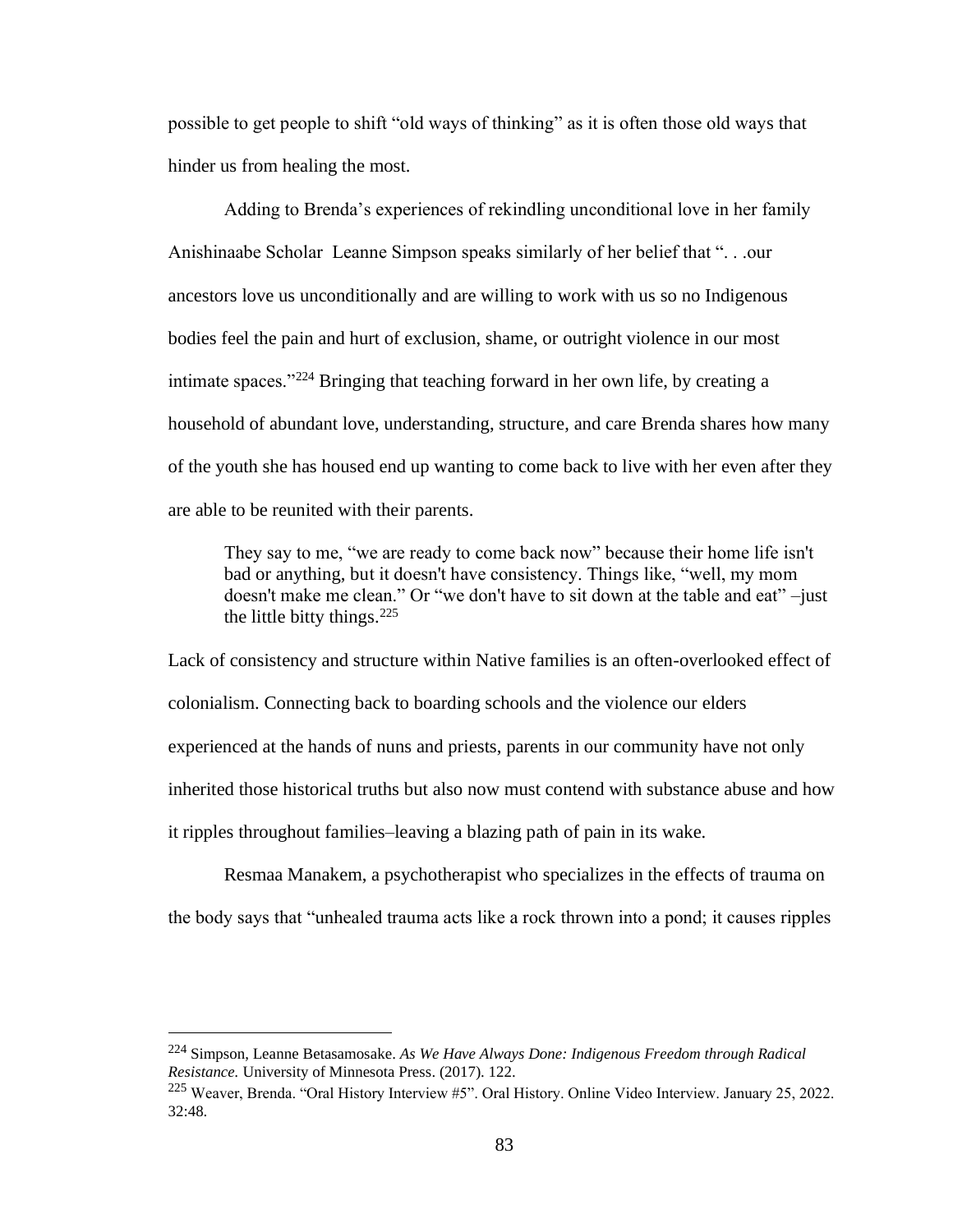possible to get people to shift "old ways of thinking" as it is often those old ways that hinder us from healing the most.

Adding to Brenda's experiences of rekindling unconditional love in her family Anishinaabe Scholar  Leanne Simpson speaks similarly of her belief that ". . .our ancestors love us unconditionally and are willing to work with us so no Indigenous bodies feel the pain and hurt of exclusion, shame, or outright violence in our most intimate spaces."[224] Bringing that teaching forward in her own life, by creating a household of abundant love, understanding, structure, and care Brenda shares how many of the youth she has housed end up wanting to come back to live with her even after they are able to be reunited with their parents.

> They say to me, "we are ready to come back now" because their home life isn't bad or anything, but it doesn't have consistency. Things like, "well, my mom doesn't make me clean." Or "we don't have to sit down at the table and eat" –just the little bitty things.[225]

Lack of consistency and structure within Native families is an often-overlooked effect of colonialism. Connecting back to boarding schools and the violence our elders experienced at the hands of nuns and priests, parents in our community have not only inherited those historical truths but also now must contend with substance abuse and how it ripples throughout families–leaving a blazing path of pain in its wake.

Resmaa Manakem, a psychotherapist who specializes in the effects of trauma on the body says that "unhealed trauma acts like a rock thrown into a pond; it causes ripples

---

[224] Simpson, Leanne Betasamosake. *As We Have Always Done: Indigenous Freedom through Radical Resistance.* University of Minnesota Press. (2017). 122.

[225] Weaver, Brenda. "Oral History Interview #5". Oral History. Online Video Interview. January 25, 2022. 32:48.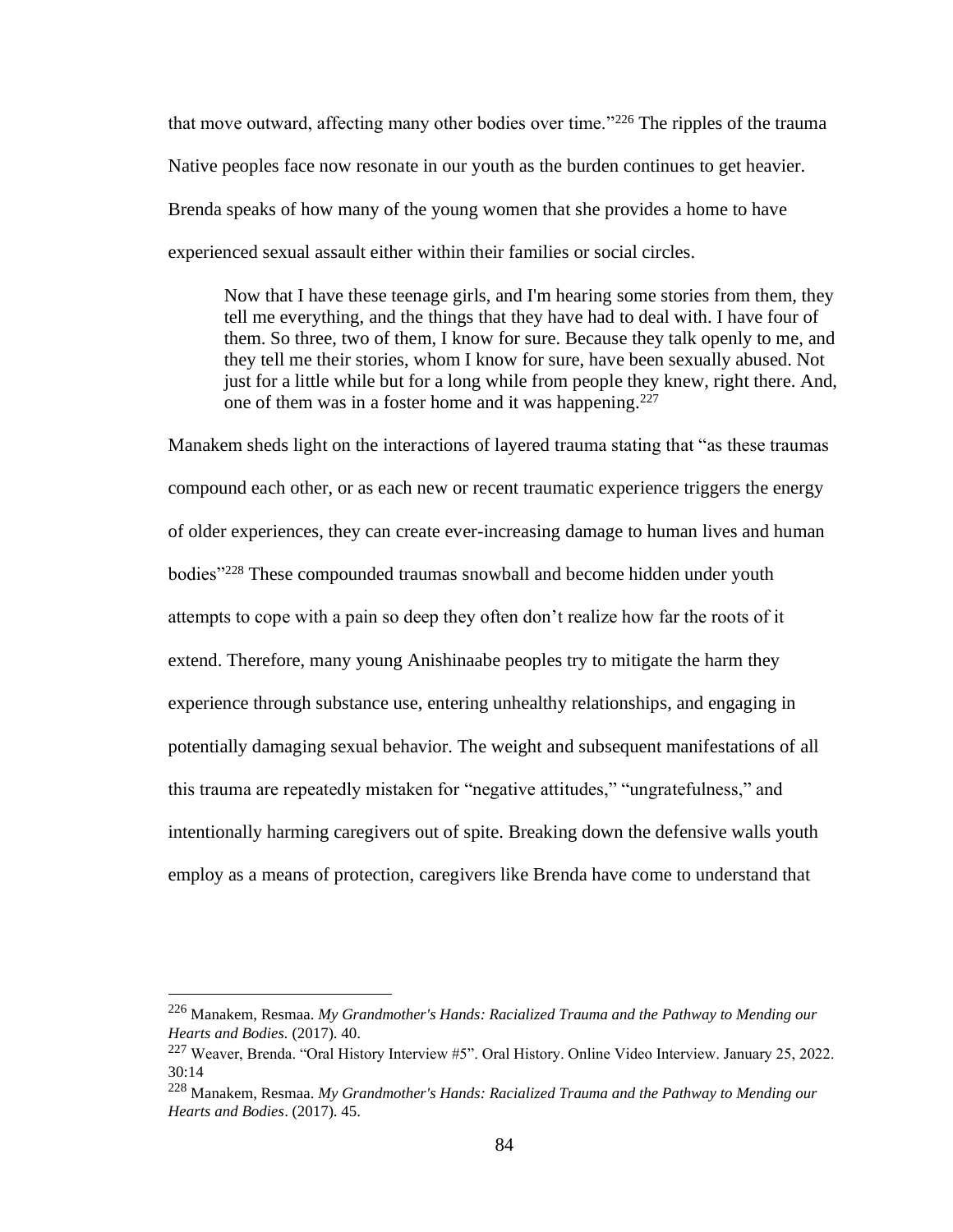that move outward, affecting many other bodies over time."[226] The ripples of the trauma Native peoples face now resonate in our youth as the burden continues to get heavier. Brenda speaks of how many of the young women that she provides a home to have experienced sexual assault either within their families or social circles.

> Now that I have these teenage girls, and I'm hearing some stories from them, they tell me everything, and the things that they have had to deal with. I have four of them. So three, two of them, I know for sure. Because they talk openly to me, and they tell me their stories, whom I know for sure, have been sexually abused. Not just for a little while but for a long while from people they knew, right there. And, one of them was in a foster home and it was happening.[227]

Manakem sheds light on the interactions of layered trauma stating that "as these traumas compound each other, or as each new or recent traumatic experience triggers the energy of older experiences, they can create ever-increasing damage to human lives and human bodies"[228] These compounded traumas snowball and become hidden under youth attempts to cope with a pain so deep they often don't realize how far the roots of it extend. Therefore, many young Anishinaabe peoples try to mitigate the harm they experience through substance use, entering unhealthy relationships, and engaging in potentially damaging sexual behavior. The weight and subsequent manifestations of all this trauma are repeatedly mistaken for "negative attitudes," "ungratefulness," and intentionally harming caregivers out of spite. Breaking down the defensive walls youth employ as a means of protection, caregivers like Brenda have come to understand that

---

[226] Manakem, Resmaa. *My Grandmother's Hands: Racialized Trauma and the Pathway to Mending our Hearts and Bodies.* (2017). 40.

[227] Weaver, Brenda. "Oral History Interview #5". Oral History. Online Video Interview. January 25, 2022. 30:14

[228] Manakem, Resmaa. *My Grandmother's Hands: Racialized Trauma and the Pathway to Mending our Hearts and Bodies*. (2017). 45.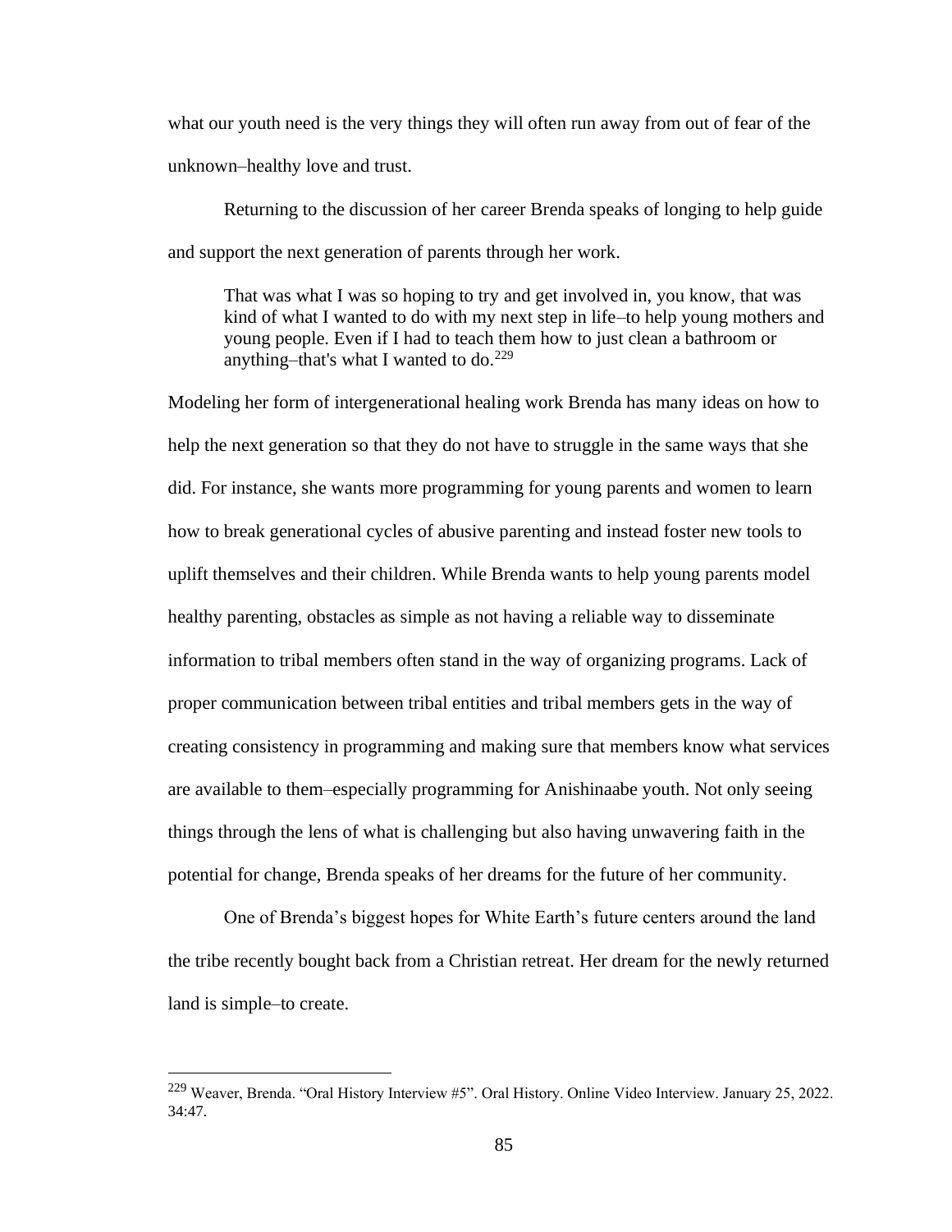what our youth need is the very things they will often run away from out of fear of the unknown–healthy love and trust.

Returning to the discussion of her career Brenda speaks of longing to help guide and support the next generation of parents through her work.

> That was what I was so hoping to try and get involved in, you know, that was kind of what I wanted to do with my next step in life–to help young mothers and young people. Even if I had to teach them how to just clean a bathroom or anything–that's what I wanted to do.[229]

Modeling her form of intergenerational healing work Brenda has many ideas on how to help the next generation so that they do not have to struggle in the same ways that she did. For instance, she wants more programming for young parents and women to learn how to break generational cycles of abusive parenting and instead foster new tools to uplift themselves and their children. While Brenda wants to help young parents model healthy parenting, obstacles as simple as not having a reliable way to disseminate information to tribal members often stand in the way of organizing programs. Lack of proper communication between tribal entities and tribal members gets in the way of creating consistency in programming and making sure that members know what services are available to them–especially programming for Anishinaabe youth. Not only seeing things through the lens of what is challenging but also having unwavering faith in the potential for change, Brenda speaks of her dreams for the future of her community.

One of Brenda's biggest hopes for White Earth's future centers around the land the tribe recently bought back from a Christian retreat. Her dream for the newly returned land is simple–to create.

---

[229] Weaver, Brenda. "Oral History Interview #5". Oral History. Online Video Interview. January 25, 2022. 34:47.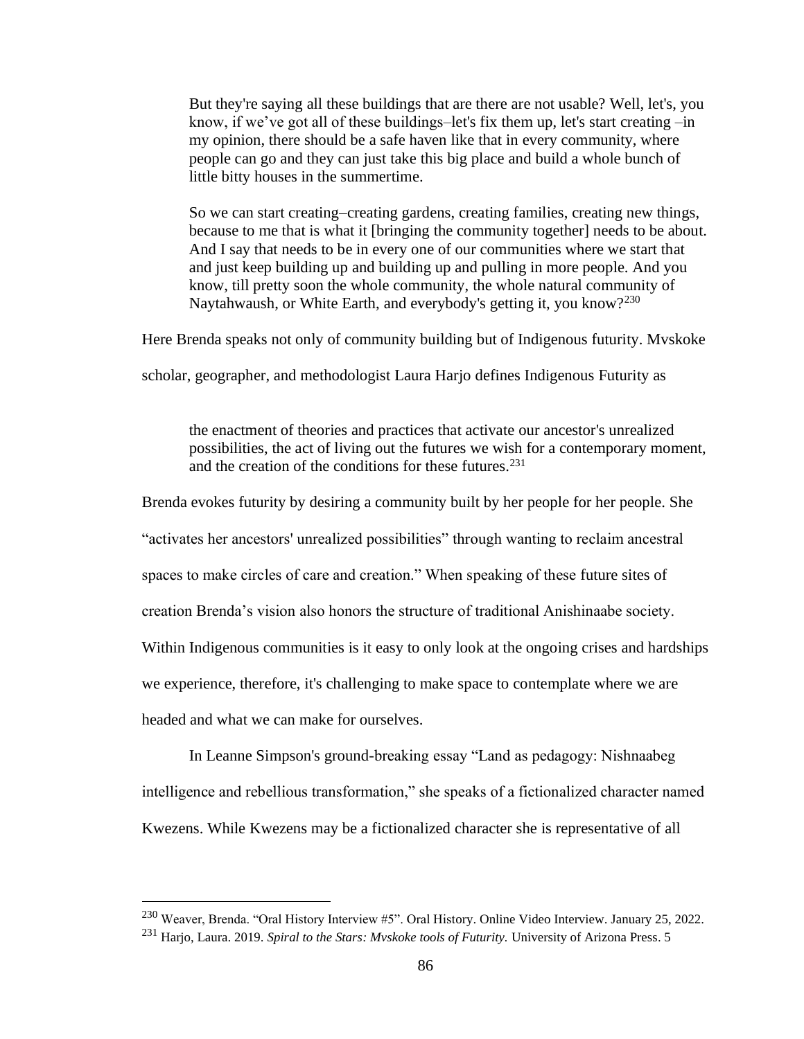> But they're saying all these buildings that are there are not usable? Well, let's, you know, if we've got all of these buildings–let's fix them up, let's start creating –in my opinion, there should be a safe haven like that in every community, where people can go and they can just take this big place and build a whole bunch of little bitty houses in the summertime.
>
> So we can start creating–creating gardens, creating families, creating new things, because to me that is what it [bringing the community together] needs to be about. And I say that needs to be in every one of our communities where we start that and just keep building up and building up and pulling in more people. And you know, till pretty soon the whole community, the whole natural community of Naytahwaush, or White Earth, and everybody's getting it, you know?[230]

Here Brenda speaks not only of community building but of Indigenous futurity. Mvskoke scholar, geographer, and methodologist Laura Harjo defines Indigenous Futurity as

> the enactment of theories and practices that activate our ancestor's unrealized possibilities, the act of living out the futures we wish for a contemporary moment, and the creation of the conditions for these futures.[231]

Brenda evokes futurity by desiring a community built by her people for her people. She "activates her ancestors' unrealized possibilities" through wanting to reclaim ancestral spaces to make circles of care and creation." When speaking of these future sites of creation Brenda's vision also honors the structure of traditional Anishinaabe society. Within Indigenous communities is it easy to only look at the ongoing crises and hardships we experience, therefore, it's challenging to make space to contemplate where we are headed and what we can make for ourselves.

In Leanne Simpson's ground-breaking essay "Land as pedagogy: Nishnaabeg intelligence and rebellious transformation," she speaks of a fictionalized character named Kwezens. While Kwezens may be a fictionalized character she is representative of all

---

[230] Weaver, Brenda. "Oral History Interview #5". Oral History. Online Video Interview. January 25, 2022.

[231] Harjo, Laura. 2019. *Spiral to the Stars: Mvskoke tools of Futurity.* University of Arizona Press. 5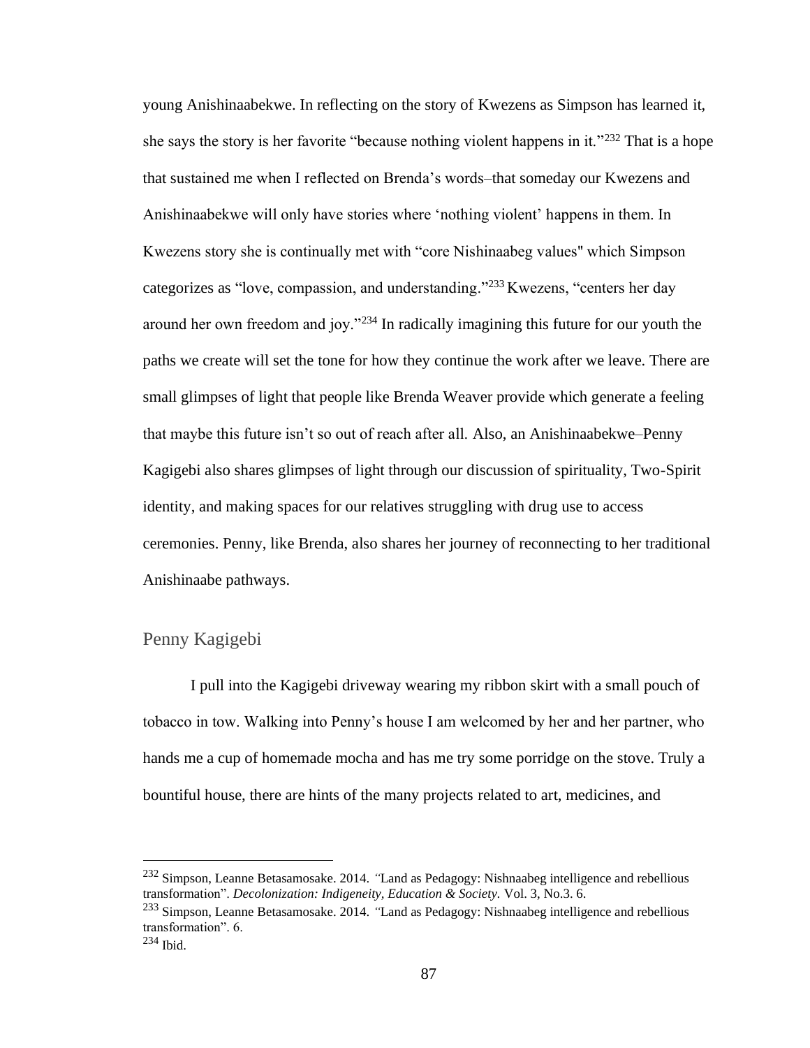young Anishinaabekwe. In reflecting on the story of Kwezens as Simpson has learned it, she says the story is her favorite "because nothing violent happens in it."[232] That is a hope that sustained me when I reflected on Brenda's words–that someday our Kwezens and Anishinaabekwe will only have stories where 'nothing violent' happens in them. In Kwezens story she is continually met with "core Nishinaabeg values" which Simpson categorizes as "love, compassion, and understanding."[233] Kwezens, "centers her day around her own freedom and joy."[234] In radically imagining this future for our youth the paths we create will set the tone for how they continue the work after we leave. There are small glimpses of light that people like Brenda Weaver provide which generate a feeling that maybe this future isn't so out of reach after all. Also, an Anishinaabekwe–Penny Kagigebi also shares glimpses of light through our discussion of spirituality, Two-Spirit identity, and making spaces for our relatives struggling with drug use to access ceremonies. Penny, like Brenda, also shares her journey of reconnecting to her traditional Anishinaabe pathways.

## Penny Kagigebi

I pull into the Kagigebi driveway wearing my ribbon skirt with a small pouch of tobacco in tow. Walking into Penny's house I am welcomed by her and her partner, who hands me a cup of homemade mocha and has me try some porridge on the stove. Truly a bountiful house, there are hints of the many projects related to art, medicines, and

---

[232] Simpson, Leanne Betasamosake. 2014. "Land as Pedagogy: Nishnaabeg intelligence and rebellious transformation". *Decolonization: Indigeneity, Education & Society.* Vol. 3, No.3. 6.

[233] Simpson, Leanne Betasamosake. 2014. "Land as Pedagogy: Nishnaabeg intelligence and rebellious transformation". 6.

[234] Ibid.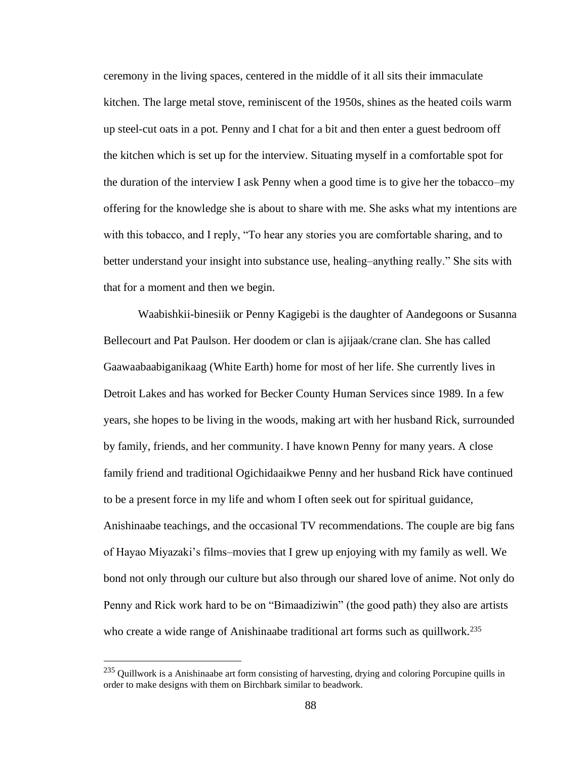ceremony in the living spaces, centered in the middle of it all sits their immaculate kitchen. The large metal stove, reminiscent of the 1950s, shines as the heated coils warm up steel-cut oats in a pot. Penny and I chat for a bit and then enter a guest bedroom off the kitchen which is set up for the interview. Situating myself in a comfortable spot for the duration of the interview I ask Penny when a good time is to give her the tobacco–my offering for the knowledge she is about to share with me. She asks what my intentions are with this tobacco, and I reply, "To hear any stories you are comfortable sharing, and to better understand your insight into substance use, healing–anything really." She sits with that for a moment and then we begin.

Waabishkii-binesiik or Penny Kagigebi is the daughter of Aandegoons or Susanna Bellecourt and Pat Paulson. Her doodem or clan is ajijaak/crane clan. She has called Gaawaabaabiganikaag (White Earth) home for most of her life. She currently lives in Detroit Lakes and has worked for Becker County Human Services since 1989. In a few years, she hopes to be living in the woods, making art with her husband Rick, surrounded by family, friends, and her community. I have known Penny for many years. A close family friend and traditional Ogichidaaikwe Penny and her husband Rick have continued to be a present force in my life and whom I often seek out for spiritual guidance, Anishinaabe teachings, and the occasional TV recommendations. The couple are big fans of Hayao Miyazaki's films–movies that I grew up enjoying with my family as well. We bond not only through our culture but also through our shared love of anime. Not only do Penny and Rick work hard to be on "Bimaadiziwin" (the good path) they also are artists who create a wide range of Anishinaabe traditional art forms such as quillwork.[235]

[235] Quillwork is a Anishinaabe art form consisting of harvesting, drying and coloring Porcupine quills in order to make designs with them on Birchbark similar to beadwork.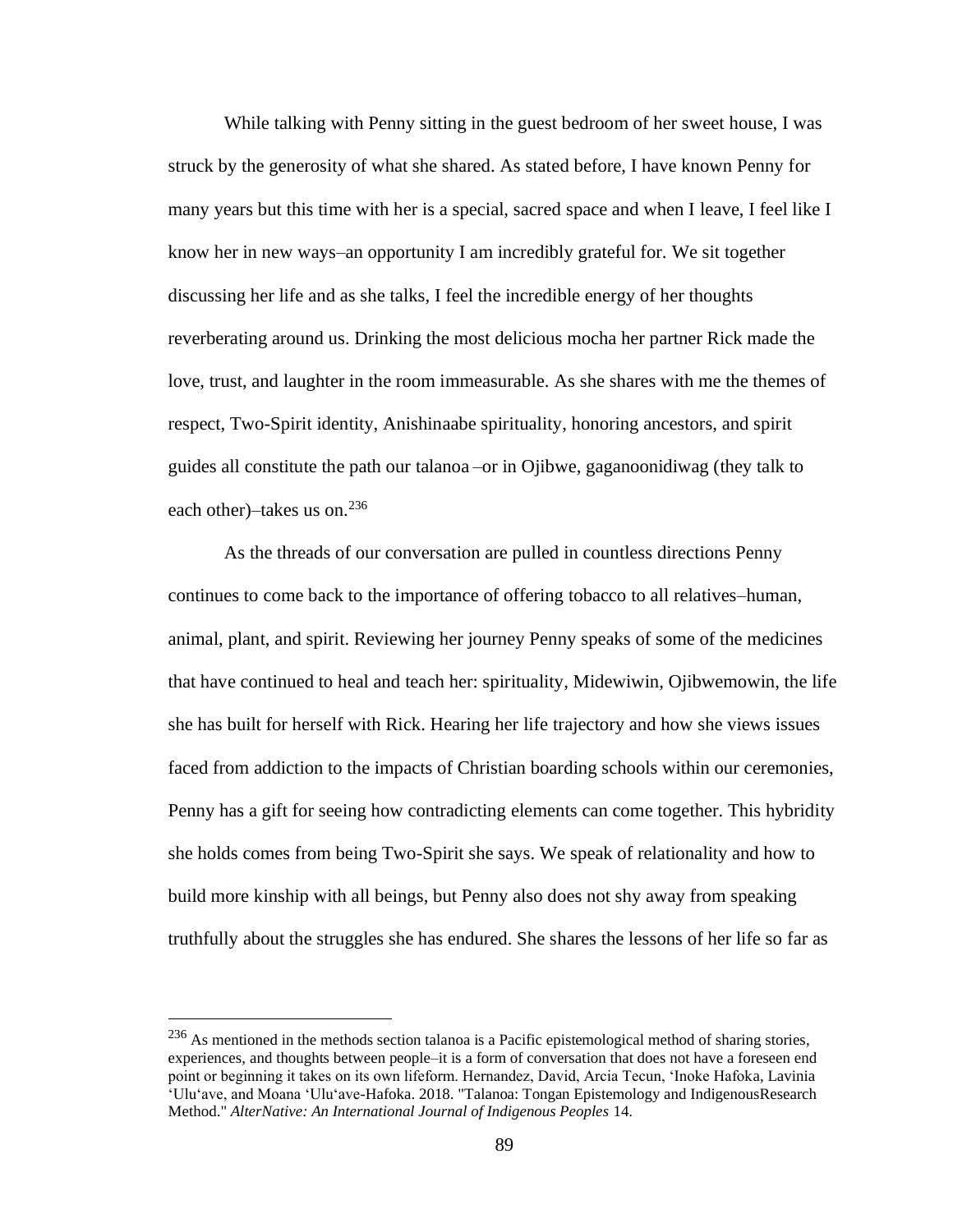While talking with Penny sitting in the guest bedroom of her sweet house, I was struck by the generosity of what she shared. As stated before, I have known Penny for many years but this time with her is a special, sacred space and when I leave, I feel like I know her in new ways–an opportunity I am incredibly grateful for. We sit together discussing her life and as she talks, I feel the incredible energy of her thoughts reverberating around us. Drinking the most delicious mocha her partner Rick made the love, trust, and laughter in the room immeasurable. As she shares with me the themes of respect, Two-Spirit identity, Anishinaabe spirituality, honoring ancestors, and spirit guides all constitute the path our talanoa –or in Ojibwe, gaganoonidiwag (they talk to each other)–takes us on.[236]

As the threads of our conversation are pulled in countless directions Penny continues to come back to the importance of offering tobacco to all relatives–human, animal, plant, and spirit. Reviewing her journey Penny speaks of some of the medicines that have continued to heal and teach her: spirituality, Midewiwin, Ojibwemowin, the life she has built for herself with Rick. Hearing her life trajectory and how she views issues faced from addiction to the impacts of Christian boarding schools within our ceremonies, Penny has a gift for seeing how contradicting elements can come together. This hybridity she holds comes from being Two-Spirit she says. We speak of relationality and how to build more kinship with all beings, but Penny also does not shy away from speaking truthfully about the struggles she has endured. She shares the lessons of her life so far as

---

[236] As mentioned in the methods section talanoa is a Pacific epistemological method of sharing stories, experiences, and thoughts between people–it is a form of conversation that does not have a foreseen end point or beginning it takes on its own lifeform. Hernandez, David, Arcia Tecun, ‘Inoke Hafoka, Lavinia ‘Ulu‘ave, and Moana ‘Ulu‘ave-Hafoka. 2018. "Talanoa: Tongan Epistemology and IndigenousResearch Method." *AlterNative: An International Journal of Indigenous Peoples* 14.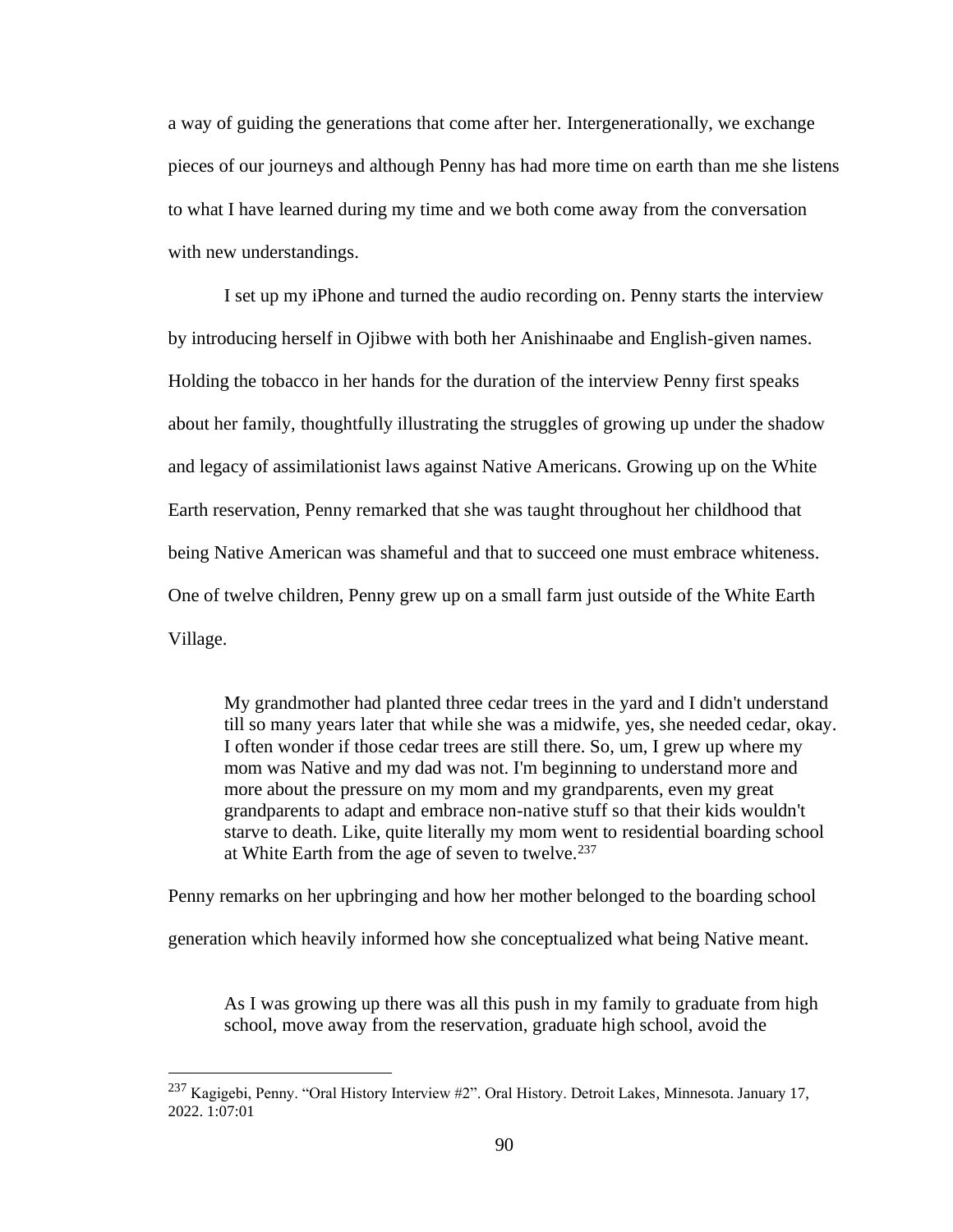a way of guiding the generations that come after her. Intergenerationally, we exchange pieces of our journeys and although Penny has had more time on earth than me she listens to what I have learned during my time and we both come away from the conversation with new understandings.

I set up my iPhone and turned the audio recording on. Penny starts the interview by introducing herself in Ojibwe with both her Anishinaabe and English-given names. Holding the tobacco in her hands for the duration of the interview Penny first speaks about her family, thoughtfully illustrating the struggles of growing up under the shadow and legacy of assimilationist laws against Native Americans. Growing up on the White Earth reservation, Penny remarked that she was taught throughout her childhood that being Native American was shameful and that to succeed one must embrace whiteness. One of twelve children, Penny grew up on a small farm just outside of the White Earth Village.

> My grandmother had planted three cedar trees in the yard and I didn't understand till so many years later that while she was a midwife, yes, she needed cedar, okay. I often wonder if those cedar trees are still there. So, um, I grew up where my mom was Native and my dad was not. I'm beginning to understand more and more about the pressure on my mom and my grandparents, even my great grandparents to adapt and embrace non-native stuff so that their kids wouldn't starve to death. Like, quite literally my mom went to residential boarding school at White Earth from the age of seven to twelve.[237]

Penny remarks on her upbringing and how her mother belonged to the boarding school generation which heavily informed how she conceptualized what being Native meant.

> As I was growing up there was all this push in my family to graduate from high school, move away from the reservation, graduate high school, avoid the

[237] Kagigebi, Penny. "Oral History Interview #2". Oral History. Detroit Lakes, Minnesota. January 17, 2022. 1:07:01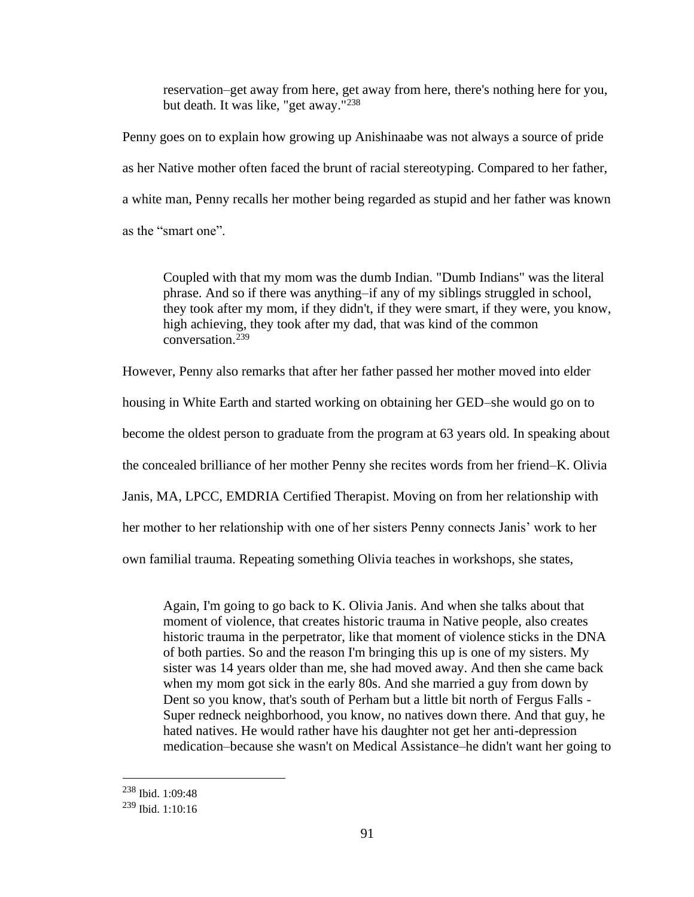> reservation–get away from here, get away from here, there's nothing here for you, but death. It was like, "get away."[238]

Penny goes on to explain how growing up Anishinaabe was not always a source of pride as her Native mother often faced the brunt of racial stereotyping. Compared to her father, a white man, Penny recalls her mother being regarded as stupid and her father was known as the "smart one".

> Coupled with that my mom was the dumb Indian. "Dumb Indians" was the literal phrase. And so if there was anything–if any of my siblings struggled in school, they took after my mom, if they didn't, if they were smart, if they were, you know, high achieving, they took after my dad, that was kind of the common conversation.[239]

However, Penny also remarks that after her father passed her mother moved into elder housing in White Earth and started working on obtaining her GED–she would go on to become the oldest person to graduate from the program at 63 years old. In speaking about the concealed brilliance of her mother Penny she recites words from her friend–K. Olivia Janis, MA, LPCC, EMDRIA Certified Therapist. Moving on from her relationship with her mother to her relationship with one of her sisters Penny connects Janis' work to her own familial trauma. Repeating something Olivia teaches in workshops, she states,

> Again, I'm going to go back to K. Olivia Janis. And when she talks about that moment of violence, that creates historic trauma in Native people, also creates historic trauma in the perpetrator, like that moment of violence sticks in the DNA of both parties. So and the reason I'm bringing this up is one of my sisters. My sister was 14 years older than me, she had moved away. And then she came back when my mom got sick in the early 80s. And she married a guy from down by Dent so you know, that's south of Perham but a little bit north of Fergus Falls - Super redneck neighborhood, you know, no natives down there. And that guy, he hated natives. He would rather have his daughter not get her anti-depression medication–because she wasn't on Medical Assistance–he didn't want her going to

---

[238] Ibid. 1:09:48

[239] Ibid. 1:10:16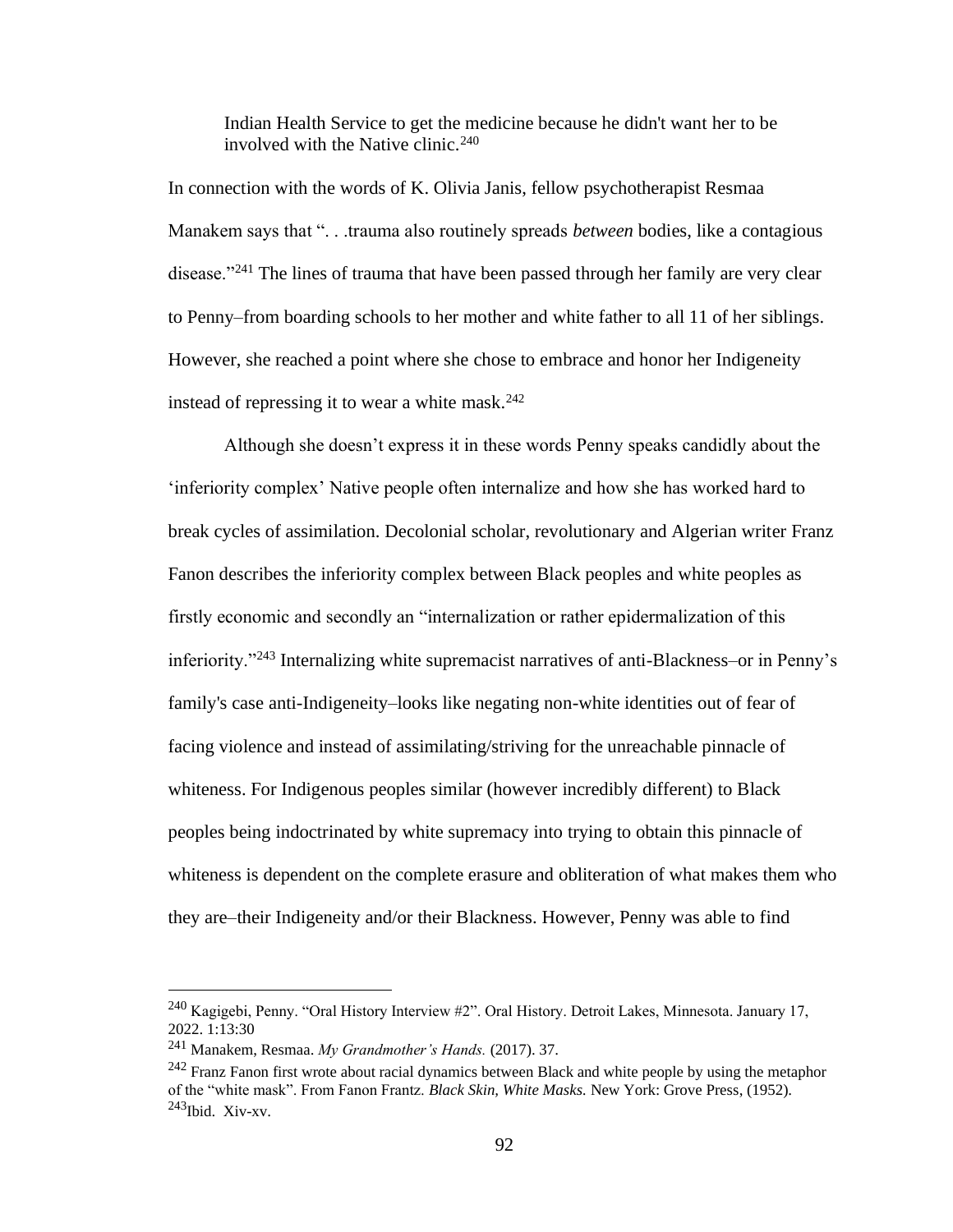> Indian Health Service to get the medicine because he didn't want her to be involved with the Native clinic.[240]

In connection with the words of K. Olivia Janis, fellow psychotherapist Resmaa Manakem says that ". . .trauma also routinely spreads *between* bodies, like a contagious disease."[241] The lines of trauma that have been passed through her family are very clear to Penny–from boarding schools to her mother and white father to all 11 of her siblings. However, she reached a point where she chose to embrace and honor her Indigeneity instead of repressing it to wear a white mask.[242]

Although she doesn't express it in these words Penny speaks candidly about the 'inferiority complex' Native people often internalize and how she has worked hard to break cycles of assimilation. Decolonial scholar, revolutionary and Algerian writer Franz Fanon describes the inferiority complex between Black peoples and white peoples as firstly economic and secondly an "internalization or rather epidermalization of this inferiority."[243] Internalizing white supremacist narratives of anti-Blackness–or in Penny's family's case anti-Indigeneity–looks like negating non-white identities out of fear of facing violence and instead of assimilating/striving for the unreachable pinnacle of whiteness. For Indigenous peoples similar (however incredibly different) to Black peoples being indoctrinated by white supremacy into trying to obtain this pinnacle of whiteness is dependent on the complete erasure and obliteration of what makes them who they are–their Indigeneity and/or their Blackness. However, Penny was able to find

---

[240] Kagigebi, Penny. "Oral History Interview #2". Oral History. Detroit Lakes, Minnesota. January 17, 2022. 1:13:30

[241] Manakem, Resmaa. *My Grandmother's Hands.* (2017). 37.

[242] Franz Fanon first wrote about racial dynamics between Black and white people by using the metaphor of the "white mask". From Fanon Frantz. *Black Skin, White Masks.* New York: Grove Press, (1952).

[243] Ibid. Xiv-xv.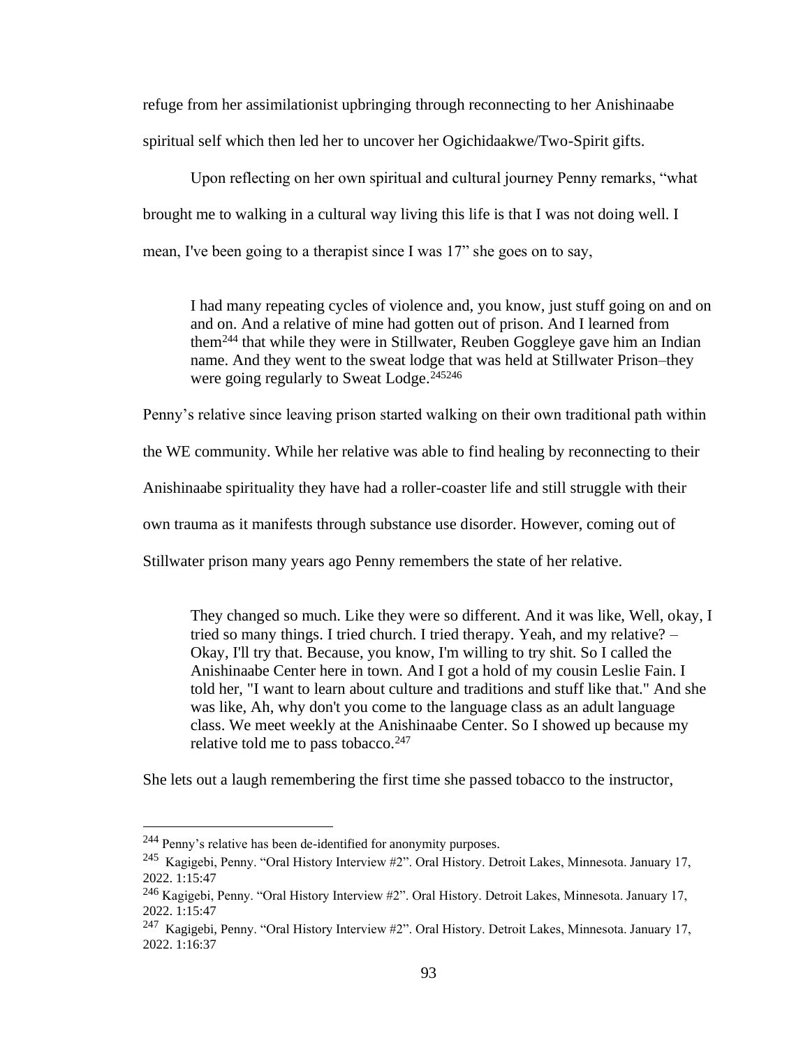refuge from her assimilationist upbringing through reconnecting to her Anishinaabe spiritual self which then led her to uncover her Ogichidaakwe/Two-Spirit gifts.

Upon reflecting on her own spiritual and cultural journey Penny remarks, "what brought me to walking in a cultural way living this life is that I was not doing well. I mean, I've been going to a therapist since I was 17" she goes on to say,

> I had many repeating cycles of violence and, you know, just stuff going on and on and on. And a relative of mine had gotten out of prison. And I learned from them[244] that while they were in Stillwater, Reuben Goggleye gave him an Indian name. And they went to the sweat lodge that was held at Stillwater Prison–they were going regularly to Sweat Lodge.[245][246]

Penny's relative since leaving prison started walking on their own traditional path within the WE community. While her relative was able to find healing by reconnecting to their Anishinaabe spirituality they have had a roller-coaster life and still struggle with their own trauma as it manifests through substance use disorder. However, coming out of Stillwater prison many years ago Penny remembers the state of her relative.

> They changed so much. Like they were so different. And it was like, Well, okay, I tried so many things. I tried church. I tried therapy. Yeah, and my relative? – Okay, I'll try that. Because, you know, I'm willing to try shit. So I called the Anishinaabe Center here in town. And I got a hold of my cousin Leslie Fain. I told her, "I want to learn about culture and traditions and stuff like that." And she was like, Ah, why don't you come to the language class as an adult language class. We meet weekly at the Anishinaabe Center. So I showed up because my relative told me to pass tobacco.[247]

She lets out a laugh remembering the first time she passed tobacco to the instructor,

---

[244] Penny's relative has been de-identified for anonymity purposes.

[245] Kagigebi, Penny. "Oral History Interview #2". Oral History. Detroit Lakes, Minnesota. January 17, 2022. 1:15:47

[246] Kagigebi, Penny. "Oral History Interview #2". Oral History. Detroit Lakes, Minnesota. January 17, 2022. 1:15:47

[247] Kagigebi, Penny. "Oral History Interview #2". Oral History. Detroit Lakes, Minnesota. January 17, 2022. 1:16:37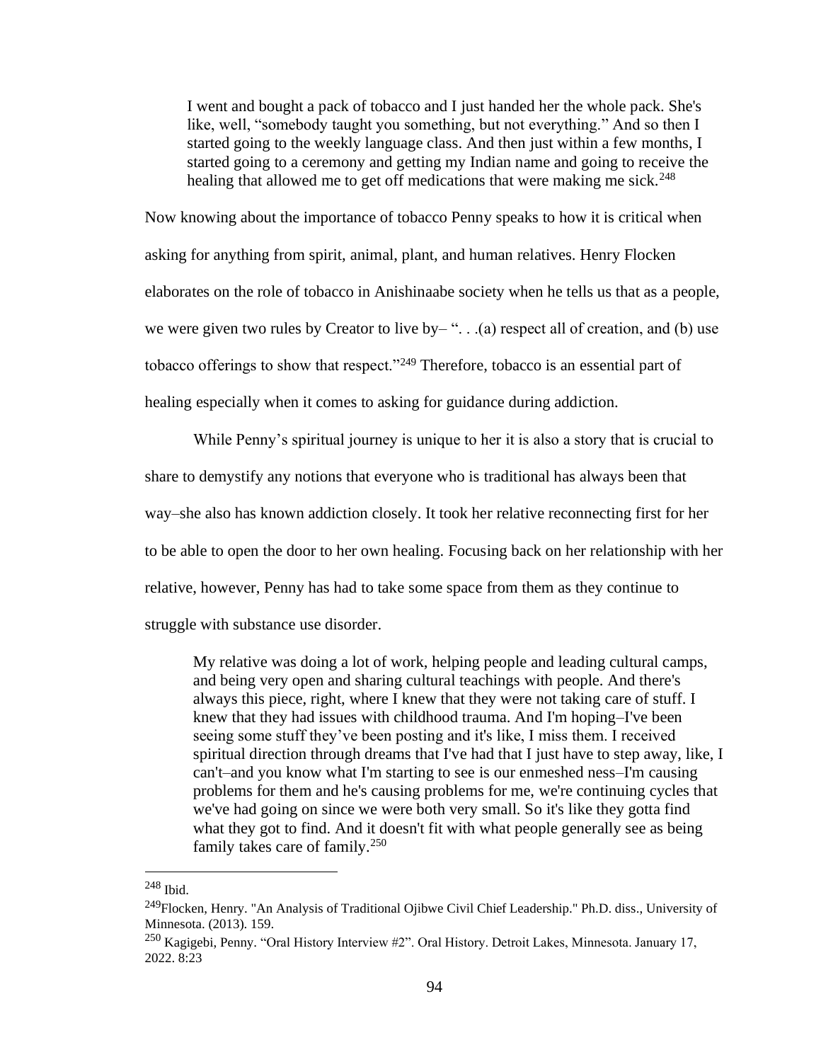> I went and bought a pack of tobacco and I just handed her the whole pack. She's like, well, "somebody taught you something, but not everything." And so then I started going to the weekly language class. And then just within a few months, I started going to a ceremony and getting my Indian name and going to receive the healing that allowed me to get off medications that were making me sick.[248]

Now knowing about the importance of tobacco Penny speaks to how it is critical when asking for anything from spirit, animal, plant, and human relatives. Henry Flocken elaborates on the role of tobacco in Anishinaabe society when he tells us that as a people, we were given two rules by Creator to live by– ". . .(a) respect all of creation, and (b) use tobacco offerings to show that respect."[249] Therefore, tobacco is an essential part of healing especially when it comes to asking for guidance during addiction.

While Penny's spiritual journey is unique to her it is also a story that is crucial to share to demystify any notions that everyone who is traditional has always been that way–she also has known addiction closely. It took her relative reconnecting first for her to be able to open the door to her own healing. Focusing back on her relationship with her relative, however, Penny has had to take some space from them as they continue to struggle with substance use disorder.

> My relative was doing a lot of work, helping people and leading cultural camps, and being very open and sharing cultural teachings with people. And there's always this piece, right, where I knew that they were not taking care of stuff. I knew that they had issues with childhood trauma. And I'm hoping–I've been seeing some stuff they've been posting and it's like, I miss them. I received spiritual direction through dreams that I've had that I just have to step away, like, I can't–and you know what I'm starting to see is our enmeshed ness–I'm causing problems for them and he's causing problems for me, we're continuing cycles that we've had going on since we were both very small. So it's like they gotta find what they got to find. And it doesn't fit with what people generally see as being family takes care of family.[250]

---

[248] Ibid.

[249] Flocken, Henry. "An Analysis of Traditional Ojibwe Civil Chief Leadership." Ph.D. diss., University of Minnesota. (2013). 159.

[250] Kagigebi, Penny. "Oral History Interview #2". Oral History. Detroit Lakes, Minnesota. January 17, 2022. 8:23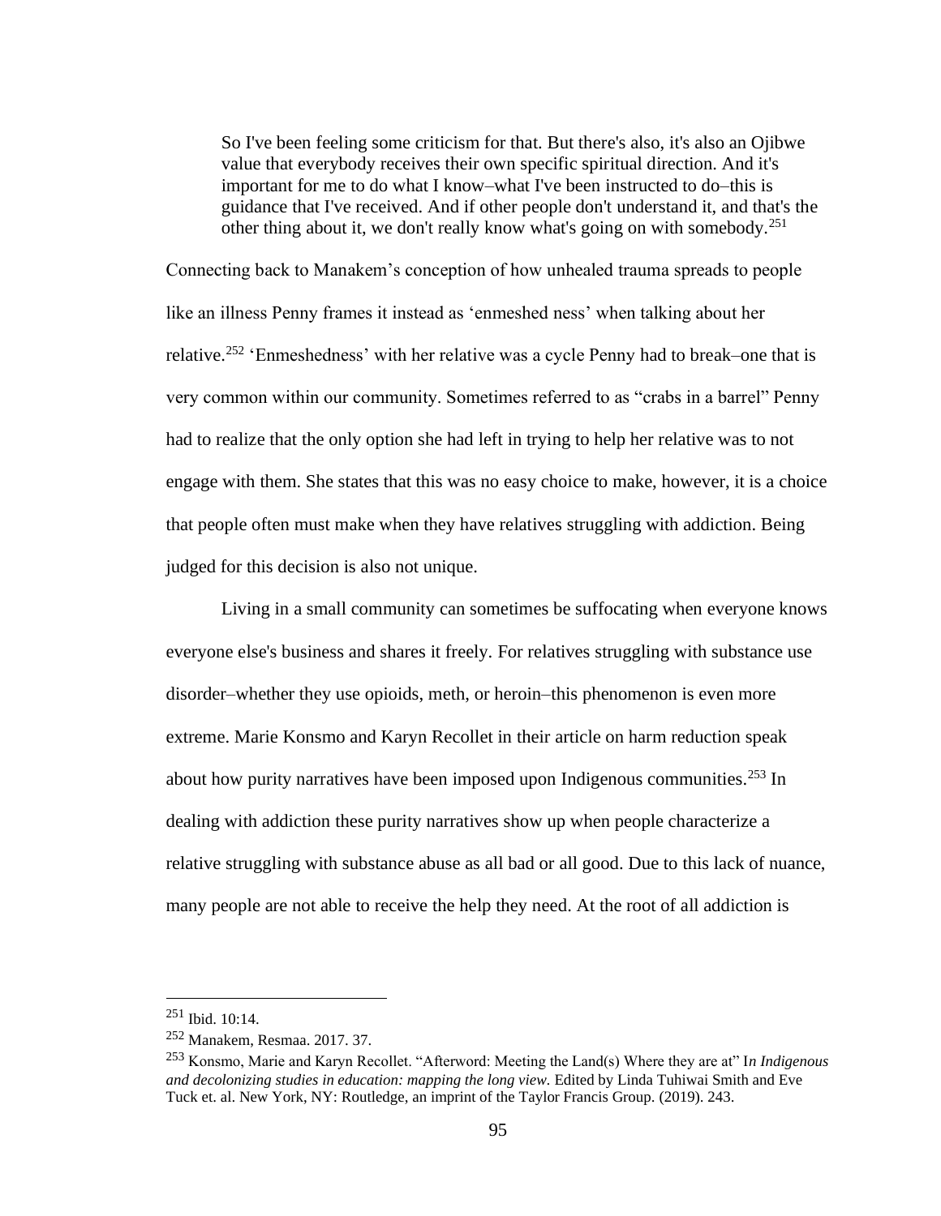> So I've been feeling some criticism for that. But there's also, it's also an Ojibwe value that everybody receives their own specific spiritual direction. And it's important for me to do what I know–what I've been instructed to do–this is guidance that I've received. And if other people don't understand it, and that's the other thing about it, we don't really know what's going on with somebody.[251]

Connecting back to Manakem's conception of how unhealed trauma spreads to people like an illness Penny frames it instead as 'enmeshed ness' when talking about her relative.[252] 'Enmeshedness' with her relative was a cycle Penny had to break–one that is very common within our community. Sometimes referred to as "crabs in a barrel" Penny had to realize that the only option she had left in trying to help her relative was to not engage with them. She states that this was no easy choice to make, however, it is a choice that people often must make when they have relatives struggling with addiction. Being judged for this decision is also not unique.

Living in a small community can sometimes be suffocating when everyone knows everyone else's business and shares it freely. For relatives struggling with substance use disorder–whether they use opioids, meth, or heroin–this phenomenon is even more extreme. Marie Konsmo and Karyn Recollet in their article on harm reduction speak about how purity narratives have been imposed upon Indigenous communities.[253] In dealing with addiction these purity narratives show up when people characterize a relative struggling with substance abuse as all bad or all good. Due to this lack of nuance, many people are not able to receive the help they need. At the root of all addiction is

---

[251] Ibid. 10:14.

[252] Manakem, Resmaa. 2017. 37.

[253] Konsmo, Marie and Karyn Recollet. "Afterword: Meeting the Land(s) Where they are at" I*n Indigenous and decolonizing studies in education: mapping the long view.* Edited by Linda Tuhiwai Smith and Eve Tuck et. al. New York, NY: Routledge, an imprint of the Taylor Francis Group. (2019). 243.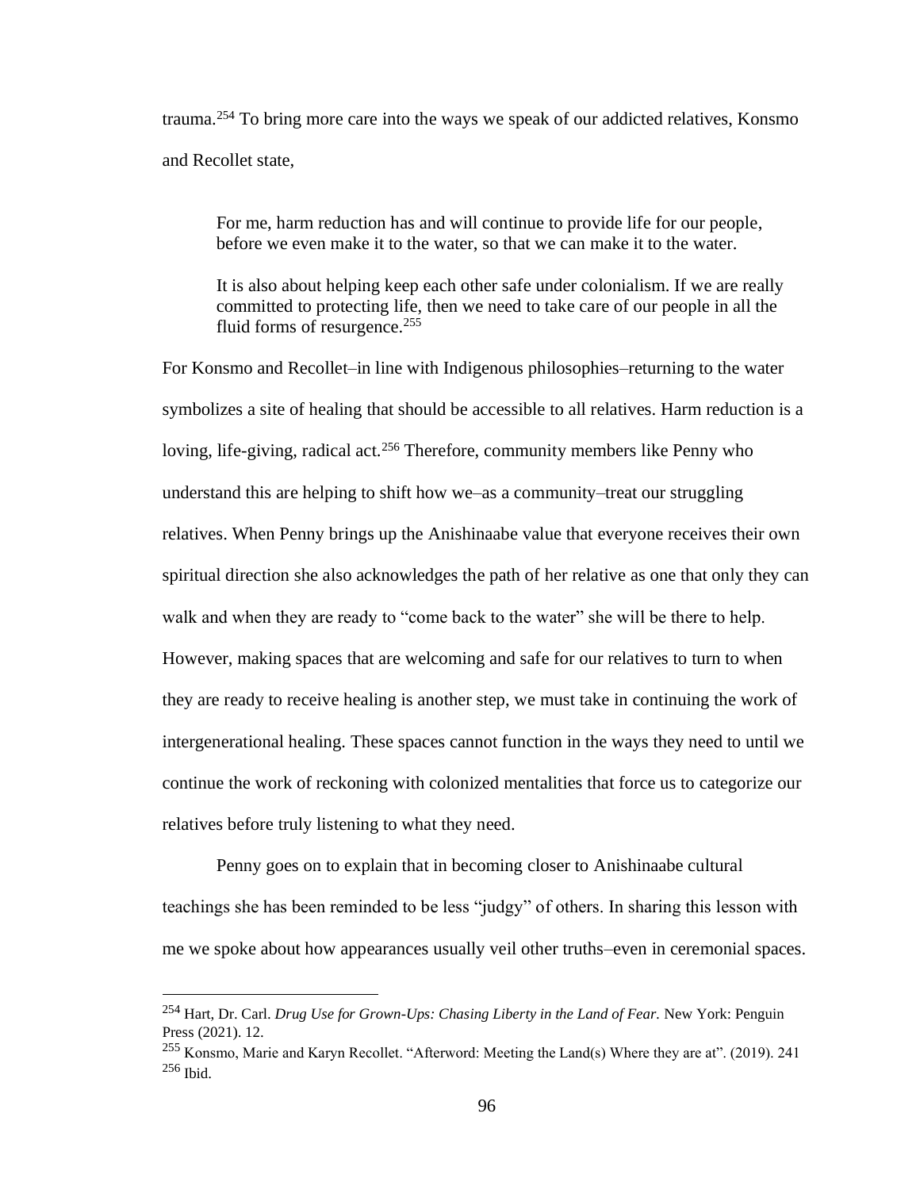trauma.[254] To bring more care into the ways we speak of our addicted relatives, Konsmo and Recollet state,

> For me, harm reduction has and will continue to provide life for our people, before we even make it to the water, so that we can make it to the water.
>
> It is also about helping keep each other safe under colonialism. If we are really committed to protecting life, then we need to take care of our people in all the fluid forms of resurgence.[255]

For Konsmo and Recollet–in line with Indigenous philosophies–returning to the water symbolizes a site of healing that should be accessible to all relatives. Harm reduction is a loving, life-giving, radical act.[256] Therefore, community members like Penny who understand this are helping to shift how we–as a community–treat our struggling relatives. When Penny brings up the Anishinaabe value that everyone receives their own spiritual direction she also acknowledges the path of her relative as one that only they can walk and when they are ready to "come back to the water" she will be there to help. However, making spaces that are welcoming and safe for our relatives to turn to when they are ready to receive healing is another step, we must take in continuing the work of intergenerational healing. These spaces cannot function in the ways they need to until we continue the work of reckoning with colonized mentalities that force us to categorize our relatives before truly listening to what they need.

Penny goes on to explain that in becoming closer to Anishinaabe cultural teachings she has been reminded to be less "judgy" of others. In sharing this lesson with me we spoke about how appearances usually veil other truths–even in ceremonial spaces.

---

[254] Hart, Dr. Carl. *Drug Use for Grown-Ups: Chasing Liberty in the Land of Fear.* New York: Penguin Press (2021). 12.

[255] Konsmo, Marie and Karyn Recollet. "Afterword: Meeting the Land(s) Where they are at". (2019). 241

[256] Ibid.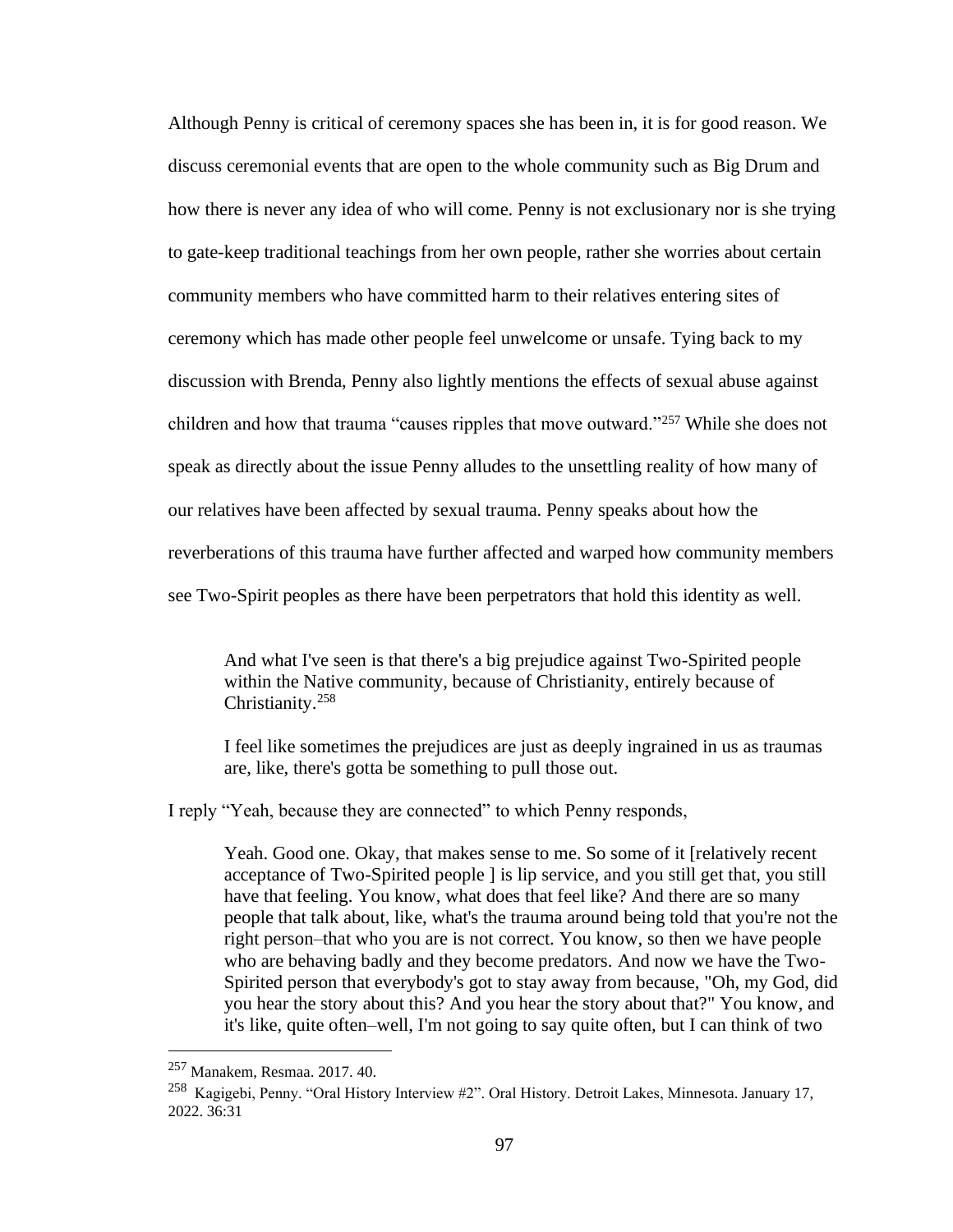Although Penny is critical of ceremony spaces she has been in, it is for good reason. We discuss ceremonial events that are open to the whole community such as Big Drum and how there is never any idea of who will come. Penny is not exclusionary nor is she trying to gate-keep traditional teachings from her own people, rather she worries about certain community members who have committed harm to their relatives entering sites of ceremony which has made other people feel unwelcome or unsafe. Tying back to my discussion with Brenda, Penny also lightly mentions the effects of sexual abuse against children and how that trauma "causes ripples that move outward."[257] While she does not speak as directly about the issue Penny alludes to the unsettling reality of how many of our relatives have been affected by sexual trauma. Penny speaks about how the reverberations of this trauma have further affected and warped how community members see Two-Spirit peoples as there have been perpetrators that hold this identity as well.

> And what I've seen is that there's a big prejudice against Two-Spirited people within the Native community, because of Christianity, entirely because of Christianity.[258]
>
> I feel like sometimes the prejudices are just as deeply ingrained in us as traumas are, like, there's gotta be something to pull those out.

I reply "Yeah, because they are connected" to which Penny responds,

> Yeah. Good one. Okay, that makes sense to me. So some of it [relatively recent acceptance of Two-Spirited people ] is lip service, and you still get that, you still have that feeling. You know, what does that feel like? And there are so many people that talk about, like, what's the trauma around being told that you're not the right person–that who you are is not correct. You know, so then we have people who are behaving badly and they become predators. And now we have the Two-Spirited person that everybody's got to stay away from because, "Oh, my God, did you hear the story about this? And you hear the story about that?" You know, and it's like, quite often–well, I'm not going to say quite often, but I can think of two

---

[257] Manakem, Resmaa. 2017. 40.

[258] Kagigebi, Penny. "Oral History Interview #2". Oral History. Detroit Lakes, Minnesota. January 17, 2022. 36:31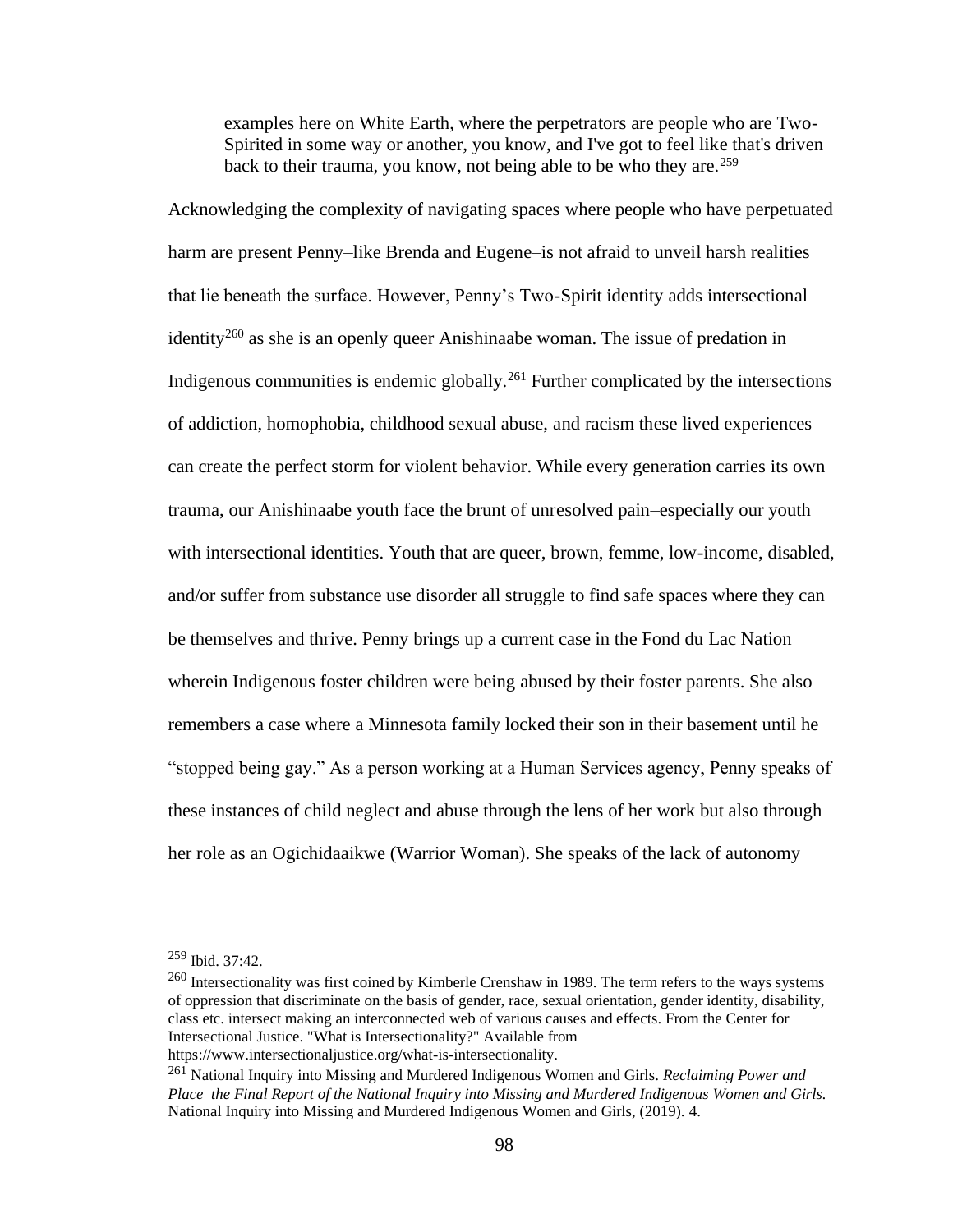> examples here on White Earth, where the perpetrators are people who are Two-Spirited in some way or another, you know, and I've got to feel like that's driven back to their trauma, you know, not being able to be who they are.[259]

Acknowledging the complexity of navigating spaces where people who have perpetuated harm are present Penny–like Brenda and Eugene–is not afraid to unveil harsh realities that lie beneath the surface. However, Penny's Two-Spirit identity adds intersectional identity[260] as she is an openly queer Anishinaabe woman. The issue of predation in Indigenous communities is endemic globally.[261] Further complicated by the intersections of addiction, homophobia, childhood sexual abuse, and racism these lived experiences can create the perfect storm for violent behavior. While every generation carries its own trauma, our Anishinaabe youth face the brunt of unresolved pain–especially our youth with intersectional identities. Youth that are queer, brown, femme, low-income, disabled, and/or suffer from substance use disorder all struggle to find safe spaces where they can be themselves and thrive. Penny brings up a current case in the Fond du Lac Nation wherein Indigenous foster children were being abused by their foster parents. She also remembers a case where a Minnesota family locked their son in their basement until he "stopped being gay." As a person working at a Human Services agency, Penny speaks of these instances of child neglect and abuse through the lens of her work but also through her role as an Ogichidaaikwe (Warrior Woman). She speaks of the lack of autonomy

---

[259] Ibid. 37:42.

[260] Intersectionality was first coined by Kimberle Crenshaw in 1989. The term refers to the ways systems of oppression that discriminate on the basis of gender, race, sexual orientation, gender identity, disability, class etc. intersect making an interconnected web of various causes and effects. From the Center for Intersectional Justice. "What is Intersectionality?" Available from https://www.intersectionaljustice.org/what-is-intersectionality.

[261] National Inquiry into Missing and Murdered Indigenous Women and Girls. *Reclaiming Power and Place the Final Report of the National Inquiry into Missing and Murdered Indigenous Women and Girls.* National Inquiry into Missing and Murdered Indigenous Women and Girls, (2019). 4.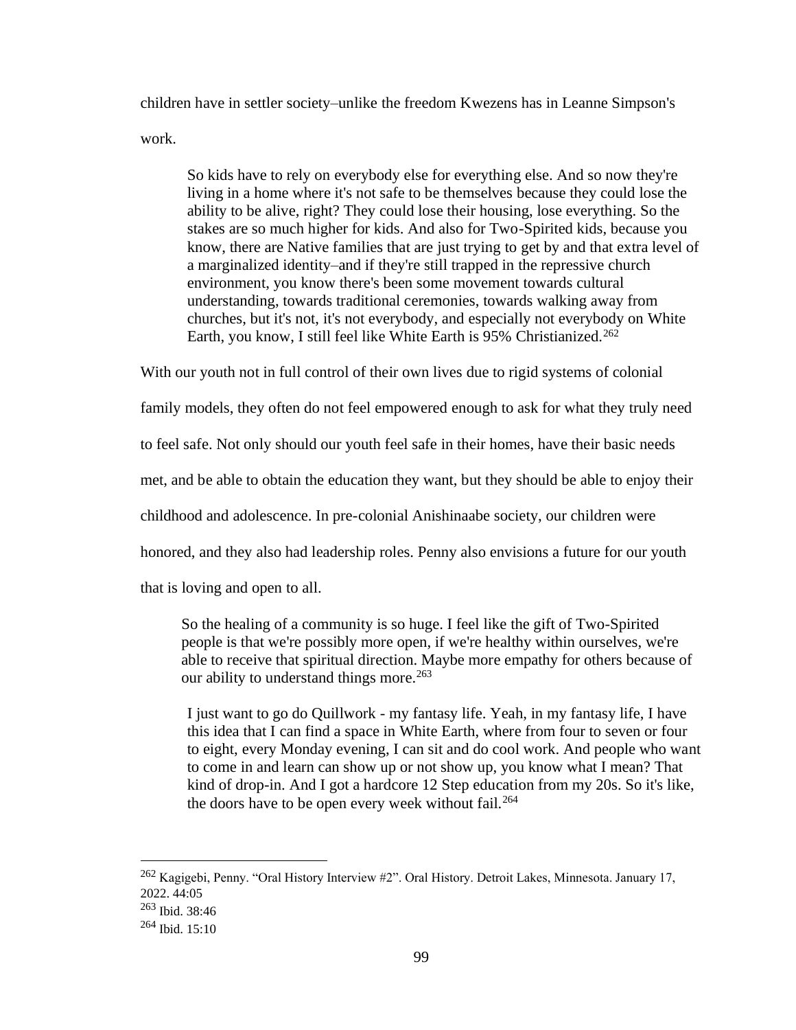children have in settler society–unlike the freedom Kwezens has in Leanne Simpson's work.

> So kids have to rely on everybody else for everything else. And so now they're living in a home where it's not safe to be themselves because they could lose the ability to be alive, right? They could lose their housing, lose everything. So the stakes are so much higher for kids. And also for Two-Spirited kids, because you know, there are Native families that are just trying to get by and that extra level of a marginalized identity–and if they're still trapped in the repressive church environment, you know there's been some movement towards cultural understanding, towards traditional ceremonies, towards walking away from churches, but it's not, it's not everybody, and especially not everybody on White Earth, you know, I still feel like White Earth is 95% Christianized.[262]

With our youth not in full control of their own lives due to rigid systems of colonial family models, they often do not feel empowered enough to ask for what they truly need to feel safe. Not only should our youth feel safe in their homes, have their basic needs met, and be able to obtain the education they want, but they should be able to enjoy their childhood and adolescence. In pre-colonial Anishinaabe society, our children were honored, and they also had leadership roles. Penny also envisions a future for our youth that is loving and open to all.

> So the healing of a community is so huge. I feel like the gift of Two-Spirited people is that we're possibly more open, if we're healthy within ourselves, we're able to receive that spiritual direction. Maybe more empathy for others because of our ability to understand things more.[263]

> I just want to go do Quillwork - my fantasy life. Yeah, in my fantasy life, I have this idea that I can find a space in White Earth, where from four to seven or four to eight, every Monday evening, I can sit and do cool work. And people who want to come in and learn can show up or not show up, you know what I mean? That kind of drop-in. And I got a hardcore 12 Step education from my 20s. So it's like, the doors have to be open every week without fail.[264]

---

[262] Kagigebi, Penny. "Oral History Interview #2". Oral History. Detroit Lakes, Minnesota. January 17, 2022. 44:05

[263] Ibid. 38:46

[264] Ibid. 15:10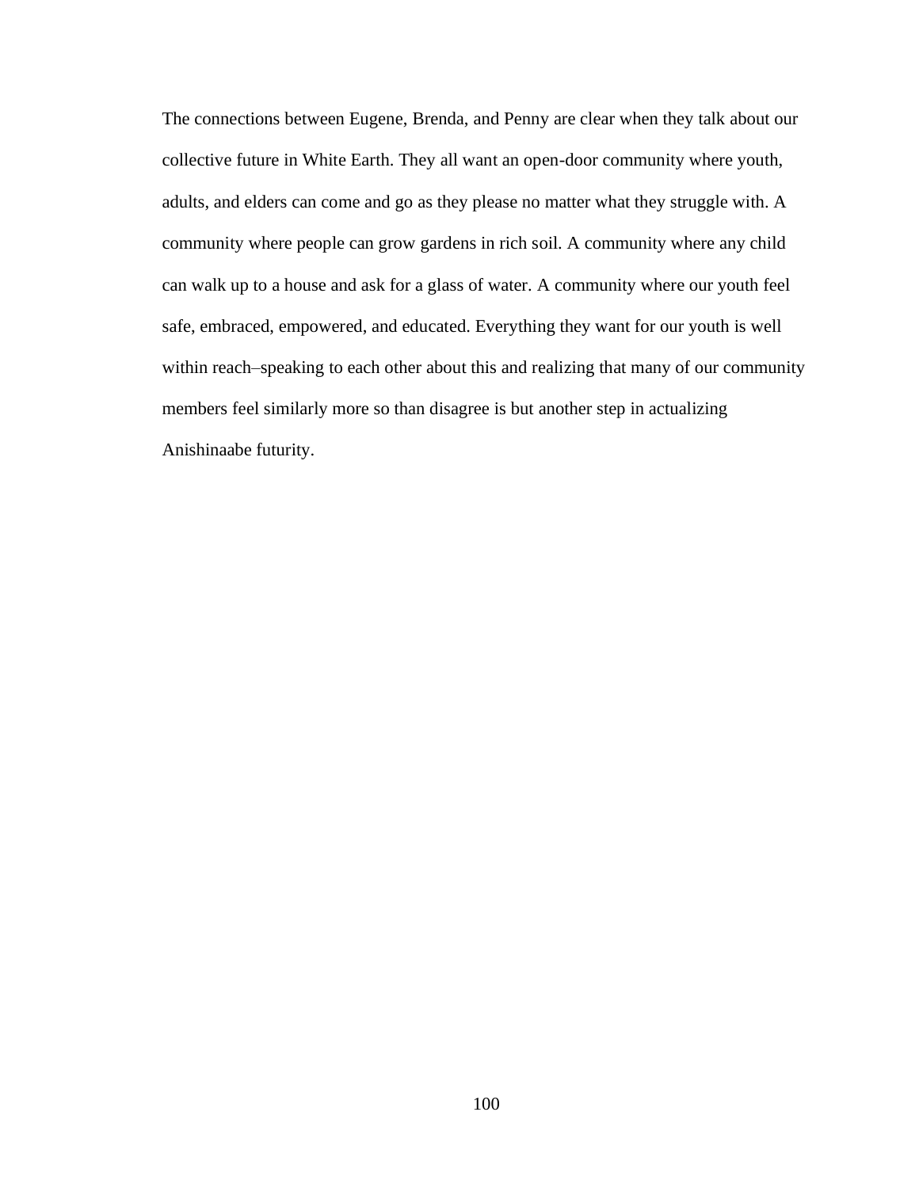The connections between Eugene, Brenda, and Penny are clear when they talk about our collective future in White Earth. They all want an open-door community where youth, adults, and elders can come and go as they please no matter what they struggle with. A community where people can grow gardens in rich soil. A community where any child can walk up to a house and ask for a glass of water. A community where our youth feel safe, embraced, empowered, and educated. Everything they want for our youth is well within reach–speaking to each other about this and realizing that many of our community members feel similarly more so than disagree is but another step in actualizing Anishinaabe futurity.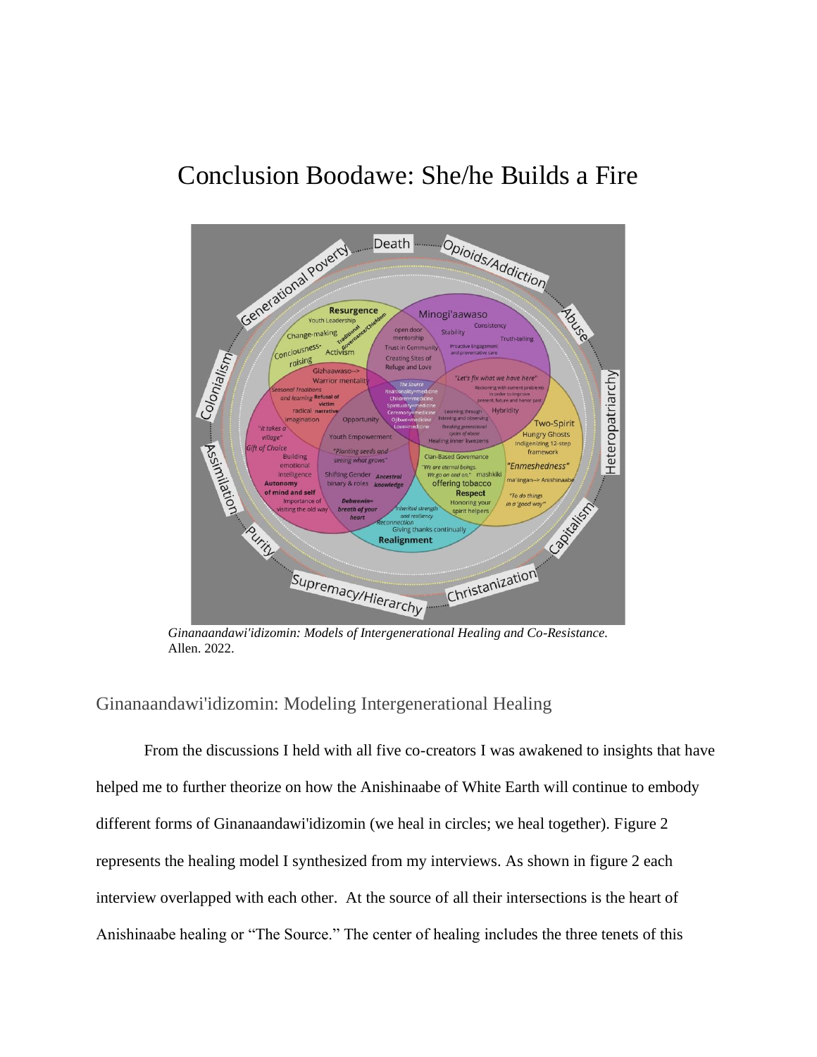# Conclusion Boodawe: She/he Builds a Fire

*Ginanaandawi'idizomin: Models of Intergenerational Healing and Co-Resistance.* Allen. 2022.

## Ginanaandawi'idizomin: Modeling Intergenerational Healing

From the discussions I held with all five co-creators I was awakened to insights that have helped me to further theorize on how the Anishinaabe of White Earth will continue to embody different forms of Ginanaandawi'idizomin (we heal in circles; we heal together). Figure 2 represents the healing model I synthesized from my interviews. As shown in figure 2 each interview overlapped with each other. At the source of all their intersections is the heart of Anishinaabe healing or "The Source." The center of healing includes the three tenets of this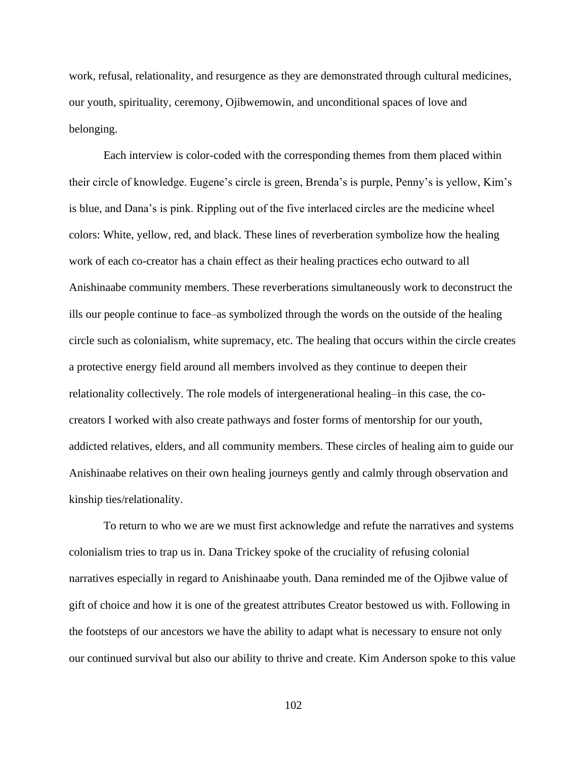work, refusal, relationality, and resurgence as they are demonstrated through cultural medicines, our youth, spirituality, ceremony, Ojibwemowin, and unconditional spaces of love and belonging.

Each interview is color-coded with the corresponding themes from them placed within their circle of knowledge. Eugene's circle is green, Brenda's is purple, Penny's is yellow, Kim's is blue, and Dana's is pink. Rippling out of the five interlaced circles are the medicine wheel colors: White, yellow, red, and black. These lines of reverberation symbolize how the healing work of each co-creator has a chain effect as their healing practices echo outward to all Anishinaabe community members. These reverberations simultaneously work to deconstruct the ills our people continue to face–as symbolized through the words on the outside of the healing circle such as colonialism, white supremacy, etc. The healing that occurs within the circle creates a protective energy field around all members involved as they continue to deepen their relationality collectively. The role models of intergenerational healing–in this case, the co-creators I worked with also create pathways and foster forms of mentorship for our youth, addicted relatives, elders, and all community members. These circles of healing aim to guide our Anishinaabe relatives on their own healing journeys gently and calmly through observation and kinship ties/relationality.

To return to who we are we must first acknowledge and refute the narratives and systems colonialism tries to trap us in. Dana Trickey spoke of the cruciality of refusing colonial narratives especially in regard to Anishinaabe youth. Dana reminded me of the Ojibwe value of gift of choice and how it is one of the greatest attributes Creator bestowed us with. Following in the footsteps of our ancestors we have the ability to adapt what is necessary to ensure not only our continued survival but also our ability to thrive and create. Kim Anderson spoke to this value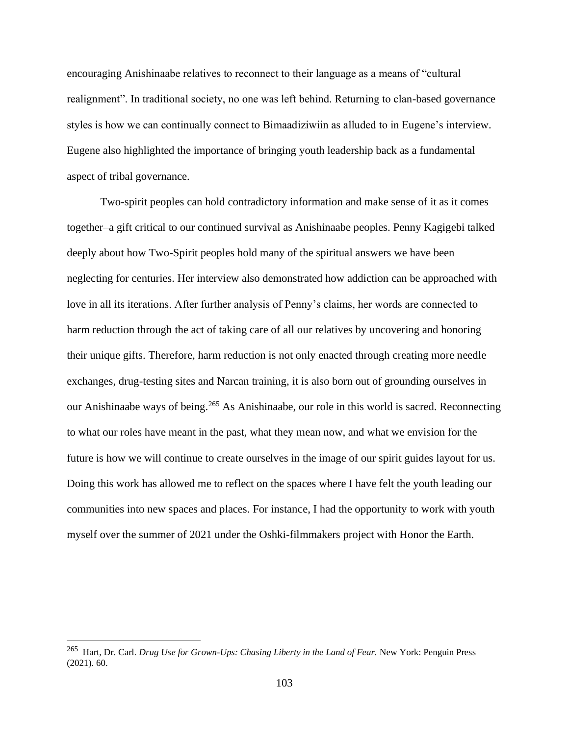encouraging Anishinaabe relatives to reconnect to their language as a means of "cultural realignment". In traditional society, no one was left behind. Returning to clan-based governance styles is how we can continually connect to Bimaadiziwiin as alluded to in Eugene's interview. Eugene also highlighted the importance of bringing youth leadership back as a fundamental aspect of tribal governance.

Two-spirit peoples can hold contradictory information and make sense of it as it comes together–a gift critical to our continued survival as Anishinaabe peoples. Penny Kagigebi talked deeply about how Two-Spirit peoples hold many of the spiritual answers we have been neglecting for centuries. Her interview also demonstrated how addiction can be approached with love in all its iterations. After further analysis of Penny's claims, her words are connected to harm reduction through the act of taking care of all our relatives by uncovering and honoring their unique gifts. Therefore, harm reduction is not only enacted through creating more needle exchanges, drug-testing sites and Narcan training, it is also born out of grounding ourselves in our Anishinaabe ways of being.[265] As Anishinaabe, our role in this world is sacred. Reconnecting to what our roles have meant in the past, what they mean now, and what we envision for the future is how we will continue to create ourselves in the image of our spirit guides layout for us. Doing this work has allowed me to reflect on the spaces where I have felt the youth leading our communities into new spaces and places. For instance, I had the opportunity to work with youth myself over the summer of 2021 under the Oshki-filmmakers project with Honor the Earth.

---

[265] Hart, Dr. Carl. *Drug Use for Grown-Ups: Chasing Liberty in the Land of Fear.* New York: Penguin Press (2021). 60.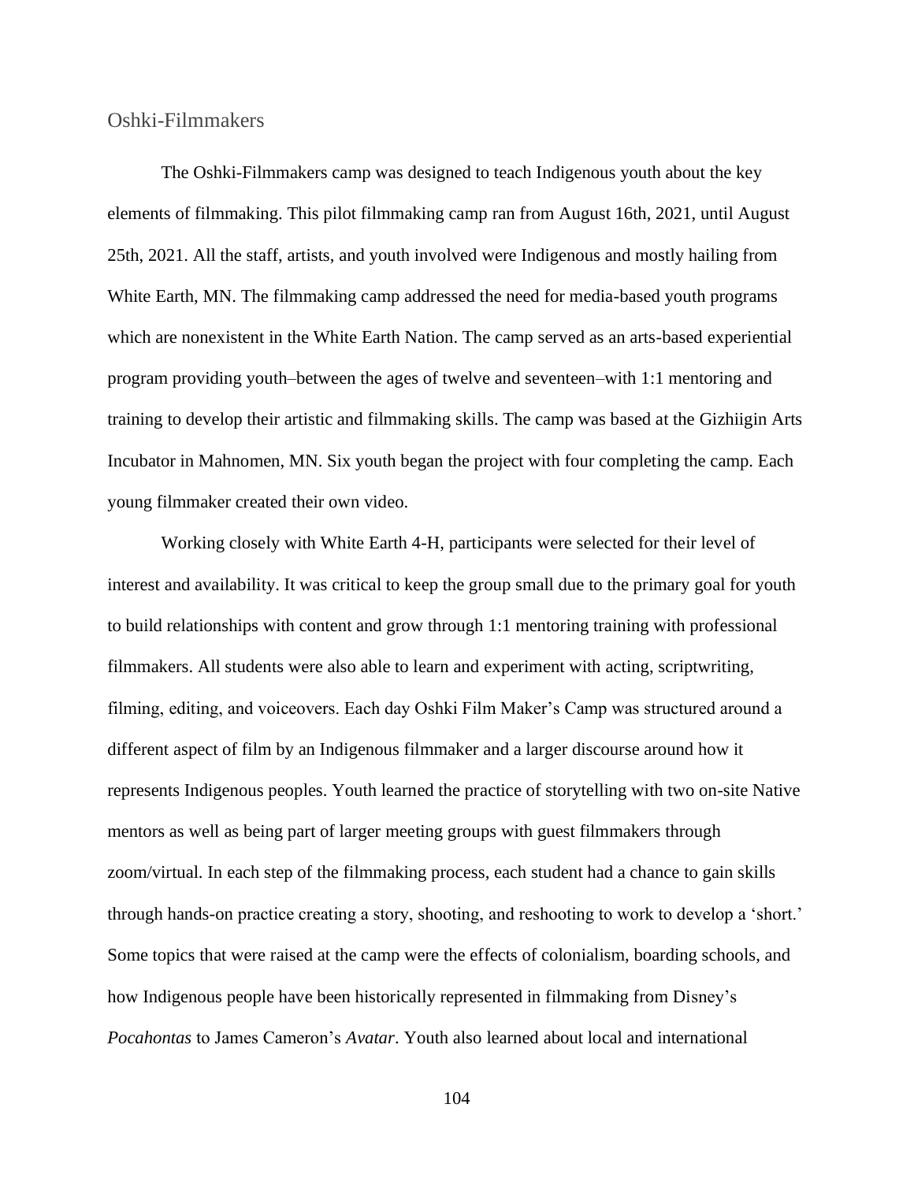## Oshki-Filmmakers

The Oshki-Filmmakers camp was designed to teach Indigenous youth about the key elements of filmmaking. This pilot filmmaking camp ran from August 16th, 2021, until August 25th, 2021. All the staff, artists, and youth involved were Indigenous and mostly hailing from White Earth, MN. The filmmaking camp addressed the need for media-based youth programs which are nonexistent in the White Earth Nation. The camp served as an arts-based experiential program providing youth–between the ages of twelve and seventeen–with 1:1 mentoring and training to develop their artistic and filmmaking skills. The camp was based at the Gizhiigin Arts Incubator in Mahnomen, MN. Six youth began the project with four completing the camp. Each young filmmaker created their own video.

Working closely with White Earth 4-H, participants were selected for their level of interest and availability. It was critical to keep the group small due to the primary goal for youth to build relationships with content and grow through 1:1 mentoring training with professional filmmakers. All students were also able to learn and experiment with acting, scriptwriting, filming, editing, and voiceovers. Each day Oshki Film Maker's Camp was structured around a different aspect of film by an Indigenous filmmaker and a larger discourse around how it represents Indigenous peoples. Youth learned the practice of storytelling with two on-site Native mentors as well as being part of larger meeting groups with guest filmmakers through zoom/virtual. In each step of the filmmaking process, each student had a chance to gain skills through hands-on practice creating a story, shooting, and reshooting to work to develop a 'short.' Some topics that were raised at the camp were the effects of colonialism, boarding schools, and how Indigenous people have been historically represented in filmmaking from Disney's *Pocahontas* to James Cameron's *Avatar*. Youth also learned about local and international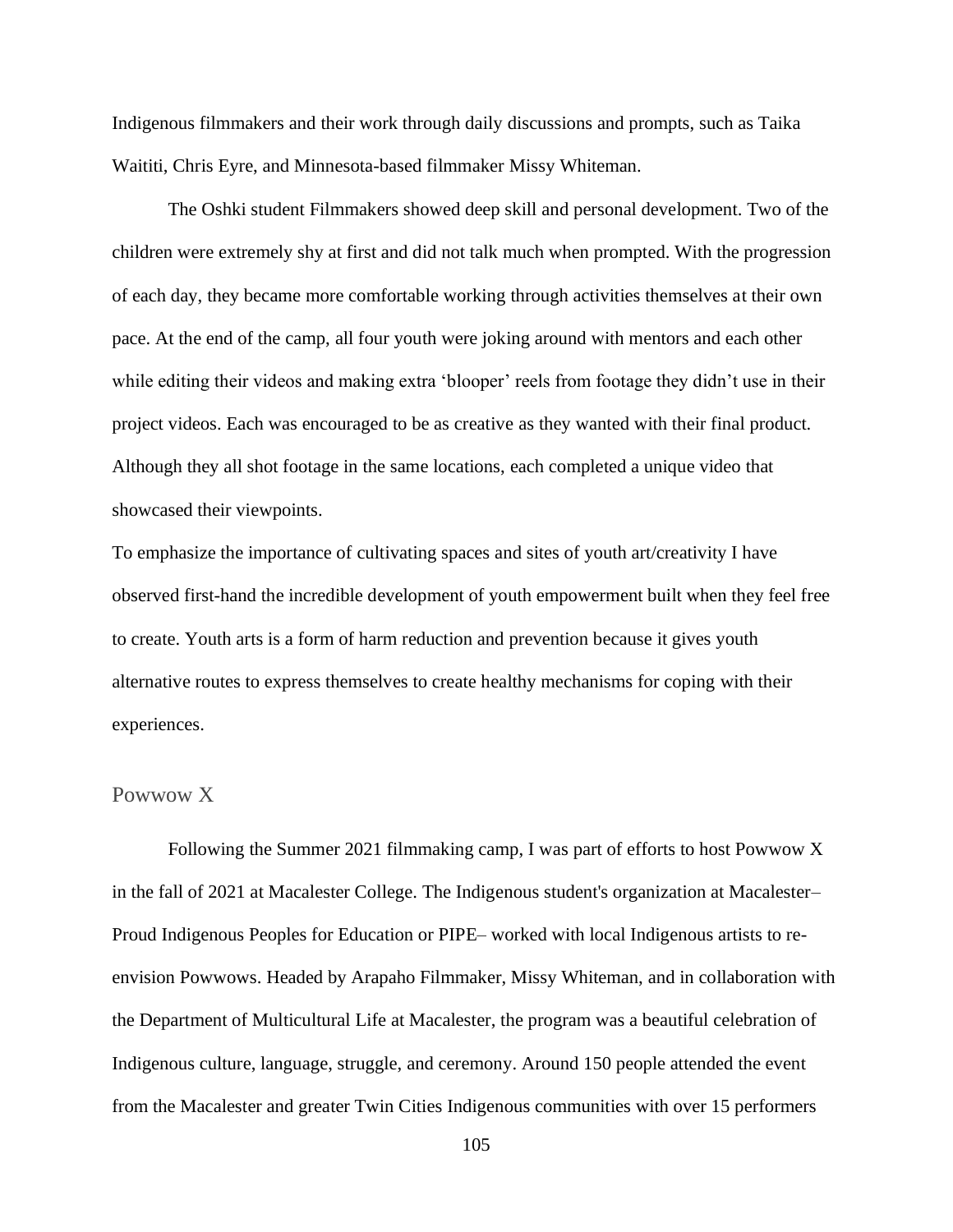Indigenous filmmakers and their work through daily discussions and prompts, such as Taika Waititi, Chris Eyre, and Minnesota-based filmmaker Missy Whiteman.

The Oshki student Filmmakers showed deep skill and personal development. Two of the children were extremely shy at first and did not talk much when prompted. With the progression of each day, they became more comfortable working through activities themselves at their own pace. At the end of the camp, all four youth were joking around with mentors and each other while editing their videos and making extra 'blooper' reels from footage they didn't use in their project videos. Each was encouraged to be as creative as they wanted with their final product. Although they all shot footage in the same locations, each completed a unique video that showcased their viewpoints.

To emphasize the importance of cultivating spaces and sites of youth art/creativity I have observed first-hand the incredible development of youth empowerment built when they feel free to create. Youth arts is a form of harm reduction and prevention because it gives youth alternative routes to express themselves to create healthy mechanisms for coping with their experiences.

## Powwow X

Following the Summer 2021 filmmaking camp, I was part of efforts to host Powwow X in the fall of 2021 at Macalester College. The Indigenous student's organization at Macalester– Proud Indigenous Peoples for Education or PIPE– worked with local Indigenous artists to re-envision Powwows. Headed by Arapaho Filmmaker, Missy Whiteman, and in collaboration with the Department of Multicultural Life at Macalester, the program was a beautiful celebration of Indigenous culture, language, struggle, and ceremony. Around 150 people attended the event from the Macalester and greater Twin Cities Indigenous communities with over 15 performers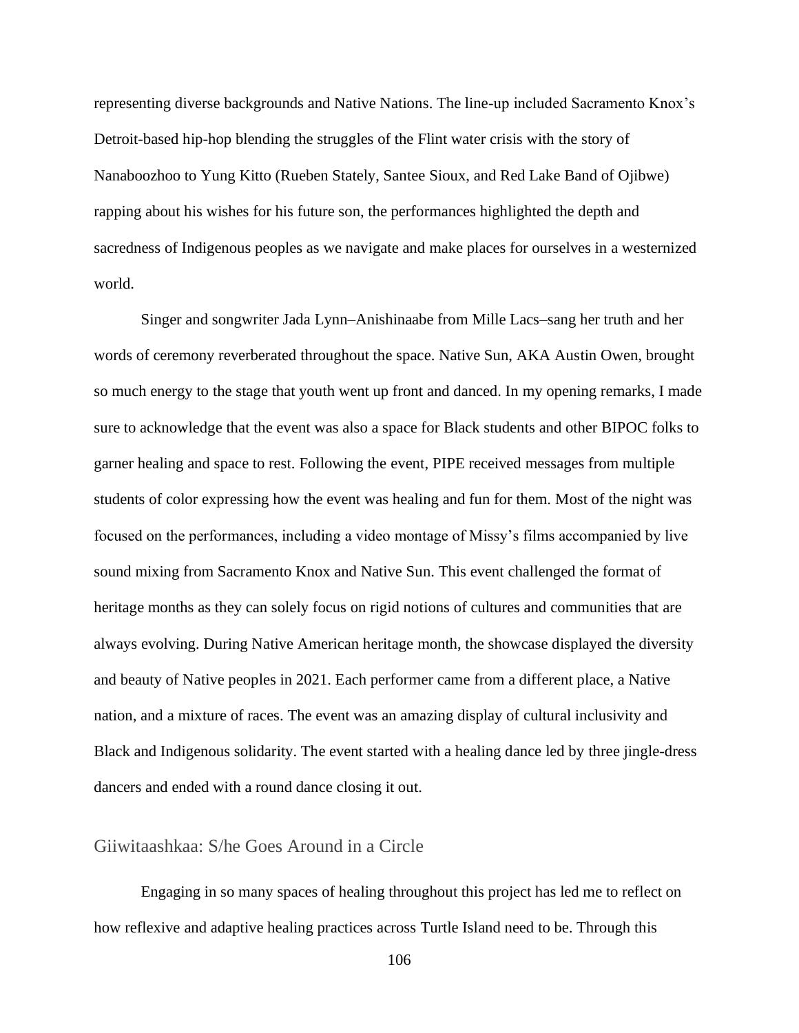representing diverse backgrounds and Native Nations. The line-up included Sacramento Knox's Detroit-based hip-hop blending the struggles of the Flint water crisis with the story of Nanaboozhoo to Yung Kitto (Rueben Stately, Santee Sioux, and Red Lake Band of Ojibwe) rapping about his wishes for his future son, the performances highlighted the depth and sacredness of Indigenous peoples as we navigate and make places for ourselves in a westernized world.

Singer and songwriter Jada Lynn–Anishinaabe from Mille Lacs–sang her truth and her words of ceremony reverberated throughout the space. Native Sun, AKA Austin Owen, brought so much energy to the stage that youth went up front and danced. In my opening remarks, I made sure to acknowledge that the event was also a space for Black students and other BIPOC folks to garner healing and space to rest. Following the event, PIPE received messages from multiple students of color expressing how the event was healing and fun for them. Most of the night was focused on the performances, including a video montage of Missy's films accompanied by live sound mixing from Sacramento Knox and Native Sun. This event challenged the format of heritage months as they can solely focus on rigid notions of cultures and communities that are always evolving. During Native American heritage month, the showcase displayed the diversity and beauty of Native peoples in 2021. Each performer came from a different place, a Native nation, and a mixture of races. The event was an amazing display of cultural inclusivity and Black and Indigenous solidarity. The event started with a healing dance led by three jingle-dress dancers and ended with a round dance closing it out.

## Giiwitaashkaa: S/he Goes Around in a Circle

Engaging in so many spaces of healing throughout this project has led me to reflect on how reflexive and adaptive healing practices across Turtle Island need to be. Through this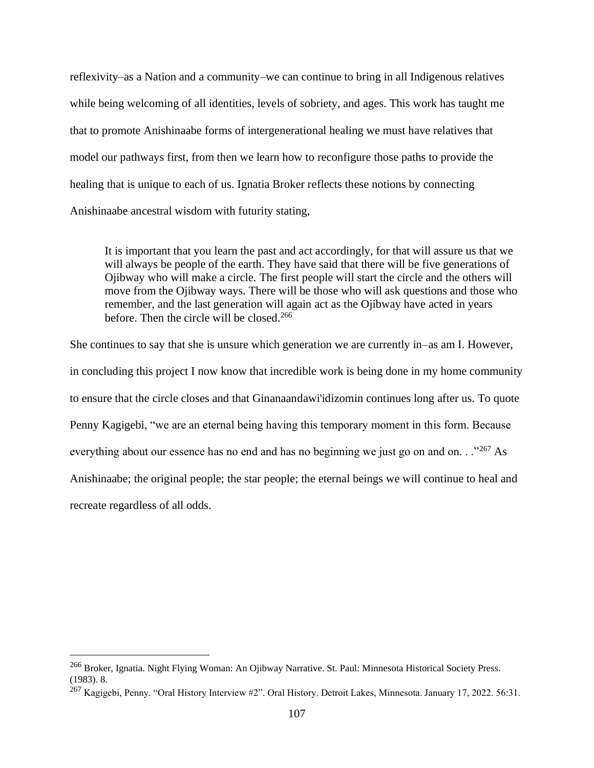reflexivity–as a Nation and a community–we can continue to bring in all Indigenous relatives while being welcoming of all identities, levels of sobriety, and ages. This work has taught me that to promote Anishinaabe forms of intergenerational healing we must have relatives that model our pathways first, from then we learn how to reconfigure those paths to provide the healing that is unique to each of us. Ignatia Broker reflects these notions by connecting Anishinaabe ancestral wisdom with futurity stating,

> It is important that you learn the past and act accordingly, for that will assure us that we will always be people of the earth. They have said that there will be five generations of Ojibway who will make a circle. The first people will start the circle and the others will move from the Ojibway ways. There will be those who will ask questions and those who remember, and the last generation will again act as the Ojibway have acted in years before. Then the circle will be closed.[266]

She continues to say that she is unsure which generation we are currently in–as am I. However, in concluding this project I now know that incredible work is being done in my home community to ensure that the circle closes and that Ginanaandawi'idizomin continues long after us. To quote Penny Kagigebi, "we are an eternal being having this temporary moment in this form. Because everything about our essence has no end and has no beginning we just go on and on. . ."[267] As Anishinaabe; the original people; the star people; the eternal beings we will continue to heal and recreate regardless of all odds.

---

[266] Broker, Ignatia. Night Flying Woman: An Ojibway Narrative. St. Paul: Minnesota Historical Society Press. (1983). 8.

[267] Kagigebi, Penny. "Oral History Interview #2". Oral History. Detroit Lakes, Minnesota. January 17, 2022. 56:31.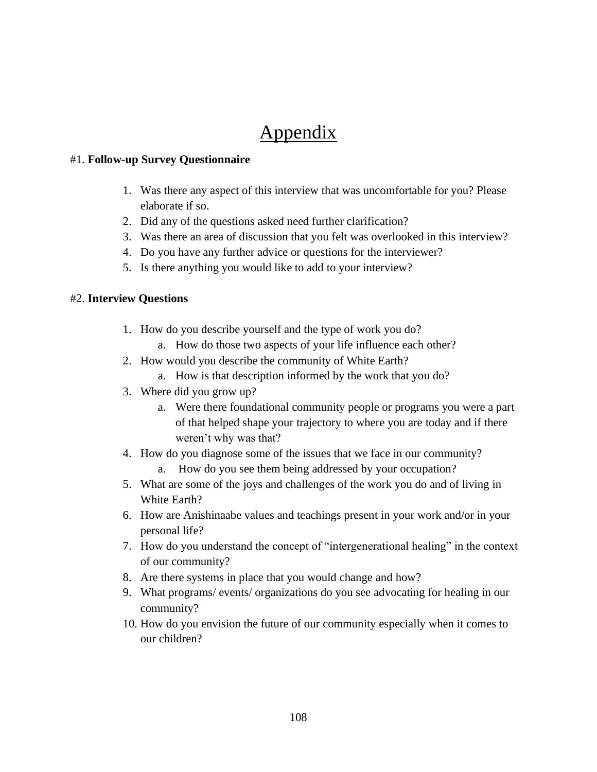# Appendix

#1. **Follow-up Survey Questionnaire**

1. Was there any aspect of this interview that was uncomfortable for you? Please elaborate if so.
2. Did any of the questions asked need further clarification?
3. Was there an area of discussion that you felt was overlooked in this interview?
4. Do you have any further advice or questions for the interviewer?
5. Is there anything you would like to add to your interview?

#2. **Interview Questions**

1. How do you describe yourself and the type of work you do?
    a. How do those two aspects of your life influence each other?
2. How would you describe the community of White Earth?
    a. How is that description informed by the work that you do?
3. Where did you grow up?
    a. Were there foundational community people or programs you were a part of that helped shape your trajectory to where you are today and if there weren't why was that?
4. How do you diagnose some of the issues that we face in our community?
    a. How do you see them being addressed by your occupation?
5. What are some of the joys and challenges of the work you do and of living in White Earth?
6. How are Anishinaabe values and teachings present in your work and/or in your personal life?
7. How do you understand the concept of "intergenerational healing" in the context of our community?
8. Are there systems in place that you would change and how?
9. What programs/ events/ organizations do you see advocating for healing in our community?
10. How do you envision the future of our community especially when it comes to our children?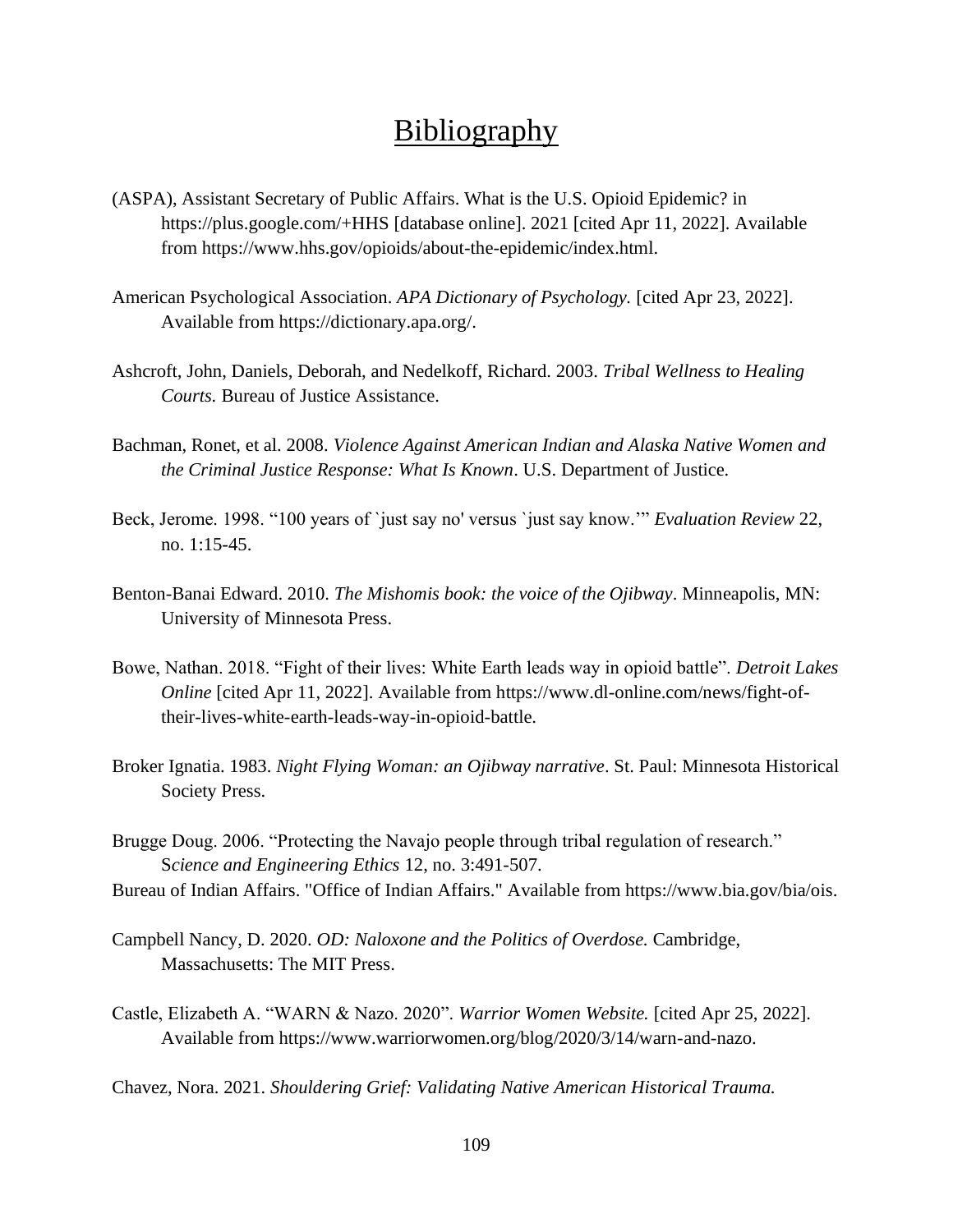# Bibliography

(ASPA), Assistant Secretary of Public Affairs. What is the U.S. Opioid Epidemic? in https://plus.google.com/+HHS [database online]. 2021 [cited Apr 11, 2022]. Available from https://www.hhs.gov/opioids/about-the-epidemic/index.html.

American Psychological Association. *APA Dictionary of Psychology.* [cited Apr 23, 2022]. Available from https://dictionary.apa.org/.

Ashcroft, John, Daniels, Deborah, and Nedelkoff, Richard. 2003. *Tribal Wellness to Healing Courts.* Bureau of Justice Assistance.

Bachman, Ronet, et al. 2008. *Violence Against American Indian and Alaska Native Women and the Criminal Justice Response: What Is Known*. U.S. Department of Justice.

Beck, Jerome. 1998. "100 years of `just say no' versus `just say know.'" *Evaluation Review* 22, no. 1:15-45.

Benton-Banai Edward. 2010. *The Mishomis book: the voice of the Ojibway*. Minneapolis, MN: University of Minnesota Press.

Bowe, Nathan. 2018. "Fight of their lives: White Earth leads way in opioid battle". *Detroit Lakes Online* [cited Apr 11, 2022]. Available from https://www.dl-online.com/news/fight-of-their-lives-white-earth-leads-way-in-opioid-battle.

Broker Ignatia. 1983. *Night Flying Woman: an Ojibway narrative*. St. Paul: Minnesota Historical Society Press.

Brugge Doug. 2006. "Protecting the Navajo people through tribal regulation of research." *Science and Engineering Ethics* 12, no. 3:491-507.

Bureau of Indian Affairs. "Office of Indian Affairs." Available from https://www.bia.gov/bia/ois.

Campbell Nancy, D. 2020. *OD: Naloxone and the Politics of Overdose.* Cambridge, Massachusetts: The MIT Press.

Castle, Elizabeth A. "WARN & Nazo. 2020". *Warrior Women Website.* [cited Apr 25, 2022]. Available from https://www.warriorwomen.org/blog/2020/3/14/warn-and-nazo.

Chavez, Nora. 2021. *Shouldering Grief: Validating Native American Historical Trauma.*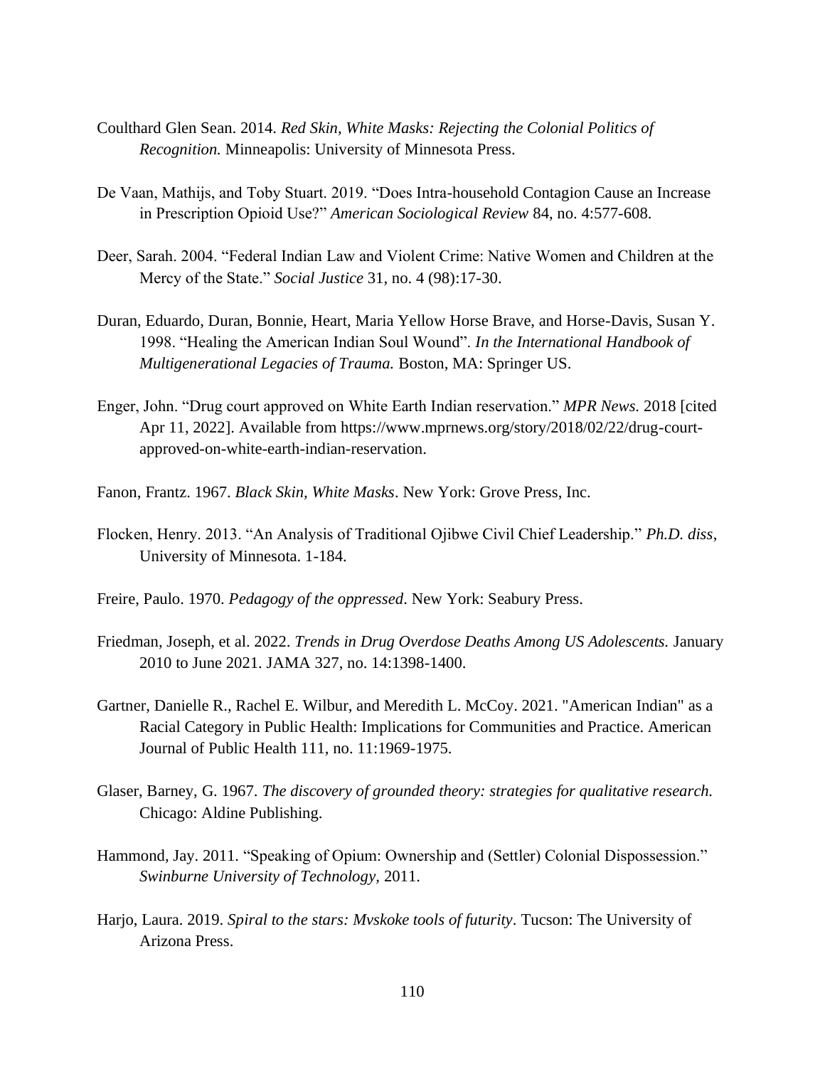Coulthard Glen Sean. 2014. *Red Skin, White Masks: Rejecting the Colonial Politics of Recognition.* Minneapolis: University of Minnesota Press.

De Vaan, Mathijs, and Toby Stuart. 2019. "Does Intra-household Contagion Cause an Increase in Prescription Opioid Use?" *American Sociological Review* 84, no. 4:577-608.

Deer, Sarah. 2004. "Federal Indian Law and Violent Crime: Native Women and Children at the Mercy of the State." *Social Justice* 31, no. 4 (98):17-30.

Duran, Eduardo, Duran, Bonnie, Heart, Maria Yellow Horse Brave, and Horse-Davis, Susan Y. 1998. "Healing the American Indian Soul Wound". *In the International Handbook of Multigenerational Legacies of Trauma.* Boston, MA: Springer US.

Enger, John. "Drug court approved on White Earth Indian reservation." *MPR News.* 2018 [cited Apr 11, 2022]. Available from https://www.mprnews.org/story/2018/02/22/drug-court-approved-on-white-earth-indian-reservation.

Fanon, Frantz. 1967. *Black Skin, White Masks*. New York: Grove Press, Inc.

Flocken, Henry. 2013. "An Analysis of Traditional Ojibwe Civil Chief Leadership." *Ph.D. diss*, University of Minnesota. 1-184.

Freire, Paulo. 1970. *Pedagogy of the oppressed*. New York: Seabury Press.

Friedman, Joseph, et al. 2022. *Trends in Drug Overdose Deaths Among US Adolescents.* January 2010 to June 2021. JAMA 327, no. 14:1398-1400.

Gartner, Danielle R., Rachel E. Wilbur, and Meredith L. McCoy. 2021. "American Indian" as a Racial Category in Public Health: Implications for Communities and Practice. American Journal of Public Health 111, no. 11:1969-1975.

Glaser, Barney, G. 1967. *The discovery of grounded theory: strategies for qualitative research.* Chicago: Aldine Publishing.

Hammond, Jay. 2011. "Speaking of Opium: Ownership and (Settler) Colonial Dispossession." *Swinburne University of Technology*, 2011.

Harjo, Laura. 2019. *Spiral to the stars: Mvskoke tools of futurity*. Tucson: The University of Arizona Press.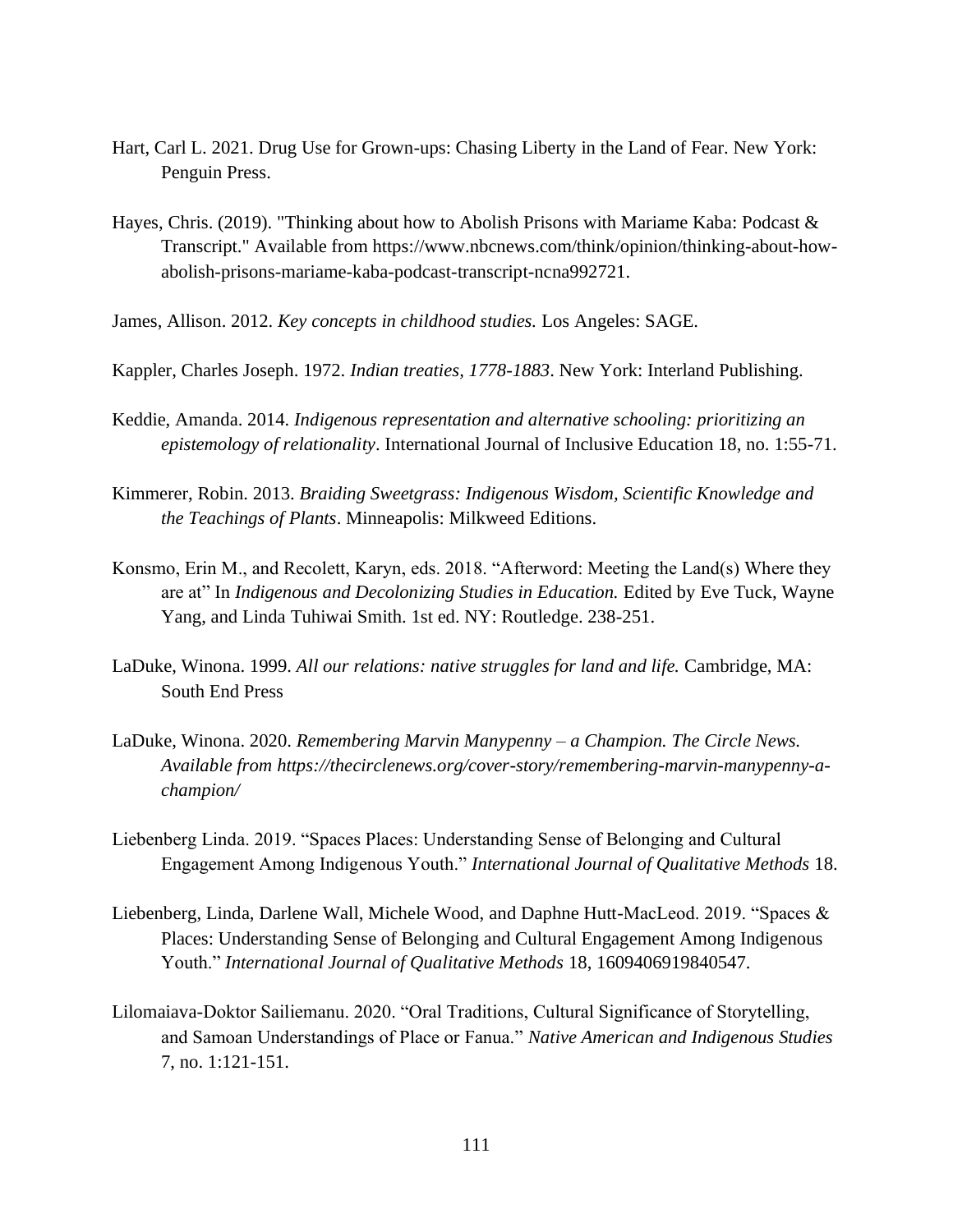Hart, Carl L. 2021. Drug Use for Grown-ups: Chasing Liberty in the Land of Fear. New York: Penguin Press.

Hayes, Chris. (2019). "Thinking about how to Abolish Prisons with Mariame Kaba: Podcast & Transcript." Available from https://www.nbcnews.com/think/opinion/thinking-about-how-abolish-prisons-mariame-kaba-podcast-transcript-ncna992721.

James, Allison. 2012. *Key concepts in childhood studies.* Los Angeles: SAGE.

Kappler, Charles Joseph. 1972. *Indian treaties, 1778-1883*. New York: Interland Publishing.

Keddie, Amanda. 2014. *Indigenous representation and alternative schooling: prioritizing an epistemology of relationality*. International Journal of Inclusive Education 18, no. 1:55-71.

Kimmerer, Robin. 2013. *Braiding Sweetgrass: Indigenous Wisdom, Scientific Knowledge and the Teachings of Plants*. Minneapolis: Milkweed Editions.

Konsmo, Erin M., and Recolett, Karyn, eds. 2018. "Afterword: Meeting the Land(s) Where they are at" In *Indigenous and Decolonizing Studies in Education.* Edited by Eve Tuck, Wayne Yang, and Linda Tuhiwai Smith. 1st ed. NY: Routledge. 238-251.

LaDuke, Winona. 1999. *All our relations: native struggles for land and life.* Cambridge, MA: South End Press

LaDuke, Winona. 2020. *Remembering Marvin Manypenny – a Champion. The Circle News. Available from https://thecirclenews.org/cover-story/remembering-marvin-manypenny-a-champion/*

Liebenberg Linda. 2019. "Spaces Places: Understanding Sense of Belonging and Cultural Engagement Among Indigenous Youth." *International Journal of Qualitative Methods* 18.

Liebenberg, Linda, Darlene Wall, Michele Wood, and Daphne Hutt-MacLeod. 2019. "Spaces & Places: Understanding Sense of Belonging and Cultural Engagement Among Indigenous Youth." *International Journal of Qualitative Methods* 18, 1609406919840547.

Lilomaiava-Doktor Sailiemanu. 2020. "Oral Traditions, Cultural Significance of Storytelling, and Samoan Understandings of Place or Fanua." *Native American and Indigenous Studies* 7, no. 1:121-151.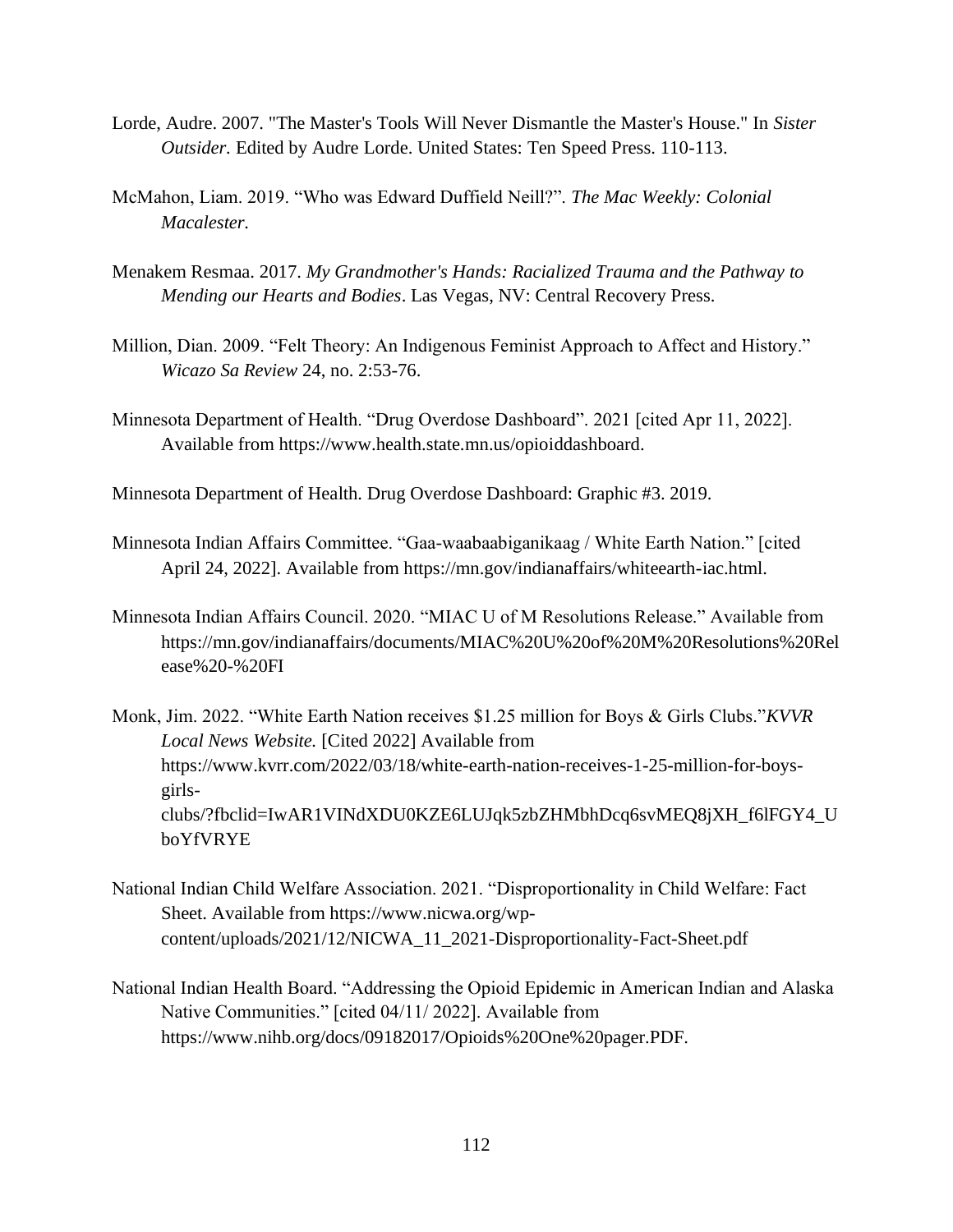Lorde, Audre. 2007. "The Master's Tools Will Never Dismantle the Master's House." In *Sister Outsider*. Edited by Audre Lorde. United States: Ten Speed Press. 110-113.

McMahon, Liam. 2019. "Who was Edward Duffield Neill?". *The Mac Weekly: Colonial Macalester.*

Menakem Resmaa. 2017. *My Grandmother's Hands: Racialized Trauma and the Pathway to Mending our Hearts and Bodies*. Las Vegas, NV: Central Recovery Press.

Million, Dian. 2009. "Felt Theory: An Indigenous Feminist Approach to Affect and History." *Wicazo Sa Review* 24, no. 2:53-76.

Minnesota Department of Health. "Drug Overdose Dashboard". 2021 [cited Apr 11, 2022]. Available from https://www.health.state.mn.us/opioiddashboard.

Minnesota Department of Health. Drug Overdose Dashboard: Graphic #3. 2019.

Minnesota Indian Affairs Committee. "Gaa-waabaabiganikaag / White Earth Nation." [cited April 24, 2022]. Available from https://mn.gov/indianaffairs/whiteearth-iac.html.

Minnesota Indian Affairs Council. 2020. "MIAC U of M Resolutions Release." Available from https://mn.gov/indianaffairs/documents/MIAC%20U%20of%20M%20Resolutions%20Release%20-%20FI

Monk, Jim. 2022. "White Earth Nation receives $1.25 million for Boys & Girls Clubs."*KVVR Local News Website.* [Cited 2022] Available from https://www.kvrr.com/2022/03/18/white-earth-nation-receives-1-25-million-for-boys-girls-clubs/?fbclid=IwAR1VINdXDU0KZE6LUJqk5zbZHMbhDcq6svMEQ8jXH_f6lFGY4_UboYfVRYE

National Indian Child Welfare Association. 2021. "Disproportionality in Child Welfare: Fact Sheet. Available from https://www.nicwa.org/wp-content/uploads/2021/12/NICWA_11_2021-Disproportionality-Fact-Sheet.pdf

National Indian Health Board. "Addressing the Opioid Epidemic in American Indian and Alaska Native Communities." [cited 04/11/ 2022]. Available from https://www.nihb.org/docs/09182017/Opioids%20One%20pager.PDF.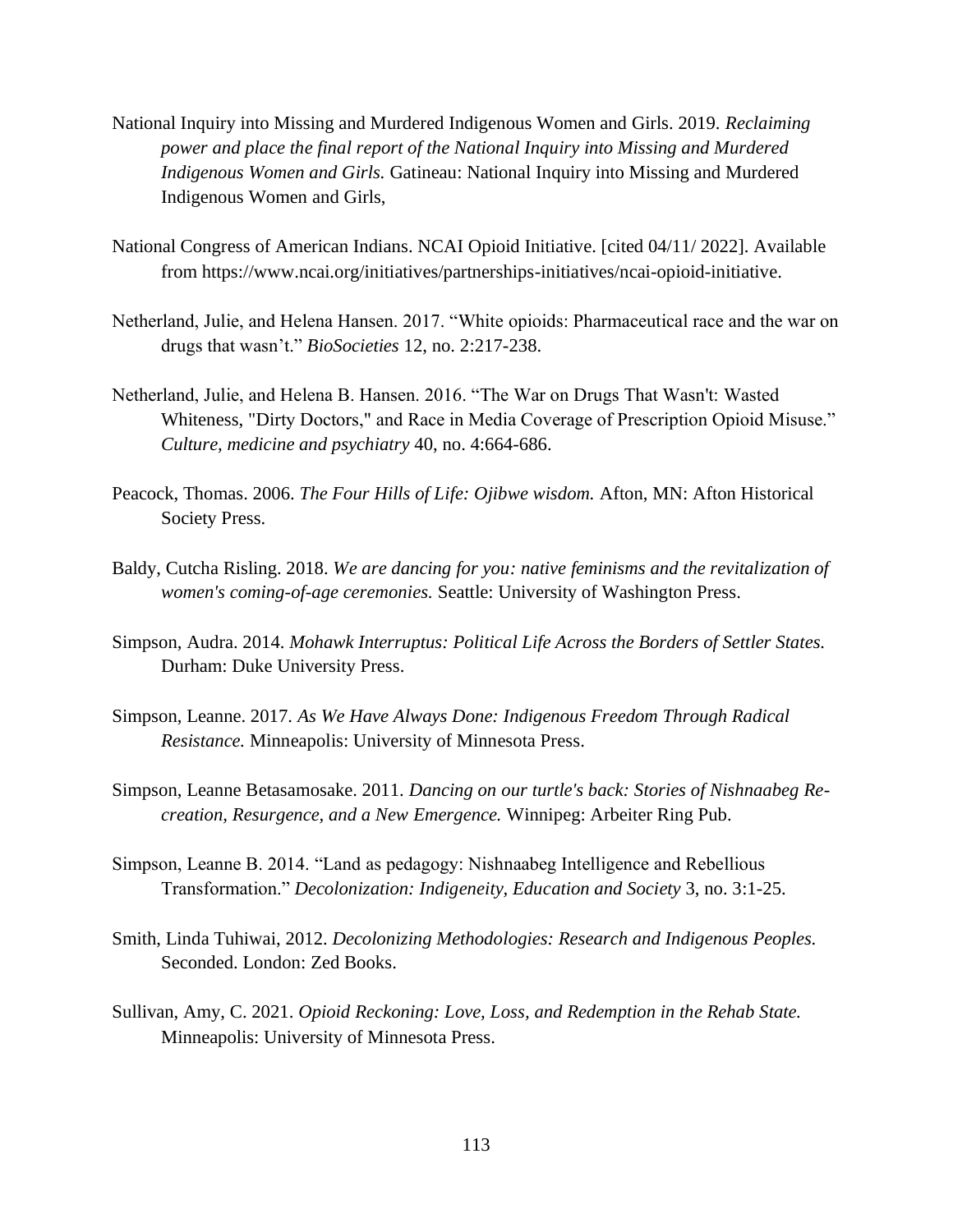National Inquiry into Missing and Murdered Indigenous Women and Girls. 2019. *Reclaiming power and place the final report of the National Inquiry into Missing and Murdered Indigenous Women and Girls.* Gatineau: National Inquiry into Missing and Murdered Indigenous Women and Girls,

National Congress of American Indians. NCAI Opioid Initiative. [cited 04/11/ 2022]. Available from https://www.ncai.org/initiatives/partnerships-initiatives/ncai-opioid-initiative.

Netherland, Julie, and Helena Hansen. 2017. "White opioids: Pharmaceutical race and the war on drugs that wasn't." *BioSocieties* 12, no. 2:217-238.

Netherland, Julie, and Helena B. Hansen. 2016. "The War on Drugs That Wasn't: Wasted Whiteness, "Dirty Doctors," and Race in Media Coverage of Prescription Opioid Misuse." *Culture, medicine and psychiatry* 40, no. 4:664-686.

Peacock, Thomas. 2006. *The Four Hills of Life: Ojibwe wisdom.* Afton, MN: Afton Historical Society Press.

Baldy, Cutcha Risling. 2018. *We are dancing for you: native feminisms and the revitalization of women's coming-of-age ceremonies.* Seattle: University of Washington Press.

Simpson, Audra. 2014. *Mohawk Interruptus: Political Life Across the Borders of Settler States.* Durham: Duke University Press.

Simpson, Leanne. 2017. *As We Have Always Done: Indigenous Freedom Through Radical Resistance.* Minneapolis: University of Minnesota Press.

Simpson, Leanne Betasamosake. 2011. *Dancing on our turtle's back: Stories of Nishnaabeg Re-creation, Resurgence, and a New Emergence.* Winnipeg: Arbeiter Ring Pub.

Simpson, Leanne B. 2014. "Land as pedagogy: Nishnaabeg Intelligence and Rebellious Transformation." *Decolonization: Indigeneity, Education and Society* 3, no. 3:1-25.

Smith, Linda Tuhiwai, 2012. *Decolonizing Methodologies: Research and Indigenous Peoples.* Seconded. London: Zed Books.

Sullivan, Amy, C. 2021. *Opioid Reckoning: Love, Loss, and Redemption in the Rehab State.* Minneapolis: University of Minnesota Press.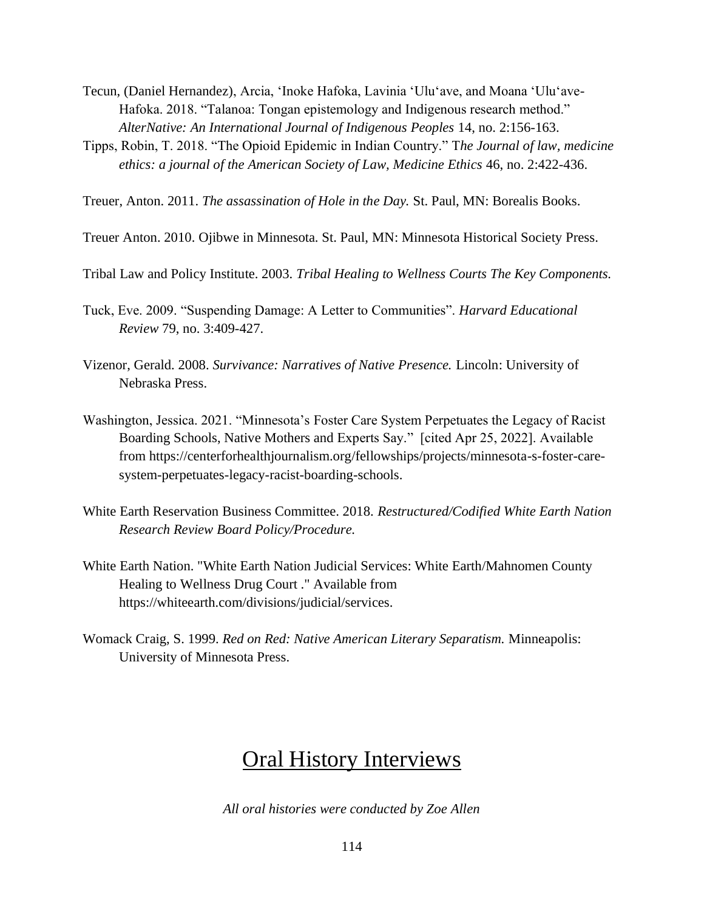Tecun, (Daniel Hernandez), Arcia, ʻInoke Hafoka, Lavinia ʻUluʻave, and Moana ʻUluʻave-Hafoka. 2018. "Talanoa: Tongan epistemology and Indigenous research method." *AlterNative: An International Journal of Indigenous Peoples* 14, no. 2:156-163.

Tipps, Robin, T. 2018. "The Opioid Epidemic in Indian Country." T*he Journal of law, medicine ethics: a journal of the American Society of Law, Medicine Ethics* 46, no. 2:422-436.

Treuer, Anton. 2011. *The assassination of Hole in the Day.* St. Paul, MN: Borealis Books.

Treuer Anton. 2010. Ojibwe in Minnesota. St. Paul, MN: Minnesota Historical Society Press.

Tribal Law and Policy Institute. 2003. *Tribal Healing to Wellness Courts The Key Components.*

Tuck, Eve. 2009. "Suspending Damage: A Letter to Communities". *Harvard Educational Review* 79, no. 3:409-427.

Vizenor, Gerald. 2008. *Survivance: Narratives of Native Presence.* Lincoln: University of Nebraska Press.

Washington, Jessica. 2021. "Minnesota's Foster Care System Perpetuates the Legacy of Racist Boarding Schools, Native Mothers and Experts Say." [cited Apr 25, 2022]. Available from https://centerforhealthjournalism.org/fellowships/projects/minnesota-s-foster-care-system-perpetuates-legacy-racist-boarding-schools.

White Earth Reservation Business Committee. 2018. *Restructured/Codified White Earth Nation Research Review Board Policy/Procedure.*

White Earth Nation. "White Earth Nation Judicial Services: White Earth/Mahnomen County Healing to Wellness Drug Court ." Available from https://whiteearth.com/divisions/judicial/services.

Womack Craig, S. 1999. *Red on Red: Native American Literary Separatism.* Minneapolis: University of Minnesota Press.

# Oral History Interviews

*All oral histories were conducted by Zoe Allen*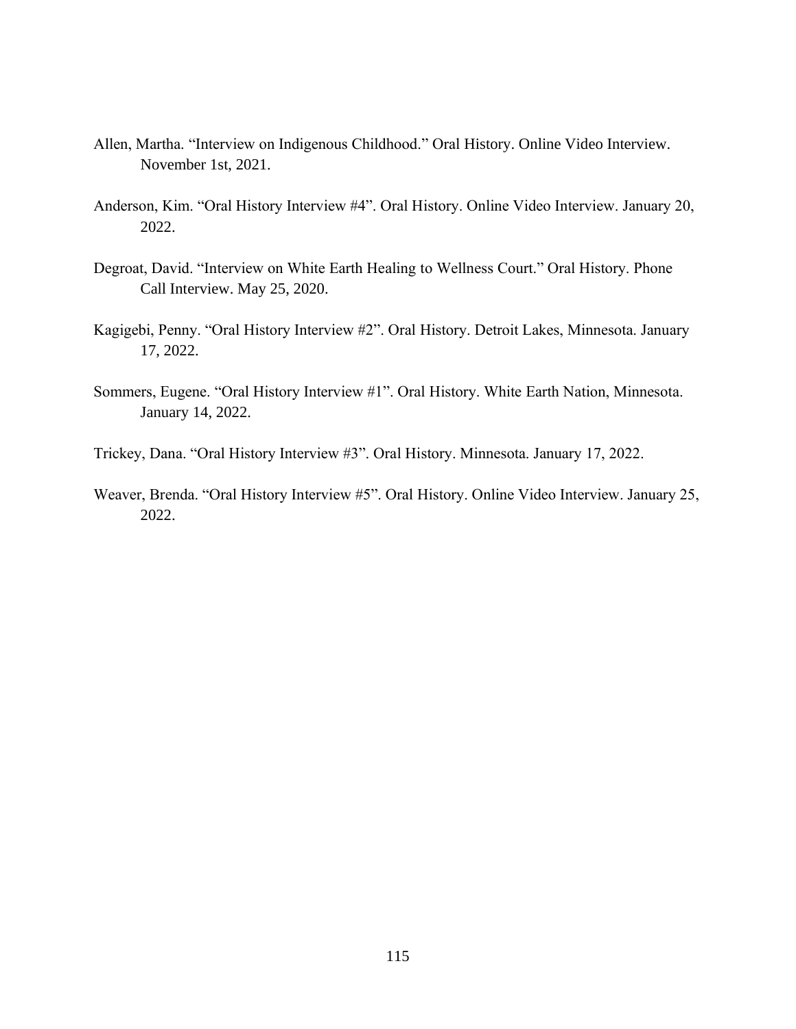Allen, Martha. "Interview on Indigenous Childhood." Oral History. Online Video Interview. November 1st, 2021.

Anderson, Kim. "Oral History Interview #4". Oral History. Online Video Interview. January 20, 2022.

Degroat, David. "Interview on White Earth Healing to Wellness Court." Oral History. Phone Call Interview. May 25, 2020.

Kagigebi, Penny. "Oral History Interview #2". Oral History. Detroit Lakes, Minnesota. January 17, 2022.

Sommers, Eugene. "Oral History Interview #1". Oral History. White Earth Nation, Minnesota. January 14, 2022.

Trickey, Dana. "Oral History Interview #3". Oral History. Minnesota. January 17, 2022.

Weaver, Brenda. "Oral History Interview #5". Oral History. Online Video Interview. January 25, 2022.